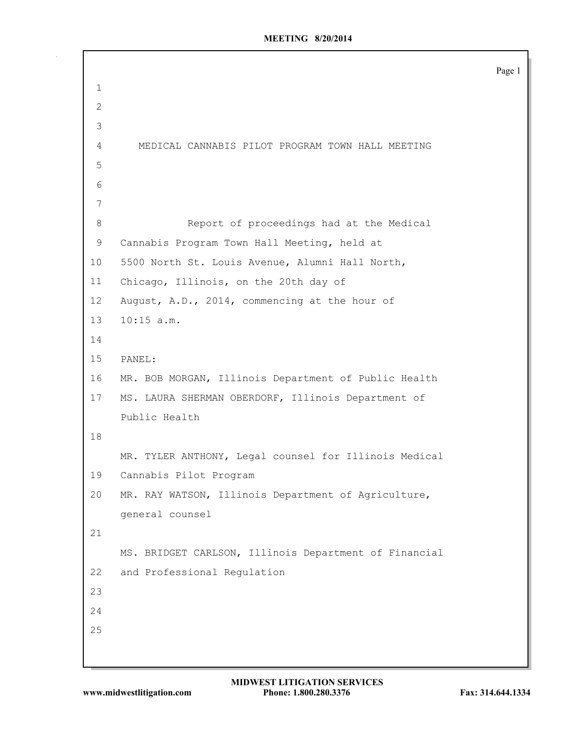MEDICAL CANNABIS PILOT PROGRAM TOWN HALL MEETING

Report of proceedings had at the Medical Cannabis Program Town Hall Meeting, held at 5500 North St. Louis Avenue, Alumni Hall North, Chicago, Illinois, on the 20th day of August, A.D., 2014, commencing at the hour of 10:15 a.m.

PANEL:

MR. BOB MORGAN, Illinois Department of Public Health

MS. LAURA SHERMAN OBERDORF, Illinois Department of Public Health

MR. TYLER ANTHONY, Legal counsel for Illinois Medical Cannabis Pilot Program

MR. RAY WATSON, Illinois Department of Agriculture, general counsel

MS. BRIDGET CARLSON, Illinois Department of Financial and Professional Regulation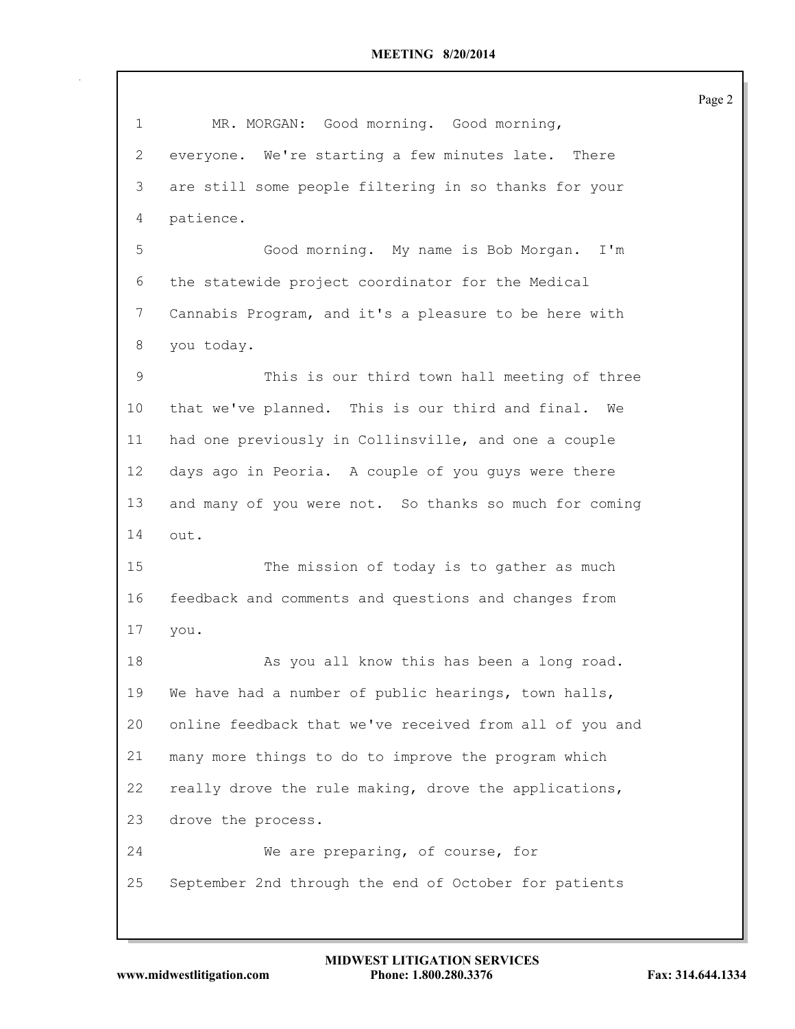MR. MORGAN: Good morning. Good morning, everyone. We're starting a few minutes late. There are still some people filtering in so thanks for your patience.

Good morning. My name is Bob Morgan. I'm the statewide project coordinator for the Medical Cannabis Program, and it's a pleasure to be here with you today.

This is our third town hall meeting of three that we've planned. This is our third and final. We had one previously in Collinsville, and one a couple days ago in Peoria. A couple of you guys were there and many of you were not. So thanks so much for coming out.

The mission of today is to gather as much feedback and comments and questions and changes from you.

As you all know this has been a long road. We have had a number of public hearings, town halls, online feedback that we've received from all of you and many more things to do to improve the program which really drove the rule making, drove the applications, drove the process.

We are preparing, of course, for September 2nd through the end of October for patients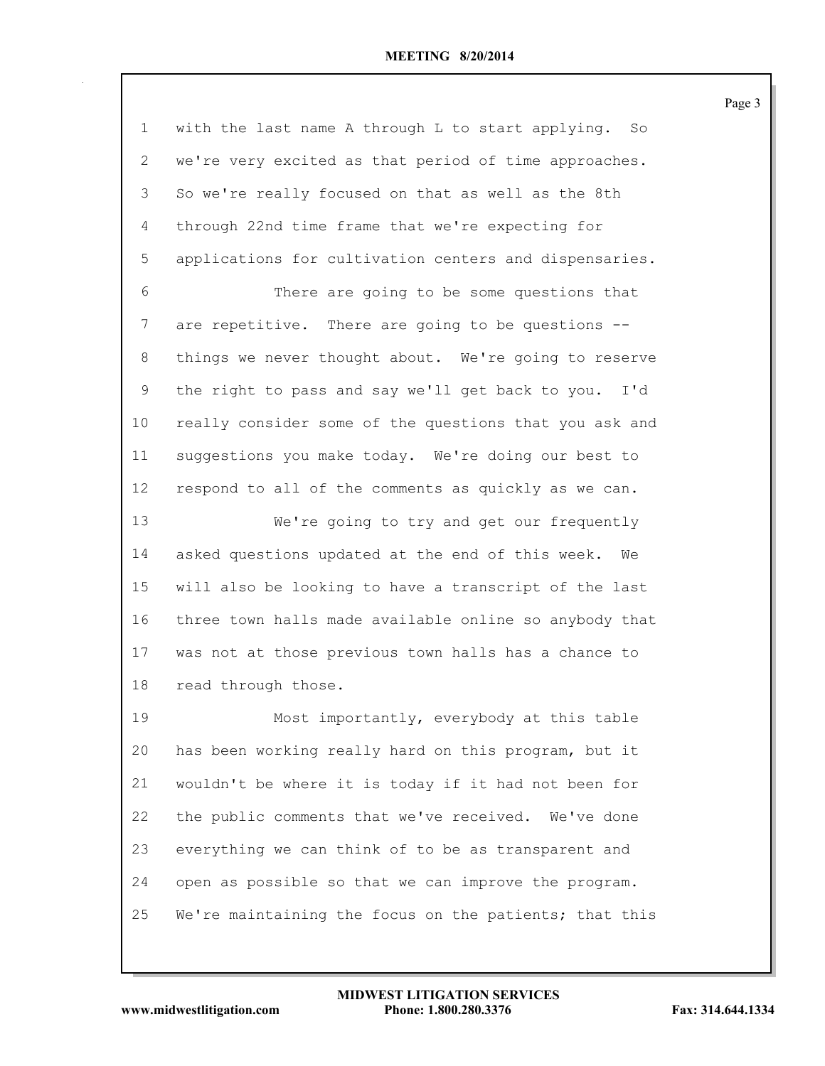with the last name A through L to start applying. So we're very excited as that period of time approaches. So we're really focused on that as well as the 8th through 22nd time frame that we're expecting for applications for cultivation centers and dispensaries.

There are going to be some questions that are repetitive. There are going to be questions -- things we never thought about. We're going to reserve the right to pass and say we'll get back to you. I'd really consider some of the questions that you ask and suggestions you make today. We're doing our best to respond to all of the comments as quickly as we can.

We're going to try and get our frequently asked questions updated at the end of this week. We will also be looking to have a transcript of the last three town halls made available online so anybody that was not at those previous town halls has a chance to read through those.

Most importantly, everybody at this table has been working really hard on this program, but it wouldn't be where it is today if it had not been for the public comments that we've received. We've done everything we can think of to be as transparent and open as possible so that we can improve the program. We're maintaining the focus on the patients; that this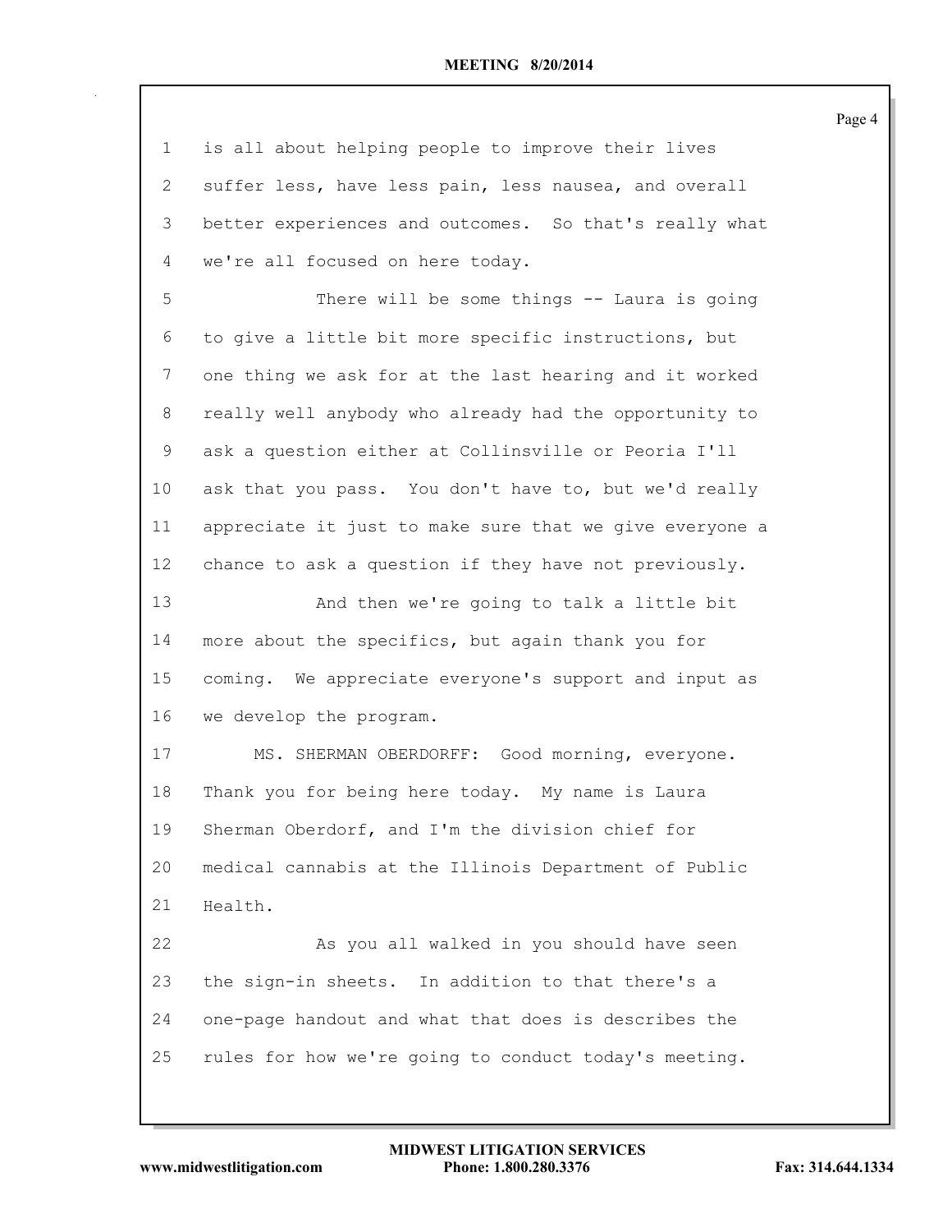1 is all about helping people to improve their lives
2 suffer less, have less pain, less nausea, and overall
3 better experiences and outcomes. So that's really what
4 we're all focused on here today.
5 There will be some things -- Laura is going
6 to give a little bit more specific instructions, but
7 one thing we ask for at the last hearing and it worked
8 really well anybody who already had the opportunity to
9 ask a question either at Collinsville or Peoria I'll
10 ask that you pass. You don't have to, but we'd really
11 appreciate it just to make sure that we give everyone a
12 chance to ask a question if they have not previously.
13 And then we're going to talk a little bit
14 more about the specifics, but again thank you for
15 coming. We appreciate everyone's support and input as
16 we develop the program.
17 MS. SHERMAN OBERDORFF: Good morning, everyone.
18 Thank you for being here today. My name is Laura
19 Sherman Oberdorf, and I'm the division chief for
20 medical cannabis at the Illinois Department of Public
21 Health.
22 As you all walked in you should have seen
23 the sign-in sheets. In addition to that there's a
24 one-page handout and what that does is describes the
25 rules for how we're going to conduct today's meeting.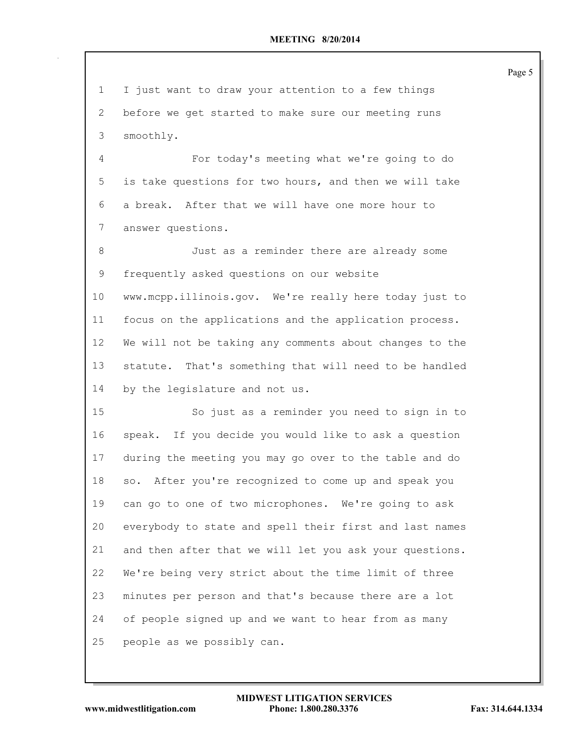1 I just want to draw your attention to a few things
2 before we get started to make sure our meeting runs
3 smoothly.
4 For today's meeting what we're going to do
5 is take questions for two hours, and then we will take
6 a break. After that we will have one more hour to
7 answer questions.
8 Just as a reminder there are already some
9 frequently asked questions on our website
10 www.mcpp.illinois.gov. We're really here today just to
11 focus on the applications and the application process.
12 We will not be taking any comments about changes to the
13 statute. That's something that will need to be handled
14 by the legislature and not us.
15 So just as a reminder you need to sign in to
16 speak. If you decide you would like to ask a question
17 during the meeting you may go over to the table and do
18 so. After you're recognized to come up and speak you
19 can go to one of two microphones. We're going to ask
20 everybody to state and spell their first and last names
21 and then after that we will let you ask your questions.
22 We're being very strict about the time limit of three
23 minutes per person and that's because there are a lot
24 of people signed up and we want to hear from as many
25 people as we possibly can.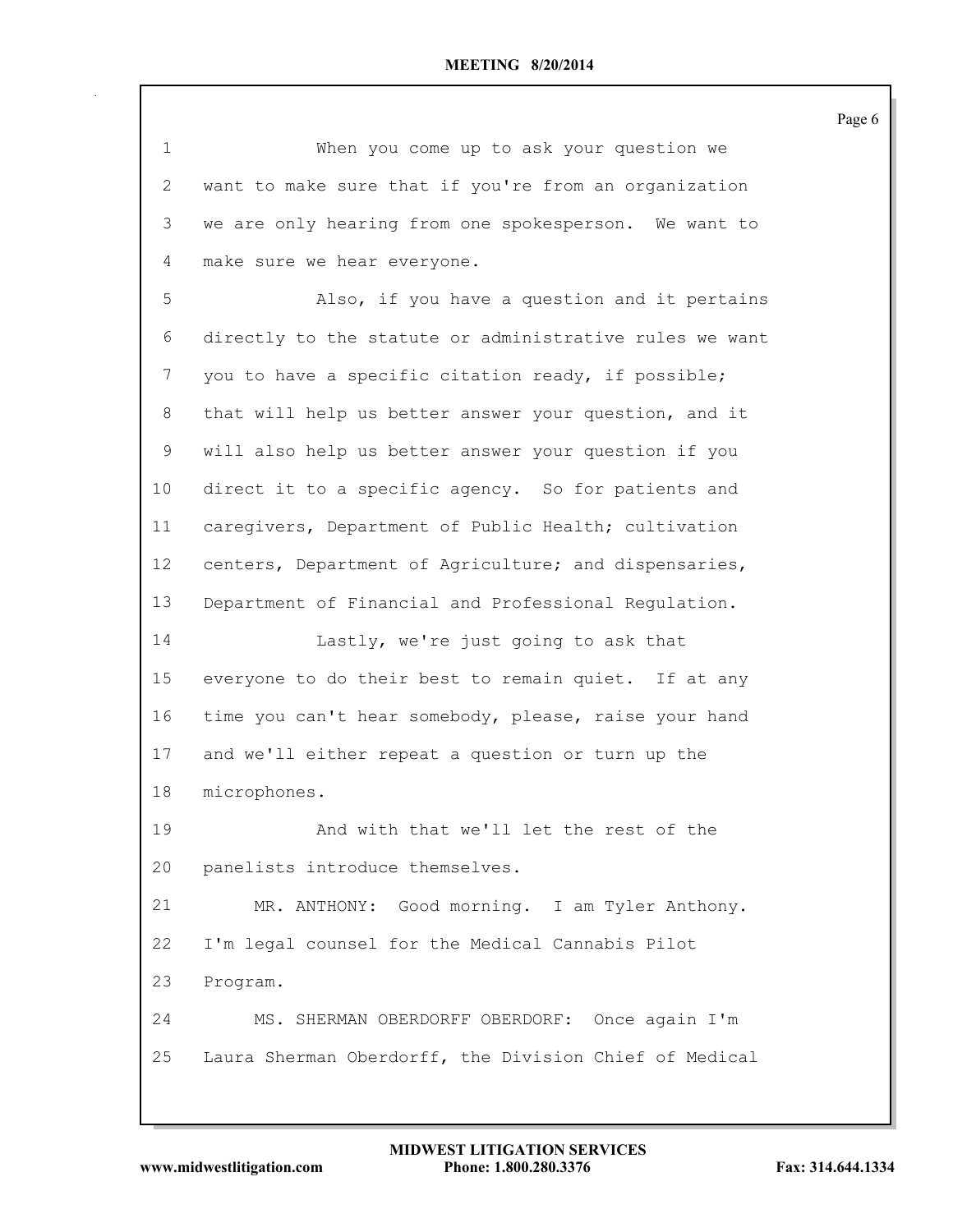1 When you come up to ask your question we
2 want to make sure that if you're from an organization
3 we are only hearing from one spokesperson. We want to
4 make sure we hear everyone.
5 Also, if you have a question and it pertains
6 directly to the statute or administrative rules we want
7 you to have a specific citation ready, if possible;
8 that will help us better answer your question, and it
9 will also help us better answer your question if you
10 direct it to a specific agency. So for patients and
11 caregivers, Department of Public Health; cultivation
12 centers, Department of Agriculture; and dispensaries,
13 Department of Financial and Professional Regulation.
14 Lastly, we're just going to ask that
15 everyone to do their best to remain quiet. If at any
16 time you can't hear somebody, please, raise your hand
17 and we'll either repeat a question or turn up the
18 microphones.
19 And with that we'll let the rest of the
20 panelists introduce themselves.
21 MR. ANTHONY: Good morning. I am Tyler Anthony.
22 I'm legal counsel for the Medical Cannabis Pilot
23 Program.
24 MS. SHERMAN OBERDORFF OBERDORF: Once again I'm
25 Laura Sherman Oberdorff, the Division Chief of Medical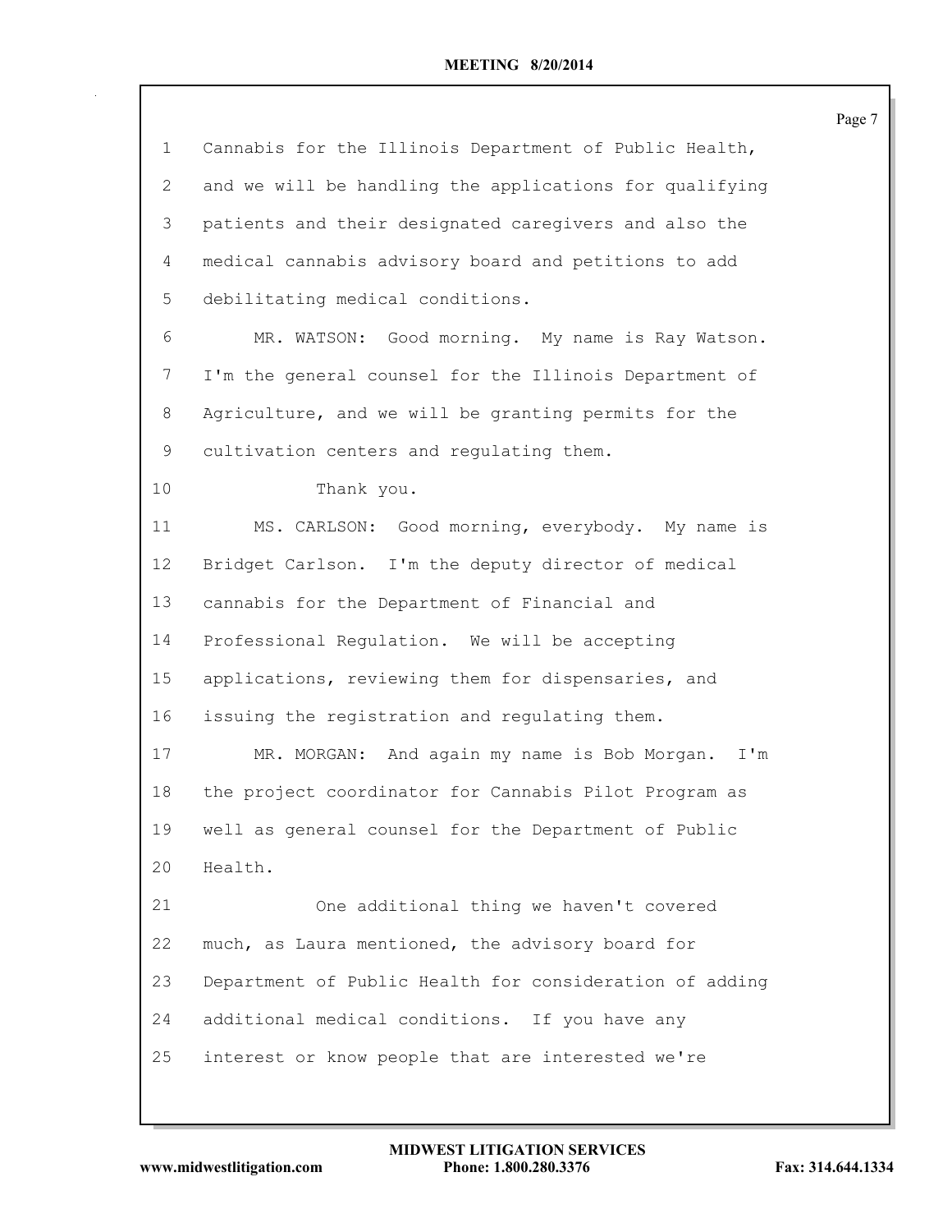Cannabis for the Illinois Department of Public Health, and we will be handling the applications for qualifying patients and their designated caregivers and also the medical cannabis advisory board and petitions to add debilitating medical conditions.

MR. WATSON: Good morning. My name is Ray Watson. I'm the general counsel for the Illinois Department of Agriculture, and we will be granting permits for the cultivation centers and regulating them.

Thank you.

MS. CARLSON: Good morning, everybody. My name is Bridget Carlson. I'm the deputy director of medical cannabis for the Department of Financial and Professional Regulation. We will be accepting applications, reviewing them for dispensaries, and issuing the registration and regulating them.

MR. MORGAN: And again my name is Bob Morgan. I'm the project coordinator for Cannabis Pilot Program as well as general counsel for the Department of Public Health.

One additional thing we haven't covered much, as Laura mentioned, the advisory board for Department of Public Health for consideration of adding additional medical conditions. If you have any interest or know people that are interested we're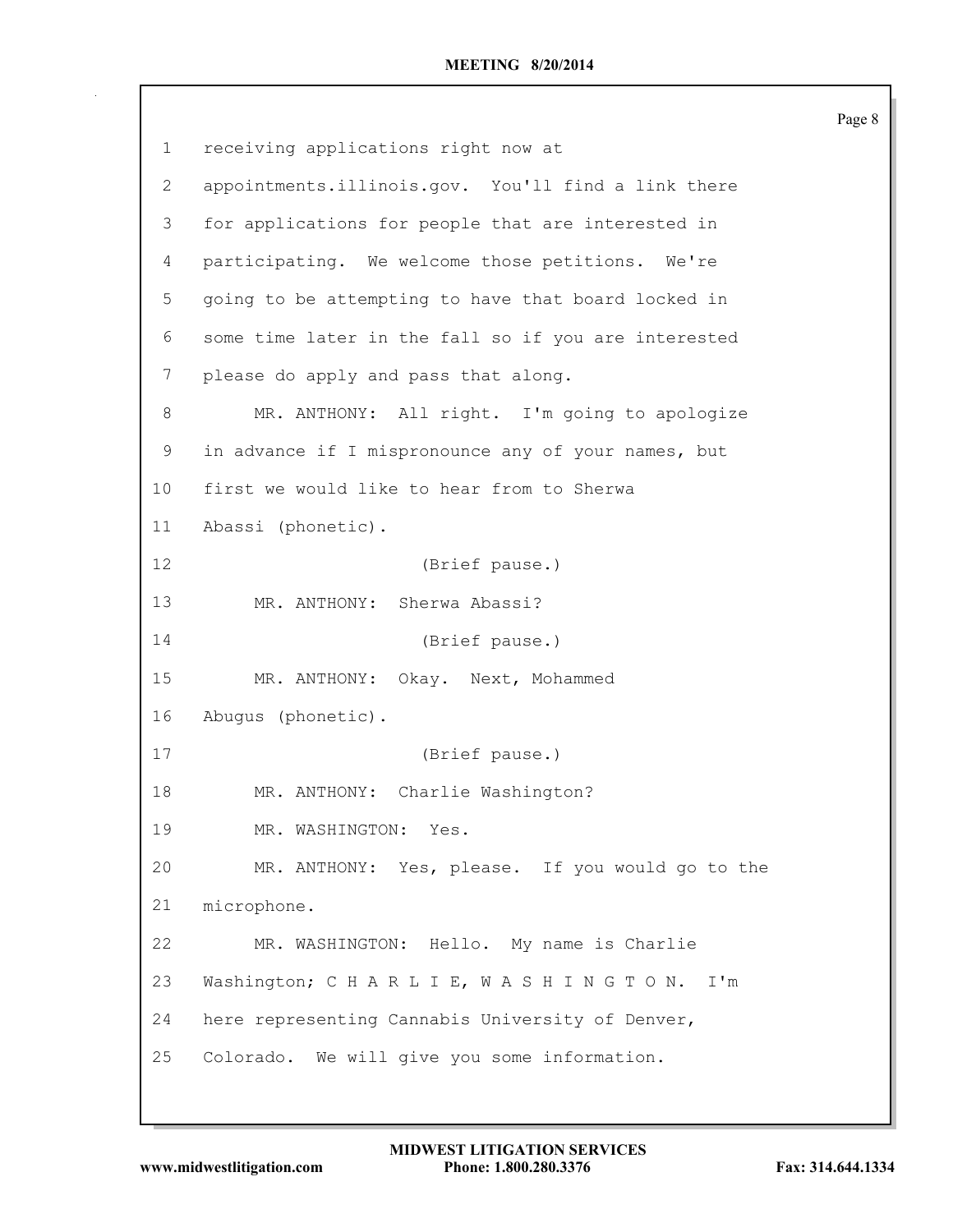1 receiving applications right now at
2 appointments.illinois.gov. You'll find a link there
3 for applications for people that are interested in
4 participating. We welcome those petitions. We're
5 going to be attempting to have that board locked in
6 some time later in the fall so if you are interested
7 please do apply and pass that along.
8 MR. ANTHONY: All right. I'm going to apologize
9 in advance if I mispronounce any of your names, but
10 first we would like to hear from to Sherwa
11 Abassi (phonetic).
12 (Brief pause.)
13 MR. ANTHONY: Sherwa Abassi?
14 (Brief pause.)
15 MR. ANTHONY: Okay. Next, Mohammed
16 Abugus (phonetic).
17 (Brief pause.)
18 MR. ANTHONY: Charlie Washington?
19 MR. WASHINGTON: Yes.
20 MR. ANTHONY: Yes, please. If you would go to the
21 microphone.
22 MR. WASHINGTON: Hello. My name is Charlie
23 Washington; C H A R L I E, W A S H I N G T O N. I'm
24 here representing Cannabis University of Denver,
25 Colorado. We will give you some information.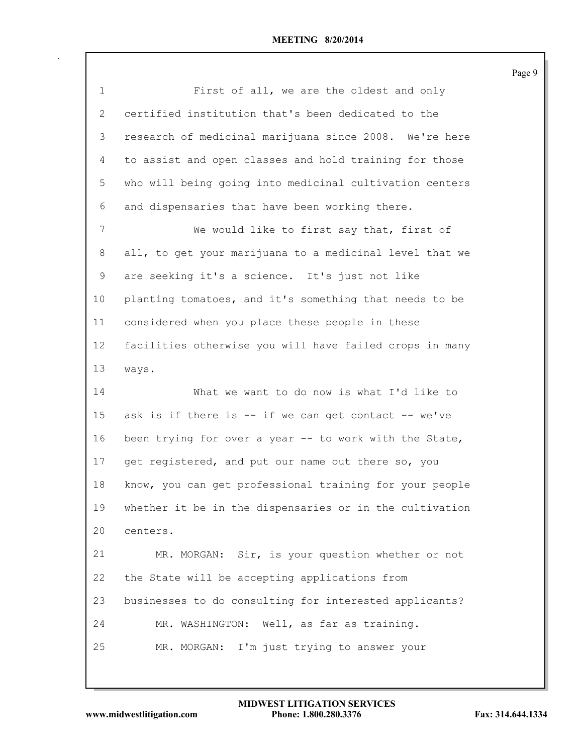First of all, we are the oldest and only certified institution that's been dedicated to the research of medicinal marijuana since 2008. We're here to assist and open classes and hold training for those who will being going into medicinal cultivation centers and dispensaries that have been working there.

We would like to first say that, first of all, to get your marijuana to a medicinal level that we are seeking it's a science. It's just not like planting tomatoes, and it's something that needs to be considered when you place these people in these facilities otherwise you will have failed crops in many ways.

What we want to do now is what I'd like to ask is if there is -- if we can get contact -- we've been trying for over a year -- to work with the State, get registered, and put our name out there so, you know, you can get professional training for your people whether it be in the dispensaries or in the cultivation centers.

MR. MORGAN: Sir, is your question whether or not the State will be accepting applications from businesses to do consulting for interested applicants?

MR. WASHINGTON: Well, as far as training.

MR. MORGAN: I'm just trying to answer your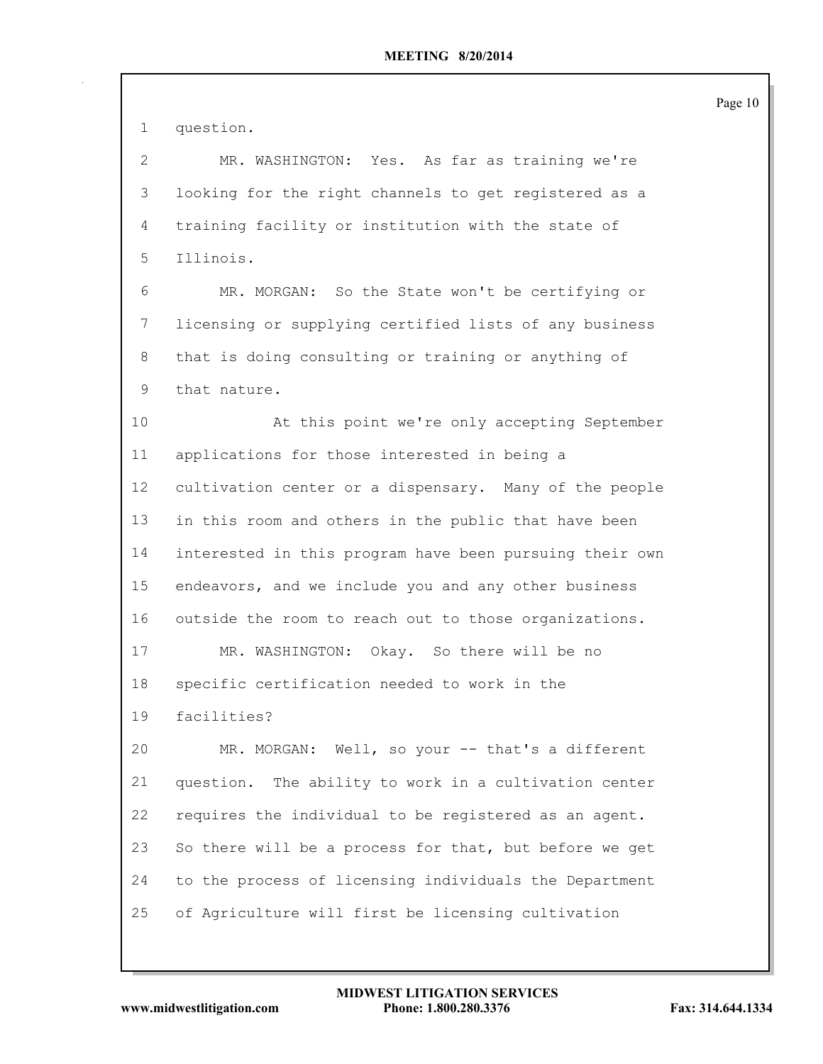1 question.

2 MR. WASHINGTON: Yes. As far as training we're

3 looking for the right channels to get registered as a

4 training facility or institution with the state of

5 Illinois.

6 MR. MORGAN: So the State won't be certifying or

7 licensing or supplying certified lists of any business

8 that is doing consulting or training or anything of

9 that nature.

10 At this point we're only accepting September

11 applications for those interested in being a

12 cultivation center or a dispensary. Many of the people

13 in this room and others in the public that have been

14 interested in this program have been pursuing their own

15 endeavors, and we include you and any other business

16 outside the room to reach out to those organizations.

17 MR. WASHINGTON: Okay. So there will be no

18 specific certification needed to work in the

19 facilities?

20 MR. MORGAN: Well, so your -- that's a different

21 question. The ability to work in a cultivation center

22 requires the individual to be registered as an agent.

23 So there will be a process for that, but before we get

24 to the process of licensing individuals the Department

25 of Agriculture will first be licensing cultivation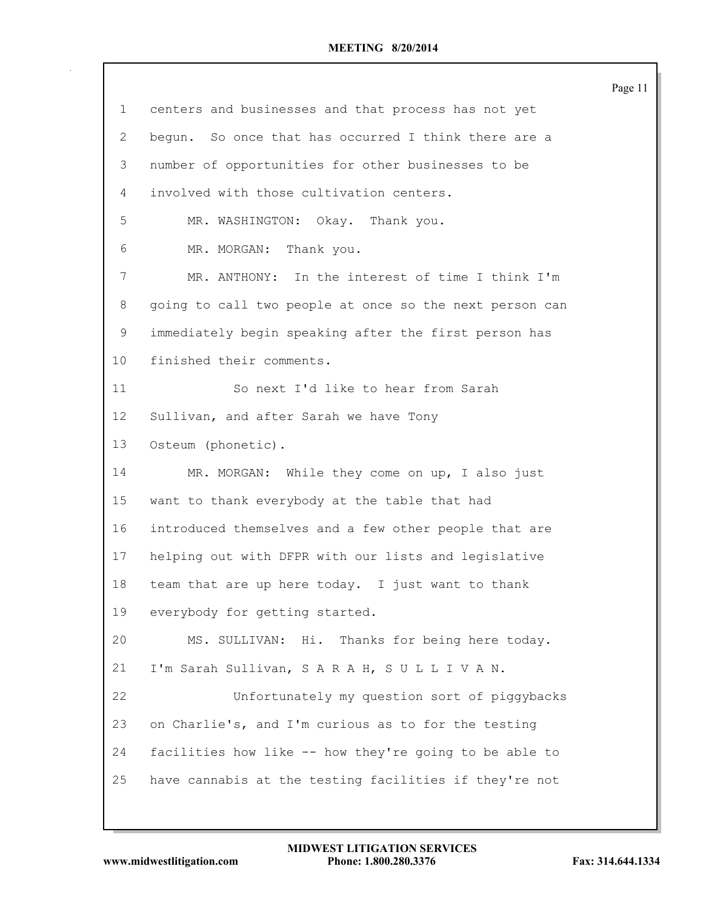centers and businesses and that process has not yet begun. So once that has occurred I think there are a number of opportunities for other businesses to be involved with those cultivation centers.

MR. WASHINGTON: Okay. Thank you.

MR. MORGAN: Thank you.

MR. ANTHONY: In the interest of time I think I'm going to call two people at once so the next person can immediately begin speaking after the first person has finished their comments.

So next I'd like to hear from Sarah Sullivan, and after Sarah we have Tony Osteum (phonetic).

MR. MORGAN: While they come on up, I also just want to thank everybody at the table that had introduced themselves and a few other people that are helping out with DFPR with our lists and legislative team that are up here today. I just want to thank everybody for getting started.

MS. SULLIVAN: Hi. Thanks for being here today. I'm Sarah Sullivan, S A R A H, S U L L I V A N.

Unfortunately my question sort of piggybacks on Charlie's, and I'm curious as to for the testing facilities how like -- how they're going to be able to have cannabis at the testing facilities if they're not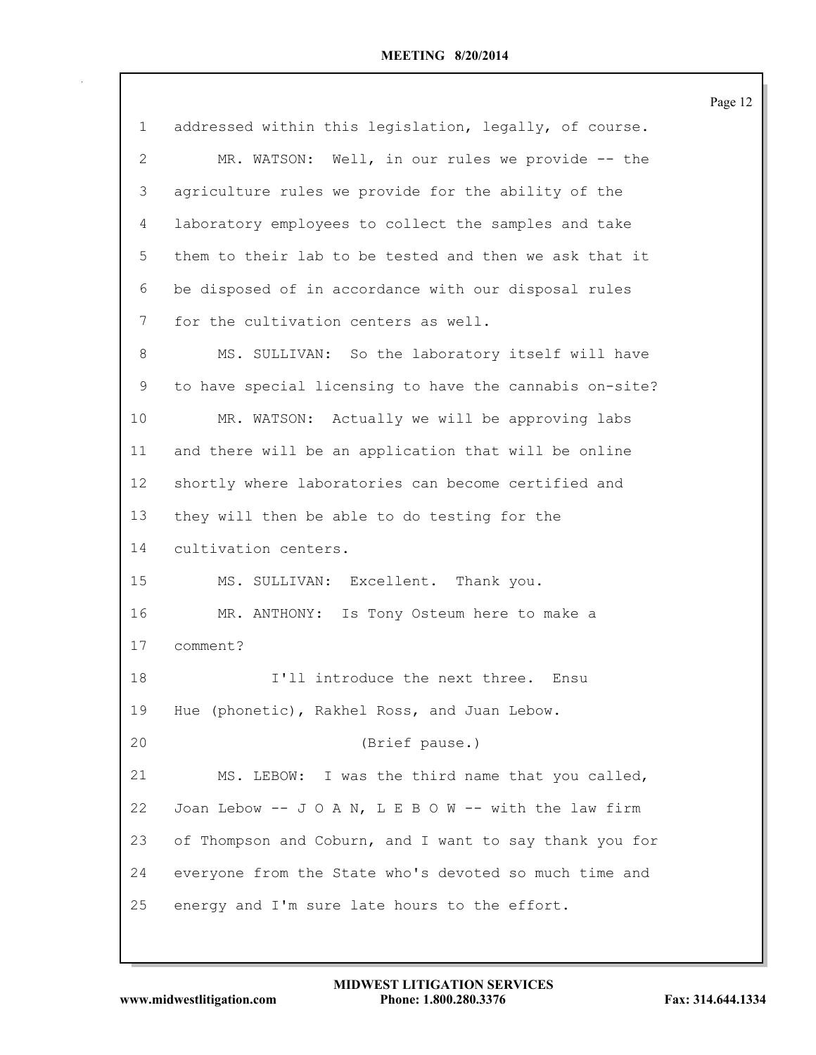1 addressed within this legislation, legally, of course.

2 MR. WATSON: Well, in our rules we provide -- the

3 agriculture rules we provide for the ability of the

4 laboratory employees to collect the samples and take

5 them to their lab to be tested and then we ask that it

6 be disposed of in accordance with our disposal rules

7 for the cultivation centers as well.

8 MS. SULLIVAN: So the laboratory itself will have

9 to have special licensing to have the cannabis on-site?

10 MR. WATSON: Actually we will be approving labs

11 and there will be an application that will be online

12 shortly where laboratories can become certified and

13 they will then be able to do testing for the

14 cultivation centers.

15 MS. SULLIVAN: Excellent. Thank you.

16 MR. ANTHONY: Is Tony Osteum here to make a

17 comment?

18 I'll introduce the next three. Ensu

19 Hue (phonetic), Rakhel Ross, and Juan Lebow.

20 (Brief pause.)

21 MS. LEBOW: I was the third name that you called,

22 Joan Lebow -- J O A N, L E B O W -- with the law firm

23 of Thompson and Coburn, and I want to say thank you for

24 everyone from the State who's devoted so much time and

25 energy and I'm sure late hours to the effort.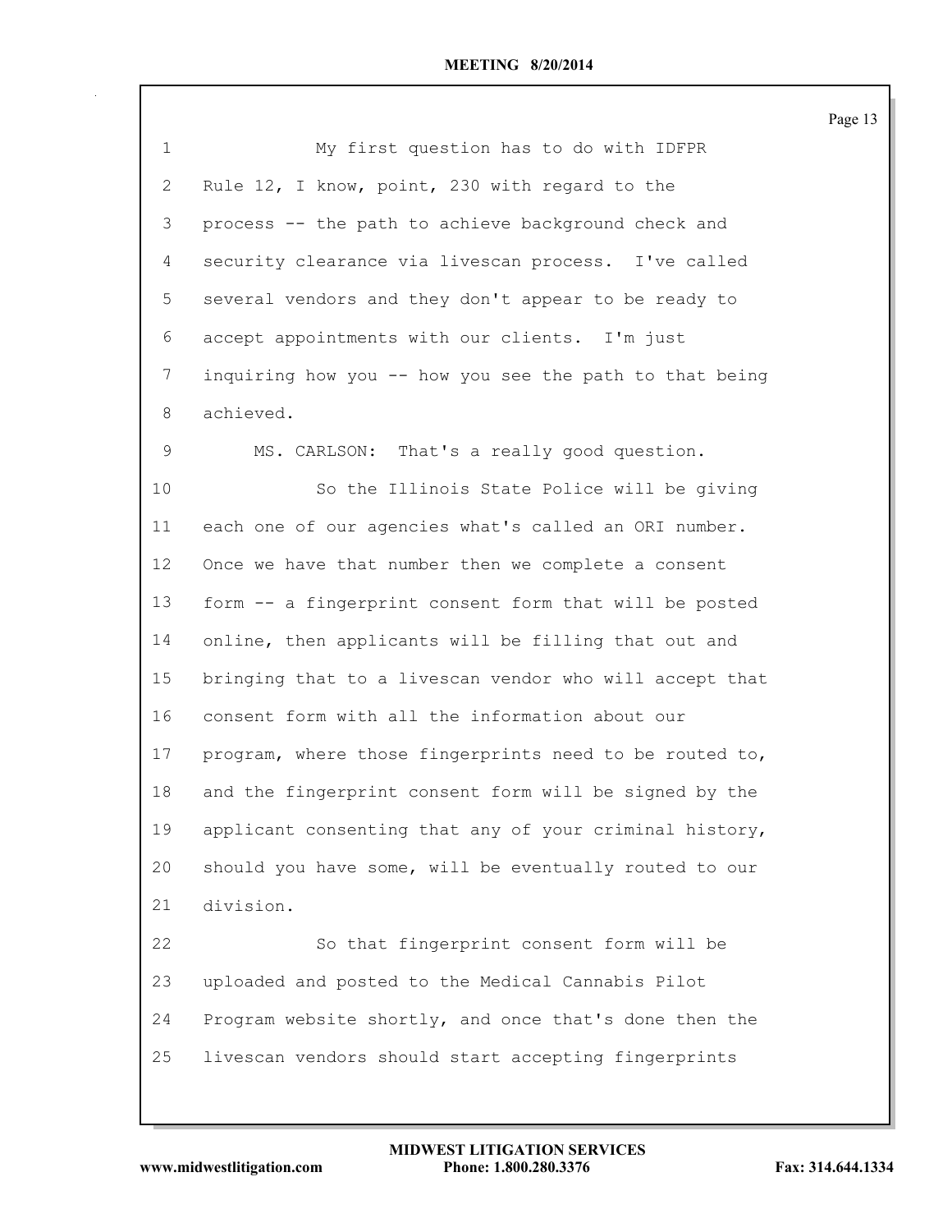My first question has to do with IDFPR Rule 12, I know, point, 230 with regard to the process -- the path to achieve background check and security clearance via livescan process. I've called several vendors and they don't appear to be ready to accept appointments with our clients. I'm just inquiring how you -- how you see the path to that being achieved.

MS. CARLSON: That's a really good question.

So the Illinois State Police will be giving each one of our agencies what's called an ORI number. Once we have that number then we complete a consent form -- a fingerprint consent form that will be posted online, then applicants will be filling that out and bringing that to a livescan vendor who will accept that consent form with all the information about our program, where those fingerprints need to be routed to, and the fingerprint consent form will be signed by the applicant consenting that any of your criminal history, should you have some, will be eventually routed to our division.

So that fingerprint consent form will be uploaded and posted to the Medical Cannabis Pilot Program website shortly, and once that's done then the livescan vendors should start accepting fingerprints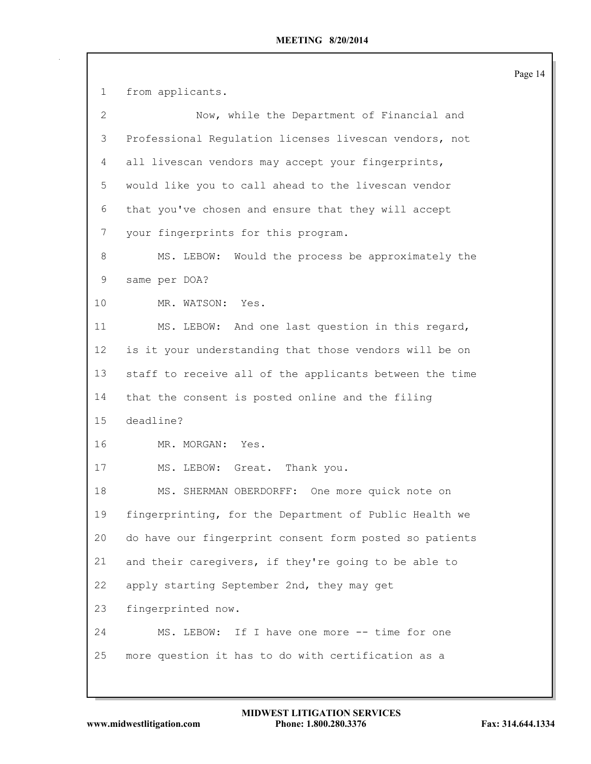1 from applicants.

2 Now, while the Department of Financial and

3 Professional Regulation licenses livescan vendors, not

4 all livescan vendors may accept your fingerprints,

5 would like you to call ahead to the livescan vendor

6 that you've chosen and ensure that they will accept

7 your fingerprints for this program.

8 MS. LEBOW: Would the process be approximately the

9 same per DOA?

10 MR. WATSON: Yes.

11 MS. LEBOW: And one last question in this regard,

12 is it your understanding that those vendors will be on

13 staff to receive all of the applicants between the time

14 that the consent is posted online and the filing

15 deadline?

16 MR. MORGAN: Yes.

17 MS. LEBOW: Great. Thank you.

18 MS. SHERMAN OBERDORFF: One more quick note on

19 fingerprinting, for the Department of Public Health we

20 do have our fingerprint consent form posted so patients

21 and their caregivers, if they're going to be able to

22 apply starting September 2nd, they may get

23 fingerprinted now.

24 MS. LEBOW: If I have one more -- time for one

25 more question it has to do with certification as a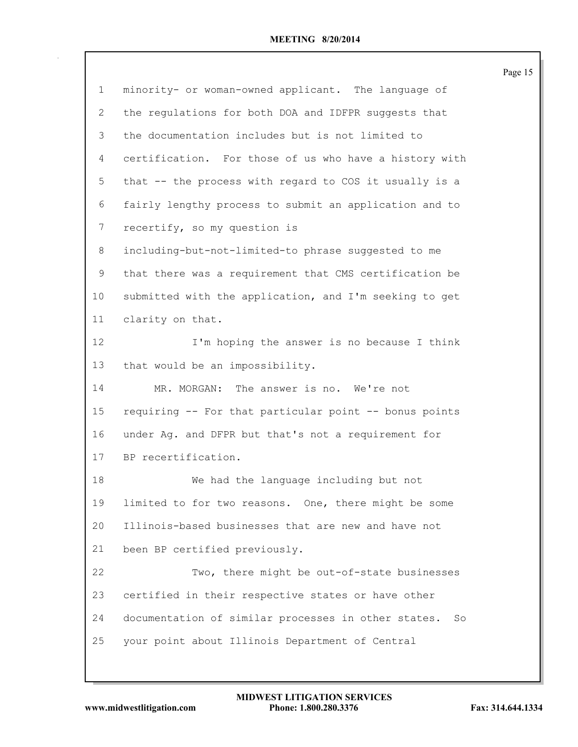minority- or woman-owned applicant. The language of the regulations for both DOA and IDFPR suggests that the documentation includes but is not limited to certification. For those of us who have a history with that -- the process with regard to COS it usually is a fairly lengthy process to submit an application and to recertify, so my question is including-but-not-limited-to phrase suggested to me that there was a requirement that CMS certification be submitted with the application, and I'm seeking to get clarity on that.

I'm hoping the answer is no because I think that would be an impossibility.

MR. MORGAN: The answer is no. We're not requiring -- For that particular point -- bonus points under Ag. and DFPR but that's not a requirement for BP recertification.

We had the language including but not limited to for two reasons. One, there might be some Illinois-based businesses that are new and have not been BP certified previously.

Two, there might be out-of-state businesses certified in their respective states or have other documentation of similar processes in other states. So your point about Illinois Department of Central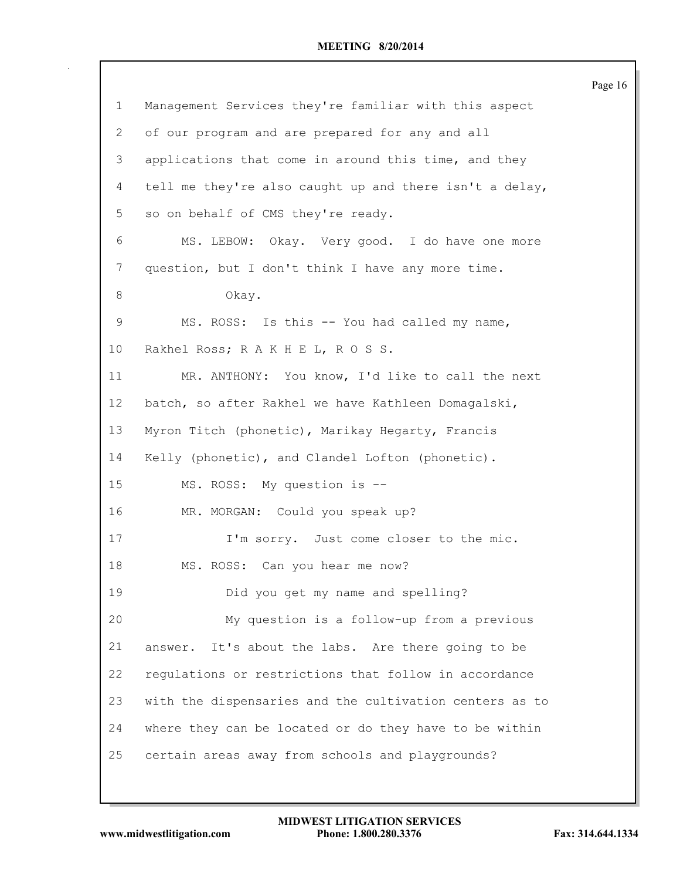1 Management Services they're familiar with this aspect
2 of our program and are prepared for any and all
3 applications that come in around this time, and they
4 tell me they're also caught up and there isn't a delay,
5 so on behalf of CMS they're ready.
6 MS. LEBOW: Okay. Very good. I do have one more
7 question, but I don't think I have any more time.
8 Okay.
9 MS. ROSS: Is this -- You had called my name,
10 Rakhel Ross; R A K H E L, R O S S.
11 MR. ANTHONY: You know, I'd like to call the next
12 batch, so after Rakhel we have Kathleen Domagalski,
13 Myron Titch (phonetic), Marikay Hegarty, Francis
14 Kelly (phonetic), and Clandel Lofton (phonetic).
15 MS. ROSS: My question is --
16 MR. MORGAN: Could you speak up?
17 I'm sorry. Just come closer to the mic.
18 MS. ROSS: Can you hear me now?
19 Did you get my name and spelling?
20 My question is a follow-up from a previous
21 answer. It's about the labs. Are there going to be
22 regulations or restrictions that follow in accordance
23 with the dispensaries and the cultivation centers as to
24 where they can be located or do they have to be within
25 certain areas away from schools and playgrounds?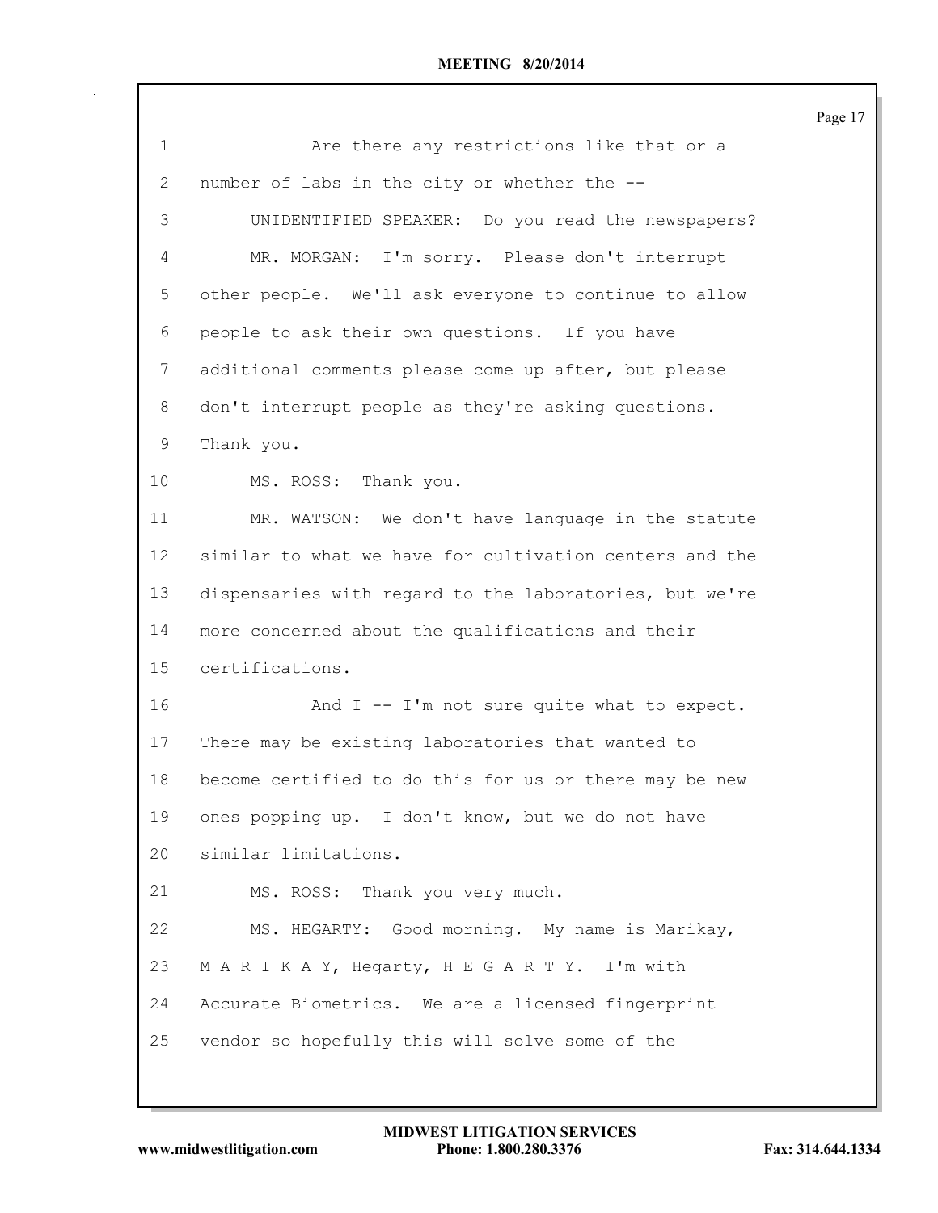1 Are there any restrictions like that or a
2 number of labs in the city or whether the --
3 UNIDENTIFIED SPEAKER: Do you read the newspapers?
4 MR. MORGAN: I'm sorry. Please don't interrupt
5 other people. We'll ask everyone to continue to allow
6 people to ask their own questions. If you have
7 additional comments please come up after, but please
8 don't interrupt people as they're asking questions.
9 Thank you.
10 MS. ROSS: Thank you.
11 MR. WATSON: We don't have language in the statute
12 similar to what we have for cultivation centers and the
13 dispensaries with regard to the laboratories, but we're
14 more concerned about the qualifications and their
15 certifications.
16 And I -- I'm not sure quite what to expect.
17 There may be existing laboratories that wanted to
18 become certified to do this for us or there may be new
19 ones popping up. I don't know, but we do not have
20 similar limitations.
21 MS. ROSS: Thank you very much.
22 MS. HEGARTY: Good morning. My name is Marikay,
23 M A R I K A Y, Hegarty, H E G A R T Y. I'm with
24 Accurate Biometrics. We are a licensed fingerprint
25 vendor so hopefully this will solve some of the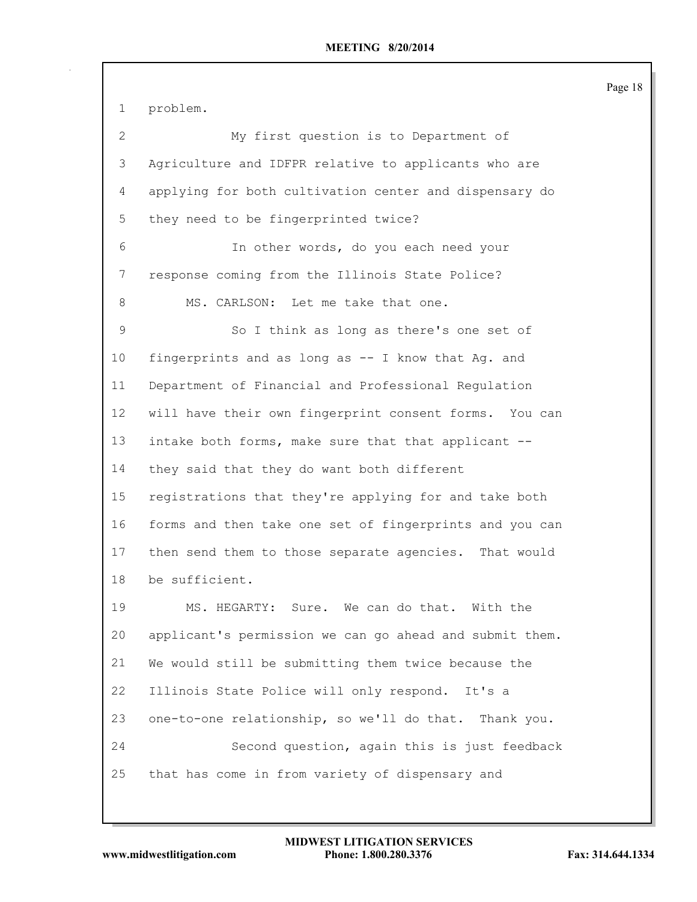problem.

My first question is to Department of Agriculture and IDFPR relative to applicants who are applying for both cultivation center and dispensary do they need to be fingerprinted twice?

In other words, do you each need your response coming from the Illinois State Police?

MS. CARLSON: Let me take that one.

So I think as long as there's one set of fingerprints and as long as -- I know that Ag. and Department of Financial and Professional Regulation will have their own fingerprint consent forms. You can intake both forms, make sure that that applicant -- they said that they do want both different registrations that they're applying for and take both forms and then take one set of fingerprints and you can then send them to those separate agencies. That would be sufficient.

MS. HEGARTY: Sure. We can do that. With the applicant's permission we can go ahead and submit them. We would still be submitting them twice because the Illinois State Police will only respond. It's a one-to-one relationship, so we'll do that. Thank you.

Second question, again this is just feedback that has come in from variety of dispensary and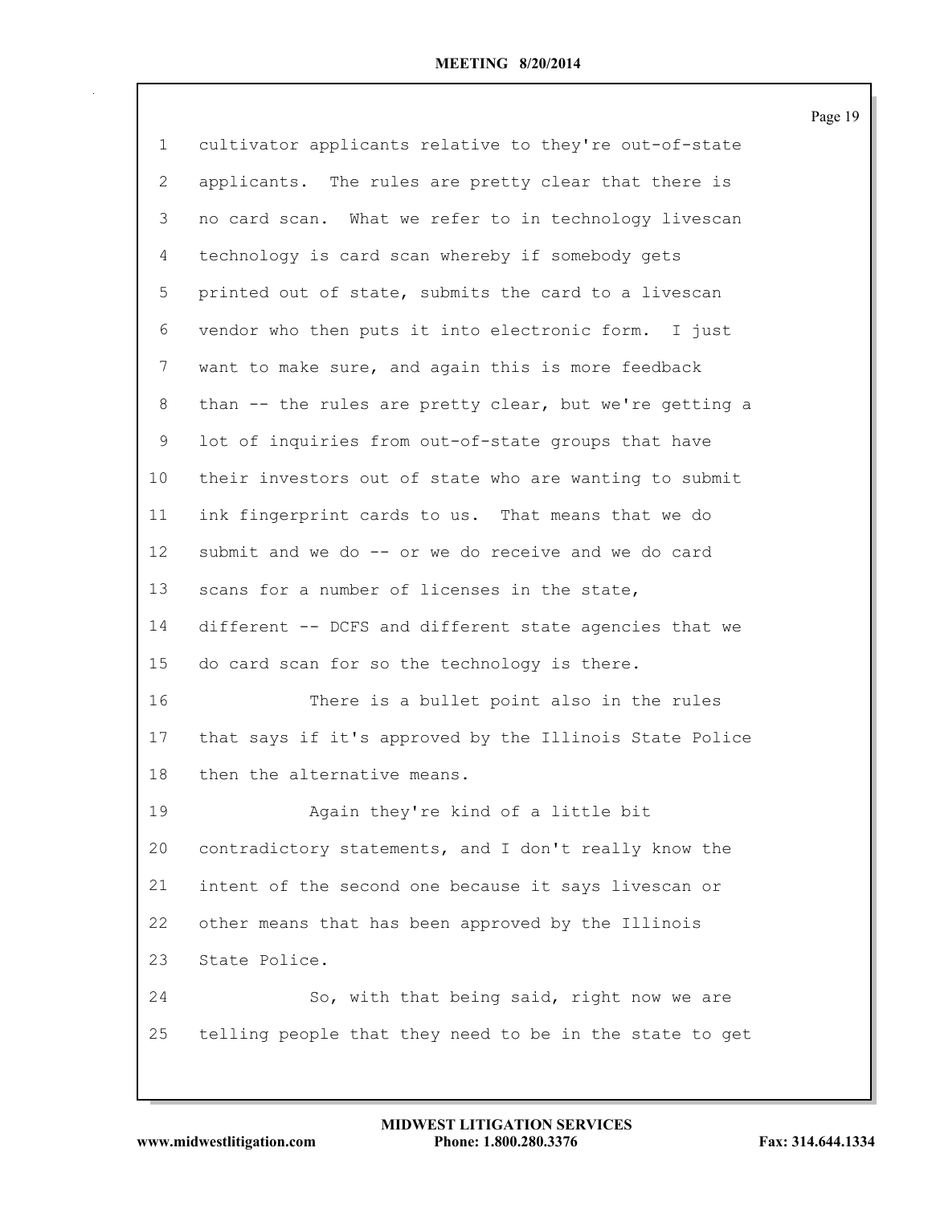cultivator applicants relative to they're out-of-state applicants. The rules are pretty clear that there is no card scan. What we refer to in technology livescan technology is card scan whereby if somebody gets printed out of state, submits the card to a livescan vendor who then puts it into electronic form. I just want to make sure, and again this is more feedback than -- the rules are pretty clear, but we're getting a lot of inquiries from out-of-state groups that have their investors out of state who are wanting to submit ink fingerprint cards to us. That means that we do submit and we do -- or we do receive and we do card scans for a number of licenses in the state, different -- DCFS and different state agencies that we do card scan for so the technology is there.

There is a bullet point also in the rules that says if it's approved by the Illinois State Police then the alternative means.

Again they're kind of a little bit contradictory statements, and I don't really know the intent of the second one because it says livescan or other means that has been approved by the Illinois State Police.

So, with that being said, right now we are telling people that they need to be in the state to get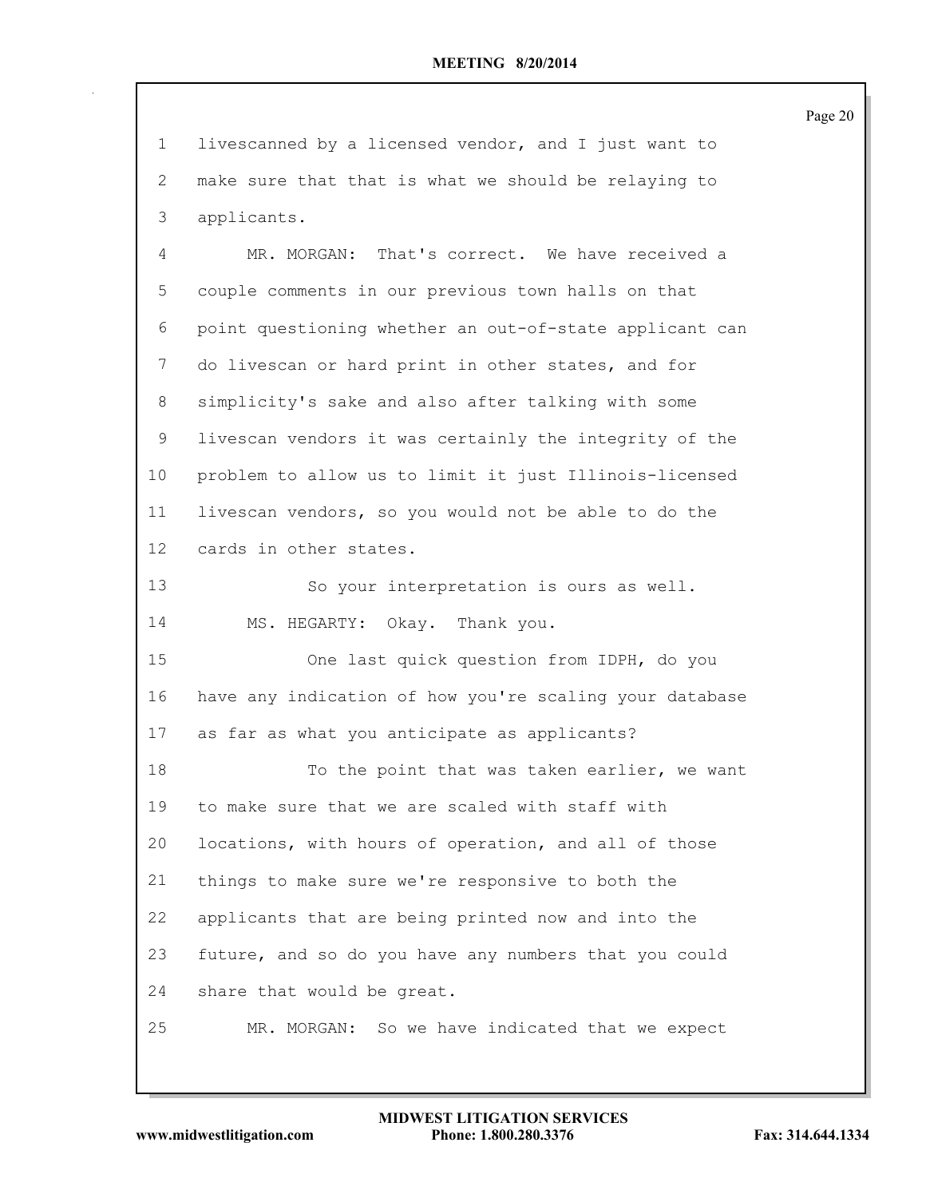livescanned by a licensed vendor, and I just want to make sure that that is what we should be relaying to applicants.

MR. MORGAN: That's correct. We have received a couple comments in our previous town halls on that point questioning whether an out-of-state applicant can do livescan or hard print in other states, and for simplicity's sake and also after talking with some livescan vendors it was certainly the integrity of the problem to allow us to limit it just Illinois-licensed livescan vendors, so you would not be able to do the cards in other states.

So your interpretation is ours as well.

MS. HEGARTY: Okay. Thank you.

One last quick question from IDPH, do you have any indication of how you're scaling your database as far as what you anticipate as applicants?

To the point that was taken earlier, we want to make sure that we are scaled with staff with locations, with hours of operation, and all of those things to make sure we're responsive to both the applicants that are being printed now and into the future, and so do you have any numbers that you could share that would be great.

MR. MORGAN: So we have indicated that we expect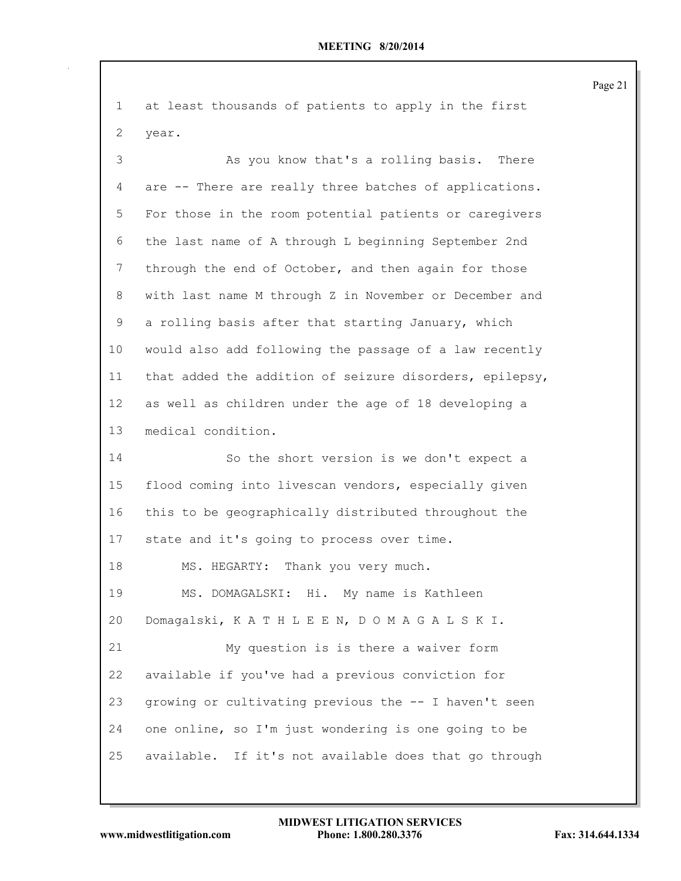1 at least thousands of patients to apply in the first
2 year.
3 As you know that's a rolling basis. There
4 are -- There are really three batches of applications.
5 For those in the room potential patients or caregivers
6 the last name of A through L beginning September 2nd
7 through the end of October, and then again for those
8 with last name M through Z in November or December and
9 a rolling basis after that starting January, which
10 would also add following the passage of a law recently
11 that added the addition of seizure disorders, epilepsy,
12 as well as children under the age of 18 developing a
13 medical condition.
14 So the short version is we don't expect a
15 flood coming into livescan vendors, especially given
16 this to be geographically distributed throughout the
17 state and it's going to process over time.
18 MS. HEGARTY: Thank you very much.
19 MS. DOMAGALSKI: Hi. My name is Kathleen
20 Domagalski, K A T H L E E N, D O M A G A L S K I.
21 My question is is there a waiver form
22 available if you've had a previous conviction for
23 growing or cultivating previous the -- I haven't seen
24 one online, so I'm just wondering is one going to be
25 available. If it's not available does that go through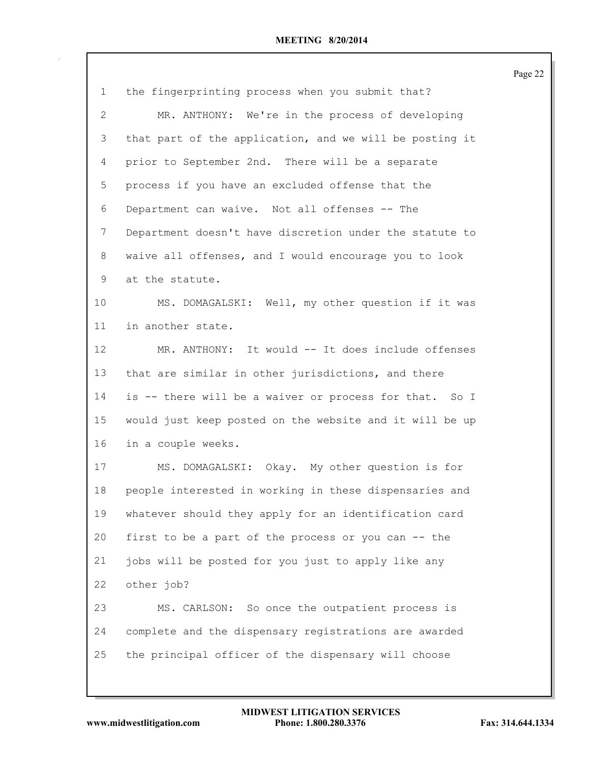the fingerprinting process when you submit that?

MR. ANTHONY: We're in the process of developing that part of the application, and we will be posting it prior to September 2nd. There will be a separate process if you have an excluded offense that the Department can waive. Not all offenses -- The Department doesn't have discretion under the statute to waive all offenses, and I would encourage you to look at the statute.

MS. DOMAGALSKI: Well, my other question if it was in another state.

MR. ANTHONY: It would -- It does include offenses that are similar in other jurisdictions, and there is -- there will be a waiver or process for that. So I would just keep posted on the website and it will be up in a couple weeks.

MS. DOMAGALSKI: Okay. My other question is for people interested in working in these dispensaries and whatever should they apply for an identification card first to be a part of the process or you can -- the jobs will be posted for you just to apply like any other job?

MS. CARLSON: So once the outpatient process is complete and the dispensary registrations are awarded the principal officer of the dispensary will choose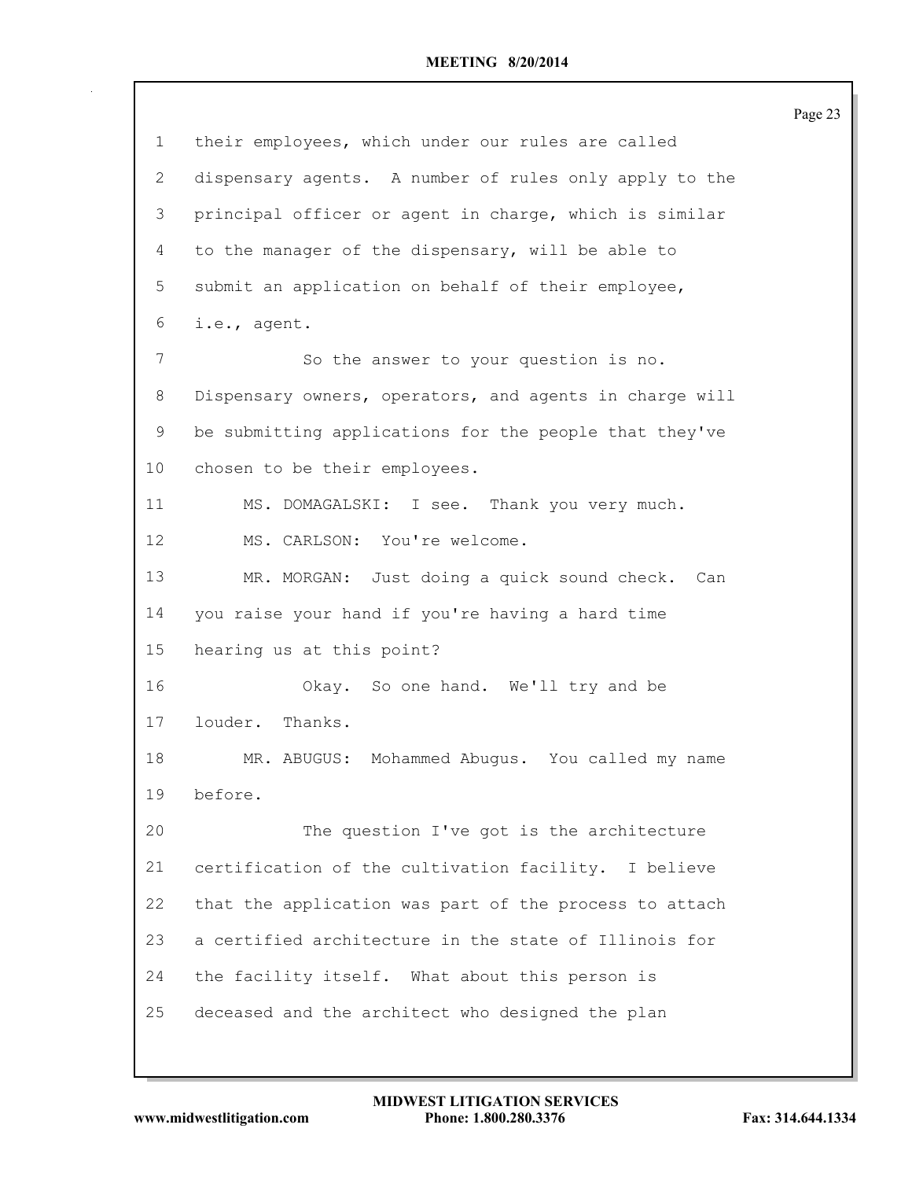their employees, which under our rules are called dispensary agents. A number of rules only apply to the principal officer or agent in charge, which is similar to the manager of the dispensary, will be able to submit an application on behalf of their employee, i.e., agent.

So the answer to your question is no. Dispensary owners, operators, and agents in charge will be submitting applications for the people that they've chosen to be their employees.

MS. DOMAGALSKI: I see. Thank you very much.

MS. CARLSON: You're welcome.

MR. MORGAN: Just doing a quick sound check. Can you raise your hand if you're having a hard time hearing us at this point?

Okay. So one hand. We'll try and be louder. Thanks.

MR. ABUGUS: Mohammed Abugus. You called my name before.

The question I've got is the architecture certification of the cultivation facility. I believe that the application was part of the process to attach a certified architecture in the state of Illinois for the facility itself. What about this person is deceased and the architect who designed the plan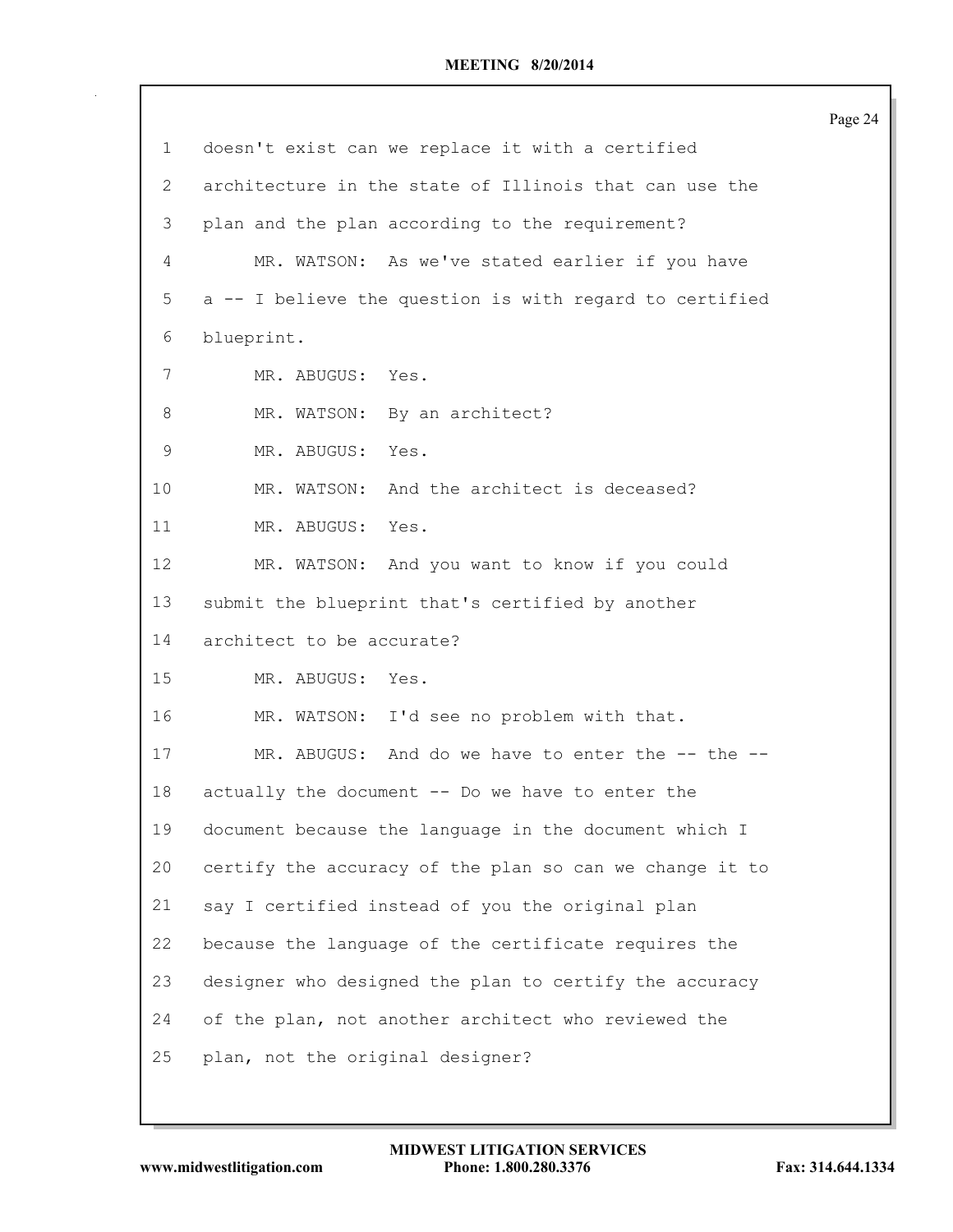1 doesn't exist can we replace it with a certified
2 architecture in the state of Illinois that can use the
3 plan and the plan according to the requirement?
4 MR. WATSON: As we've stated earlier if you have
5 a -- I believe the question is with regard to certified
6 blueprint.
7 MR. ABUGUS: Yes.
8 MR. WATSON: By an architect?
9 MR. ABUGUS: Yes.
10 MR. WATSON: And the architect is deceased?
11 MR. ABUGUS: Yes.
12 MR. WATSON: And you want to know if you could
13 submit the blueprint that's certified by another
14 architect to be accurate?
15 MR. ABUGUS: Yes.
16 MR. WATSON: I'd see no problem with that.
17 MR. ABUGUS: And do we have to enter the -- the --
18 actually the document -- Do we have to enter the
19 document because the language in the document which I
20 certify the accuracy of the plan so can we change it to
21 say I certified instead of you the original plan
22 because the language of the certificate requires the
23 designer who designed the plan to certify the accuracy
24 of the plan, not another architect who reviewed the
25 plan, not the original designer?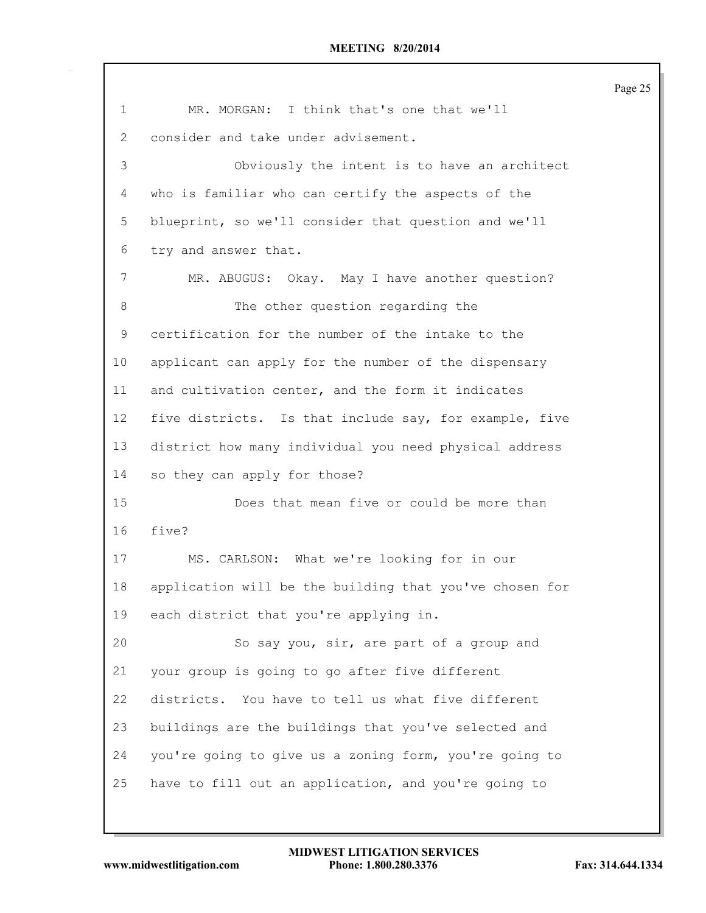MR. MORGAN: I think that's one that we'll consider and take under advisement.

Obviously the intent is to have an architect who is familiar who can certify the aspects of the blueprint, so we'll consider that question and we'll try and answer that.

MR. ABUGUS: Okay. May I have another question?

The other question regarding the certification for the number of the intake to the applicant can apply for the number of the dispensary and cultivation center, and the form it indicates five districts. Is that include say, for example, five district how many individual you need physical address so they can apply for those?

Does that mean five or could be more than five?

MS. CARLSON: What we're looking for in our application will be the building that you've chosen for each district that you're applying in.

So say you, sir, are part of a group and your group is going to go after five different districts. You have to tell us what five different buildings are the buildings that you've selected and you're going to give us a zoning form, you're going to have to fill out an application, and you're going to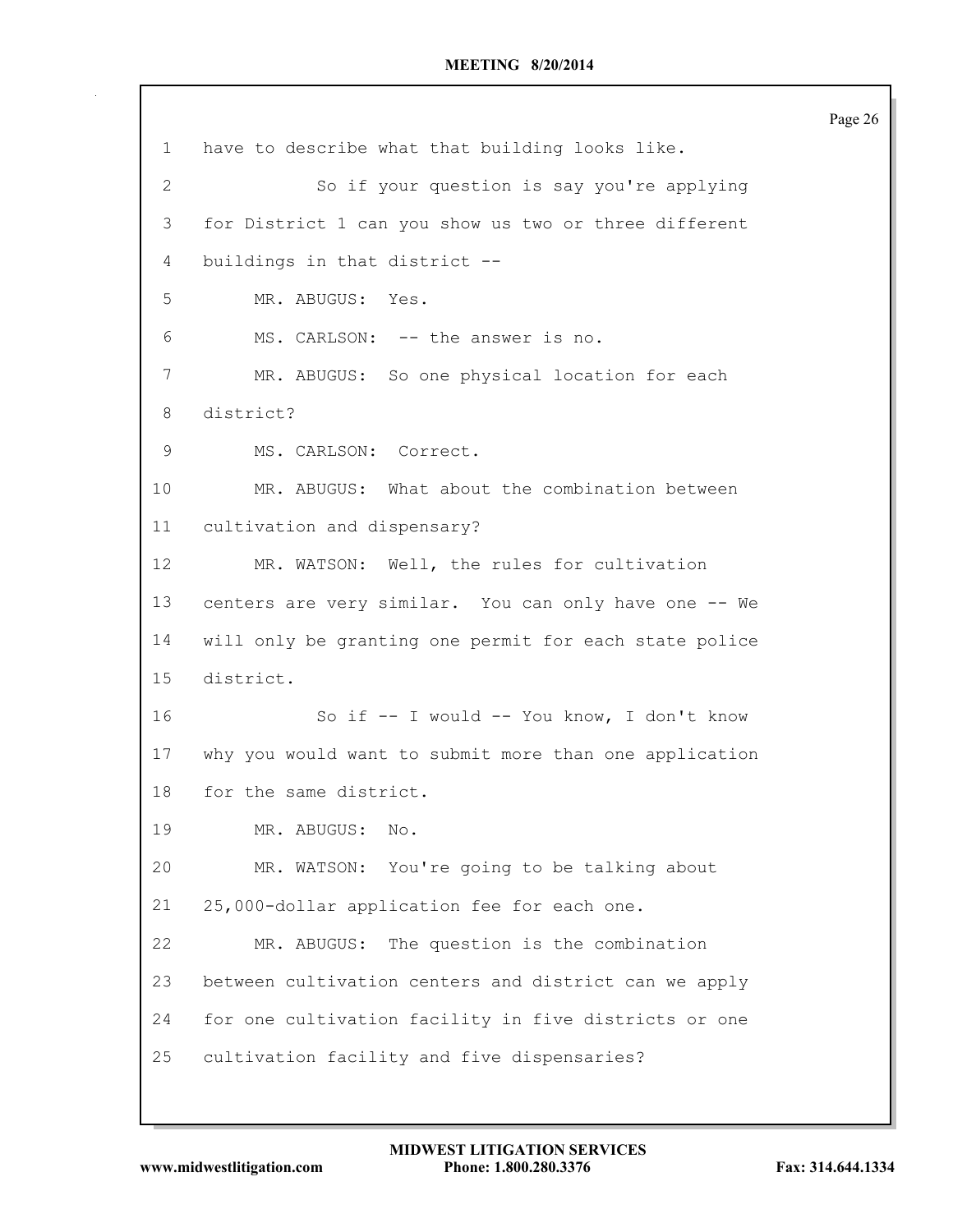1 have to describe what that building looks like.

2 So if your question is say you're applying

3 for District 1 can you show us two or three different

4 buildings in that district --

5 MR. ABUGUS: Yes.

6 MS. CARLSON: -- the answer is no.

7 MR. ABUGUS: So one physical location for each

8 district?

9 MS. CARLSON: Correct.

10 MR. ABUGUS: What about the combination between

11 cultivation and dispensary?

12 MR. WATSON: Well, the rules for cultivation

13 centers are very similar. You can only have one -- We

14 will only be granting one permit for each state police

15 district.

16 So if -- I would -- You know, I don't know

17 why you would want to submit more than one application

18 for the same district.

19 MR. ABUGUS: No.

20 MR. WATSON: You're going to be talking about

21 25,000-dollar application fee for each one.

22 MR. ABUGUS: The question is the combination

23 between cultivation centers and district can we apply

24 for one cultivation facility in five districts or one

25 cultivation facility and five dispensaries?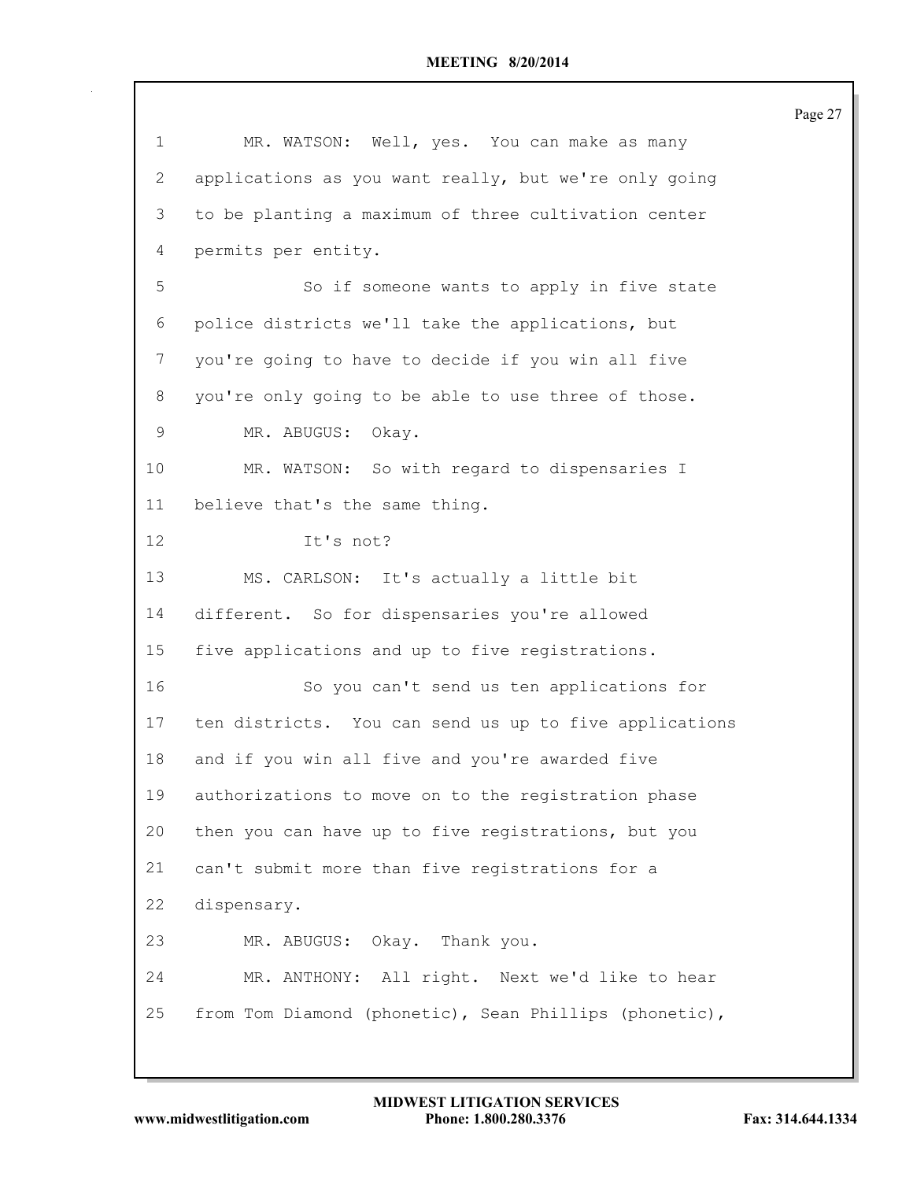1 MR. WATSON: Well, yes. You can make as many
2 applications as you want really, but we're only going
3 to be planting a maximum of three cultivation center
4 permits per entity.
5 So if someone wants to apply in five state
6 police districts we'll take the applications, but
7 you're going to have to decide if you win all five
8 you're only going to be able to use three of those.
9 MR. ABUGUS: Okay.
10 MR. WATSON: So with regard to dispensaries I
11 believe that's the same thing.
12 It's not?
13 MS. CARLSON: It's actually a little bit
14 different. So for dispensaries you're allowed
15 five applications and up to five registrations.
16 So you can't send us ten applications for
17 ten districts. You can send us up to five applications
18 and if you win all five and you're awarded five
19 authorizations to move on to the registration phase
20 then you can have up to five registrations, but you
21 can't submit more than five registrations for a
22 dispensary.
23 MR. ABUGUS: Okay. Thank you.
24 MR. ANTHONY: All right. Next we'd like to hear
25 from Tom Diamond (phonetic), Sean Phillips (phonetic),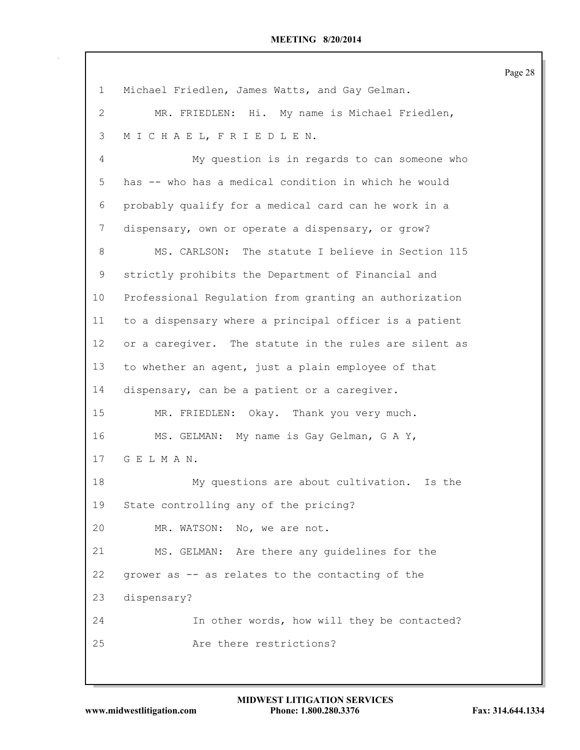1 Michael Friedlen, James Watts, and Gay Gelman.

2 MR. FRIEDLEN: Hi. My name is Michael Friedlen,

3 M I C H A E L, F R I E D L E N.

4 My question is in regards to can someone who

5 has -- who has a medical condition in which he would

6 probably qualify for a medical card can he work in a

7 dispensary, own or operate a dispensary, or grow?

8 MS. CARLSON: The statute I believe in Section 115

9 strictly prohibits the Department of Financial and

10 Professional Regulation from granting an authorization

11 to a dispensary where a principal officer is a patient

12 or a caregiver. The statute in the rules are silent as

13 to whether an agent, just a plain employee of that

14 dispensary, can be a patient or a caregiver.

15 MR. FRIEDLEN: Okay. Thank you very much.

16 MS. GELMAN: My name is Gay Gelman, G A Y,

17 G E L M A N.

18 My questions are about cultivation. Is the

19 State controlling any of the pricing?

20 MR. WATSON: No, we are not.

21 MS. GELMAN: Are there any guidelines for the

22 grower as -- as relates to the contacting of the

23 dispensary?

24 In other words, how will they be contacted?

25 Are there restrictions?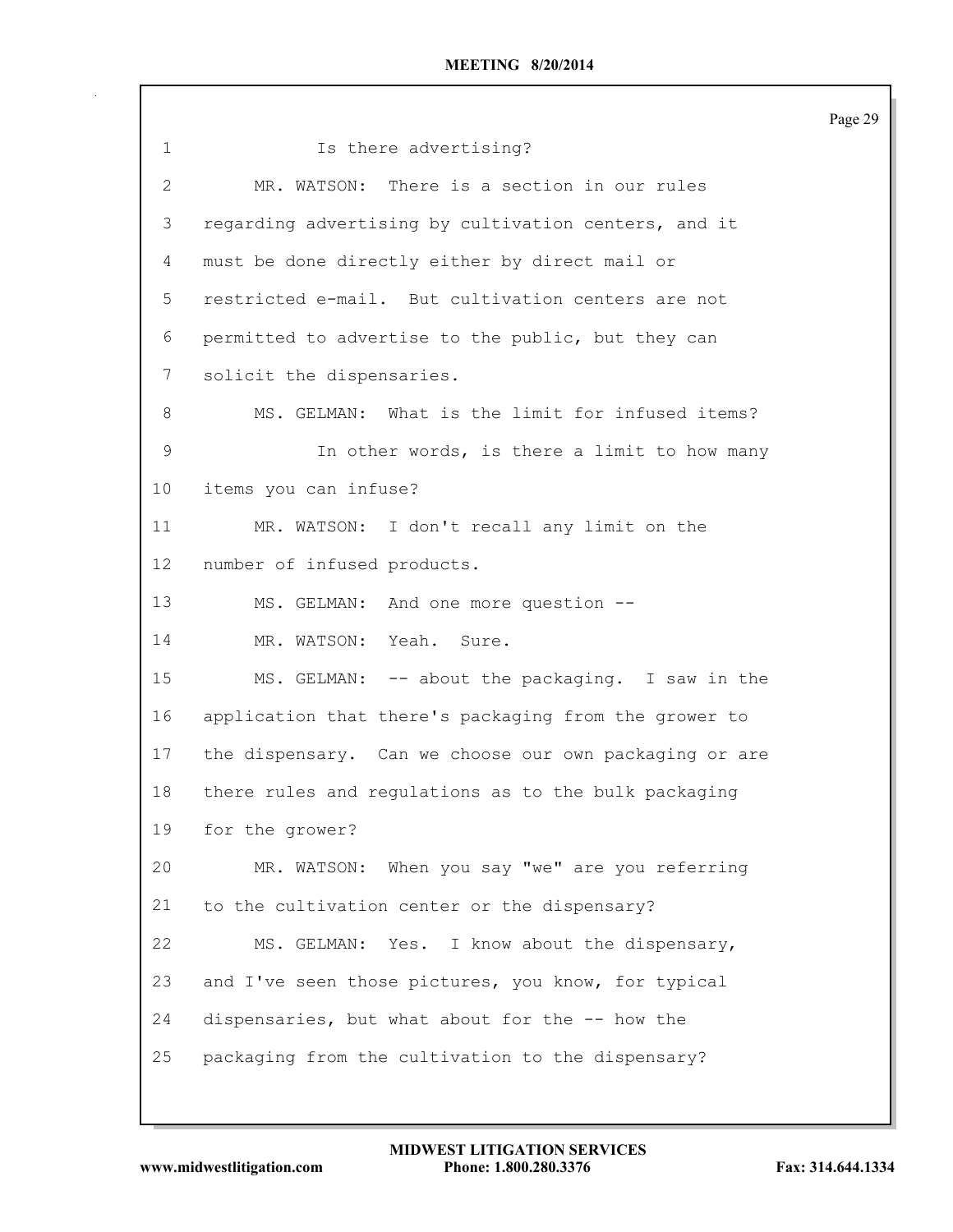1 Is there advertising?

2 MR. WATSON: There is a section in our rules

3 regarding advertising by cultivation centers, and it

4 must be done directly either by direct mail or

5 restricted e-mail. But cultivation centers are not

6 permitted to advertise to the public, but they can

7 solicit the dispensaries.

8 MS. GELMAN: What is the limit for infused items?

9 In other words, is there a limit to how many

10 items you can infuse?

11 MR. WATSON: I don't recall any limit on the

12 number of infused products.

13 MS. GELMAN: And one more question --

14 MR. WATSON: Yeah. Sure.

15 MS. GELMAN: -- about the packaging. I saw in the

16 application that there's packaging from the grower to

17 the dispensary. Can we choose our own packaging or are

18 there rules and regulations as to the bulk packaging

19 for the grower?

20 MR. WATSON: When you say "we" are you referring

21 to the cultivation center or the dispensary?

22 MS. GELMAN: Yes. I know about the dispensary,

23 and I've seen those pictures, you know, for typical

24 dispensaries, but what about for the -- how the

25 packaging from the cultivation to the dispensary?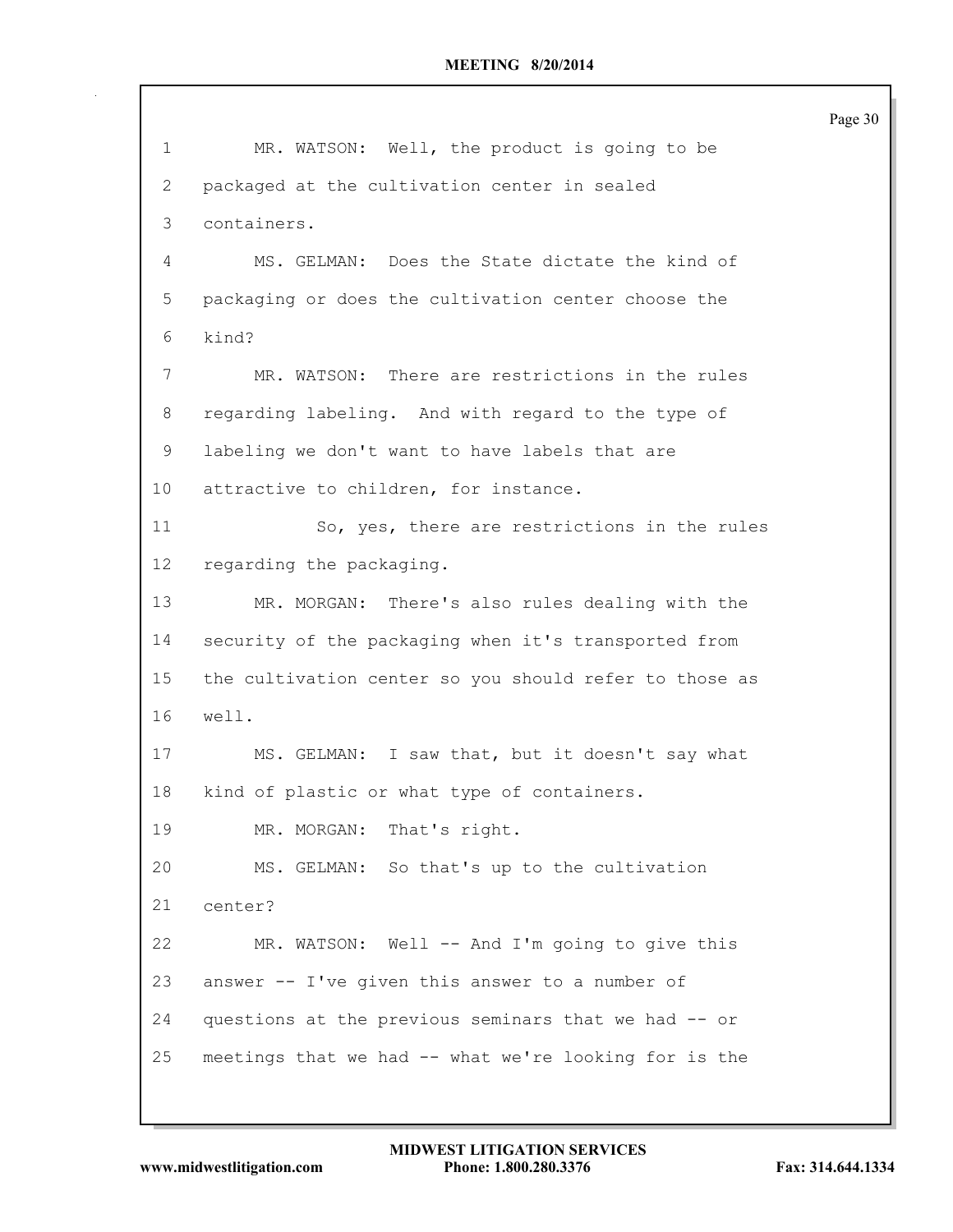MR. WATSON: Well, the product is going to be packaged at the cultivation center in sealed containers.

MS. GELMAN: Does the State dictate the kind of packaging or does the cultivation center choose the kind?

MR. WATSON: There are restrictions in the rules regarding labeling. And with regard to the type of labeling we don't want to have labels that are attractive to children, for instance.

So, yes, there are restrictions in the rules regarding the packaging.

MR. MORGAN: There's also rules dealing with the security of the packaging when it's transported from the cultivation center so you should refer to those as well.

MS. GELMAN: I saw that, but it doesn't say what kind of plastic or what type of containers.

MR. MORGAN: That's right.

MS. GELMAN: So that's up to the cultivation center?

MR. WATSON: Well -- And I'm going to give this answer -- I've given this answer to a number of questions at the previous seminars that we had -- or meetings that we had -- what we're looking for is the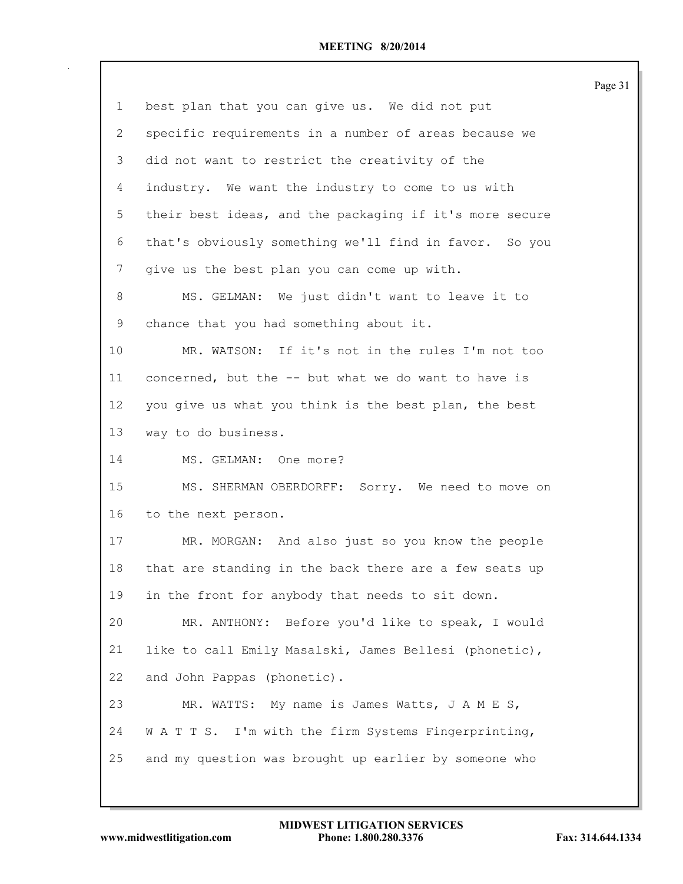best plan that you can give us. We did not put specific requirements in a number of areas because we did not want to restrict the creativity of the industry. We want the industry to come to us with their best ideas, and the packaging if it's more secure that's obviously something we'll find in favor. So you give us the best plan you can come up with.

MS. GELMAN: We just didn't want to leave it to chance that you had something about it.

MR. WATSON: If it's not in the rules I'm not too concerned, but the -- but what we do want to have is you give us what you think is the best plan, the best way to do business.

MS. GELMAN: One more?

MS. SHERMAN OBERDORFF: Sorry. We need to move on to the next person.

MR. MORGAN: And also just so you know the people that are standing in the back there are a few seats up in the front for anybody that needs to sit down.

MR. ANTHONY: Before you'd like to speak, I would like to call Emily Masalski, James Bellesi (phonetic), and John Pappas (phonetic).

MR. WATTS: My name is James Watts, J A M E S, W A T T S. I'm with the firm Systems Fingerprinting, and my question was brought up earlier by someone who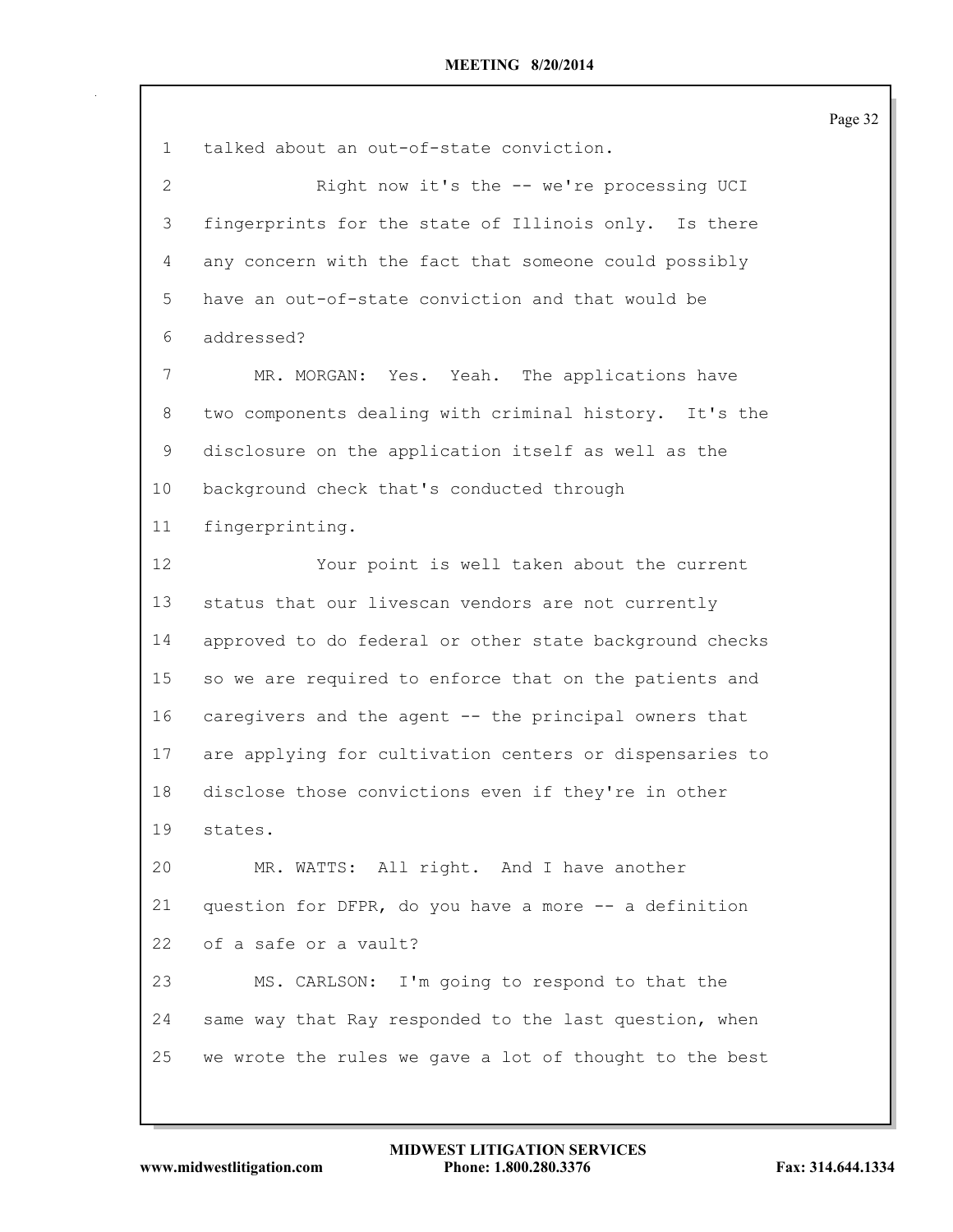1 talked about an out-of-state conviction.

2 Right now it's the -- we're processing UCI

3 fingerprints for the state of Illinois only. Is there

4 any concern with the fact that someone could possibly

5 have an out-of-state conviction and that would be

6 addressed?

7 MR. MORGAN: Yes. Yeah. The applications have

8 two components dealing with criminal history. It's the

9 disclosure on the application itself as well as the

10 background check that's conducted through

11 fingerprinting.

12 Your point is well taken about the current

13 status that our livescan vendors are not currently

14 approved to do federal or other state background checks

15 so we are required to enforce that on the patients and

16 caregivers and the agent -- the principal owners that

17 are applying for cultivation centers or dispensaries to

18 disclose those convictions even if they're in other

19 states.

20 MR. WATTS: All right. And I have another

21 question for DFPR, do you have a more -- a definition

22 of a safe or a vault?

23 MS. CARLSON: I'm going to respond to that the

24 same way that Ray responded to the last question, when

25 we wrote the rules we gave a lot of thought to the best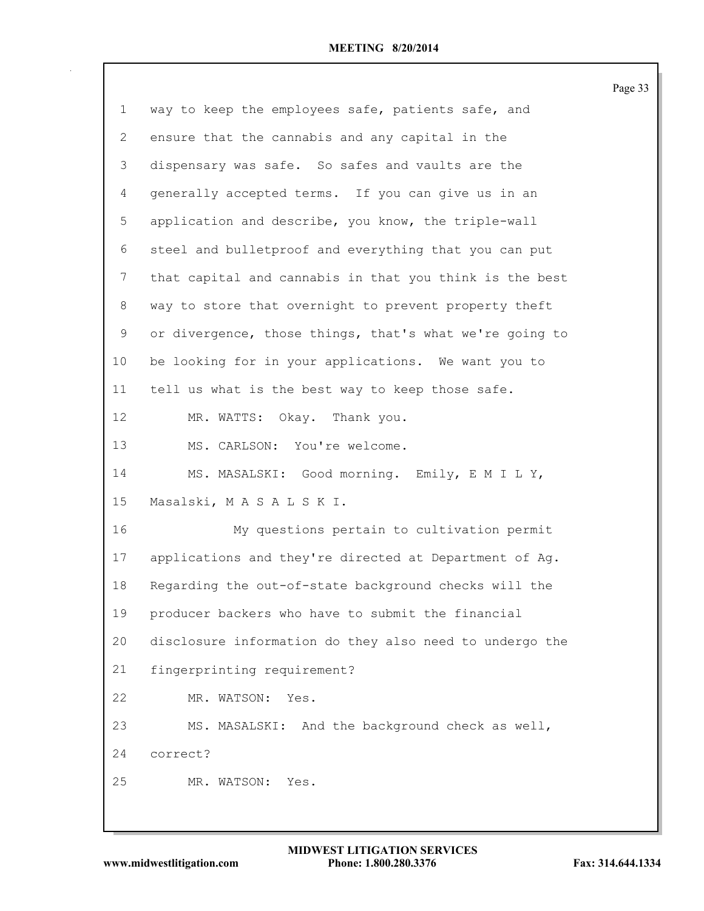way to keep the employees safe, patients safe, and ensure that the cannabis and any capital in the dispensary was safe. So safes and vaults are the generally accepted terms. If you can give us in an application and describe, you know, the triple-wall steel and bulletproof and everything that you can put that capital and cannabis in that you think is the best way to store that overnight to prevent property theft or divergence, those things, that's what we're going to be looking for in your applications. We want you to tell us what is the best way to keep those safe.

MR. WATTS: Okay. Thank you.

MS. CARLSON: You're welcome.

MS. MASALSKI: Good morning. Emily, E M I L Y, Masalski, M A S A L S K I.

My questions pertain to cultivation permit applications and they're directed at Department of Ag. Regarding the out-of-state background checks will the producer backers who have to submit the financial disclosure information do they also need to undergo the fingerprinting requirement?

MR. WATSON: Yes.

MS. MASALSKI: And the background check as well, correct?

MR. WATSON: Yes.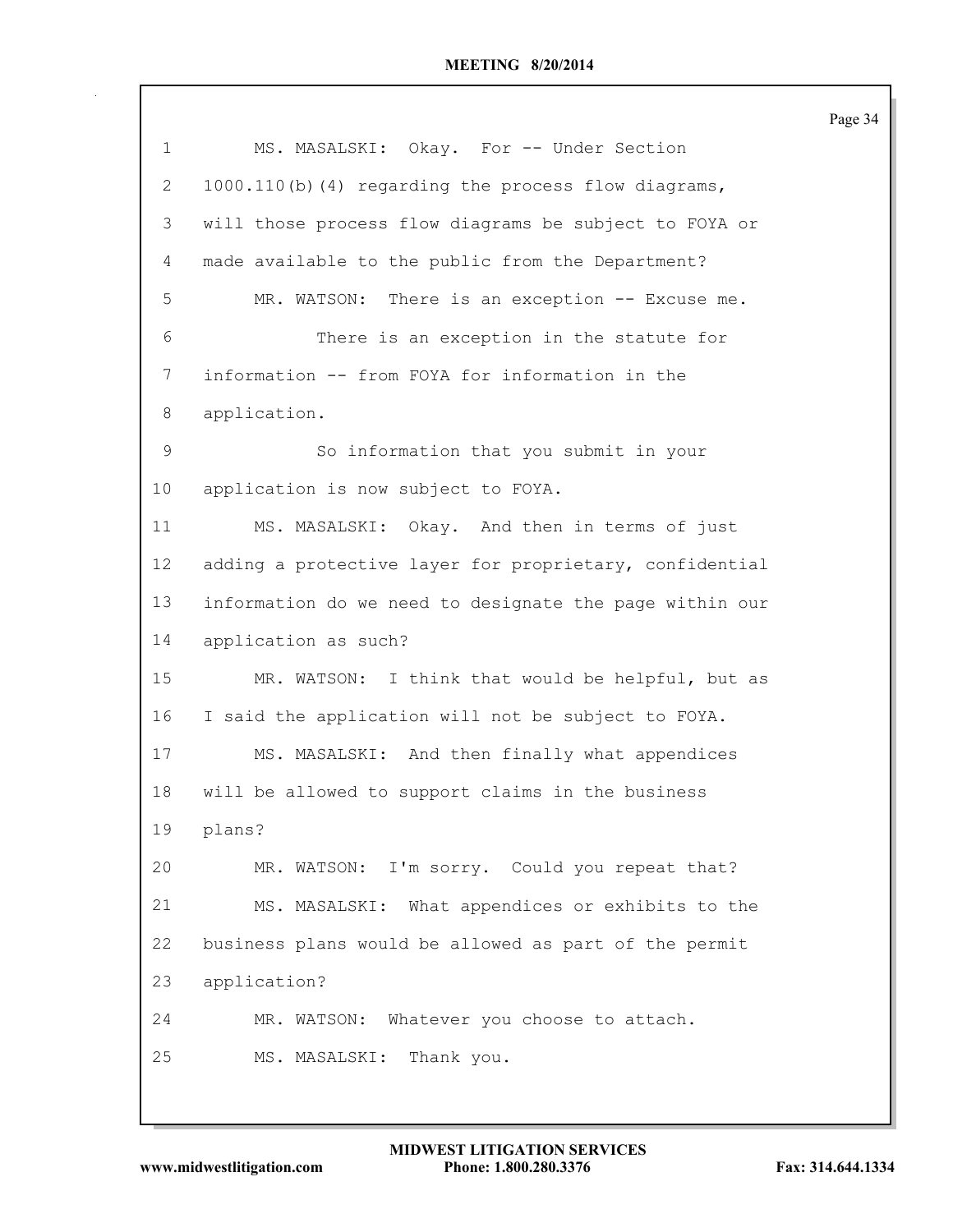1 MS. MASALSKI: Okay. For -- Under Section
2 1000.110(b)(4) regarding the process flow diagrams,
3 will those process flow diagrams be subject to FOYA or
4 made available to the public from the Department?
5 MR. WATSON: There is an exception -- Excuse me.
6 There is an exception in the statute for
7 information -- from FOYA for information in the
8 application.
9 So information that you submit in your
10 application is now subject to FOYA.
11 MS. MASALSKI: Okay. And then in terms of just
12 adding a protective layer for proprietary, confidential
13 information do we need to designate the page within our
14 application as such?
15 MR. WATSON: I think that would be helpful, but as
16 I said the application will not be subject to FOYA.
17 MS. MASALSKI: And then finally what appendices
18 will be allowed to support claims in the business
19 plans?
20 MR. WATSON: I'm sorry. Could you repeat that?
21 MS. MASALSKI: What appendices or exhibits to the
22 business plans would be allowed as part of the permit
23 application?
24 MR. WATSON: Whatever you choose to attach.
25 MS. MASALSKI: Thank you.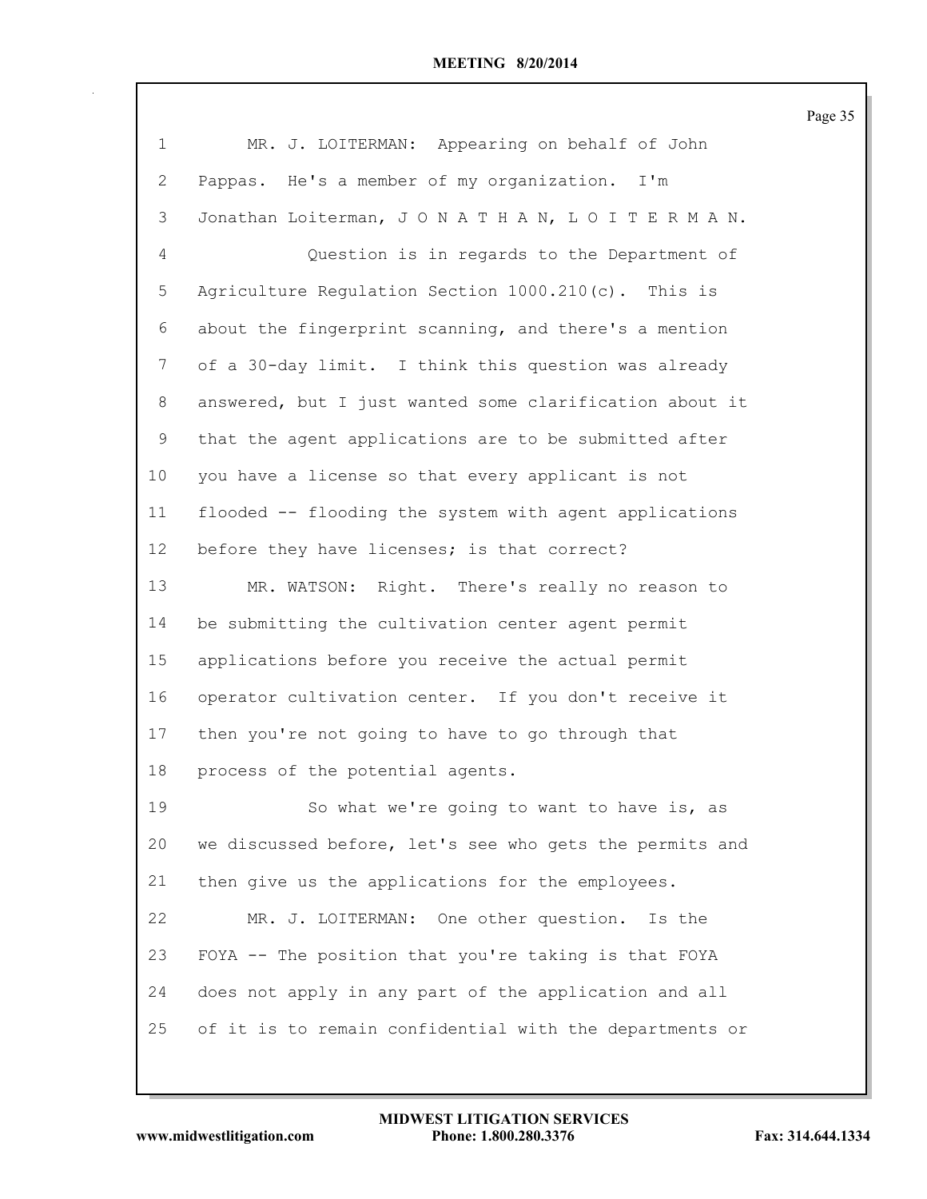MR. J. LOITERMAN: Appearing on behalf of John Pappas. He's a member of my organization. I'm Jonathan Loiterman, J O N A T H A N, L O I T E R M A N.

Question is in regards to the Department of Agriculture Regulation Section 1000.210(c). This is about the fingerprint scanning, and there's a mention of a 30-day limit. I think this question was already answered, but I just wanted some clarification about it that the agent applications are to be submitted after you have a license so that every applicant is not flooded -- flooding the system with agent applications before they have licenses; is that correct?

MR. WATSON: Right. There's really no reason to be submitting the cultivation center agent permit applications before you receive the actual permit operator cultivation center. If you don't receive it then you're not going to have to go through that process of the potential agents.

So what we're going to want to have is, as we discussed before, let's see who gets the permits and then give us the applications for the employees.

MR. J. LOITERMAN: One other question. Is the FOYA -- The position that you're taking is that FOYA does not apply in any part of the application and all of it is to remain confidential with the departments or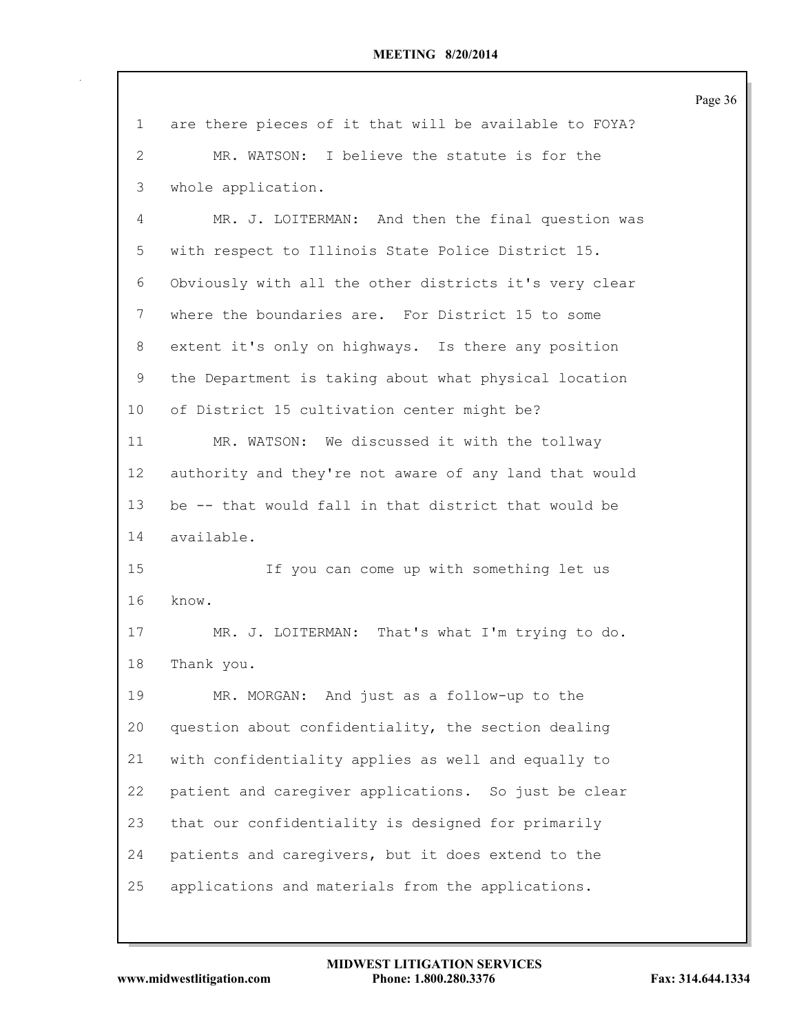1 are there pieces of it that will be available to FOYA?

2 MR. WATSON: I believe the statute is for the

3 whole application.

4 MR. J. LOITERMAN: And then the final question was

5 with respect to Illinois State Police District 15.

6 Obviously with all the other districts it's very clear

7 where the boundaries are. For District 15 to some

8 extent it's only on highways. Is there any position

9 the Department is taking about what physical location

10 of District 15 cultivation center might be?

11 MR. WATSON: We discussed it with the tollway

12 authority and they're not aware of any land that would

13 be -- that would fall in that district that would be

14 available.

15 If you can come up with something let us

16 know.

17 MR. J. LOITERMAN: That's what I'm trying to do.

18 Thank you.

19 MR. MORGAN: And just as a follow-up to the

20 question about confidentiality, the section dealing

21 with confidentiality applies as well and equally to

22 patient and caregiver applications. So just be clear

23 that our confidentiality is designed for primarily

24 patients and caregivers, but it does extend to the

25 applications and materials from the applications.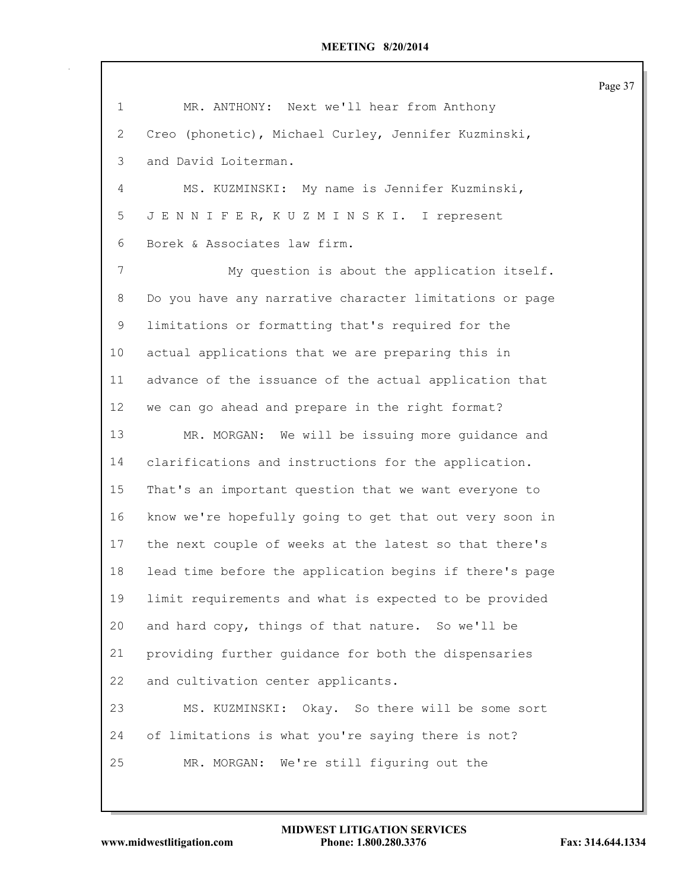MR. ANTHONY: Next we'll hear from Anthony Creo (phonetic), Michael Curley, Jennifer Kuzminski, and David Loiterman.

MS. KUZMINSKI: My name is Jennifer Kuzminski, J E N N I F E R, K U Z M I N S K I. I represent Borek & Associates law firm.

My question is about the application itself. Do you have any narrative character limitations or page limitations or formatting that's required for the actual applications that we are preparing this in advance of the issuance of the actual application that we can go ahead and prepare in the right format?

MR. MORGAN: We will be issuing more guidance and clarifications and instructions for the application. That's an important question that we want everyone to know we're hopefully going to get that out very soon in the next couple of weeks at the latest so that there's lead time before the application begins if there's page limit requirements and what is expected to be provided and hard copy, things of that nature. So we'll be providing further guidance for both the dispensaries and cultivation center applicants.

MS. KUZMINSKI: Okay. So there will be some sort of limitations is what you're saying there is not?

MR. MORGAN: We're still figuring out the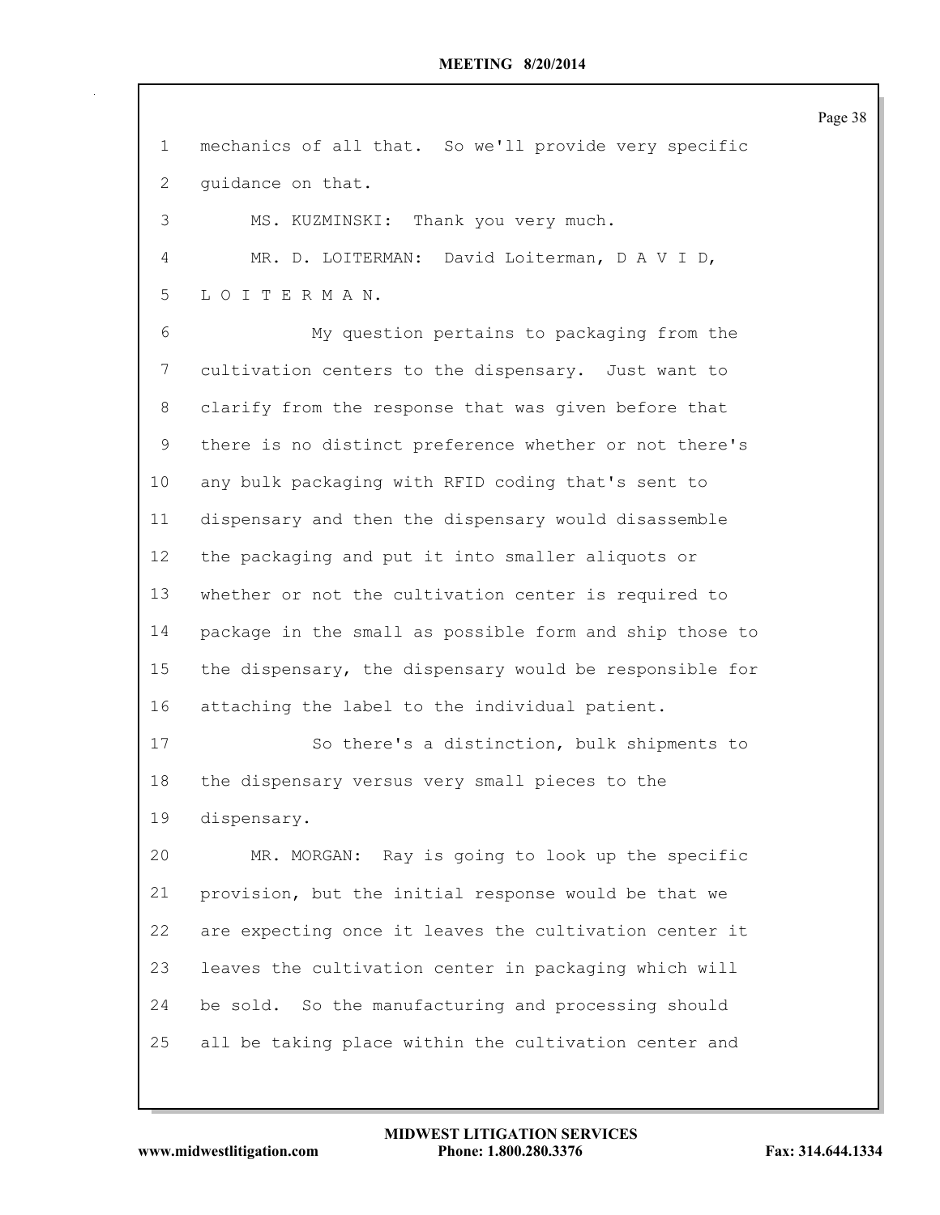mechanics of all that. So we'll provide very specific guidance on that.

MS. KUZMINSKI: Thank you very much.

MR. D. LOITERMAN: David Loiterman, D A V I D, L O I T E R M A N.

My question pertains to packaging from the cultivation centers to the dispensary. Just want to clarify from the response that was given before that there is no distinct preference whether or not there's any bulk packaging with RFID coding that's sent to dispensary and then the dispensary would disassemble the packaging and put it into smaller aliquots or whether or not the cultivation center is required to package in the small as possible form and ship those to the dispensary, the dispensary would be responsible for attaching the label to the individual patient.

So there's a distinction, bulk shipments to the dispensary versus very small pieces to the dispensary.

MR. MORGAN: Ray is going to look up the specific provision, but the initial response would be that we are expecting once it leaves the cultivation center it leaves the cultivation center in packaging which will be sold. So the manufacturing and processing should all be taking place within the cultivation center and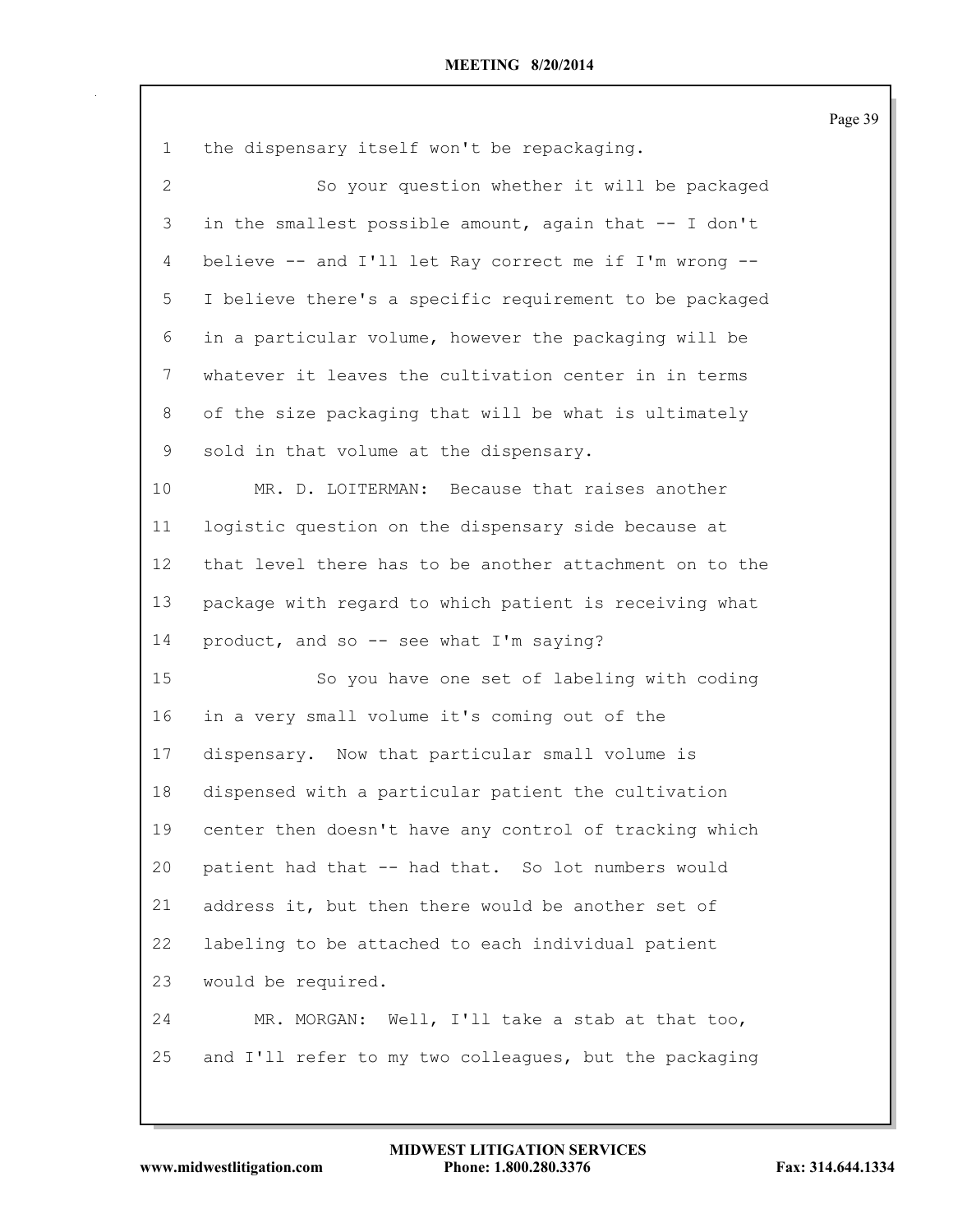1 the dispensary itself won't be repackaging.

2 So your question whether it will be packaged

3 in the smallest possible amount, again that -- I don't

4 believe -- and I'll let Ray correct me if I'm wrong --

5 I believe there's a specific requirement to be packaged

6 in a particular volume, however the packaging will be

7 whatever it leaves the cultivation center in in terms

8 of the size packaging that will be what is ultimately

9 sold in that volume at the dispensary.

10 MR. D. LOITERMAN: Because that raises another

11 logistic question on the dispensary side because at

12 that level there has to be another attachment on to the

13 package with regard to which patient is receiving what

14 product, and so -- see what I'm saying?

15 So you have one set of labeling with coding

16 in a very small volume it's coming out of the

17 dispensary. Now that particular small volume is

18 dispensed with a particular patient the cultivation

19 center then doesn't have any control of tracking which

20 patient had that -- had that. So lot numbers would

21 address it, but then there would be another set of

22 labeling to be attached to each individual patient

23 would be required.

24 MR. MORGAN: Well, I'll take a stab at that too,

25 and I'll refer to my two colleagues, but the packaging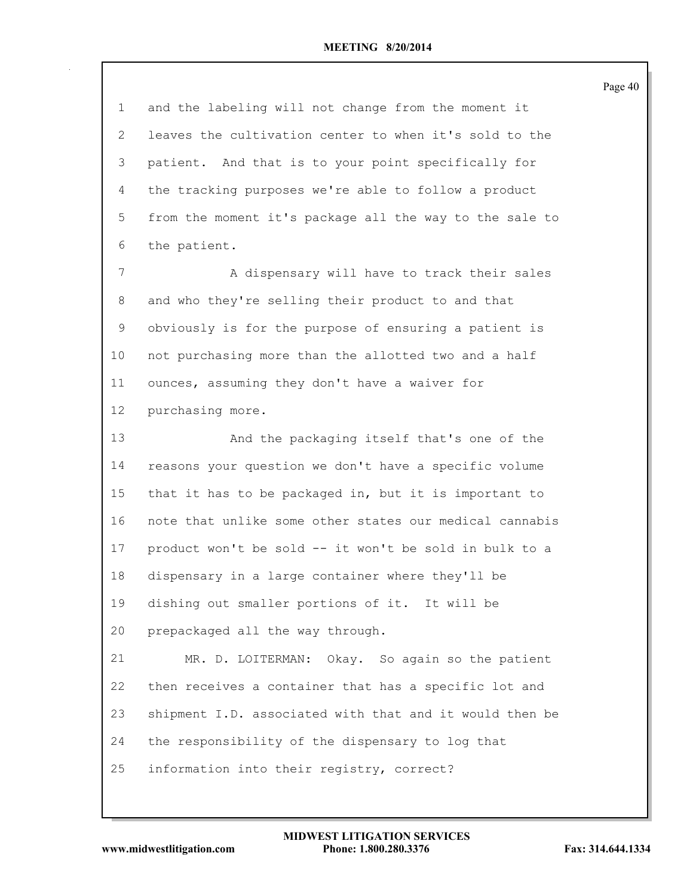1 and the labeling will not change from the moment it
2 leaves the cultivation center to when it's sold to the
3 patient. And that is to your point specifically for
4 the tracking purposes we're able to follow a product
5 from the moment it's package all the way to the sale to
6 the patient.

7 A dispensary will have to track their sales
8 and who they're selling their product to and that
9 obviously is for the purpose of ensuring a patient is
10 not purchasing more than the allotted two and a half
11 ounces, assuming they don't have a waiver for
12 purchasing more.

13 And the packaging itself that's one of the
14 reasons your question we don't have a specific volume
15 that it has to be packaged in, but it is important to
16 note that unlike some other states our medical cannabis
17 product won't be sold -- it won't be sold in bulk to a
18 dispensary in a large container where they'll be
19 dishing out smaller portions of it. It will be
20 prepackaged all the way through.

21 MR. D. LOITERMAN: Okay. So again so the patient
22 then receives a container that has a specific lot and
23 shipment I.D. associated with that and it would then be
24 the responsibility of the dispensary to log that
25 information into their registry, correct?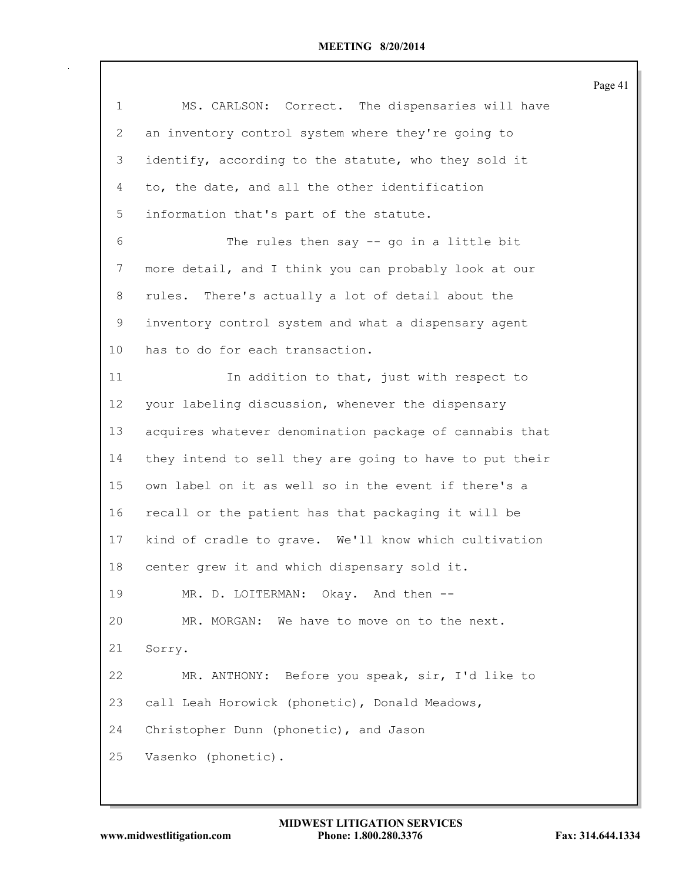MS. CARLSON: Correct. The dispensaries will have an inventory control system where they're going to identify, according to the statute, who they sold it to, the date, and all the other identification information that's part of the statute.

The rules then say -- go in a little bit more detail, and I think you can probably look at our rules. There's actually a lot of detail about the inventory control system and what a dispensary agent has to do for each transaction.

In addition to that, just with respect to your labeling discussion, whenever the dispensary acquires whatever denomination package of cannabis that they intend to sell they are going to have to put their own label on it as well so in the event if there's a recall or the patient has that packaging it will be kind of cradle to grave. We'll know which cultivation center grew it and which dispensary sold it.

MR. D. LOITERMAN: Okay. And then --

MR. MORGAN: We have to move on to the next. Sorry.

MR. ANTHONY: Before you speak, sir, I'd like to call Leah Horowick (phonetic), Donald Meadows, Christopher Dunn (phonetic), and Jason Vasenko (phonetic).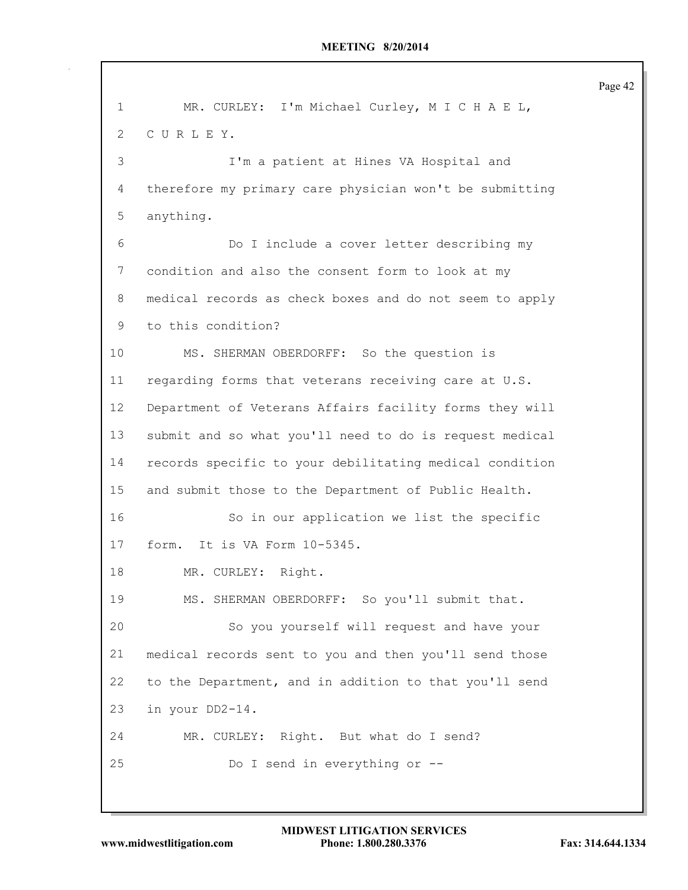1 MR. CURLEY: I'm Michael Curley, M I C H A E L,
2 C U R L E Y.
3 I'm a patient at Hines VA Hospital and
4 therefore my primary care physician won't be submitting
5 anything.
6 Do I include a cover letter describing my
7 condition and also the consent form to look at my
8 medical records as check boxes and do not seem to apply
9 to this condition?
10 MS. SHERMAN OBERDORFF: So the question is
11 regarding forms that veterans receiving care at U.S.
12 Department of Veterans Affairs facility forms they will
13 submit and so what you'll need to do is request medical
14 records specific to your debilitating medical condition
15 and submit those to the Department of Public Health.
16 So in our application we list the specific
17 form. It is VA Form 10-5345.
18 MR. CURLEY: Right.
19 MS. SHERMAN OBERDORFF: So you'll submit that.
20 So you yourself will request and have your
21 medical records sent to you and then you'll send those
22 to the Department, and in addition to that you'll send
23 in your DD2-14.
24 MR. CURLEY: Right. But what do I send?
25 Do I send in everything or --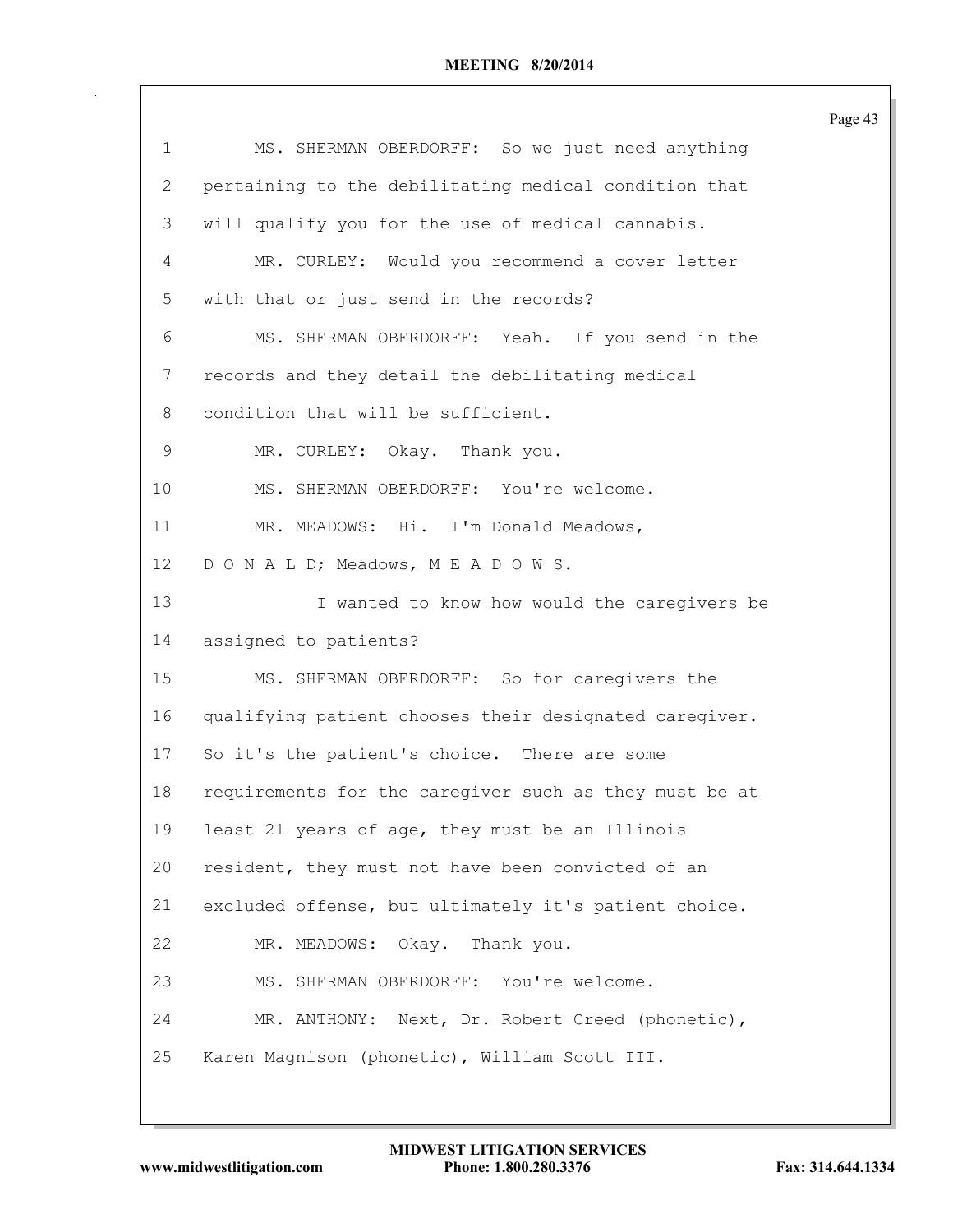MS. SHERMAN OBERDORFF: So we just need anything pertaining to the debilitating medical condition that will qualify you for the use of medical cannabis.

MR. CURLEY: Would you recommend a cover letter with that or just send in the records?

MS. SHERMAN OBERDORFF: Yeah. If you send in the records and they detail the debilitating medical condition that will be sufficient.

MR. CURLEY: Okay. Thank you.

MS. SHERMAN OBERDORFF: You're welcome.

MR. MEADOWS: Hi. I'm Donald Meadows, D O N A L D; Meadows, M E A D O W S.

I wanted to know how would the caregivers be assigned to patients?

MS. SHERMAN OBERDORFF: So for caregivers the qualifying patient chooses their designated caregiver. So it's the patient's choice. There are some requirements for the caregiver such as they must be at least 21 years of age, they must be an Illinois resident, they must not have been convicted of an excluded offense, but ultimately it's patient choice.

MR. MEADOWS: Okay. Thank you.

MS. SHERMAN OBERDORFF: You're welcome.

MR. ANTHONY: Next, Dr. Robert Creed (phonetic), Karen Magnison (phonetic), William Scott III.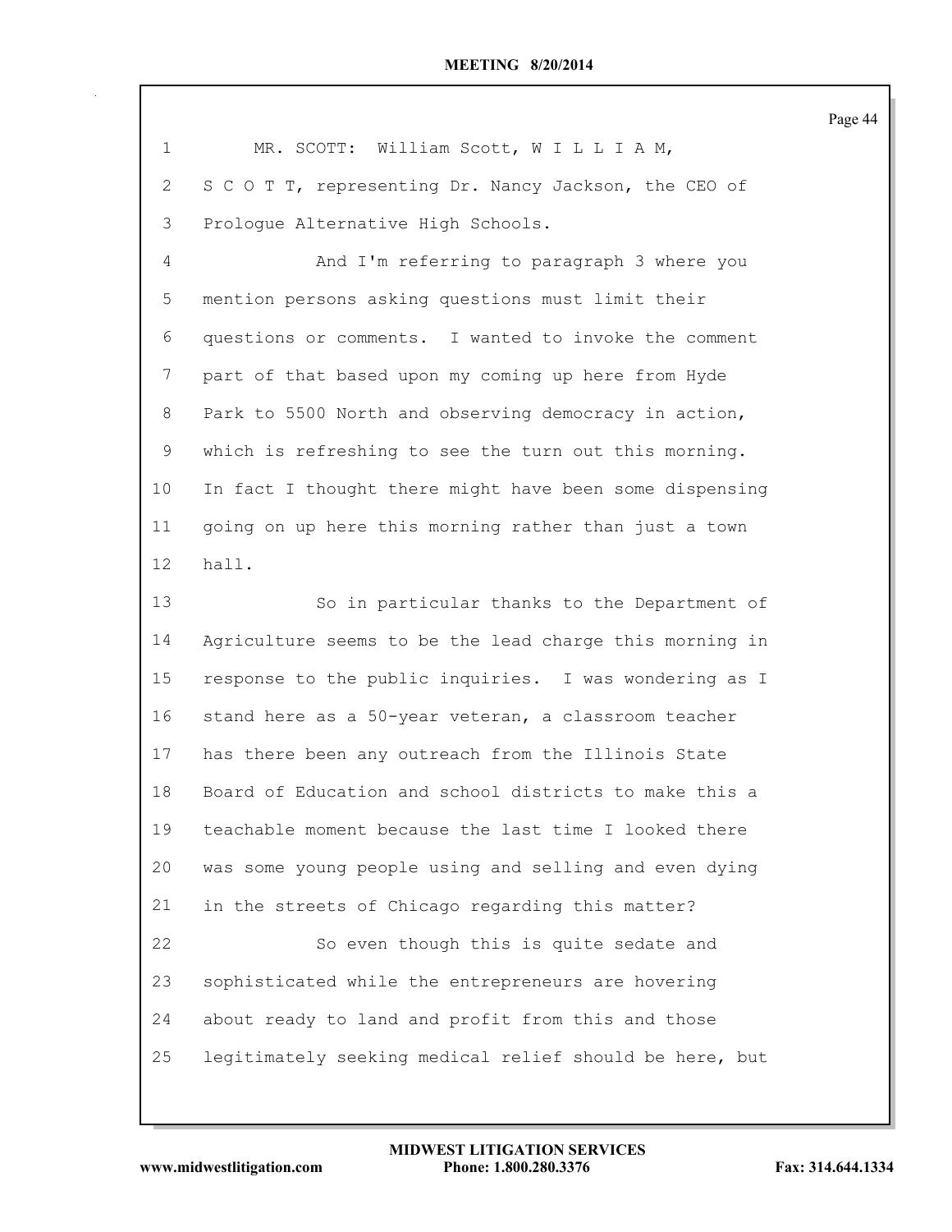MR. SCOTT: William Scott, W I L L I A M, S C O T T, representing Dr. Nancy Jackson, the CEO of Prologue Alternative High Schools.

And I'm referring to paragraph 3 where you mention persons asking questions must limit their questions or comments. I wanted to invoke the comment part of that based upon my coming up here from Hyde Park to 5500 North and observing democracy in action, which is refreshing to see the turn out this morning. In fact I thought there might have been some dispensing going on up here this morning rather than just a town hall.

So in particular thanks to the Department of Agriculture seems to be the lead charge this morning in response to the public inquiries. I was wondering as I stand here as a 50-year veteran, a classroom teacher has there been any outreach from the Illinois State Board of Education and school districts to make this a teachable moment because the last time I looked there was some young people using and selling and even dying in the streets of Chicago regarding this matter?

So even though this is quite sedate and sophisticated while the entrepreneurs are hovering about ready to land and profit from this and those legitimately seeking medical relief should be here, but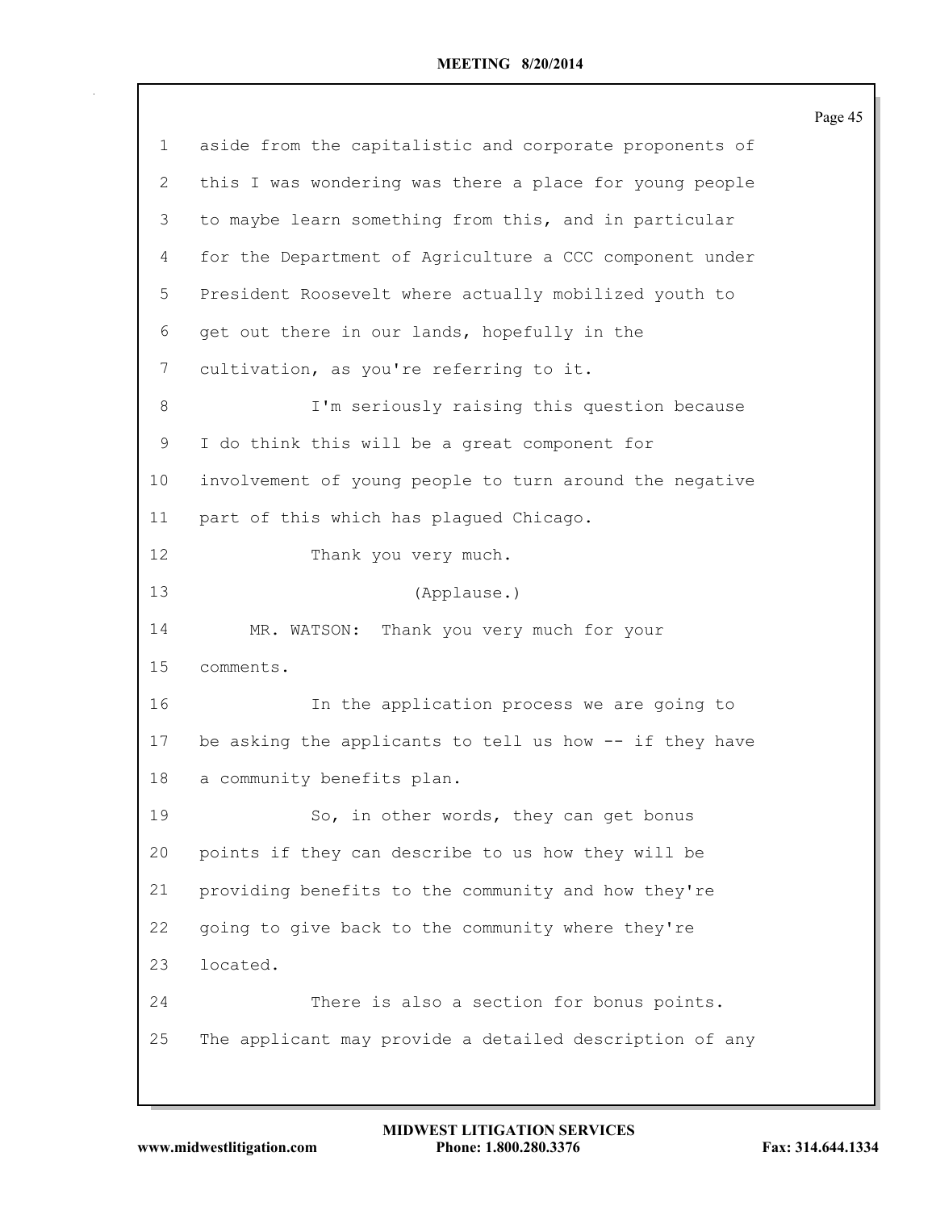aside from the capitalistic and corporate proponents of this I was wondering was there a place for young people to maybe learn something from this, and in particular for the Department of Agriculture a CCC component under President Roosevelt where actually mobilized youth to get out there in our lands, hopefully in the cultivation, as you're referring to it.

I'm seriously raising this question because I do think this will be a great component for involvement of young people to turn around the negative part of this which has plagued Chicago.

Thank you very much.

(Applause.)

MR. WATSON: Thank you very much for your comments.

In the application process we are going to be asking the applicants to tell us how -- if they have a community benefits plan.

So, in other words, they can get bonus points if they can describe to us how they will be providing benefits to the community and how they're going to give back to the community where they're located.

There is also a section for bonus points. The applicant may provide a detailed description of any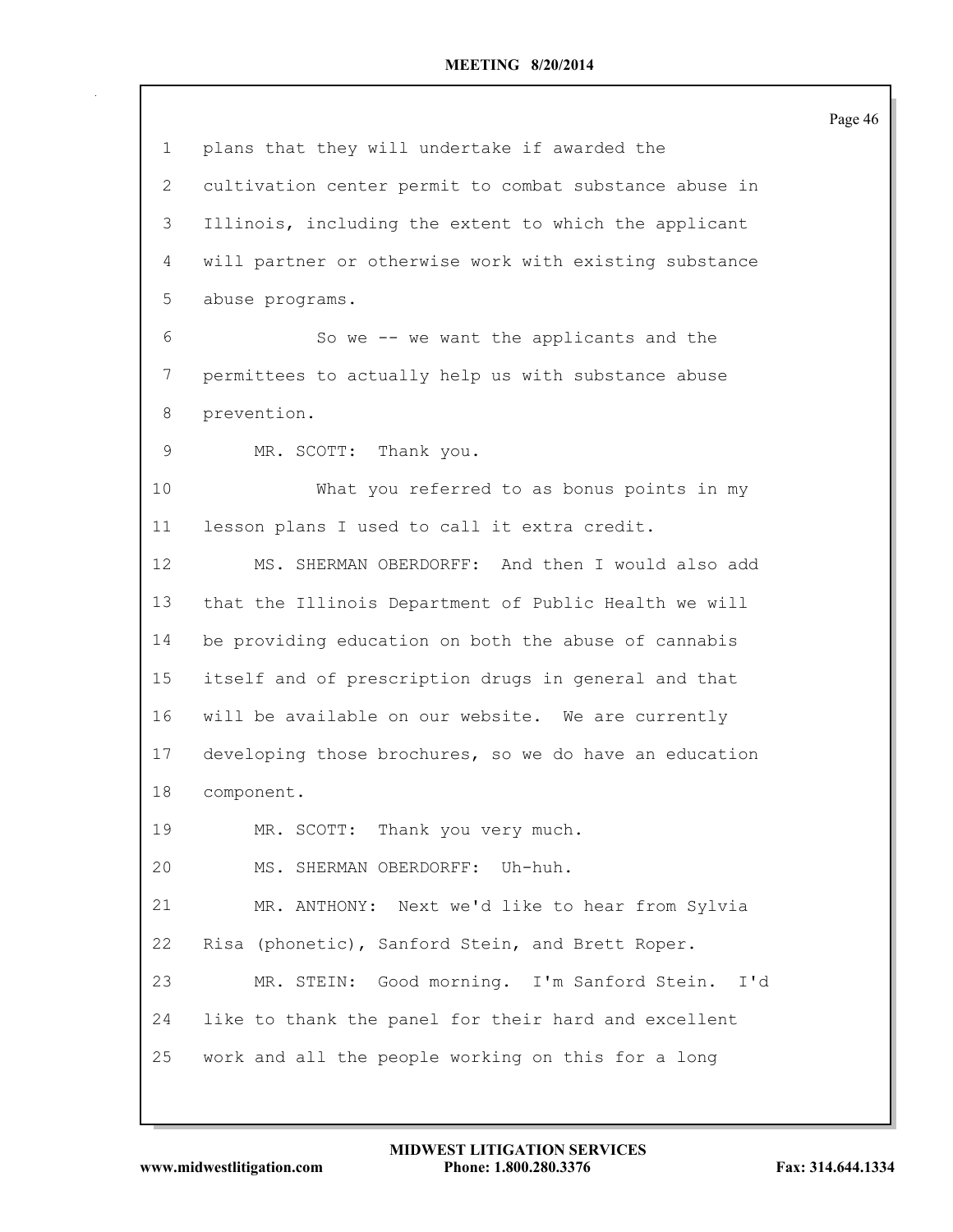1 plans that they will undertake if awarded the
2 cultivation center permit to combat substance abuse in
3 Illinois, including the extent to which the applicant
4 will partner or otherwise work with existing substance
5 abuse programs.
6 So we -- we want the applicants and the
7 permittees to actually help us with substance abuse
8 prevention.
9 MR. SCOTT: Thank you.
10 What you referred to as bonus points in my
11 lesson plans I used to call it extra credit.
12 MS. SHERMAN OBERDORFF: And then I would also add
13 that the Illinois Department of Public Health we will
14 be providing education on both the abuse of cannabis
15 itself and of prescription drugs in general and that
16 will be available on our website. We are currently
17 developing those brochures, so we do have an education
18 component.
19 MR. SCOTT: Thank you very much.
20 MS. SHERMAN OBERDORFF: Uh-huh.
21 MR. ANTHONY: Next we'd like to hear from Sylvia
22 Risa (phonetic), Sanford Stein, and Brett Roper.
23 MR. STEIN: Good morning. I'm Sanford Stein. I'd
24 like to thank the panel for their hard and excellent
25 work and all the people working on this for a long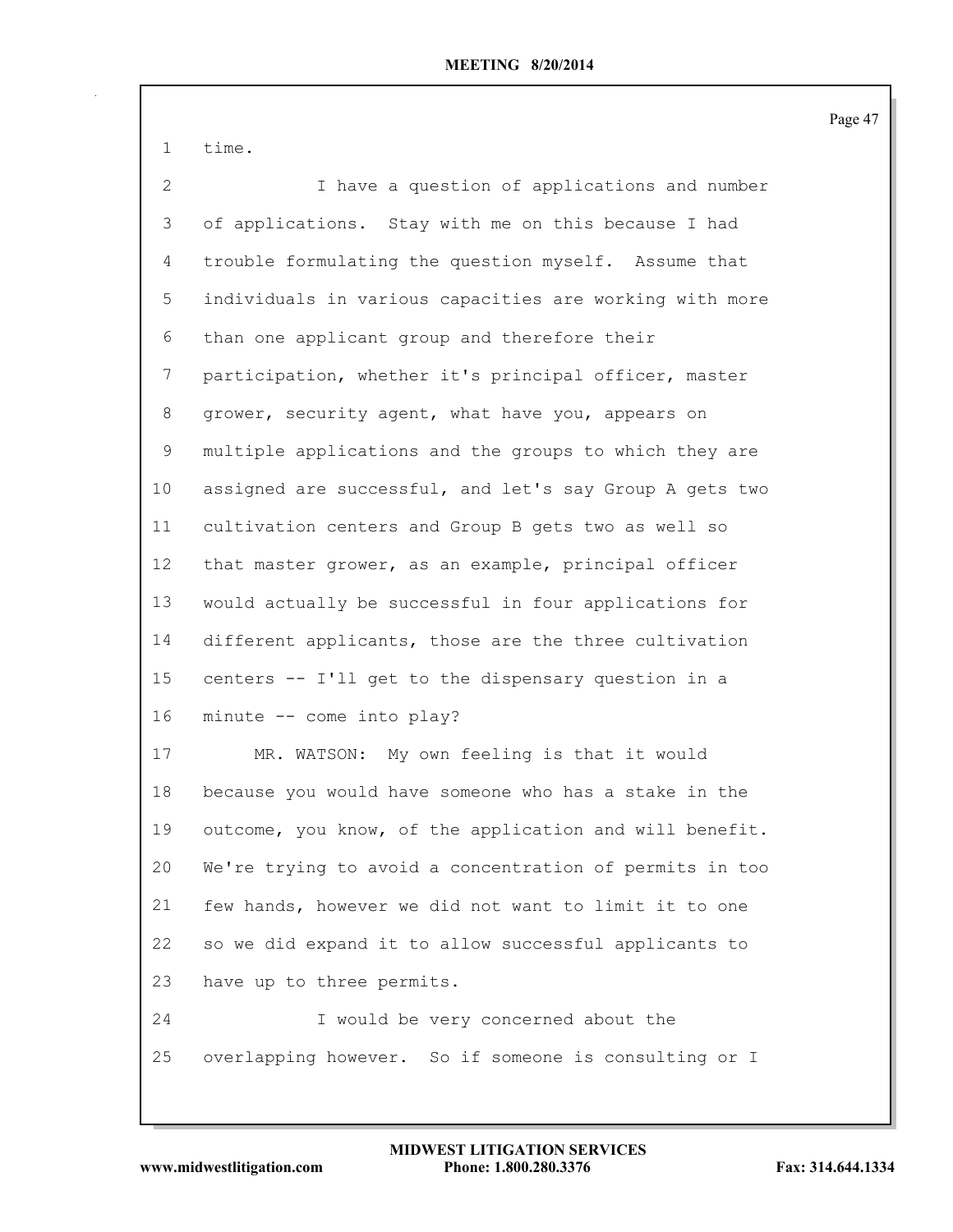time.

I have a question of applications and number of applications. Stay with me on this because I had trouble formulating the question myself. Assume that individuals in various capacities are working with more than one applicant group and therefore their participation, whether it's principal officer, master grower, security agent, what have you, appears on multiple applications and the groups to which they are assigned are successful, and let's say Group A gets two cultivation centers and Group B gets two as well so that master grower, as an example, principal officer would actually be successful in four applications for different applicants, those are the three cultivation centers -- I'll get to the dispensary question in a minute -- come into play?

MR. WATSON: My own feeling is that it would because you would have someone who has a stake in the outcome, you know, of the application and will benefit. We're trying to avoid a concentration of permits in too few hands, however we did not want to limit it to one so we did expand it to allow successful applicants to have up to three permits.

I would be very concerned about the overlapping however. So if someone is consulting or I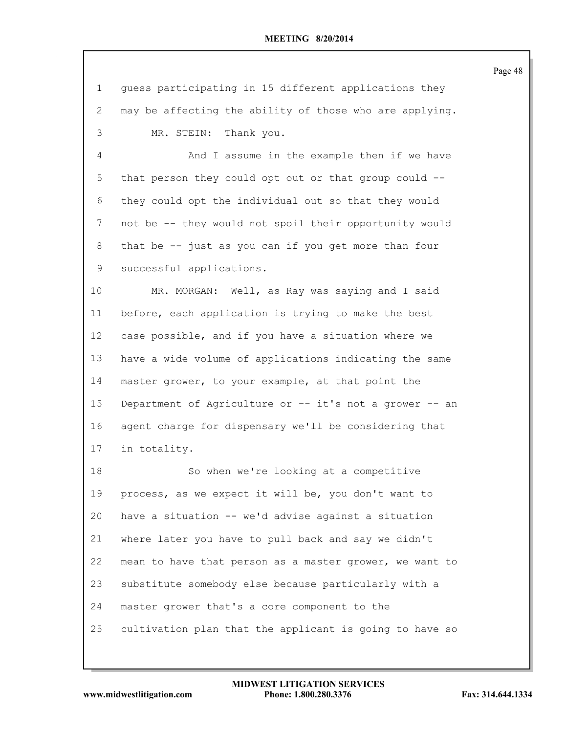1 guess participating in 15 different applications they
2 may be affecting the ability of those who are applying.
3 MR. STEIN: Thank you.
4 And I assume in the example then if we have
5 that person they could opt out or that group could --
6 they could opt the individual out so that they would
7 not be -- they would not spoil their opportunity would
8 that be -- just as you can if you get more than four
9 successful applications.
10 MR. MORGAN: Well, as Ray was saying and I said
11 before, each application is trying to make the best
12 case possible, and if you have a situation where we
13 have a wide volume of applications indicating the same
14 master grower, to your example, at that point the
15 Department of Agriculture or -- it's not a grower -- an
16 agent charge for dispensary we'll be considering that
17 in totality.
18 So when we're looking at a competitive
19 process, as we expect it will be, you don't want to
20 have a situation -- we'd advise against a situation
21 where later you have to pull back and say we didn't
22 mean to have that person as a master grower, we want to
23 substitute somebody else because particularly with a
24 master grower that's a core component to the
25 cultivation plan that the applicant is going to have so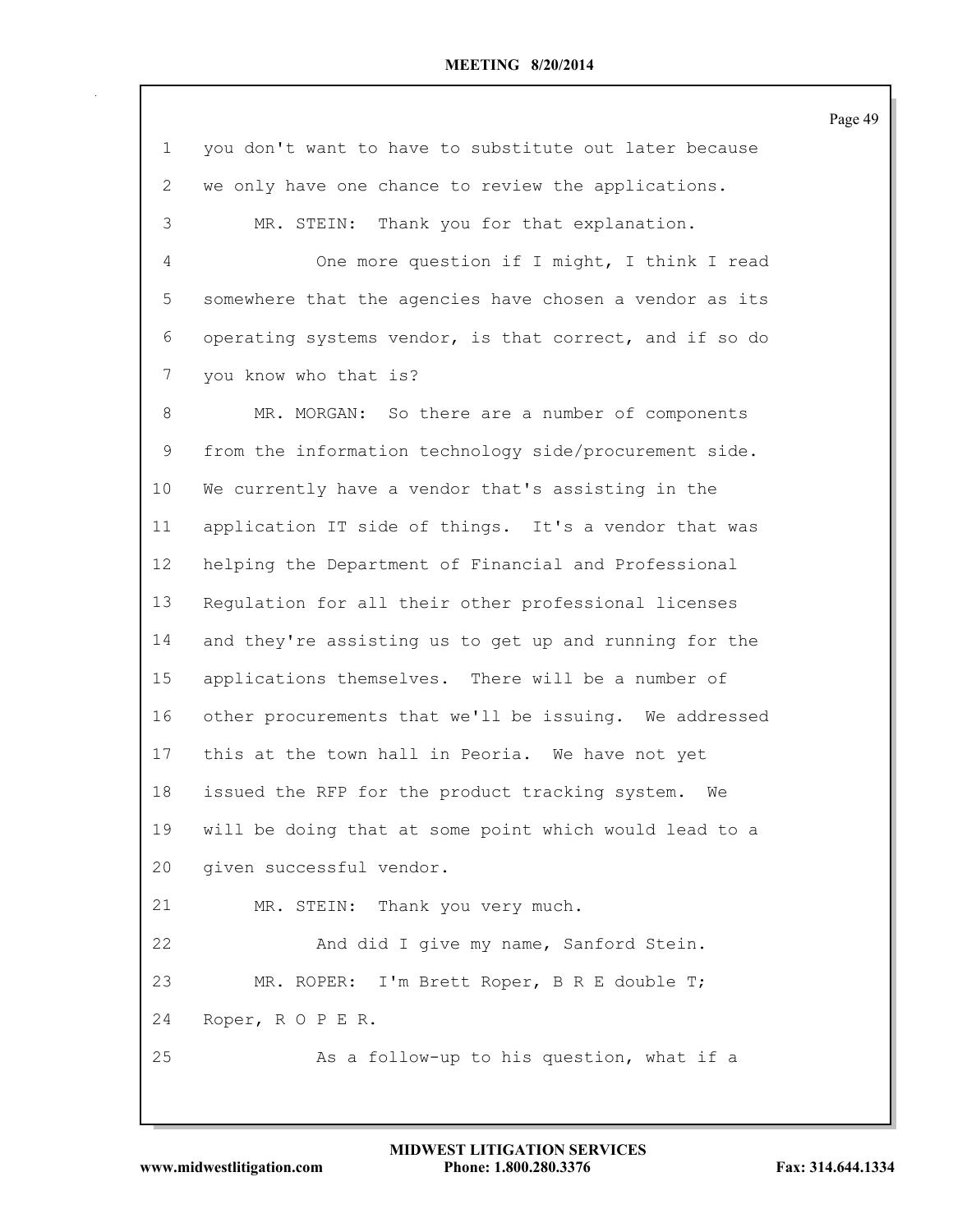1 you don't want to have to substitute out later because
2 we only have one chance to review the applications.
3 MR. STEIN: Thank you for that explanation.
4 One more question if I might, I think I read
5 somewhere that the agencies have chosen a vendor as its
6 operating systems vendor, is that correct, and if so do
7 you know who that is?
8 MR. MORGAN: So there are a number of components
9 from the information technology side/procurement side.
10 We currently have a vendor that's assisting in the
11 application IT side of things. It's a vendor that was
12 helping the Department of Financial and Professional
13 Regulation for all their other professional licenses
14 and they're assisting us to get up and running for the
15 applications themselves. There will be a number of
16 other procurements that we'll be issuing. We addressed
17 this at the town hall in Peoria. We have not yet
18 issued the RFP for the product tracking system. We
19 will be doing that at some point which would lead to a
20 given successful vendor.
21 MR. STEIN: Thank you very much.
22 And did I give my name, Sanford Stein.
23 MR. ROPER: I'm Brett Roper, B R E double T;
24 Roper, R O P E R.
25 As a follow-up to his question, what if a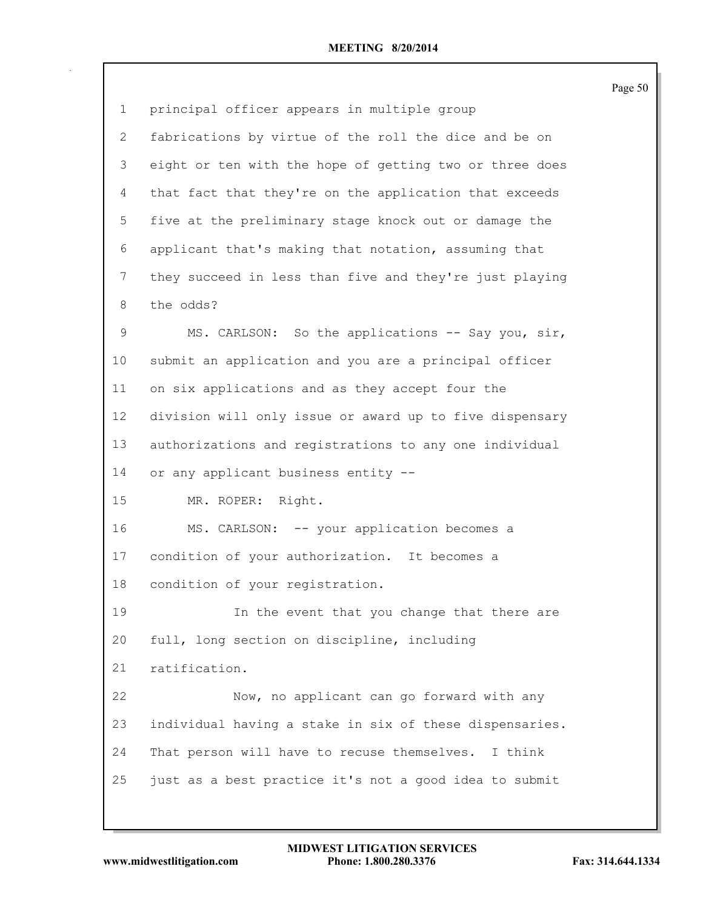principal officer appears in multiple group fabrications by virtue of the roll the dice and be on eight or ten with the hope of getting two or three does that fact that they're on the application that exceeds five at the preliminary stage knock out or damage the applicant that's making that notation, assuming that they succeed in less than five and they're just playing the odds?

MS. CARLSON: So the applications -- Say you, sir, submit an application and you are a principal officer on six applications and as they accept four the division will only issue or award up to five dispensary authorizations and registrations to any one individual or any applicant business entity --

MR. ROPER: Right.

MS. CARLSON: -- your application becomes a condition of your authorization. It becomes a condition of your registration.

In the event that you change that there are full, long section on discipline, including ratification.

Now, no applicant can go forward with any individual having a stake in six of these dispensaries. That person will have to recuse themselves. I think just as a best practice it's not a good idea to submit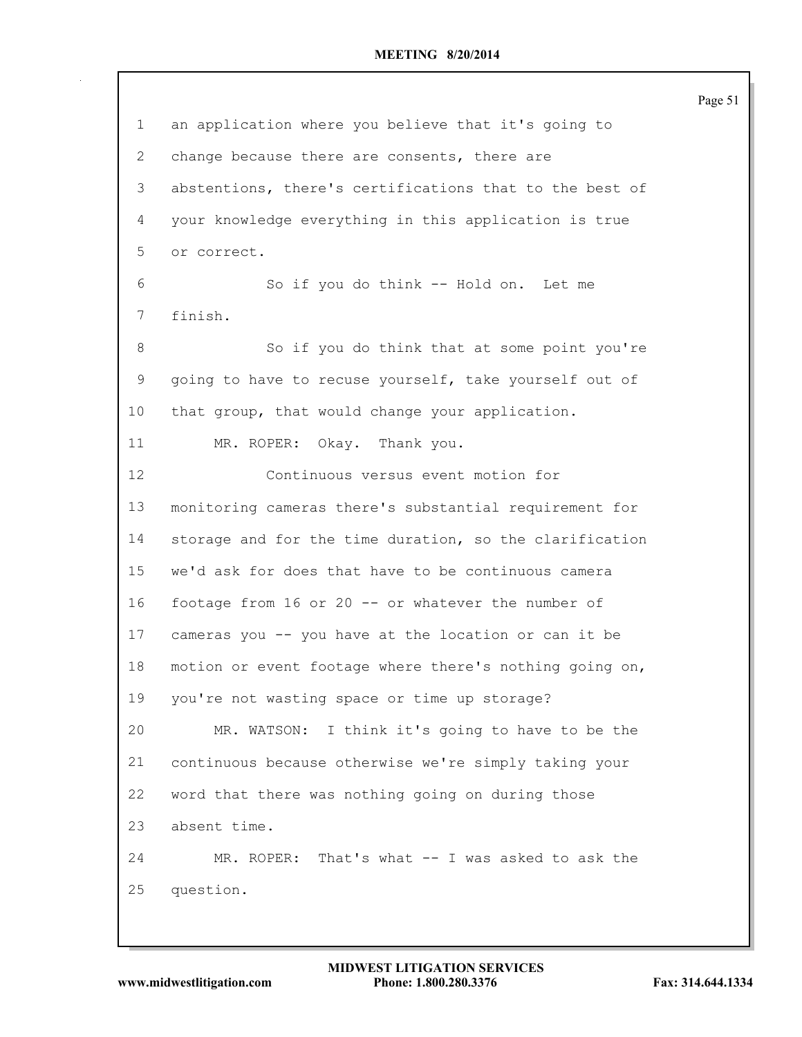an application where you believe that it's going to change because there are consents, there are abstentions, there's certifications that to the best of your knowledge everything in this application is true or correct.

So if you do think -- Hold on. Let me finish.

So if you do think that at some point you're going to have to recuse yourself, take yourself out of that group, that would change your application.

MR. ROPER: Okay. Thank you.

Continuous versus event motion for monitoring cameras there's substantial requirement for storage and for the time duration, so the clarification we'd ask for does that have to be continuous camera footage from 16 or 20 -- or whatever the number of cameras you -- you have at the location or can it be motion or event footage where there's nothing going on, you're not wasting space or time up storage?

MR. WATSON: I think it's going to have to be the continuous because otherwise we're simply taking your word that there was nothing going on during those absent time.

MR. ROPER: That's what -- I was asked to ask the question.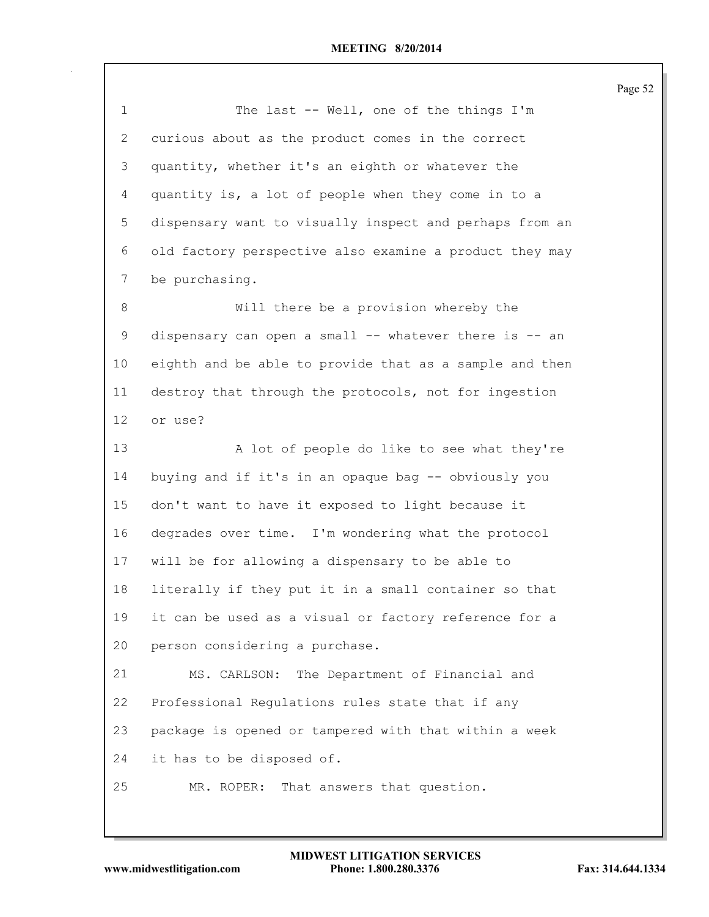The last -- Well, one of the things I'm curious about as the product comes in the correct quantity, whether it's an eighth or whatever the quantity is, a lot of people when they come in to a dispensary want to visually inspect and perhaps from an old factory perspective also examine a product they may be purchasing.

Will there be a provision whereby the dispensary can open a small -- whatever there is -- an eighth and be able to provide that as a sample and then destroy that through the protocols, not for ingestion or use?

A lot of people do like to see what they're buying and if it's in an opaque bag -- obviously you don't want to have it exposed to light because it degrades over time. I'm wondering what the protocol will be for allowing a dispensary to be able to literally if they put it in a small container so that it can be used as a visual or factory reference for a person considering a purchase.

MS. CARLSON: The Department of Financial and Professional Regulations rules state that if any package is opened or tampered with that within a week it has to be disposed of.

MR. ROPER: That answers that question.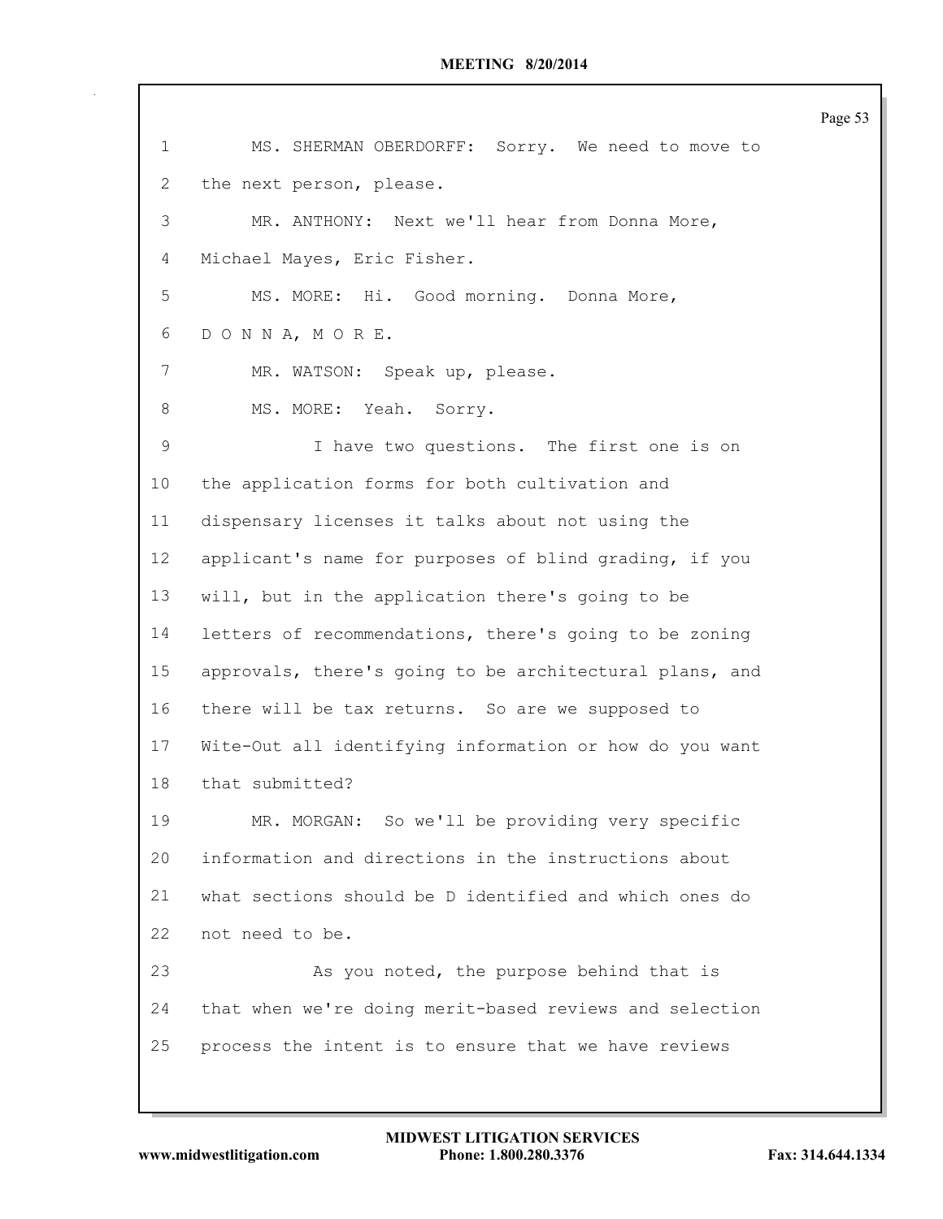1 MS. SHERMAN OBERDORFF: Sorry. We need to move to
2 the next person, please.
3 MR. ANTHONY: Next we'll hear from Donna More,
4 Michael Mayes, Eric Fisher.
5 MS. MORE: Hi. Good morning. Donna More,
6 D O N N A, M O R E.
7 MR. WATSON: Speak up, please.
8 MS. MORE: Yeah. Sorry.
9 I have two questions. The first one is on
10 the application forms for both cultivation and
11 dispensary licenses it talks about not using the
12 applicant's name for purposes of blind grading, if you
13 will, but in the application there's going to be
14 letters of recommendations, there's going to be zoning
15 approvals, there's going to be architectural plans, and
16 there will be tax returns. So are we supposed to
17 Wite-Out all identifying information or how do you want
18 that submitted?
19 MR. MORGAN: So we'll be providing very specific
20 information and directions in the instructions about
21 what sections should be D identified and which ones do
22 not need to be.
23 As you noted, the purpose behind that is
24 that when we're doing merit-based reviews and selection
25 process the intent is to ensure that we have reviews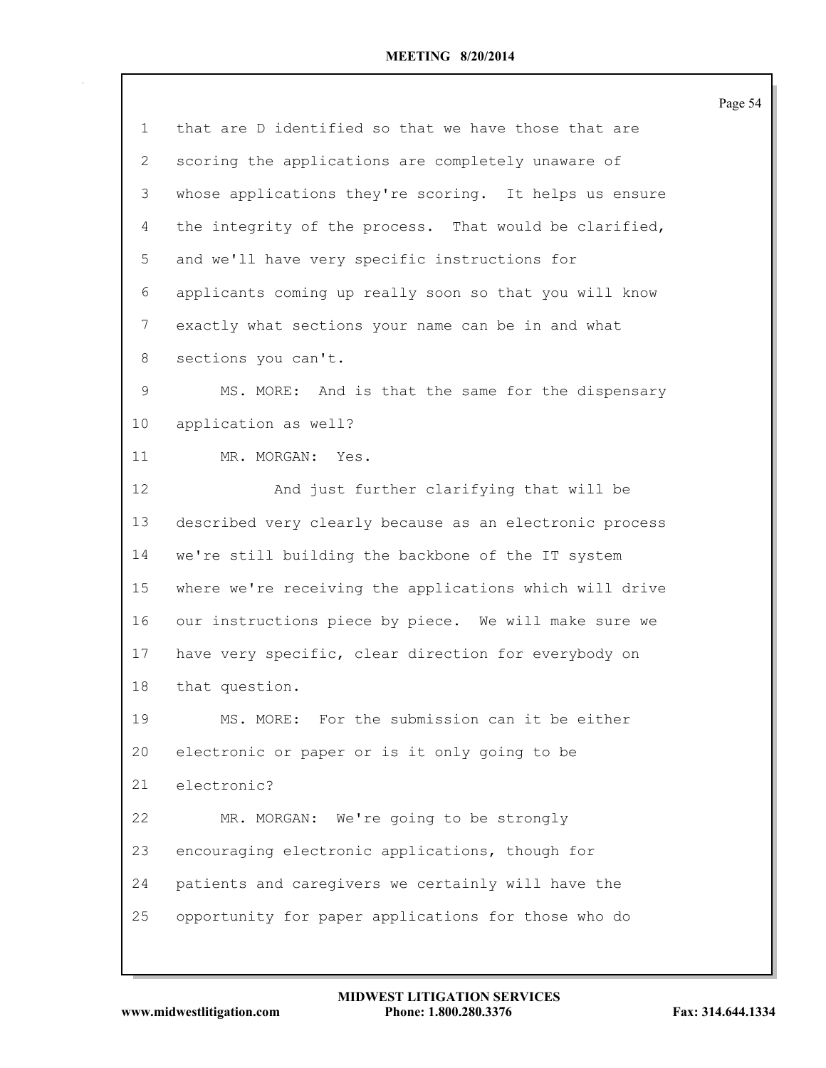1 that are D identified so that we have those that are
2 scoring the applications are completely unaware of
3 whose applications they're scoring. It helps us ensure
4 the integrity of the process. That would be clarified,
5 and we'll have very specific instructions for
6 applicants coming up really soon so that you will know
7 exactly what sections your name can be in and what
8 sections you can't.
9 MS. MORE: And is that the same for the dispensary
10 application as well?
11 MR. MORGAN: Yes.
12 And just further clarifying that will be
13 described very clearly because as an electronic process
14 we're still building the backbone of the IT system
15 where we're receiving the applications which will drive
16 our instructions piece by piece. We will make sure we
17 have very specific, clear direction for everybody on
18 that question.
19 MS. MORE: For the submission can it be either
20 electronic or paper or is it only going to be
21 electronic?
22 MR. MORGAN: We're going to be strongly
23 encouraging electronic applications, though for
24 patients and caregivers we certainly will have the
25 opportunity for paper applications for those who do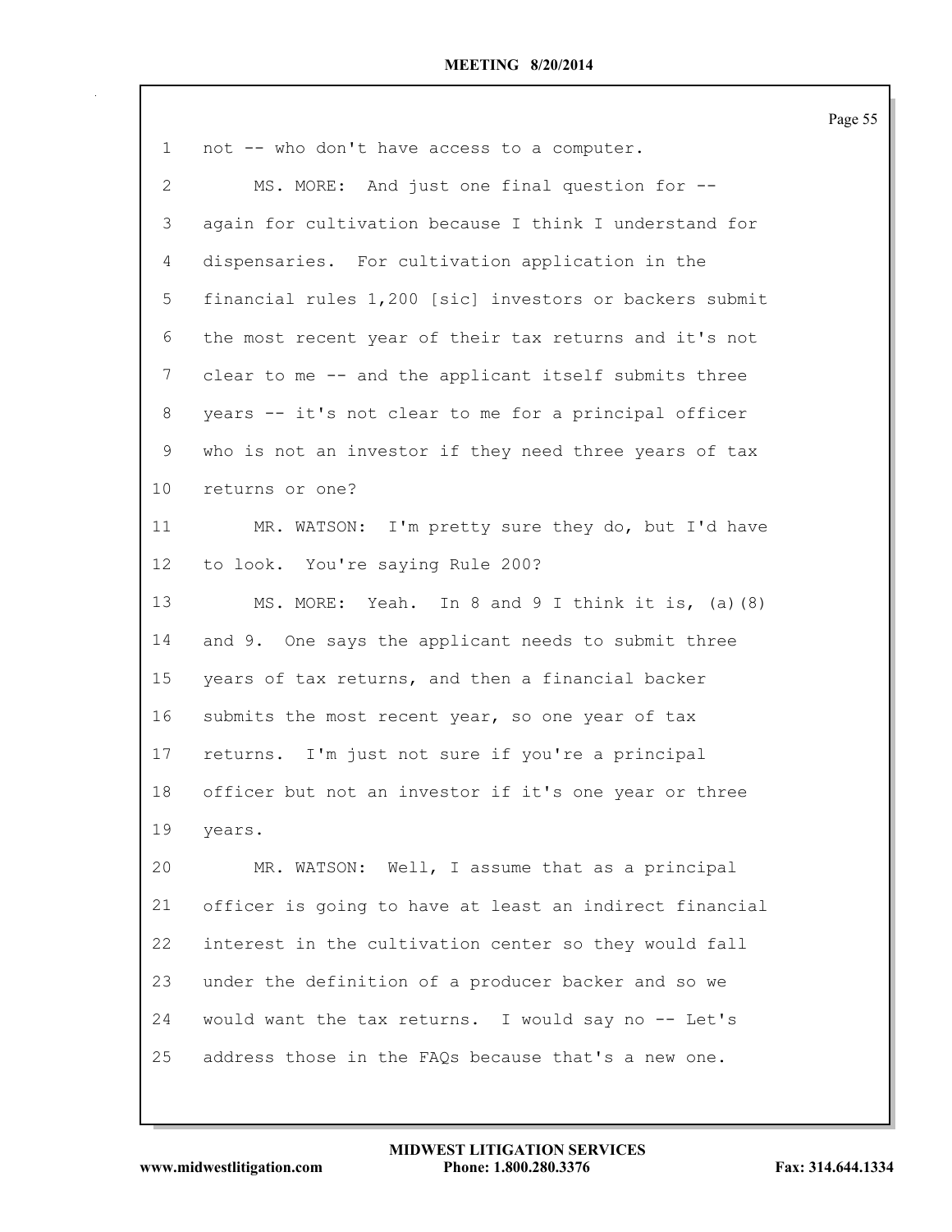not -- who don't have access to a computer.

MS. MORE: And just one final question for -- again for cultivation because I think I understand for dispensaries. For cultivation application in the financial rules 1,200 [sic] investors or backers submit the most recent year of their tax returns and it's not clear to me -- and the applicant itself submits three years -- it's not clear to me for a principal officer who is not an investor if they need three years of tax returns or one?

MR. WATSON: I'm pretty sure they do, but I'd have to look. You're saying Rule 200?

MS. MORE: Yeah. In 8 and 9 I think it is, (a)(8) and 9. One says the applicant needs to submit three years of tax returns, and then a financial backer submits the most recent year, so one year of tax returns. I'm just not sure if you're a principal officer but not an investor if it's one year or three years.

MR. WATSON: Well, I assume that as a principal officer is going to have at least an indirect financial interest in the cultivation center so they would fall under the definition of a producer backer and so we would want the tax returns. I would say no -- Let's address those in the FAQs because that's a new one.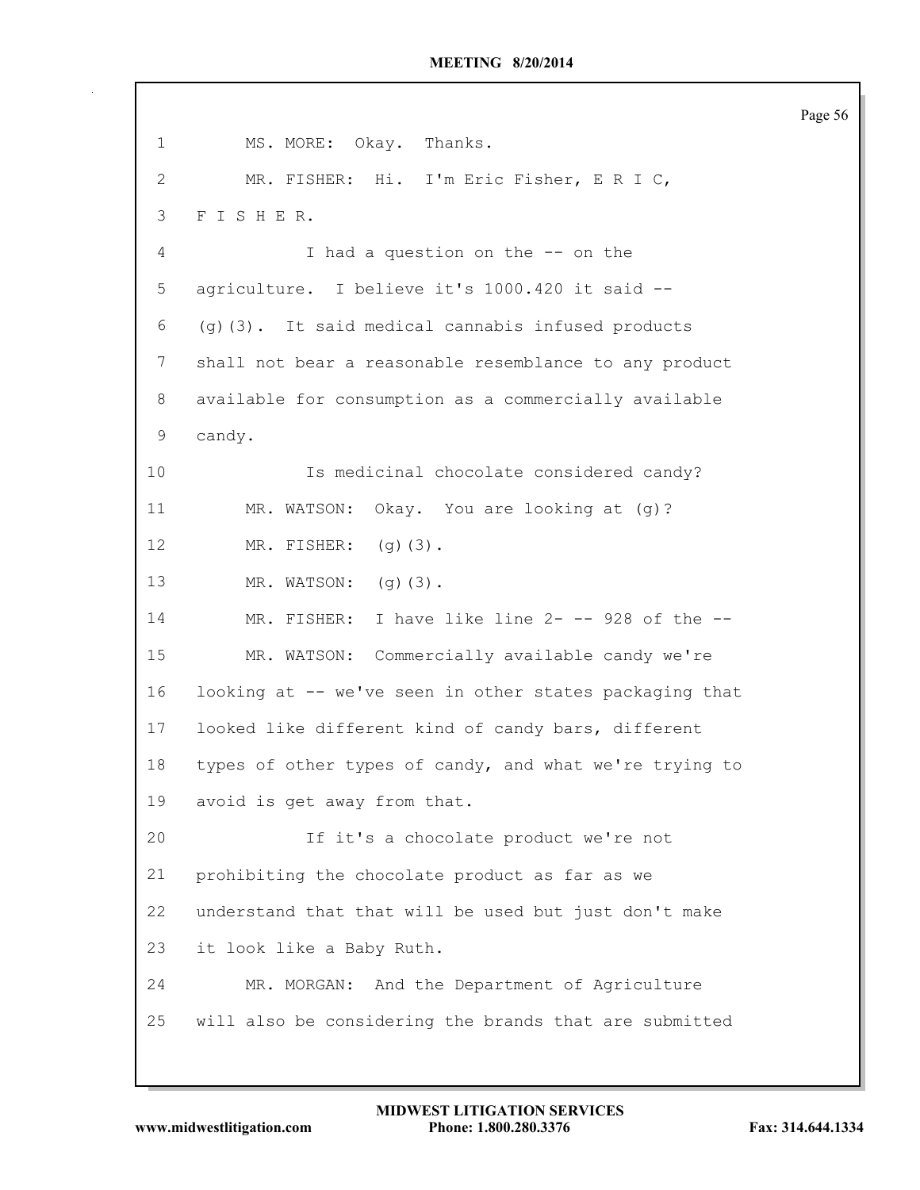1 MS. MORE: Okay. Thanks.

2 MR. FISHER: Hi. I'm Eric Fisher, E R I C,

3 F I S H E R.

4 I had a question on the -- on the

5 agriculture. I believe it's 1000.420 it said --

6 (g)(3). It said medical cannabis infused products

7 shall not bear a reasonable resemblance to any product

8 available for consumption as a commercially available

9 candy.

10 Is medicinal chocolate considered candy?

11 MR. WATSON: Okay. You are looking at (g)?

12 MR. FISHER: (g)(3).

13 MR. WATSON: (g)(3).

14 MR. FISHER: I have like line 2- -- 928 of the --

15 MR. WATSON: Commercially available candy we're

16 looking at -- we've seen in other states packaging that

17 looked like different kind of candy bars, different

18 types of other types of candy, and what we're trying to

19 avoid is get away from that.

20 If it's a chocolate product we're not

21 prohibiting the chocolate product as far as we

22 understand that that will be used but just don't make

23 it look like a Baby Ruth.

24 MR. MORGAN: And the Department of Agriculture

25 will also be considering the brands that are submitted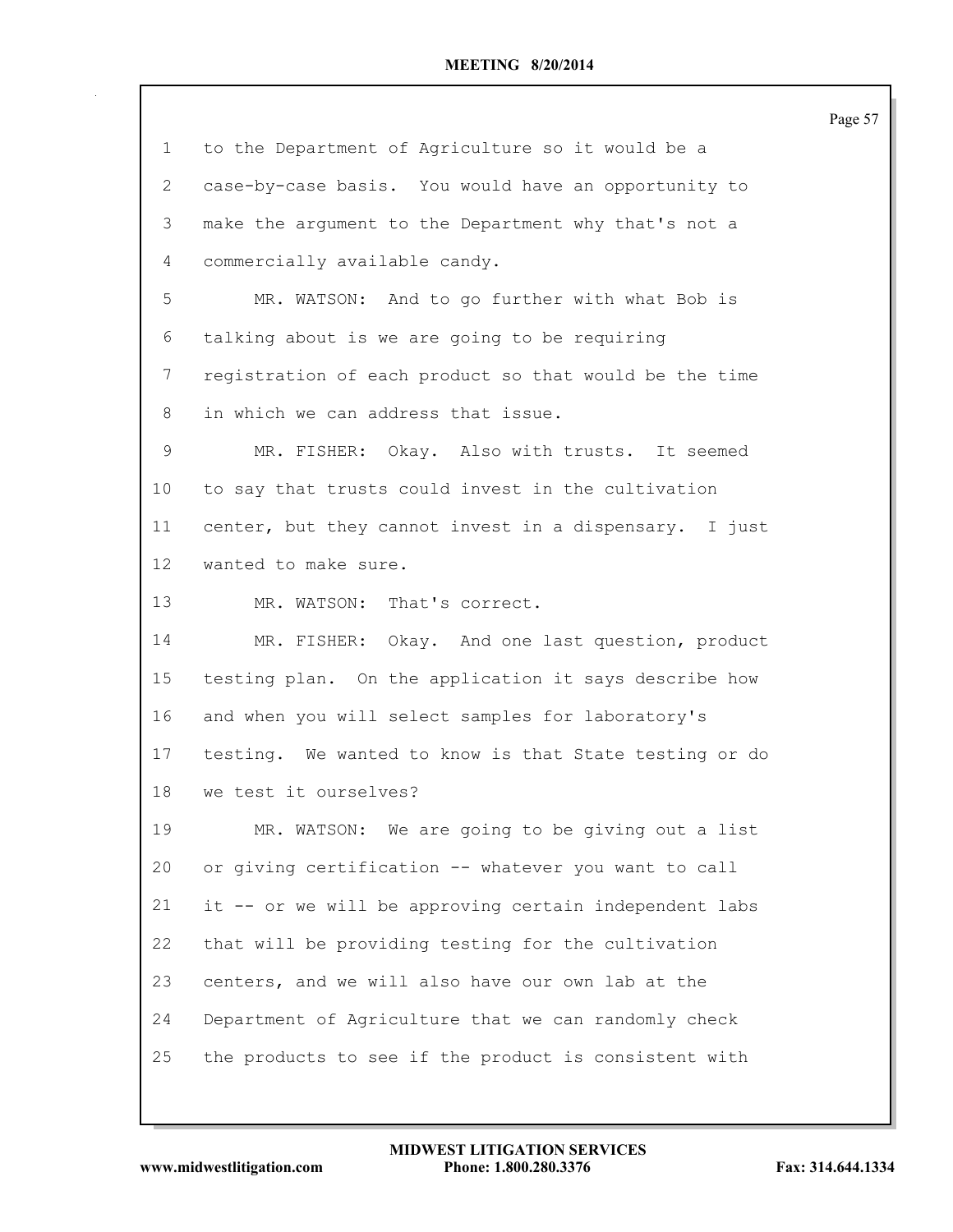to the Department of Agriculture so it would be a case-by-case basis. You would have an opportunity to make the argument to the Department why that's not a commercially available candy.

MR. WATSON: And to go further with what Bob is talking about is we are going to be requiring registration of each product so that would be the time in which we can address that issue.

MR. FISHER: Okay. Also with trusts. It seemed to say that trusts could invest in the cultivation center, but they cannot invest in a dispensary. I just wanted to make sure.

MR. WATSON: That's correct.

MR. FISHER: Okay. And one last question, product testing plan. On the application it says describe how and when you will select samples for laboratory's testing. We wanted to know is that State testing or do we test it ourselves?

MR. WATSON: We are going to be giving out a list or giving certification -- whatever you want to call it -- or we will be approving certain independent labs that will be providing testing for the cultivation centers, and we will also have our own lab at the Department of Agriculture that we can randomly check the products to see if the product is consistent with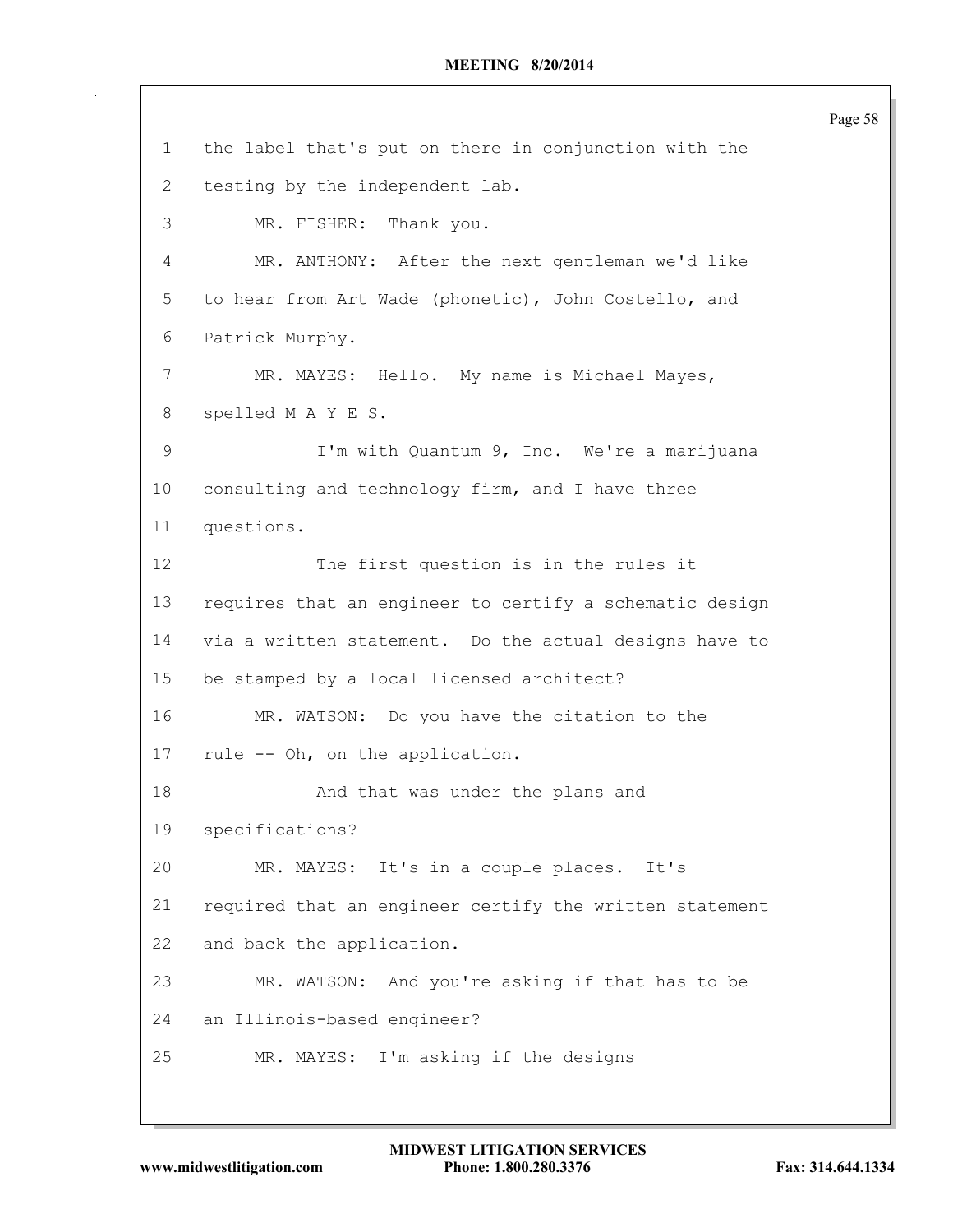1 the label that's put on there in conjunction with the
2 testing by the independent lab.
3 MR. FISHER: Thank you.
4 MR. ANTHONY: After the next gentleman we'd like
5 to hear from Art Wade (phonetic), John Costello, and
6 Patrick Murphy.
7 MR. MAYES: Hello. My name is Michael Mayes,
8 spelled M A Y E S.
9 I'm with Quantum 9, Inc. We're a marijuana
10 consulting and technology firm, and I have three
11 questions.
12 The first question is in the rules it
13 requires that an engineer to certify a schematic design
14 via a written statement. Do the actual designs have to
15 be stamped by a local licensed architect?
16 MR. WATSON: Do you have the citation to the
17 rule -- Oh, on the application.
18 And that was under the plans and
19 specifications?
20 MR. MAYES: It's in a couple places. It's
21 required that an engineer certify the written statement
22 and back the application.
23 MR. WATSON: And you're asking if that has to be
24 an Illinois-based engineer?
25 MR. MAYES: I'm asking if the designs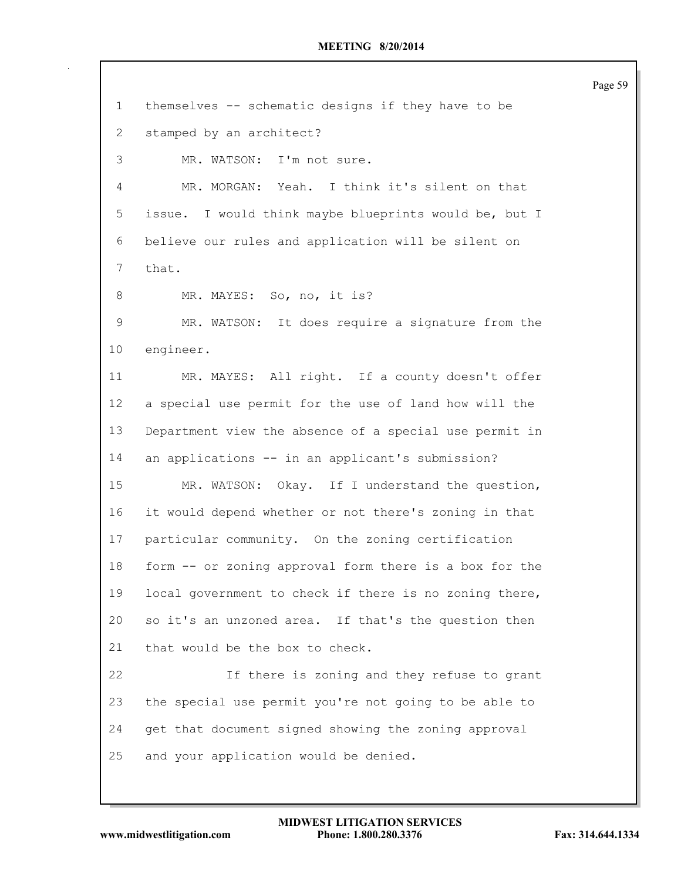1 themselves -- schematic designs if they have to be
2 stamped by an architect?
3 MR. WATSON: I'm not sure.
4 MR. MORGAN: Yeah. I think it's silent on that
5 issue. I would think maybe blueprints would be, but I
6 believe our rules and application will be silent on
7 that.
8 MR. MAYES: So, no, it is?
9 MR. WATSON: It does require a signature from the
10 engineer.
11 MR. MAYES: All right. If a county doesn't offer
12 a special use permit for the use of land how will the
13 Department view the absence of a special use permit in
14 an applications -- in an applicant's submission?
15 MR. WATSON: Okay. If I understand the question,
16 it would depend whether or not there's zoning in that
17 particular community. On the zoning certification
18 form -- or zoning approval form there is a box for the
19 local government to check if there is no zoning there,
20 so it's an unzoned area. If that's the question then
21 that would be the box to check.
22 If there is zoning and they refuse to grant
23 the special use permit you're not going to be able to
24 get that document signed showing the zoning approval
25 and your application would be denied.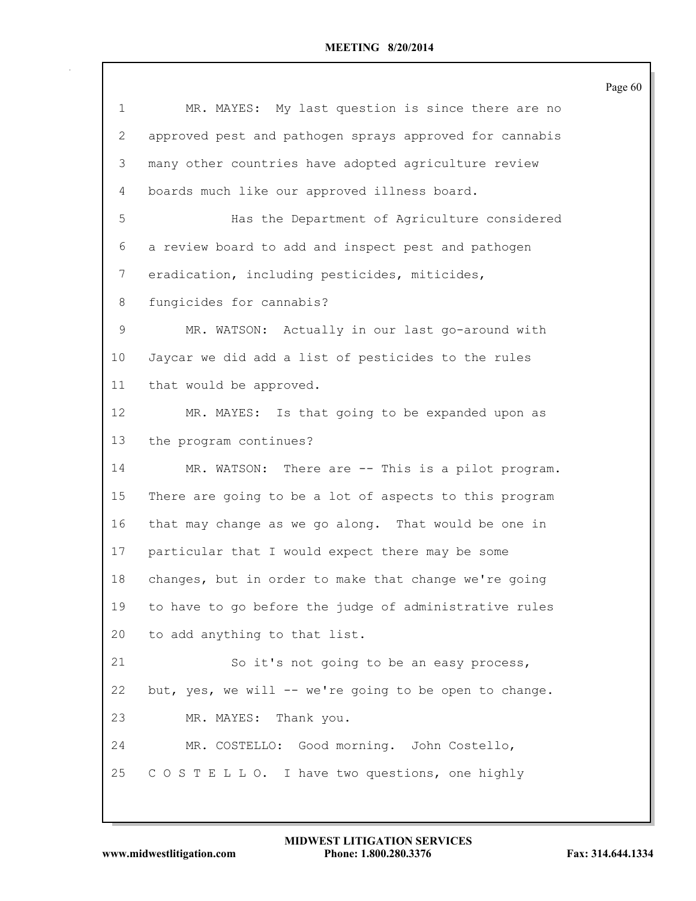1 MR. MAYES: My last question is since there are no
2 approved pest and pathogen sprays approved for cannabis
3 many other countries have adopted agriculture review
4 boards much like our approved illness board.
5 Has the Department of Agriculture considered
6 a review board to add and inspect pest and pathogen
7 eradication, including pesticides, miticides,
8 fungicides for cannabis?
9 MR. WATSON: Actually in our last go-around with
10 Jaycar we did add a list of pesticides to the rules
11 that would be approved.
12 MR. MAYES: Is that going to be expanded upon as
13 the program continues?
14 MR. WATSON: There are -- This is a pilot program.
15 There are going to be a lot of aspects to this program
16 that may change as we go along. That would be one in
17 particular that I would expect there may be some
18 changes, but in order to make that change we're going
19 to have to go before the judge of administrative rules
20 to add anything to that list.
21 So it's not going to be an easy process,
22 but, yes, we will -- we're going to be open to change.
23 MR. MAYES: Thank you.
24 MR. COSTELLO: Good morning. John Costello,
25 C O S T E L L O. I have two questions, one highly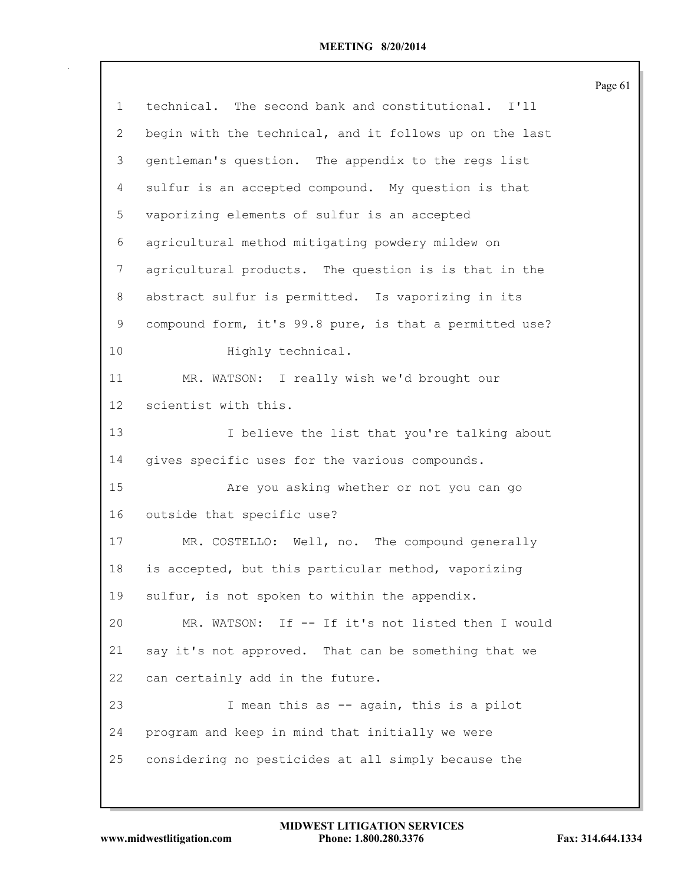technical. The second bank and constitutional. I'll begin with the technical, and it follows up on the last gentleman's question. The appendix to the regs list sulfur is an accepted compound. My question is that vaporizing elements of sulfur is an accepted agricultural method mitigating powdery mildew on agricultural products. The question is is that in the abstract sulfur is permitted. Is vaporizing in its compound form, it's 99.8 pure, is that a permitted use?

Highly technical.

MR. WATSON: I really wish we'd brought our scientist with this.

I believe the list that you're talking about gives specific uses for the various compounds.

Are you asking whether or not you can go outside that specific use?

MR. COSTELLO: Well, no. The compound generally is accepted, but this particular method, vaporizing sulfur, is not spoken to within the appendix.

MR. WATSON: If -- If it's not listed then I would say it's not approved. That can be something that we can certainly add in the future.

I mean this as -- again, this is a pilot program and keep in mind that initially we were considering no pesticides at all simply because the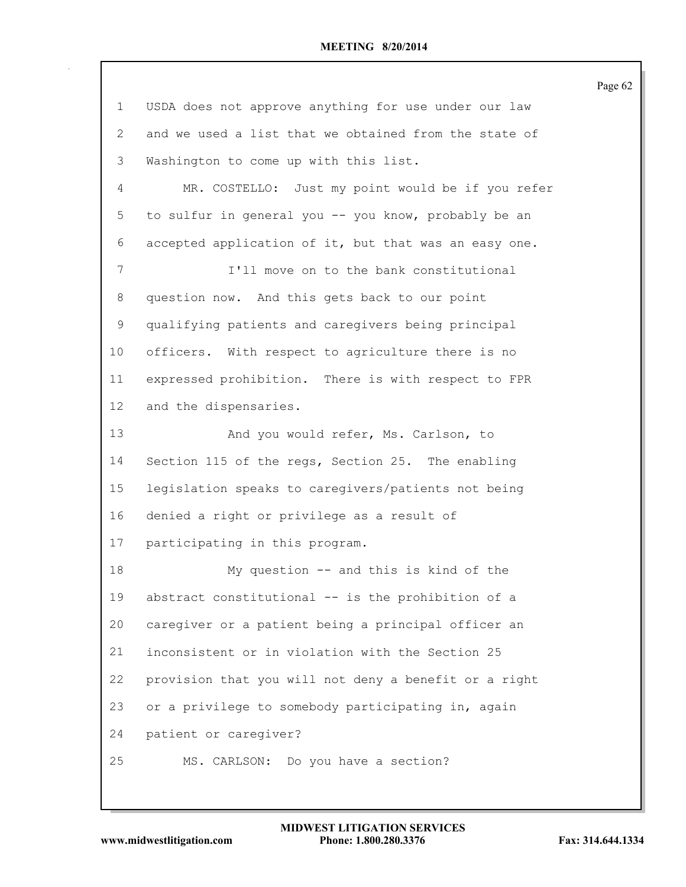1 USDA does not approve anything for use under our law
2 and we used a list that we obtained from the state of
3 Washington to come up with this list.

4 MR. COSTELLO: Just my point would be if you refer
5 to sulfur in general you -- you know, probably be an
6 accepted application of it, but that was an easy one.

7 I'll move on to the bank constitutional
8 question now. And this gets back to our point
9 qualifying patients and caregivers being principal
10 officers. With respect to agriculture there is no
11 expressed prohibition. There is with respect to FPR
12 and the dispensaries.

13 And you would refer, Ms. Carlson, to
14 Section 115 of the regs, Section 25. The enabling
15 legislation speaks to caregivers/patients not being
16 denied a right or privilege as a result of
17 participating in this program.

18 My question -- and this is kind of the
19 abstract constitutional -- is the prohibition of a
20 caregiver or a patient being a principal officer an
21 inconsistent or in violation with the Section 25
22 provision that you will not deny a benefit or a right
23 or a privilege to somebody participating in, again
24 patient or caregiver?

25 MS. CARLSON: Do you have a section?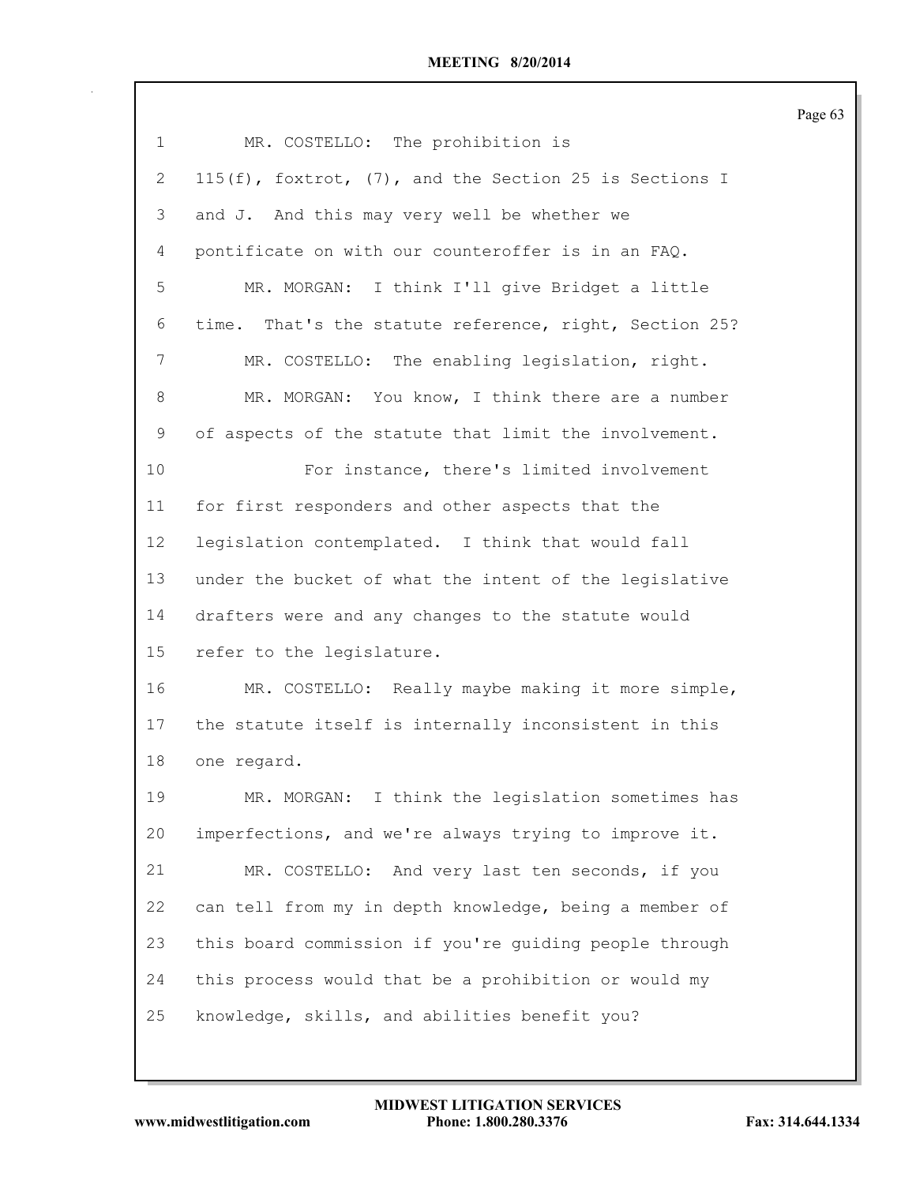MR. COSTELLO: The prohibition is 115(f), foxtrot, (7), and the Section 25 is Sections I and J. And this may very well be whether we pontificate on with our counteroffer is in an FAQ.

MR. MORGAN: I think I'll give Bridget a little time. That's the statute reference, right, Section 25?

MR. COSTELLO: The enabling legislation, right.

MR. MORGAN: You know, I think there are a number of aspects of the statute that limit the involvement.

For instance, there's limited involvement for first responders and other aspects that the legislation contemplated. I think that would fall under the bucket of what the intent of the legislative drafters were and any changes to the statute would refer to the legislature.

MR. COSTELLO: Really maybe making it more simple, the statute itself is internally inconsistent in this one regard.

MR. MORGAN: I think the legislation sometimes has imperfections, and we're always trying to improve it.

MR. COSTELLO: And very last ten seconds, if you can tell from my in depth knowledge, being a member of this board commission if you're guiding people through this process would that be a prohibition or would my knowledge, skills, and abilities benefit you?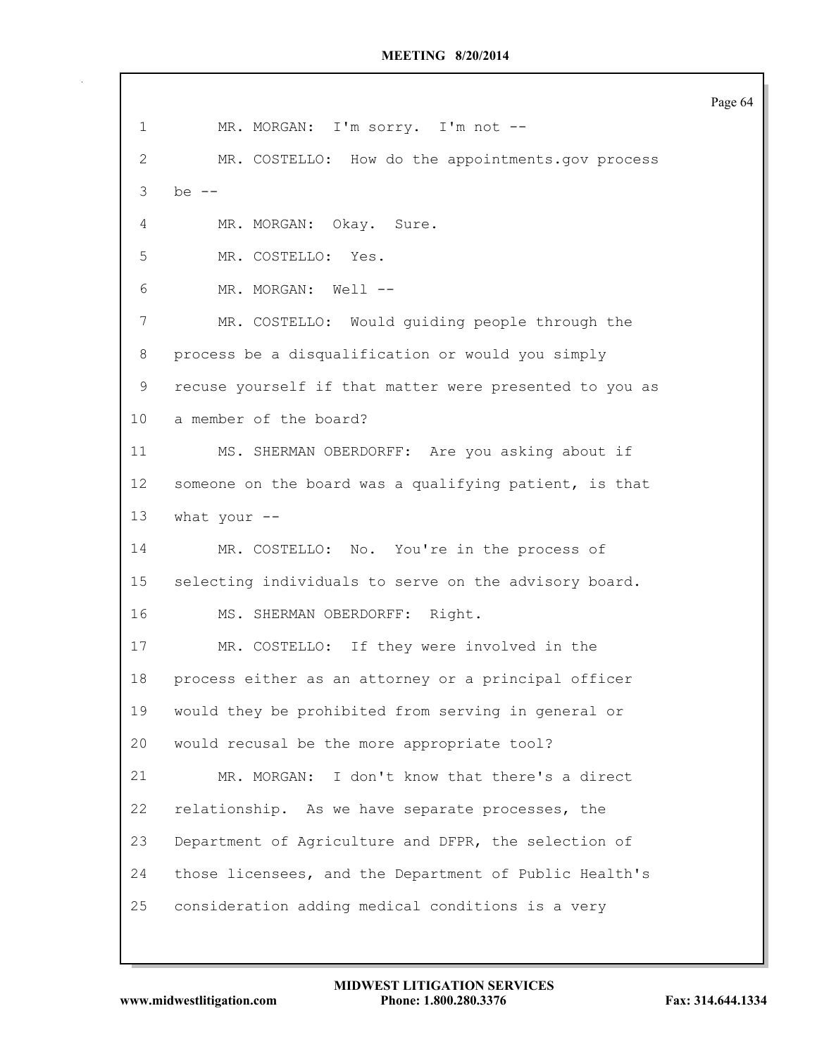MR. MORGAN: I'm sorry. I'm not --

MR. COSTELLO: How do the appointments.gov process be --

MR. MORGAN: Okay. Sure.

MR. COSTELLO: Yes.

MR. MORGAN: Well --

MR. COSTELLO: Would guiding people through the process be a disqualification or would you simply recuse yourself if that matter were presented to you as a member of the board?

MS. SHERMAN OBERDORFF: Are you asking about if someone on the board was a qualifying patient, is that what your --

MR. COSTELLO: No. You're in the process of selecting individuals to serve on the advisory board.

MS. SHERMAN OBERDORFF: Right.

MR. COSTELLO: If they were involved in the process either as an attorney or a principal officer would they be prohibited from serving in general or would recusal be the more appropriate tool?

MR. MORGAN: I don't know that there's a direct relationship. As we have separate processes, the Department of Agriculture and DFPR, the selection of those licensees, and the Department of Public Health's consideration adding medical conditions is a very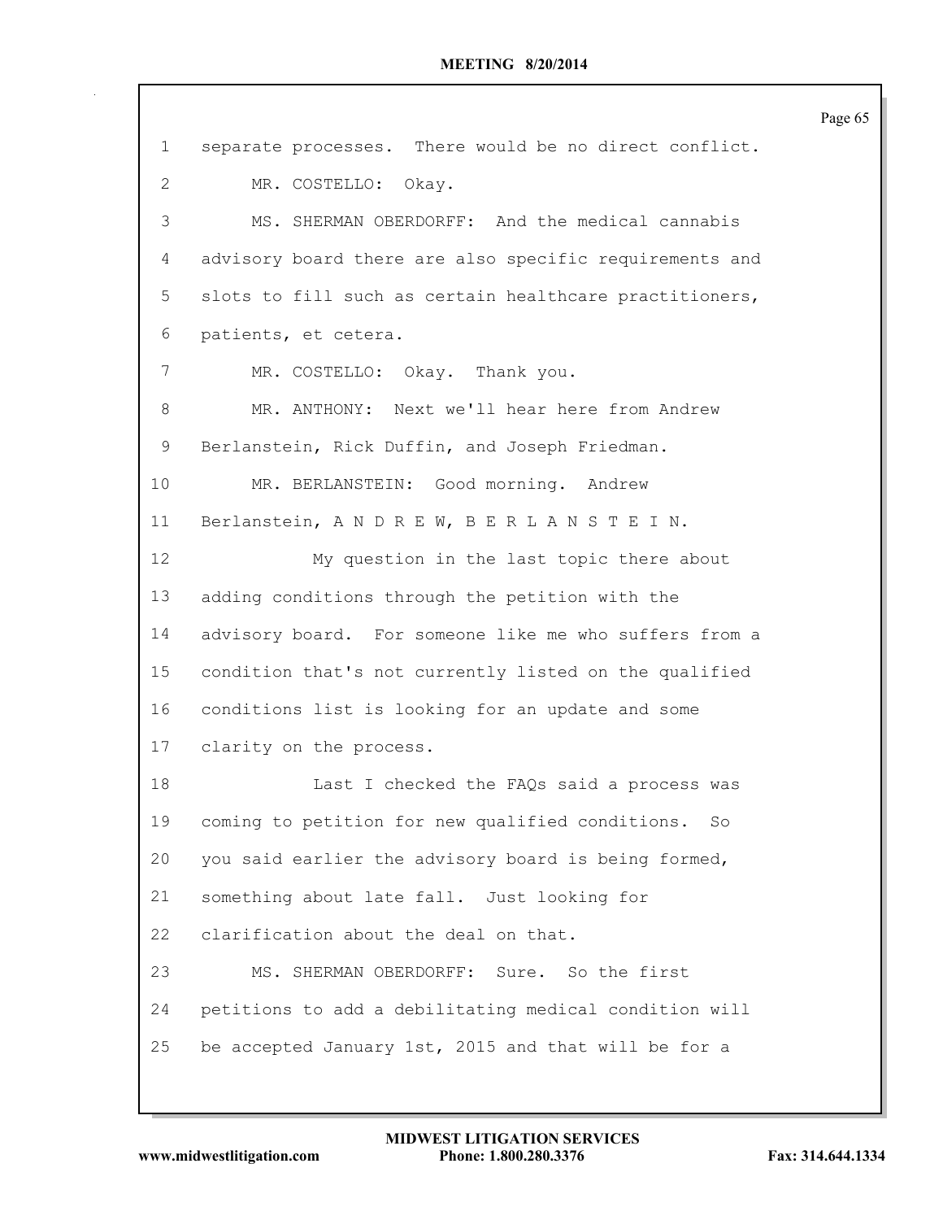1 separate processes. There would be no direct conflict.

2 MR. COSTELLO: Okay.

3 MS. SHERMAN OBERDORFF: And the medical cannabis

4 advisory board there are also specific requirements and

5 slots to fill such as certain healthcare practitioners,

6 patients, et cetera.

7 MR. COSTELLO: Okay. Thank you.

8 MR. ANTHONY: Next we'll hear here from Andrew

9 Berlanstein, Rick Duffin, and Joseph Friedman.

10 MR. BERLANSTEIN: Good morning. Andrew

11 Berlanstein, A N D R E W, B E R L A N S T E I N.

12 My question in the last topic there about

13 adding conditions through the petition with the

14 advisory board. For someone like me who suffers from a

15 condition that's not currently listed on the qualified

16 conditions list is looking for an update and some

17 clarity on the process.

18 Last I checked the FAQs said a process was

19 coming to petition for new qualified conditions. So

20 you said earlier the advisory board is being formed,

21 something about late fall. Just looking for

22 clarification about the deal on that.

23 MS. SHERMAN OBERDORFF: Sure. So the first

24 petitions to add a debilitating medical condition will

25 be accepted January 1st, 2015 and that will be for a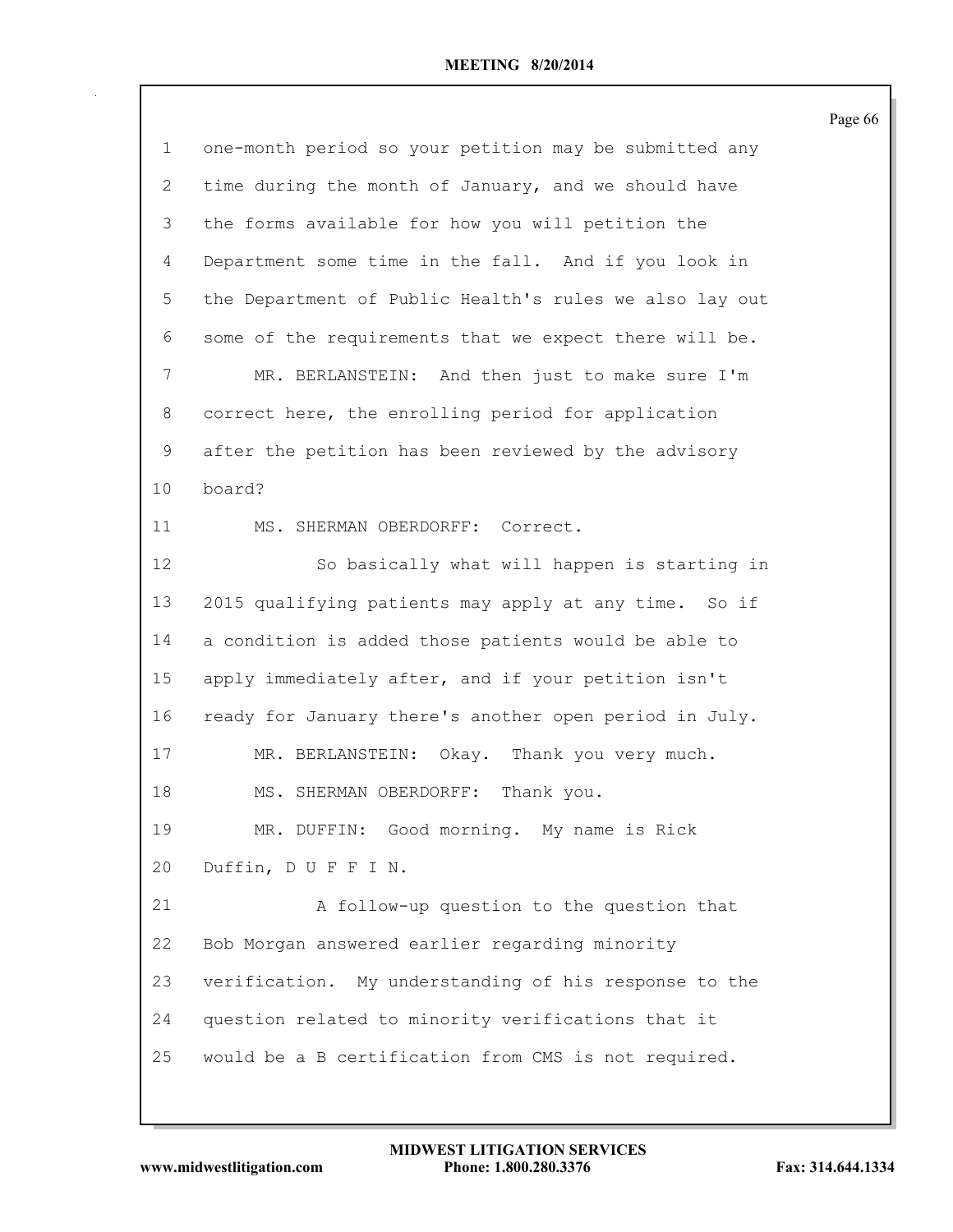one-month period so your petition may be submitted any time during the month of January, and we should have the forms available for how you will petition the Department some time in the fall. And if you look in the Department of Public Health's rules we also lay out some of the requirements that we expect there will be.

MR. BERLANSTEIN: And then just to make sure I'm correct here, the enrolling period for application after the petition has been reviewed by the advisory board?

MS. SHERMAN OBERDORFF: Correct.

So basically what will happen is starting in 2015 qualifying patients may apply at any time. So if a condition is added those patients would be able to apply immediately after, and if your petition isn't ready for January there's another open period in July.

MR. BERLANSTEIN: Okay. Thank you very much.

MS. SHERMAN OBERDORFF: Thank you.

MR. DUFFIN: Good morning. My name is Rick Duffin, D U F F I N.

A follow-up question to the question that Bob Morgan answered earlier regarding minority verification. My understanding of his response to the question related to minority verifications that it would be a B certification from CMS is not required.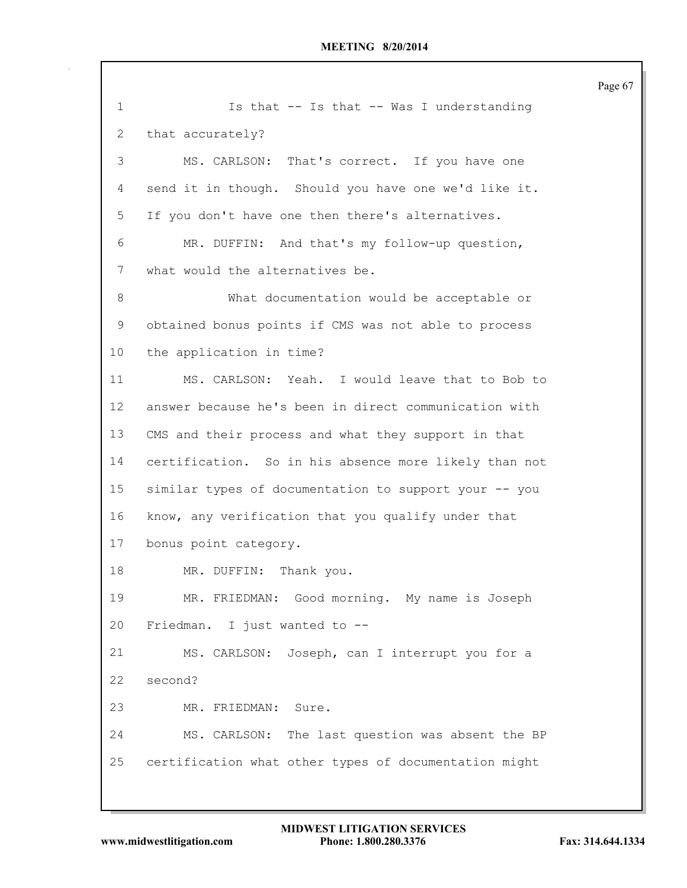1 Is that -- Is that -- Was I understanding
2 that accurately?
3 MS. CARLSON: That's correct. If you have one
4 send it in though. Should you have one we'd like it.
5 If you don't have one then there's alternatives.
6 MR. DUFFIN: And that's my follow-up question,
7 what would the alternatives be.
8 What documentation would be acceptable or
9 obtained bonus points if CMS was not able to process
10 the application in time?
11 MS. CARLSON: Yeah. I would leave that to Bob to
12 answer because he's been in direct communication with
13 CMS and their process and what they support in that
14 certification. So in his absence more likely than not
15 similar types of documentation to support your -- you
16 know, any verification that you qualify under that
17 bonus point category.
18 MR. DUFFIN: Thank you.
19 MR. FRIEDMAN: Good morning. My name is Joseph
20 Friedman. I just wanted to --
21 MS. CARLSON: Joseph, can I interrupt you for a
22 second?
23 MR. FRIEDMAN: Sure.
24 MS. CARLSON: The last question was absent the BP
25 certification what other types of documentation might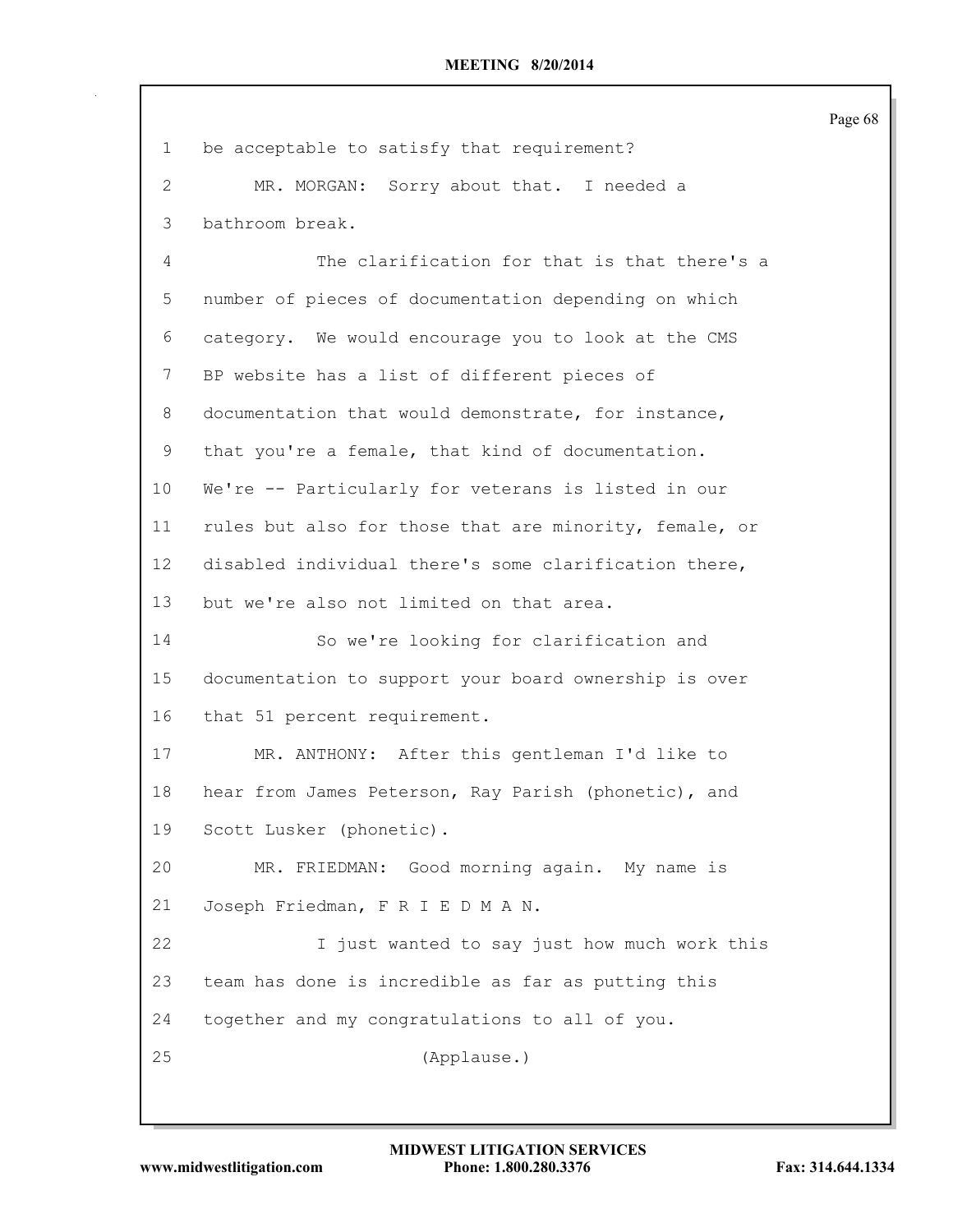be acceptable to satisfy that requirement?

MR. MORGAN: Sorry about that. I needed a bathroom break.

The clarification for that is that there's a number of pieces of documentation depending on which category. We would encourage you to look at the CMS BP website has a list of different pieces of documentation that would demonstrate, for instance, that you're a female, that kind of documentation. We're -- Particularly for veterans is listed in our rules but also for those that are minority, female, or disabled individual there's some clarification there, but we're also not limited on that area.

So we're looking for clarification and documentation to support your board ownership is over that 51 percent requirement.

MR. ANTHONY: After this gentleman I'd like to hear from James Peterson, Ray Parish (phonetic), and Scott Lusker (phonetic).

MR. FRIEDMAN: Good morning again. My name is Joseph Friedman, F R I E D M A N.

I just wanted to say just how much work this team has done is incredible as far as putting this together and my congratulations to all of you.

(Applause.)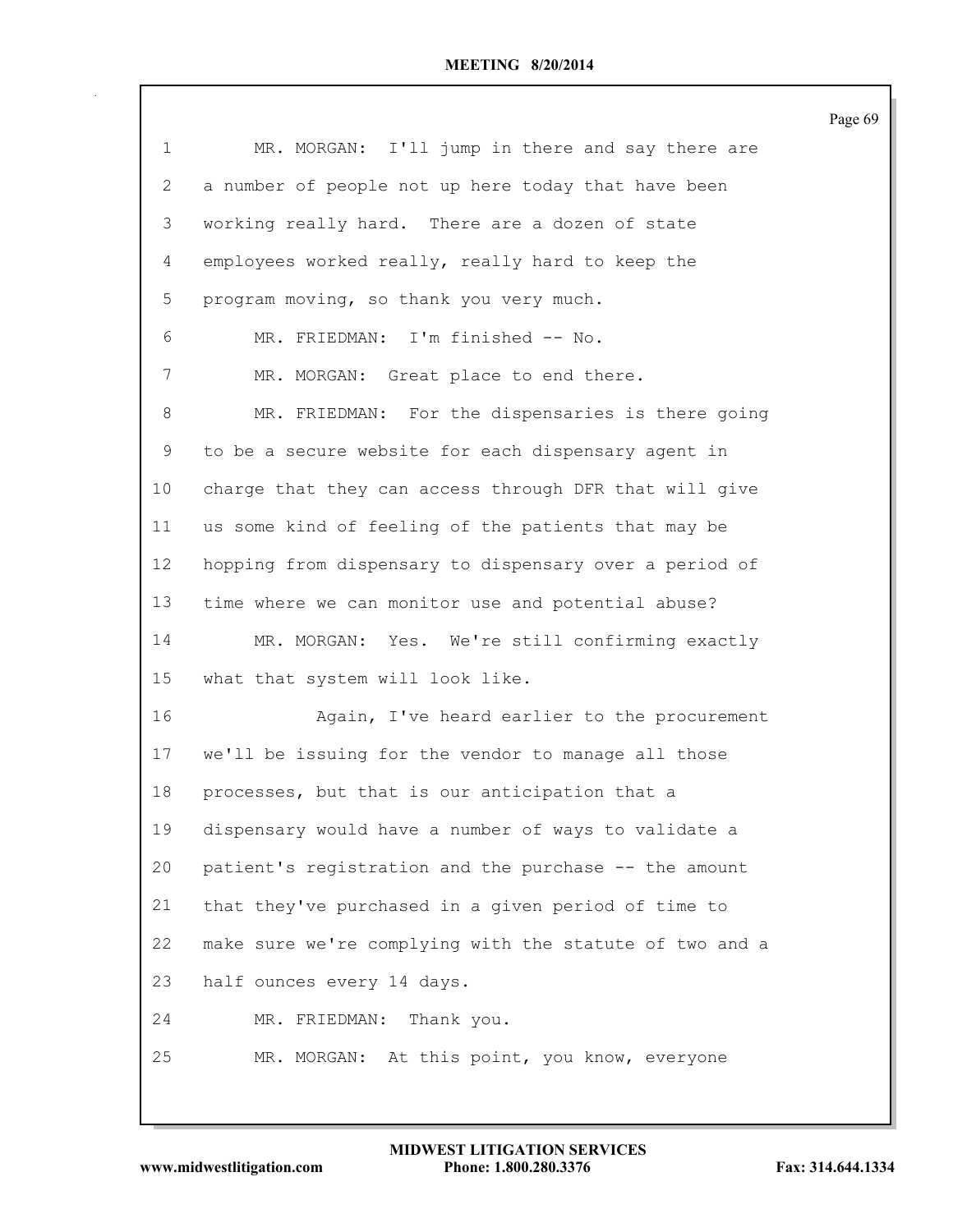MR. MORGAN: I'll jump in there and say there are a number of people not up here today that have been working really hard. There are a dozen of state employees worked really, really hard to keep the program moving, so thank you very much.

MR. FRIEDMAN: I'm finished -- No.

MR. MORGAN: Great place to end there.

MR. FRIEDMAN: For the dispensaries is there going to be a secure website for each dispensary agent in charge that they can access through DFR that will give us some kind of feeling of the patients that may be hopping from dispensary to dispensary over a period of time where we can monitor use and potential abuse?

MR. MORGAN: Yes. We're still confirming exactly what that system will look like.

Again, I've heard earlier to the procurement we'll be issuing for the vendor to manage all those processes, but that is our anticipation that a dispensary would have a number of ways to validate a patient's registration and the purchase -- the amount that they've purchased in a given period of time to make sure we're complying with the statute of two and a half ounces every 14 days.

MR. FRIEDMAN: Thank you.

MR. MORGAN: At this point, you know, everyone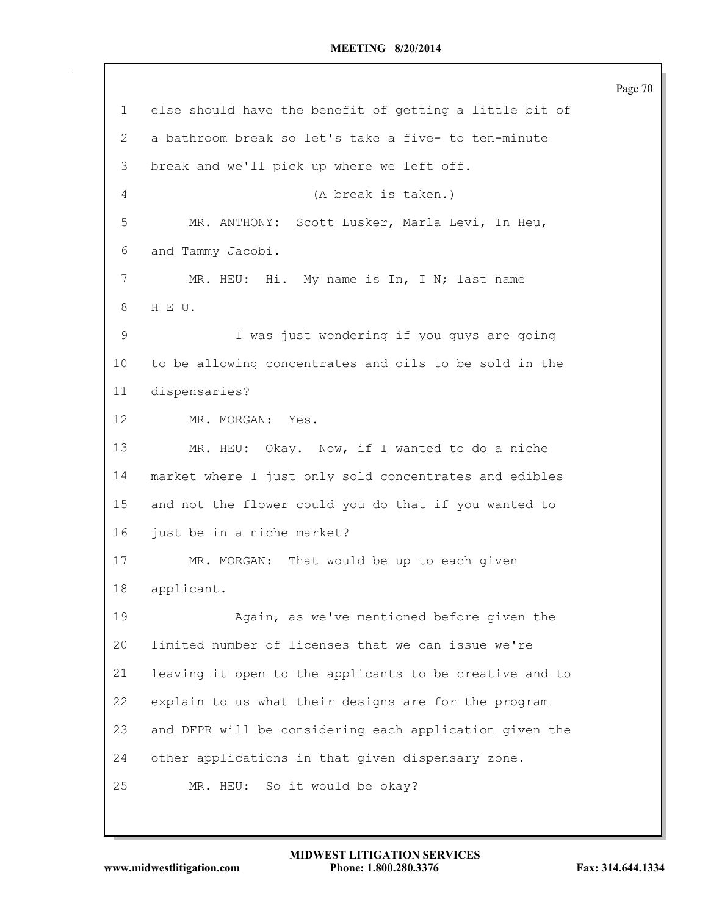else should have the benefit of getting a little bit of a bathroom break so let's take a five- to ten-minute break and we'll pick up where we left off.

(A break is taken.)

MR. ANTHONY: Scott Lusker, Marla Levi, In Heu, and Tammy Jacobi.

MR. HEU: Hi. My name is In, I N; last name H E U.

I was just wondering if you guys are going to be allowing concentrates and oils to be sold in the dispensaries?

MR. MORGAN: Yes.

MR. HEU: Okay. Now, if I wanted to do a niche market where I just only sold concentrates and edibles and not the flower could you do that if you wanted to just be in a niche market?

MR. MORGAN: That would be up to each given applicant.

Again, as we've mentioned before given the limited number of licenses that we can issue we're leaving it open to the applicants to be creative and to explain to us what their designs are for the program and DFPR will be considering each application given the other applications in that given dispensary zone.

MR. HEU: So it would be okay?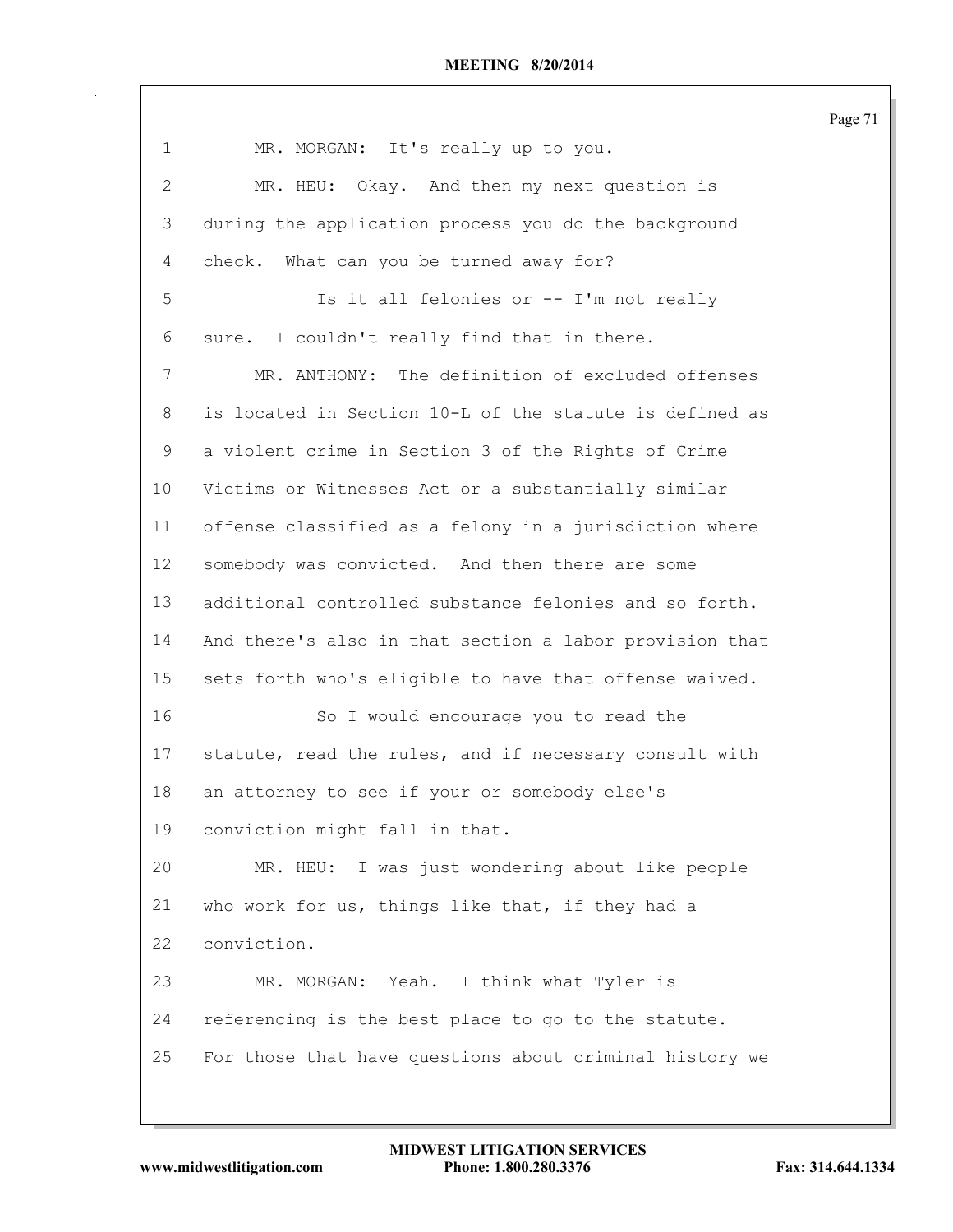1 MR. MORGAN: It's really up to you.

2 MR. HEU: Okay. And then my next question is

3 during the application process you do the background

4 check. What can you be turned away for?

5 Is it all felonies or -- I'm not really

6 sure. I couldn't really find that in there.

7 MR. ANTHONY: The definition of excluded offenses

8 is located in Section 10-L of the statute is defined as

9 a violent crime in Section 3 of the Rights of Crime

10 Victims or Witnesses Act or a substantially similar

11 offense classified as a felony in a jurisdiction where

12 somebody was convicted. And then there are some

13 additional controlled substance felonies and so forth.

14 And there's also in that section a labor provision that

15 sets forth who's eligible to have that offense waived.

16 So I would encourage you to read the

17 statute, read the rules, and if necessary consult with

18 an attorney to see if your or somebody else's

19 conviction might fall in that.

20 MR. HEU: I was just wondering about like people

21 who work for us, things like that, if they had a

22 conviction.

23 MR. MORGAN: Yeah. I think what Tyler is

24 referencing is the best place to go to the statute.

25 For those that have questions about criminal history we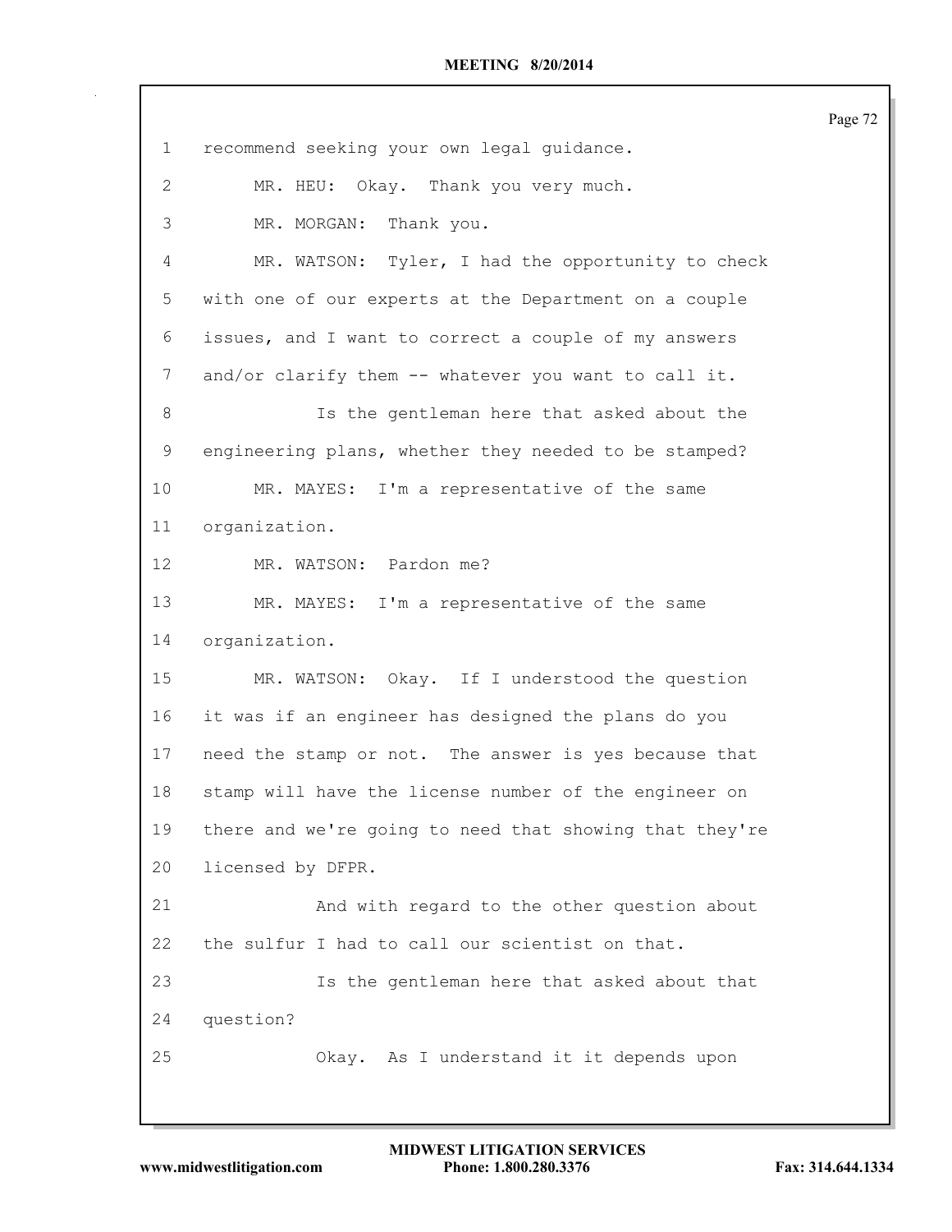1 recommend seeking your own legal guidance.

2 MR. HEU: Okay. Thank you very much.

3 MR. MORGAN: Thank you.

4 MR. WATSON: Tyler, I had the opportunity to check

5 with one of our experts at the Department on a couple

6 issues, and I want to correct a couple of my answers

7 and/or clarify them -- whatever you want to call it.

8 Is the gentleman here that asked about the

9 engineering plans, whether they needed to be stamped?

10 MR. MAYES: I'm a representative of the same

11 organization.

12 MR. WATSON: Pardon me?

13 MR. MAYES: I'm a representative of the same

14 organization.

15 MR. WATSON: Okay. If I understood the question

16 it was if an engineer has designed the plans do you

17 need the stamp or not. The answer is yes because that

18 stamp will have the license number of the engineer on

19 there and we're going to need that showing that they're

20 licensed by DFPR.

21 And with regard to the other question about

22 the sulfur I had to call our scientist on that.

23 Is the gentleman here that asked about that

24 question?

25 Okay. As I understand it it depends upon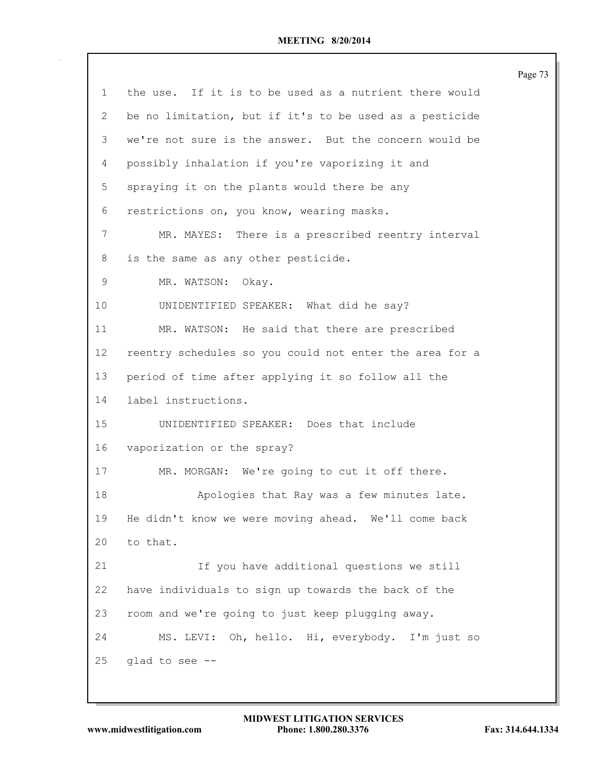the use. If it is to be used as a nutrient there would be no limitation, but if it's to be used as a pesticide we're not sure is the answer. But the concern would be possibly inhalation if you're vaporizing it and spraying it on the plants would there be any restrictions on, you know, wearing masks.

MR. MAYES: There is a prescribed reentry interval is the same as any other pesticide.

MR. WATSON: Okay.

UNIDENTIFIED SPEAKER: What did he say?

MR. WATSON: He said that there are prescribed reentry schedules so you could not enter the area for a period of time after applying it so follow all the label instructions.

UNIDENTIFIED SPEAKER: Does that include vaporization or the spray?

MR. MORGAN: We're going to cut it off there.

Apologies that Ray was a few minutes late. He didn't know we were moving ahead. We'll come back to that.

If you have additional questions we still have individuals to sign up towards the back of the room and we're going to just keep plugging away.

MS. LEVI: Oh, hello. Hi, everybody. I'm just so glad to see --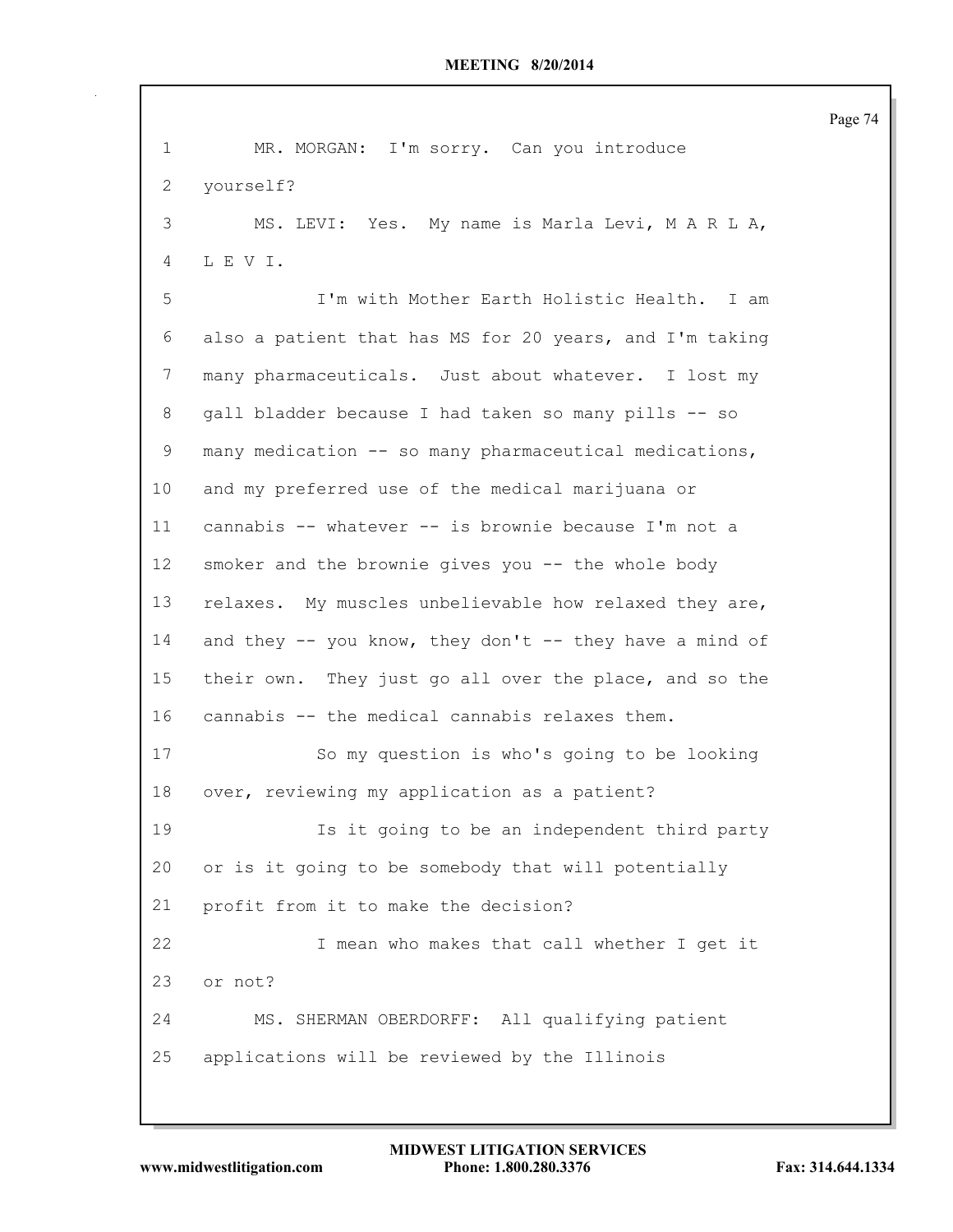MR. MORGAN: I'm sorry. Can you introduce yourself?

MS. LEVI: Yes. My name is Marla Levi, M A R L A, L E V I.

I'm with Mother Earth Holistic Health. I am also a patient that has MS for 20 years, and I'm taking many pharmaceuticals. Just about whatever. I lost my gall bladder because I had taken so many pills -- so many medication -- so many pharmaceutical medications, and my preferred use of the medical marijuana or cannabis -- whatever -- is brownie because I'm not a smoker and the brownie gives you -- the whole body relaxes. My muscles unbelievable how relaxed they are, and they -- you know, they don't -- they have a mind of their own. They just go all over the place, and so the cannabis -- the medical cannabis relaxes them.

So my question is who's going to be looking over, reviewing my application as a patient?

Is it going to be an independent third party or is it going to be somebody that will potentially profit from it to make the decision?

I mean who makes that call whether I get it or not?

MS. SHERMAN OBERDORFF: All qualifying patient applications will be reviewed by the Illinois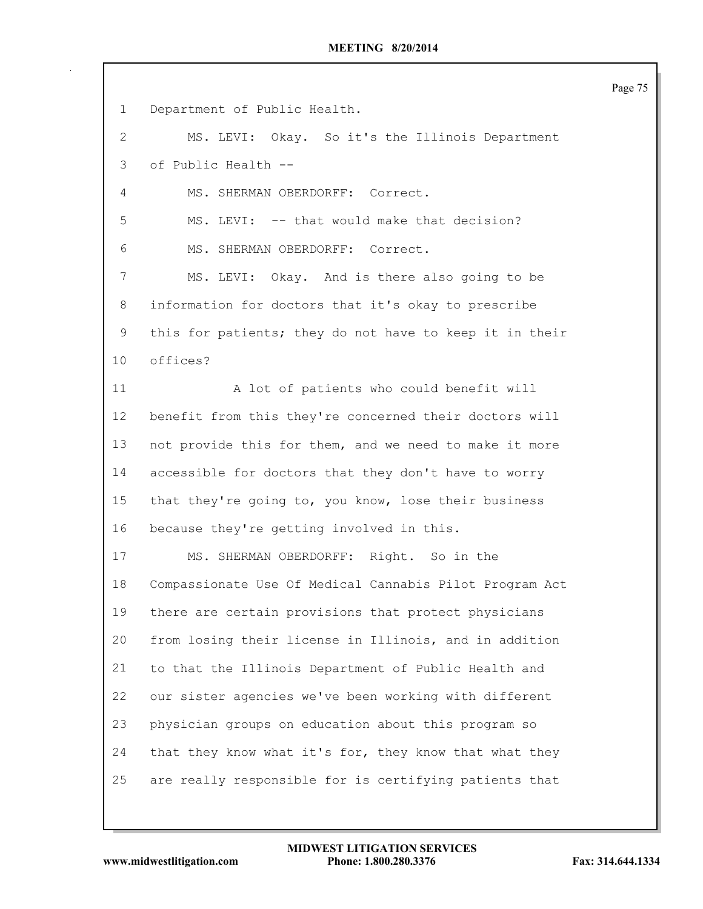Department of Public Health.

MS. LEVI: Okay. So it's the Illinois Department of Public Health --

MS. SHERMAN OBERDORFF: Correct.

MS. LEVI: -- that would make that decision?

MS. SHERMAN OBERDORFF: Correct.

MS. LEVI: Okay. And is there also going to be information for doctors that it's okay to prescribe this for patients; they do not have to keep it in their offices?

A lot of patients who could benefit will benefit from this they're concerned their doctors will not provide this for them, and we need to make it more accessible for doctors that they don't have to worry that they're going to, you know, lose their business because they're getting involved in this.

MS. SHERMAN OBERDORFF: Right. So in the Compassionate Use Of Medical Cannabis Pilot Program Act there are certain provisions that protect physicians from losing their license in Illinois, and in addition to that the Illinois Department of Public Health and our sister agencies we've been working with different physician groups on education about this program so that they know what it's for, they know that what they are really responsible for is certifying patients that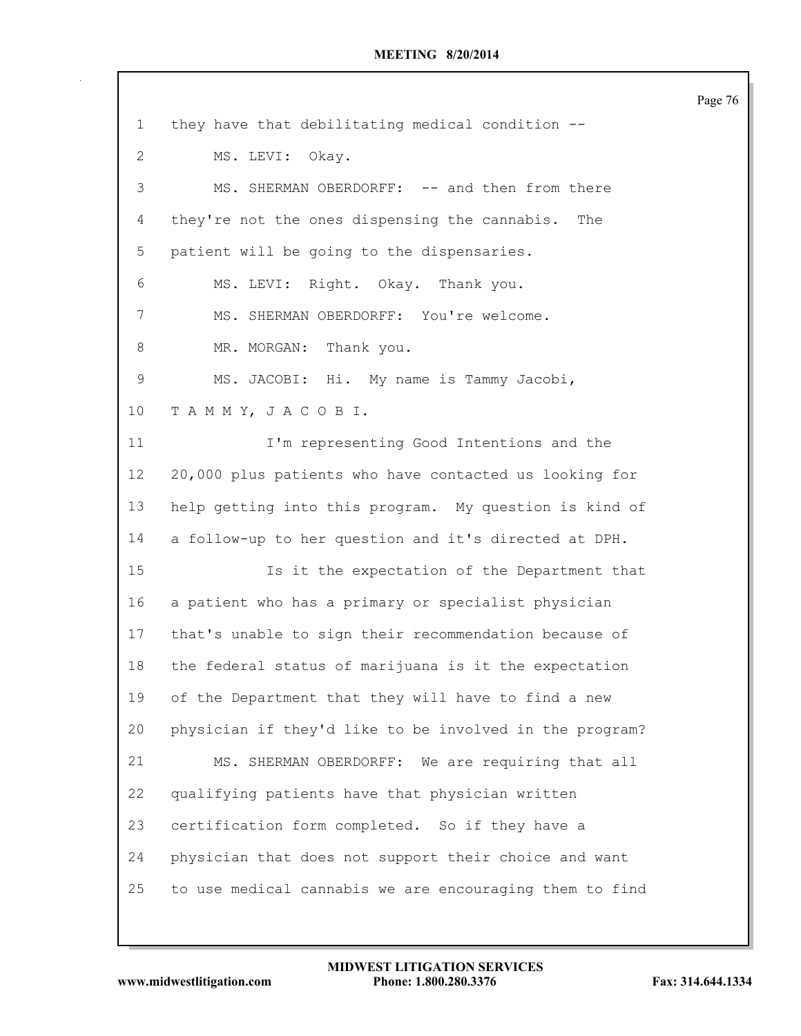they have that debilitating medical condition --

MS. LEVI: Okay.

MS. SHERMAN OBERDORFF: -- and then from there they're not the ones dispensing the cannabis. The patient will be going to the dispensaries.

MS. LEVI: Right. Okay. Thank you.

MS. SHERMAN OBERDORFF: You're welcome.

MR. MORGAN: Thank you.

MS. JACOBI: Hi. My name is Tammy Jacobi, T A M M Y, J A C O B I.

I'm representing Good Intentions and the 20,000 plus patients who have contacted us looking for help getting into this program. My question is kind of a follow-up to her question and it's directed at DPH.

Is it the expectation of the Department that a patient who has a primary or specialist physician that's unable to sign their recommendation because of the federal status of marijuana is it the expectation of the Department that they will have to find a new physician if they'd like to be involved in the program?

MS. SHERMAN OBERDORFF: We are requiring that all qualifying patients have that physician written certification form completed. So if they have a physician that does not support their choice and want to use medical cannabis we are encouraging them to find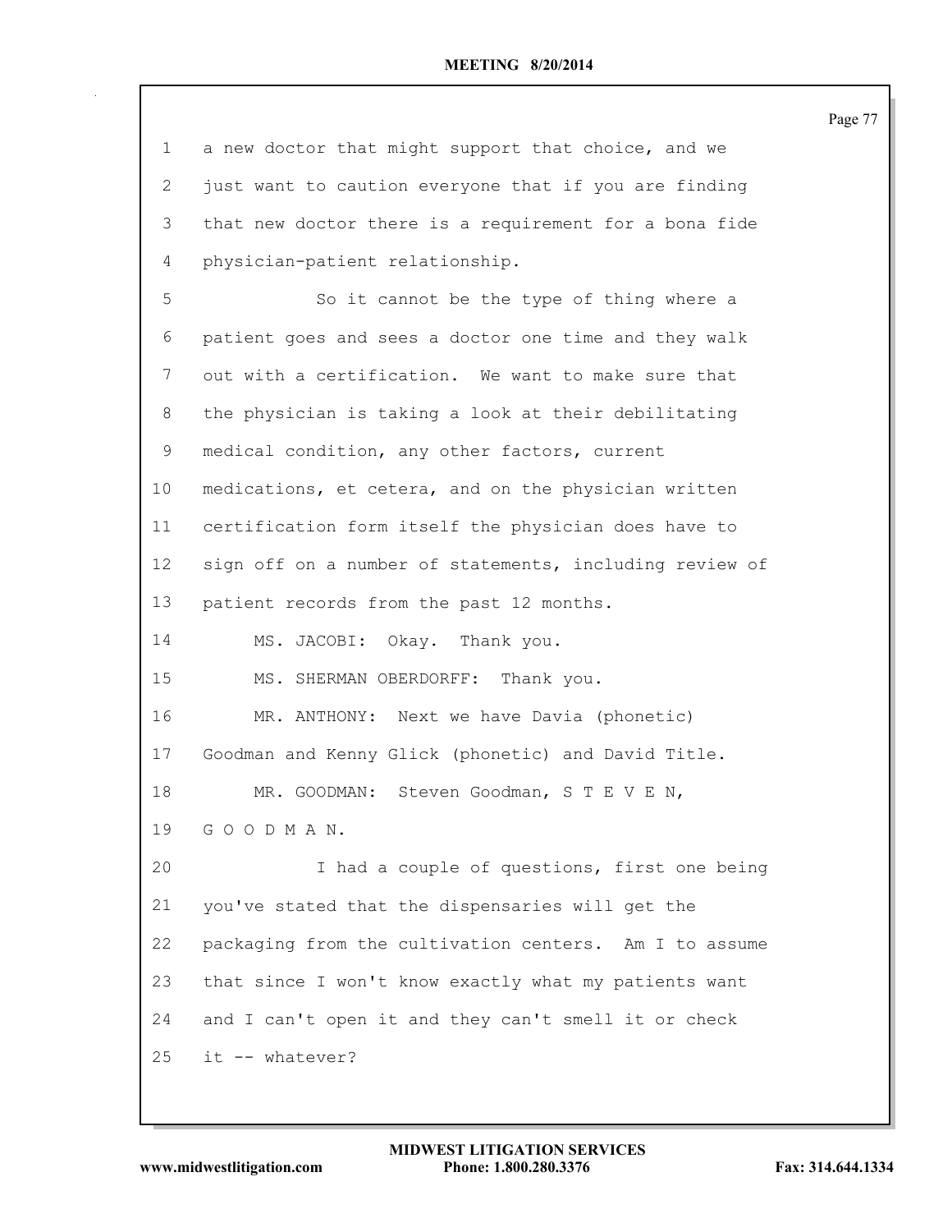a new doctor that might support that choice, and we just want to caution everyone that if you are finding that new doctor there is a requirement for a bona fide physician-patient relationship.

So it cannot be the type of thing where a patient goes and sees a doctor one time and they walk out with a certification. We want to make sure that the physician is taking a look at their debilitating medical condition, any other factors, current medications, et cetera, and on the physician written certification form itself the physician does have to sign off on a number of statements, including review of patient records from the past 12 months.

MS. JACOBI: Okay. Thank you.

MS. SHERMAN OBERDORFF: Thank you.

MR. ANTHONY: Next we have Davia (phonetic) Goodman and Kenny Glick (phonetic) and David Title.

MR. GOODMAN: Steven Goodman, S T E V E N, G O O D M A N.

I had a couple of questions, first one being you've stated that the dispensaries will get the packaging from the cultivation centers. Am I to assume that since I won't know exactly what my patients want and I can't open it and they can't smell it or check it -- whatever?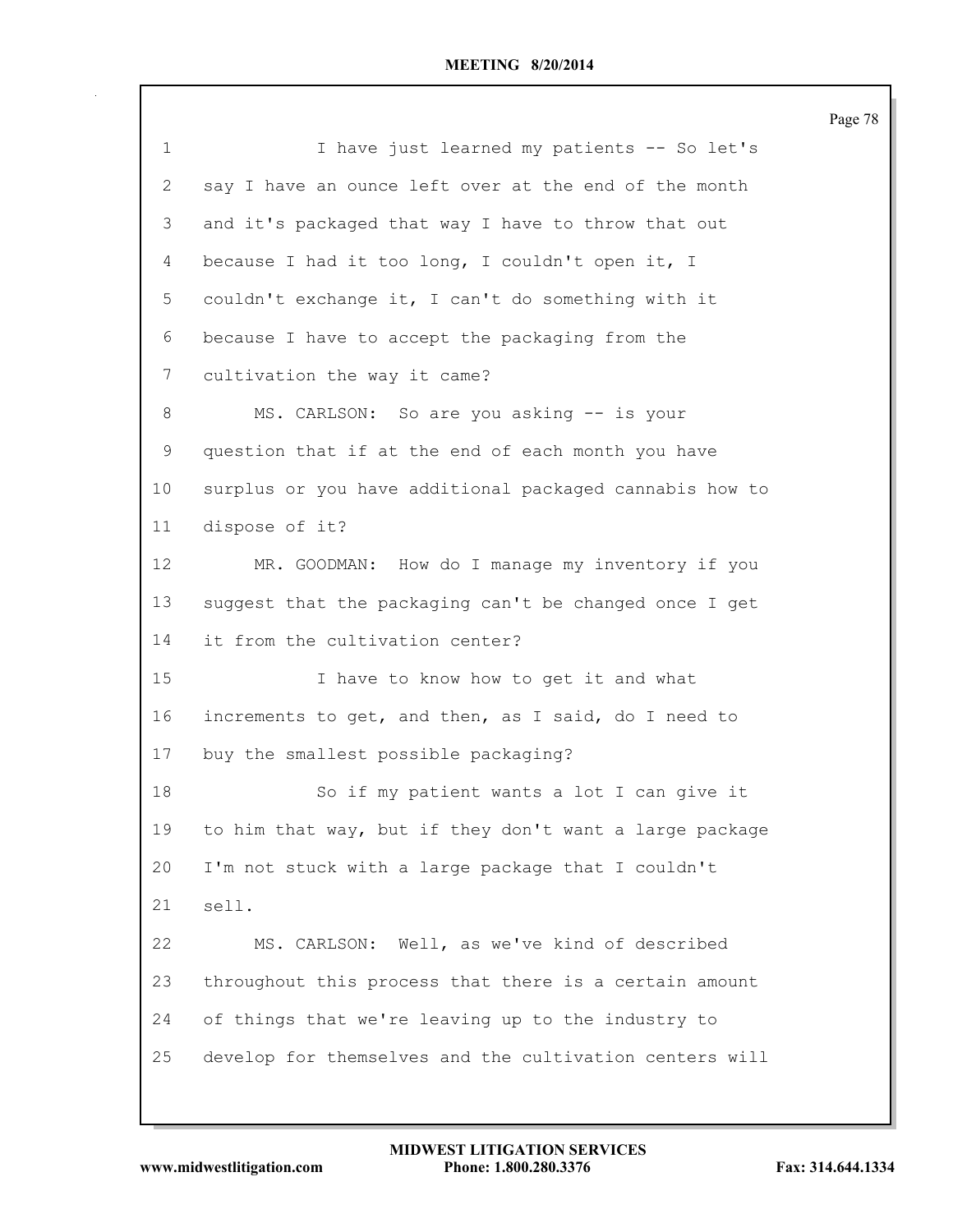1 I have just learned my patients -- So let's
2 say I have an ounce left over at the end of the month
3 and it's packaged that way I have to throw that out
4 because I had it too long, I couldn't open it, I
5 couldn't exchange it, I can't do something with it
6 because I have to accept the packaging from the
7 cultivation the way it came?
8 MS. CARLSON: So are you asking -- is your
9 question that if at the end of each month you have
10 surplus or you have additional packaged cannabis how to
11 dispose of it?
12 MR. GOODMAN: How do I manage my inventory if you
13 suggest that the packaging can't be changed once I get
14 it from the cultivation center?
15 I have to know how to get it and what
16 increments to get, and then, as I said, do I need to
17 buy the smallest possible packaging?
18 So if my patient wants a lot I can give it
19 to him that way, but if they don't want a large package
20 I'm not stuck with a large package that I couldn't
21 sell.
22 MS. CARLSON: Well, as we've kind of described
23 throughout this process that there is a certain amount
24 of things that we're leaving up to the industry to
25 develop for themselves and the cultivation centers will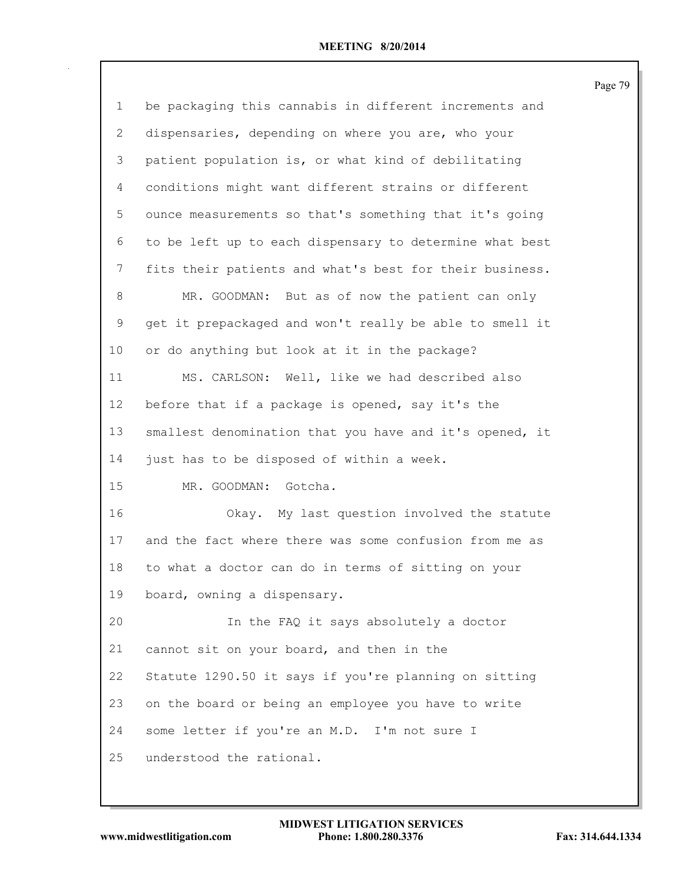be packaging this cannabis in different increments and dispensaries, depending on where you are, who your patient population is, or what kind of debilitating conditions might want different strains or different ounce measurements so that's something that it's going to be left up to each dispensary to determine what best fits their patients and what's best for their business.

MR. GOODMAN: But as of now the patient can only get it prepackaged and won't really be able to smell it or do anything but look at it in the package?

MS. CARLSON: Well, like we had described also before that if a package is opened, say it's the smallest denomination that you have and it's opened, it just has to be disposed of within a week.

MR. GOODMAN: Gotcha.

Okay. My last question involved the statute and the fact where there was some confusion from me as to what a doctor can do in terms of sitting on your board, owning a dispensary.

In the FAQ it says absolutely a doctor cannot sit on your board, and then in the Statute 1290.50 it says if you're planning on sitting on the board or being an employee you have to write some letter if you're an M.D. I'm not sure I understood the rational.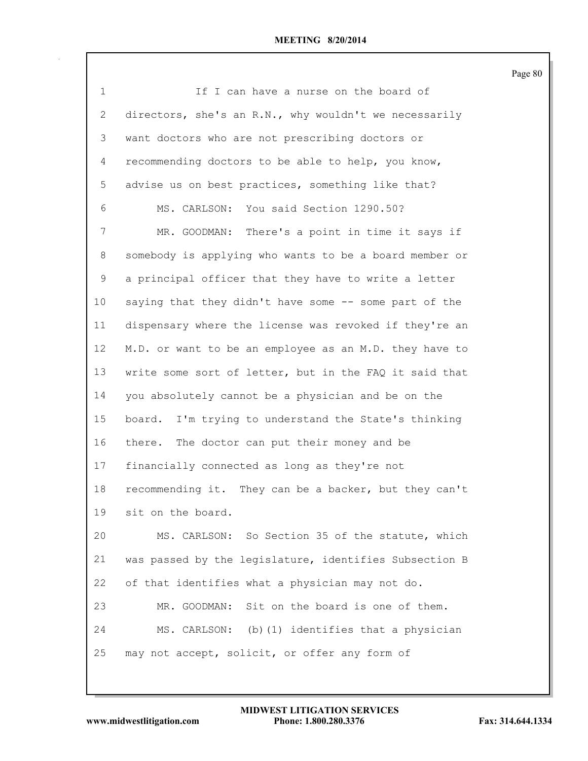If I can have a nurse on the board of directors, she's an R.N., why wouldn't we necessarily want doctors who are not prescribing doctors or recommending doctors to be able to help, you know, advise us on best practices, something like that?

MS. CARLSON: You said Section 1290.50?

MR. GOODMAN: There's a point in time it says if somebody is applying who wants to be a board member or a principal officer that they have to write a letter saying that they didn't have some -- some part of the dispensary where the license was revoked if they're an M.D. or want to be an employee as an M.D. they have to write some sort of letter, but in the FAQ it said that you absolutely cannot be a physician and be on the board. I'm trying to understand the State's thinking there. The doctor can put their money and be financially connected as long as they're not recommending it. They can be a backer, but they can't sit on the board.

MS. CARLSON: So Section 35 of the statute, which was passed by the legislature, identifies Subsection B of that identifies what a physician may not do.

MR. GOODMAN: Sit on the board is one of them.

MS. CARLSON: (b)(1) identifies that a physician may not accept, solicit, or offer any form of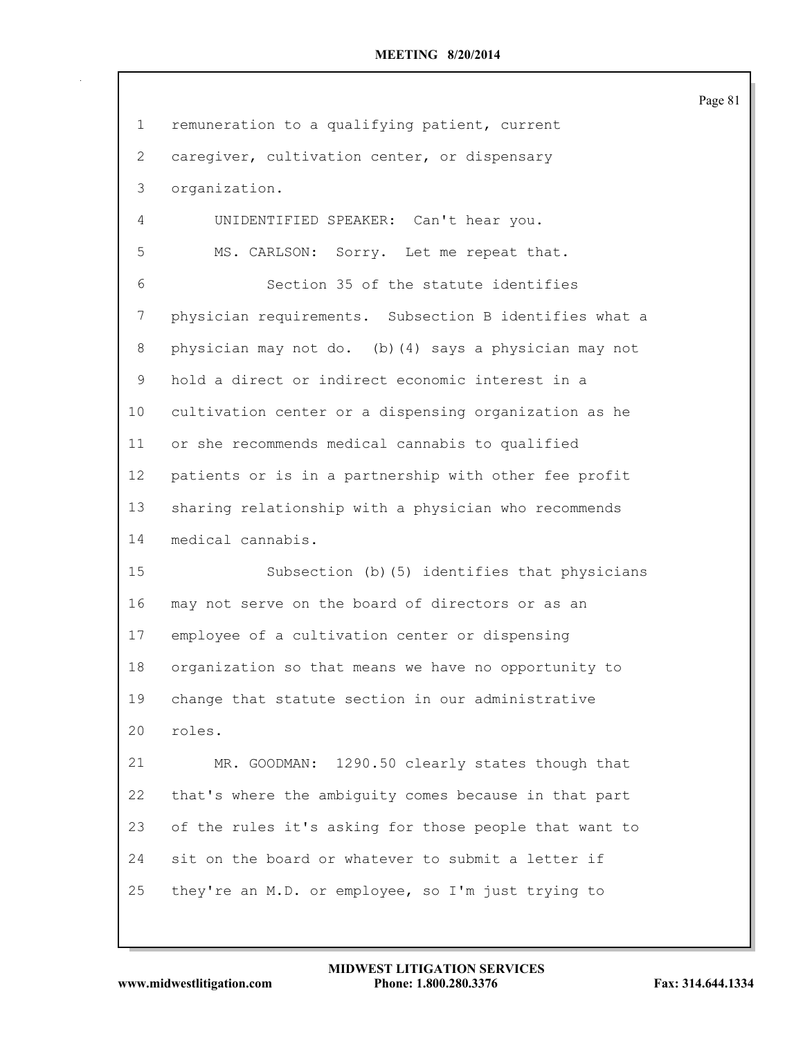remuneration to a qualifying patient, current caregiver, cultivation center, or dispensary organization.

UNIDENTIFIED SPEAKER: Can't hear you.

MS. CARLSON: Sorry. Let me repeat that.

Section 35 of the statute identifies physician requirements. Subsection B identifies what a physician may not do. (b)(4) says a physician may not hold a direct or indirect economic interest in a cultivation center or a dispensing organization as he or she recommends medical cannabis to qualified patients or is in a partnership with other fee profit sharing relationship with a physician who recommends medical cannabis.

Subsection (b)(5) identifies that physicians may not serve on the board of directors or as an employee of a cultivation center or dispensing organization so that means we have no opportunity to change that statute section in our administrative roles.

MR. GOODMAN: 1290.50 clearly states though that that's where the ambiguity comes because in that part of the rules it's asking for those people that want to sit on the board or whatever to submit a letter if they're an M.D. or employee, so I'm just trying to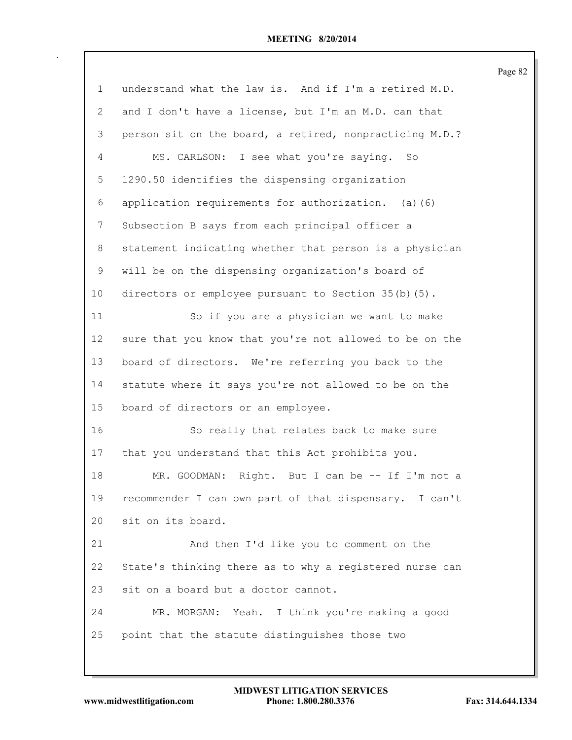understand what the law is. And if I'm a retired M.D. and I don't have a license, but I'm an M.D. can that person sit on the board, a retired, nonpracticing M.D.?

MS. CARLSON: I see what you're saying. So 1290.50 identifies the dispensing organization application requirements for authorization. (a)(6) Subsection B says from each principal officer a statement indicating whether that person is a physician will be on the dispensing organization's board of directors or employee pursuant to Section 35(b)(5).

So if you are a physician we want to make sure that you know that you're not allowed to be on the board of directors. We're referring you back to the statute where it says you're not allowed to be on the board of directors or an employee.

So really that relates back to make sure that you understand that this Act prohibits you.

MR. GOODMAN: Right. But I can be -- If I'm not a recommender I can own part of that dispensary. I can't sit on its board.

And then I'd like you to comment on the State's thinking there as to why a registered nurse can sit on a board but a doctor cannot.

MR. MORGAN: Yeah. I think you're making a good point that the statute distinguishes those two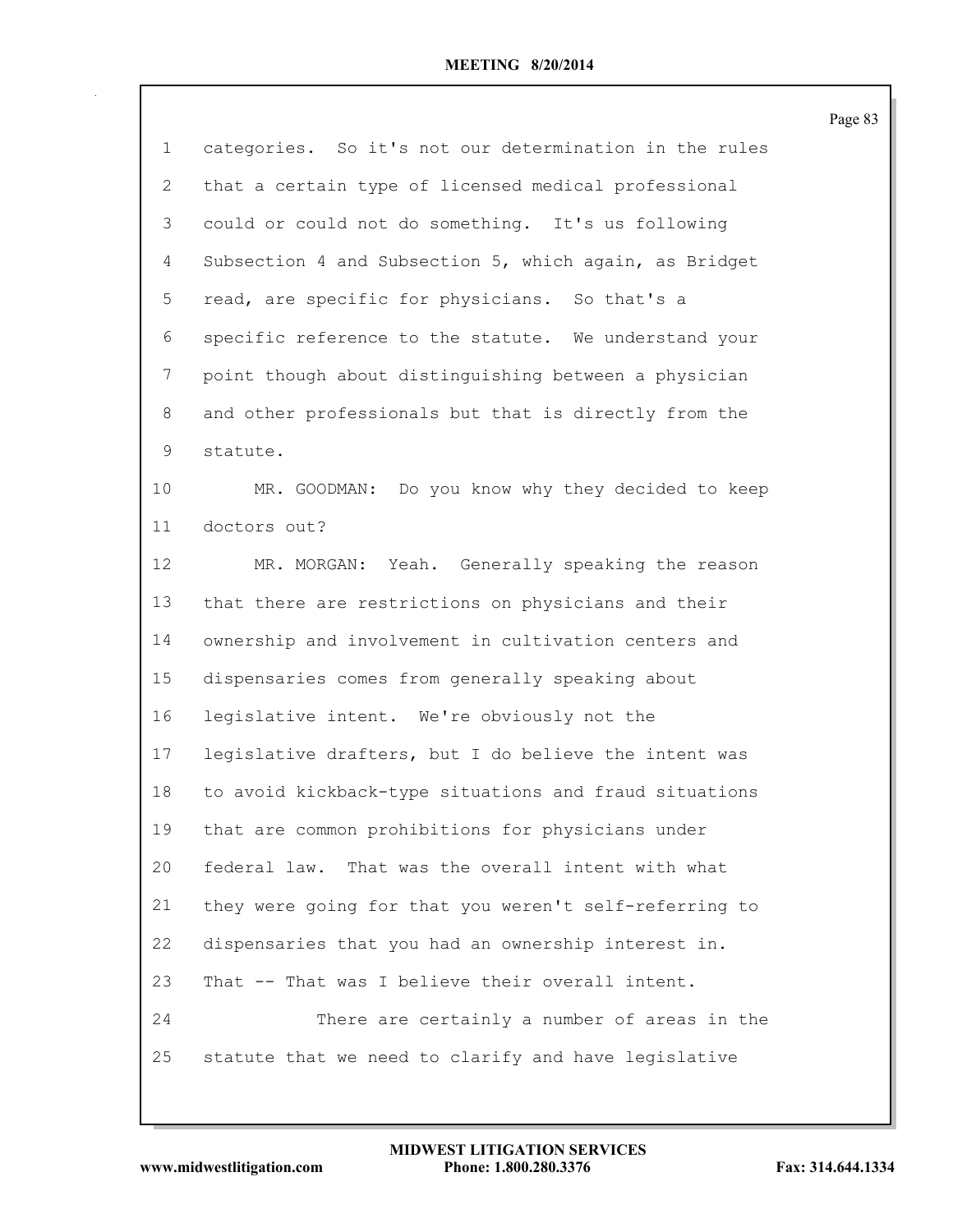categories. So it's not our determination in the rules that a certain type of licensed medical professional could or could not do something. It's us following Subsection 4 and Subsection 5, which again, as Bridget read, are specific for physicians. So that's a specific reference to the statute. We understand your point though about distinguishing between a physician and other professionals but that is directly from the statute.

MR. GOODMAN: Do you know why they decided to keep doctors out?

MR. MORGAN: Yeah. Generally speaking the reason that there are restrictions on physicians and their ownership and involvement in cultivation centers and dispensaries comes from generally speaking about legislative intent. We're obviously not the legislative drafters, but I do believe the intent was to avoid kickback-type situations and fraud situations that are common prohibitions for physicians under federal law. That was the overall intent with what they were going for that you weren't self-referring to dispensaries that you had an ownership interest in. That -- That was I believe their overall intent.

There are certainly a number of areas in the statute that we need to clarify and have legislative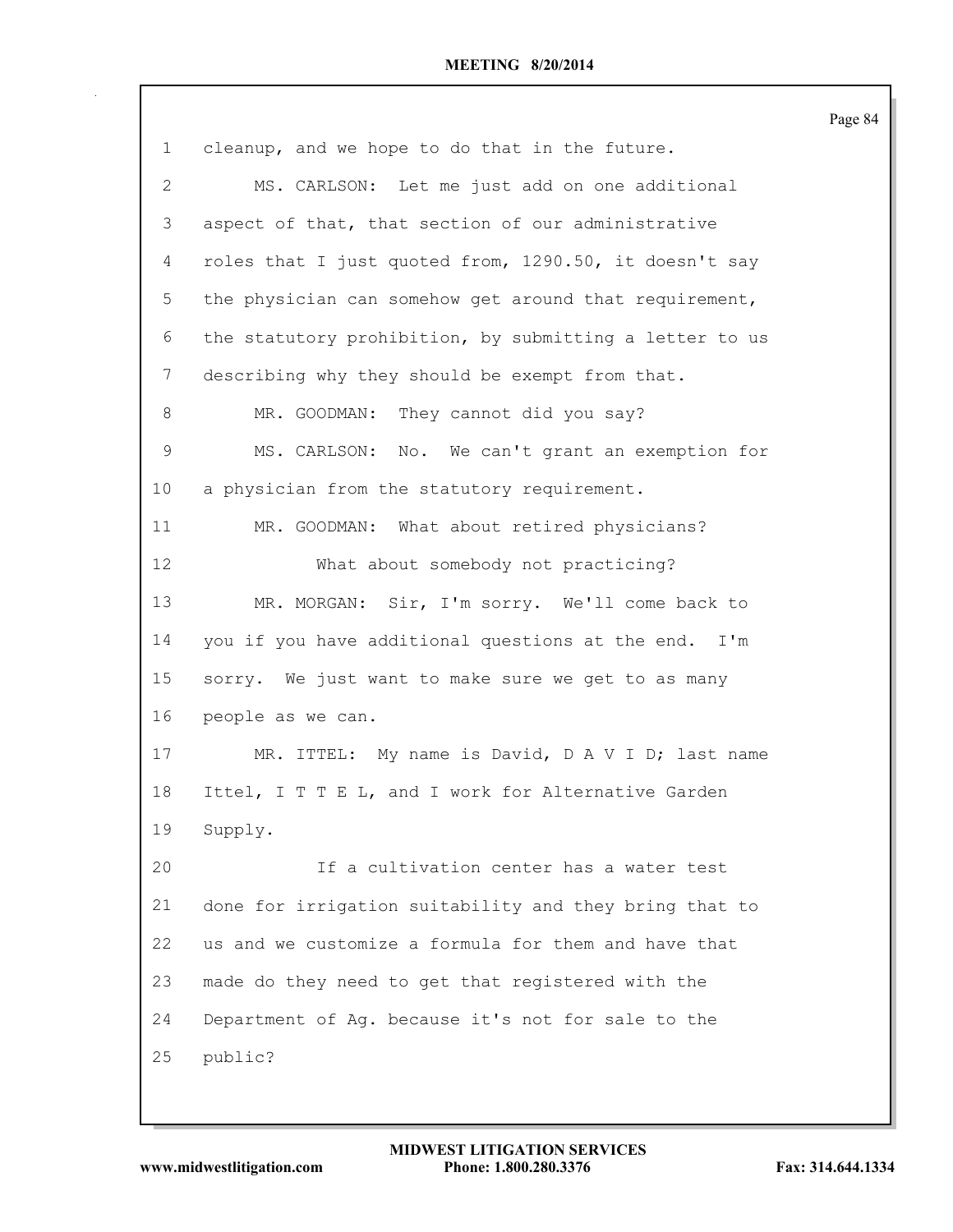cleanup, and we hope to do that in the future.

MS. CARLSON: Let me just add on one additional aspect of that, that section of our administrative roles that I just quoted from, 1290.50, it doesn't say the physician can somehow get around that requirement, the statutory prohibition, by submitting a letter to us describing why they should be exempt from that.

MR. GOODMAN: They cannot did you say?

MS. CARLSON: No. We can't grant an exemption for a physician from the statutory requirement.

MR. GOODMAN: What about retired physicians? What about somebody not practicing?

MR. MORGAN: Sir, I'm sorry. We'll come back to you if you have additional questions at the end. I'm sorry. We just want to make sure we get to as many people as we can.

MR. ITTEL: My name is David, D A V I D; last name Ittel, I T T E L, and I work for Alternative Garden Supply.

If a cultivation center has a water test done for irrigation suitability and they bring that to us and we customize a formula for them and have that made do they need to get that registered with the Department of Ag. because it's not for sale to the public?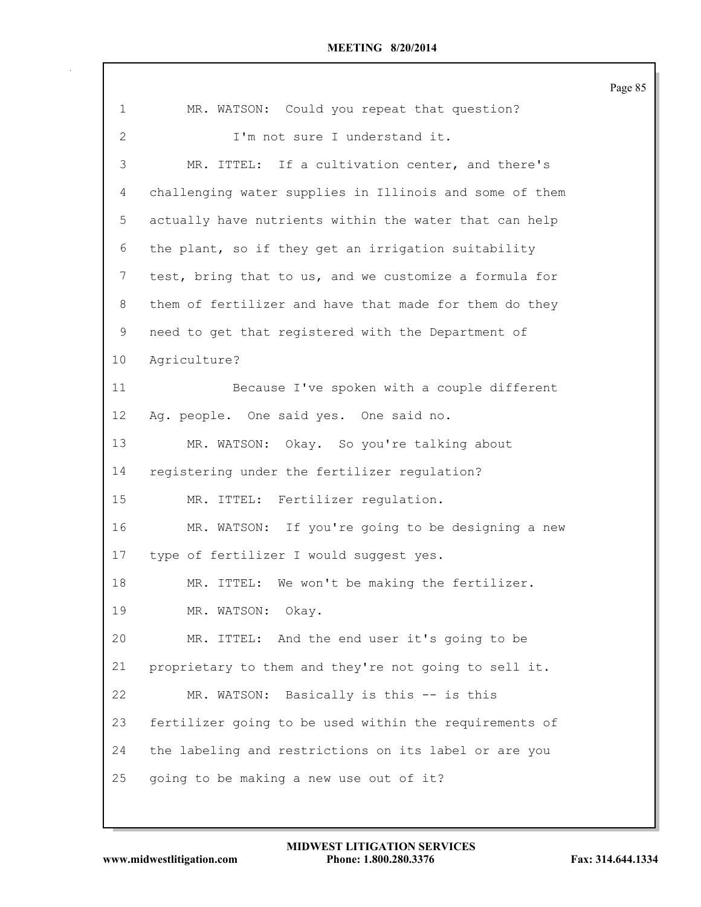MR. WATSON: Could you repeat that question?

I'm not sure I understand it.

MR. ITTEL: If a cultivation center, and there's challenging water supplies in Illinois and some of them actually have nutrients within the water that can help the plant, so if they get an irrigation suitability test, bring that to us, and we customize a formula for them of fertilizer and have that made for them do they need to get that registered with the Department of Agriculture?

Because I've spoken with a couple different Ag. people. One said yes. One said no.

MR. WATSON: Okay. So you're talking about registering under the fertilizer regulation?

MR. ITTEL: Fertilizer regulation.

MR. WATSON: If you're going to be designing a new type of fertilizer I would suggest yes.

MR. ITTEL: We won't be making the fertilizer.

MR. WATSON: Okay.

MR. ITTEL: And the end user it's going to be proprietary to them and they're not going to sell it.

MR. WATSON: Basically is this -- is this fertilizer going to be used within the requirements of the labeling and restrictions on its label or are you going to be making a new use out of it?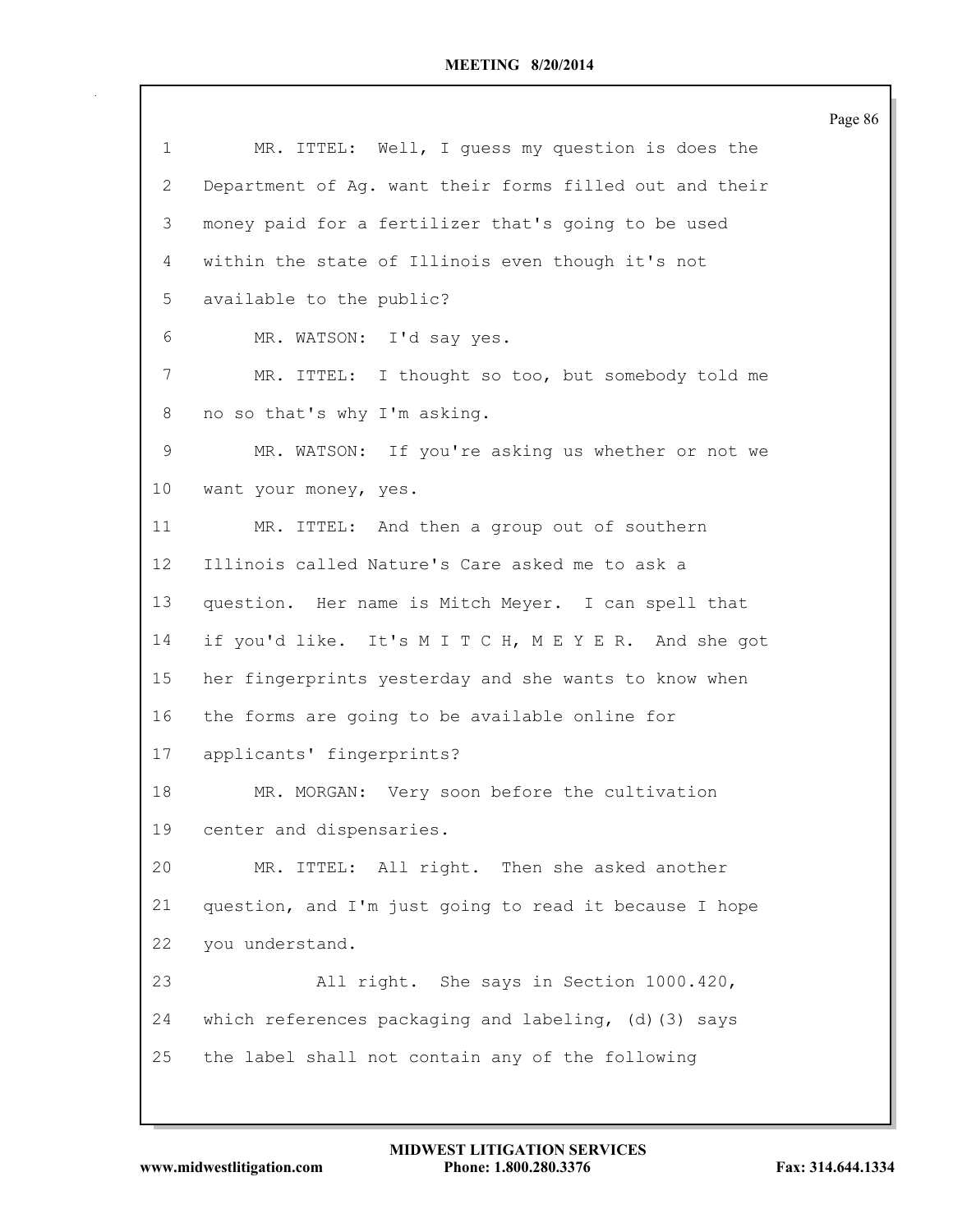MR. ITTEL: Well, I guess my question is does the Department of Ag. want their forms filled out and their money paid for a fertilizer that's going to be used within the state of Illinois even though it's not available to the public?

MR. WATSON: I'd say yes.

MR. ITTEL: I thought so too, but somebody told me no so that's why I'm asking.

MR. WATSON: If you're asking us whether or not we want your money, yes.

MR. ITTEL: And then a group out of southern Illinois called Nature's Care asked me to ask a question. Her name is Mitch Meyer. I can spell that if you'd like. It's M I T C H, M E Y E R. And she got her fingerprints yesterday and she wants to know when the forms are going to be available online for applicants' fingerprints?

MR. MORGAN: Very soon before the cultivation center and dispensaries.

MR. ITTEL: All right. Then she asked another question, and I'm just going to read it because I hope you understand.

All right. She says in Section 1000.420, which references packaging and labeling, (d)(3) says the label shall not contain any of the following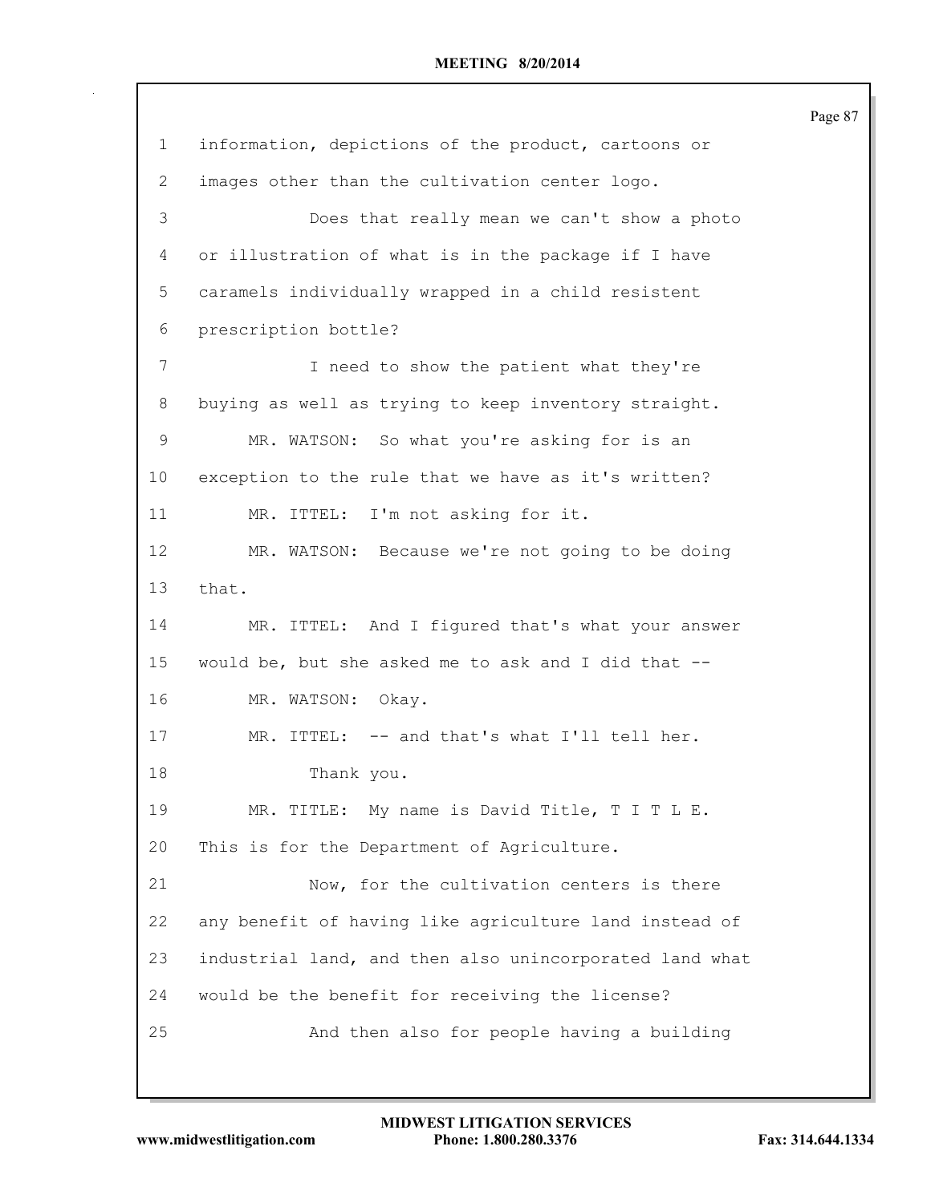1 information, depictions of the product, cartoons or
2 images other than the cultivation center logo.
3 Does that really mean we can't show a photo
4 or illustration of what is in the package if I have
5 caramels individually wrapped in a child resistent
6 prescription bottle?
7 I need to show the patient what they're
8 buying as well as trying to keep inventory straight.
9 MR. WATSON: So what you're asking for is an
10 exception to the rule that we have as it's written?
11 MR. ITTEL: I'm not asking for it.
12 MR. WATSON: Because we're not going to be doing
13 that.
14 MR. ITTEL: And I figured that's what your answer
15 would be, but she asked me to ask and I did that --
16 MR. WATSON: Okay.
17 MR. ITTEL: -- and that's what I'll tell her.
18 Thank you.
19 MR. TITLE: My name is David Title, T I T L E.
20 This is for the Department of Agriculture.
21 Now, for the cultivation centers is there
22 any benefit of having like agriculture land instead of
23 industrial land, and then also unincorporated land what
24 would be the benefit for receiving the license?
25 And then also for people having a building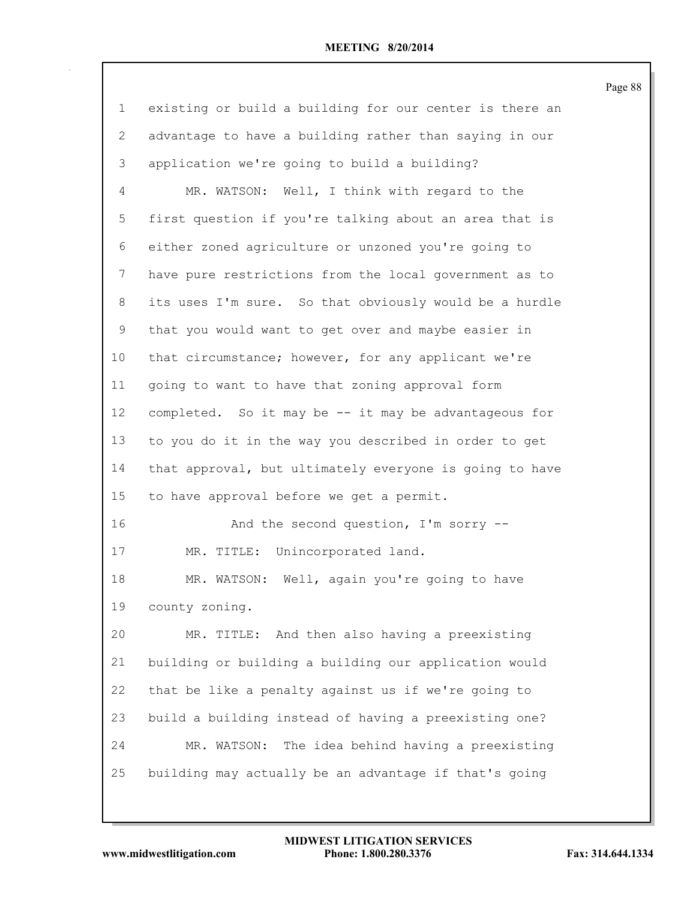1 existing or build a building for our center is there an
2 advantage to have a building rather than saying in our
3 application we're going to build a building?
4 MR. WATSON: Well, I think with regard to the
5 first question if you're talking about an area that is
6 either zoned agriculture or unzoned you're going to
7 have pure restrictions from the local government as to
8 its uses I'm sure. So that obviously would be a hurdle
9 that you would want to get over and maybe easier in
10 that circumstance; however, for any applicant we're
11 going to want to have that zoning approval form
12 completed. So it may be -- it may be advantageous for
13 to you do it in the way you described in order to get
14 that approval, but ultimately everyone is going to have
15 to have approval before we get a permit.
16 And the second question, I'm sorry --
17 MR. TITLE: Unincorporated land.
18 MR. WATSON: Well, again you're going to have
19 county zoning.
20 MR. TITLE: And then also having a preexisting
21 building or building a building our application would
22 that be like a penalty against us if we're going to
23 build a building instead of having a preexisting one?
24 MR. WATSON: The idea behind having a preexisting
25 building may actually be an advantage if that's going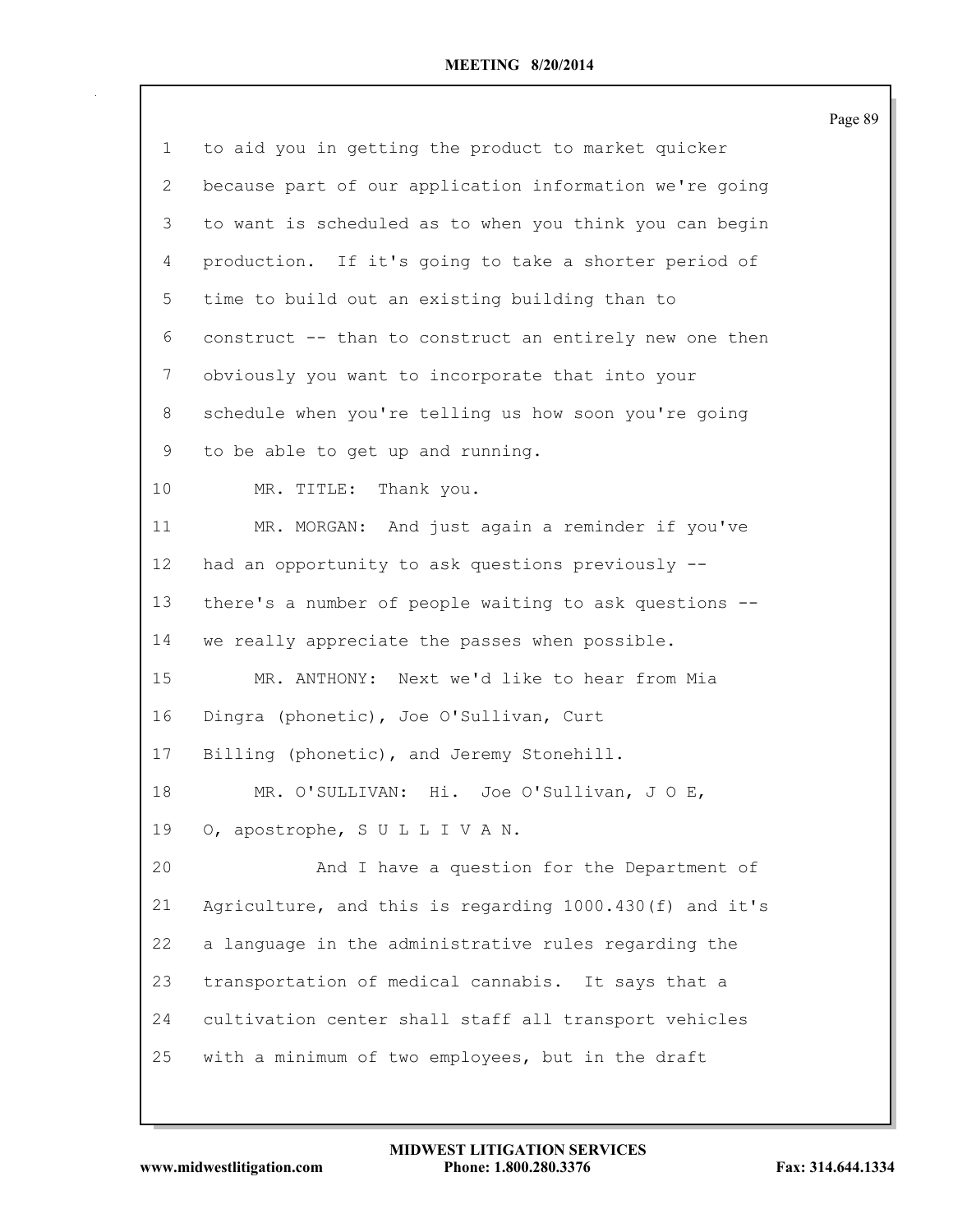1 to aid you in getting the product to market quicker
2 because part of our application information we're going
3 to want is scheduled as to when you think you can begin
4 production. If it's going to take a shorter period of
5 time to build out an existing building than to
6 construct -- than to construct an entirely new one then
7 obviously you want to incorporate that into your
8 schedule when you're telling us how soon you're going
9 to be able to get up and running.
10 MR. TITLE: Thank you.
11 MR. MORGAN: And just again a reminder if you've
12 had an opportunity to ask questions previously --
13 there's a number of people waiting to ask questions --
14 we really appreciate the passes when possible.
15 MR. ANTHONY: Next we'd like to hear from Mia
16 Dingra (phonetic), Joe O'Sullivan, Curt
17 Billing (phonetic), and Jeremy Stonehill.
18 MR. O'SULLIVAN: Hi. Joe O'Sullivan, J O E,
19 O, apostrophe, S U L L I V A N.
20 And I have a question for the Department of
21 Agriculture, and this is regarding 1000.430(f) and it's
22 a language in the administrative rules regarding the
23 transportation of medical cannabis. It says that a
24 cultivation center shall staff all transport vehicles
25 with a minimum of two employees, but in the draft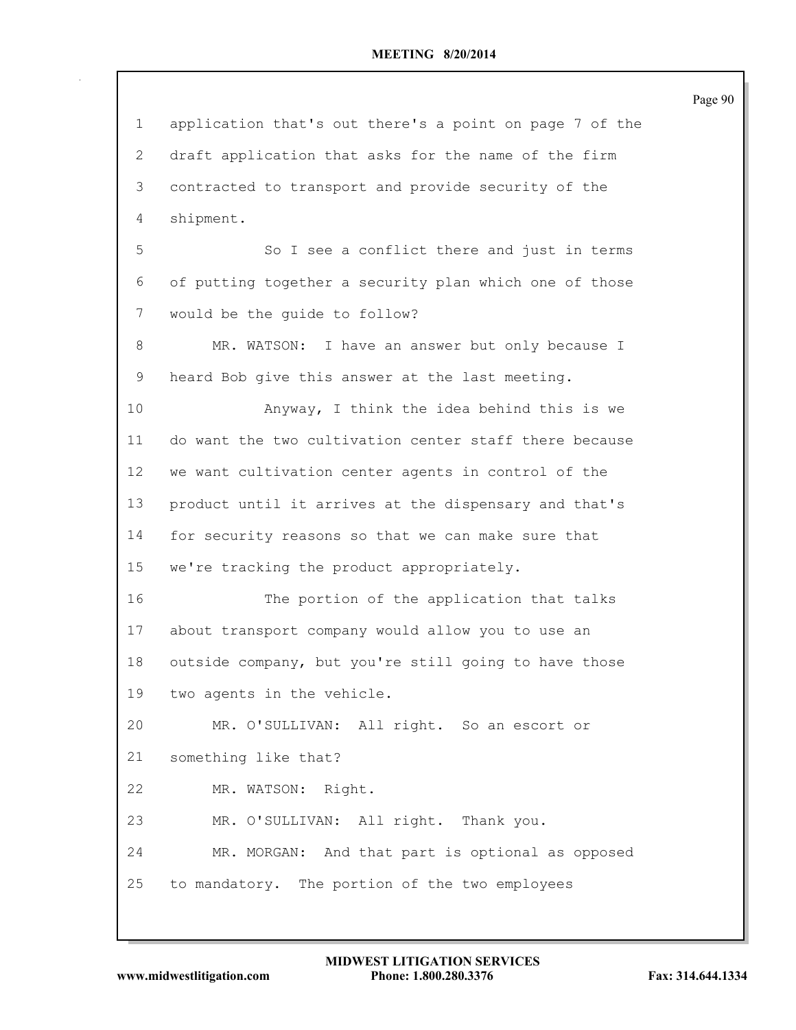application that's out there's a point on page 7 of the draft application that asks for the name of the firm contracted to transport and provide security of the shipment.

So I see a conflict there and just in terms of putting together a security plan which one of those would be the guide to follow?

MR. WATSON: I have an answer but only because I heard Bob give this answer at the last meeting.

Anyway, I think the idea behind this is we do want the two cultivation center staff there because we want cultivation center agents in control of the product until it arrives at the dispensary and that's for security reasons so that we can make sure that we're tracking the product appropriately.

The portion of the application that talks about transport company would allow you to use an outside company, but you're still going to have those two agents in the vehicle.

MR. O'SULLIVAN: All right. So an escort or something like that?

MR. WATSON: Right.

MR. O'SULLIVAN: All right. Thank you.

MR. MORGAN: And that part is optional as opposed to mandatory. The portion of the two employees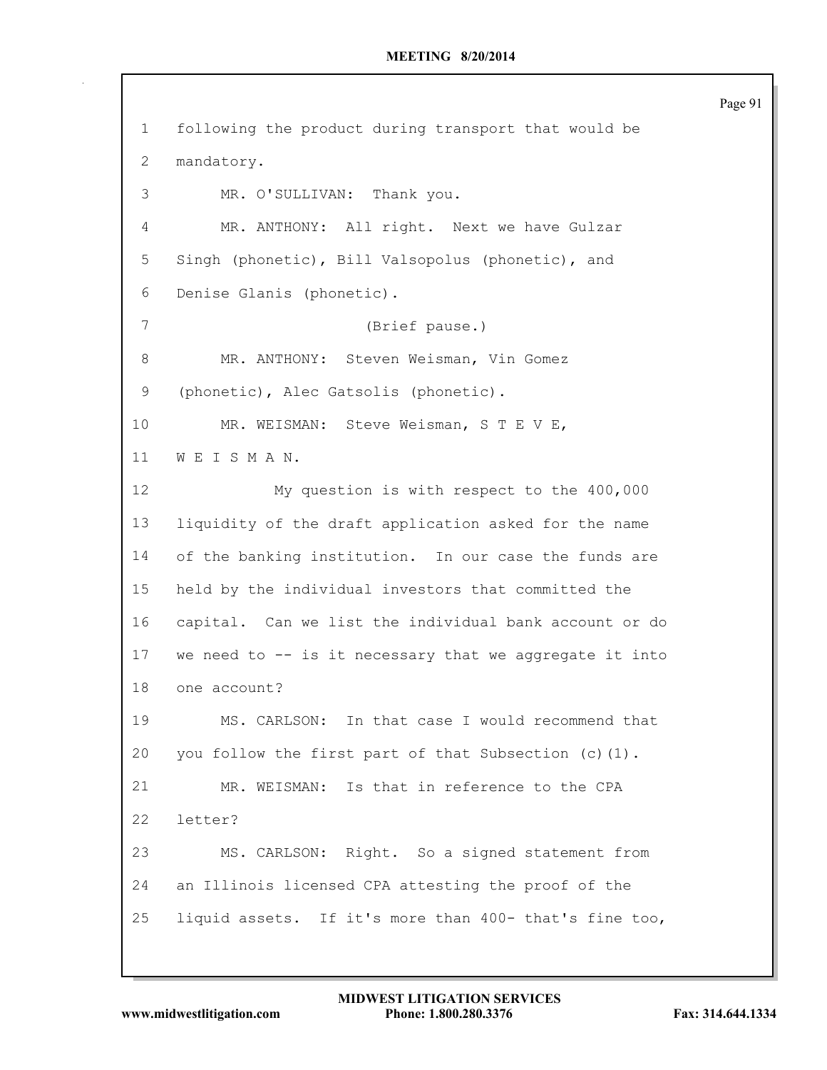1 following the product during transport that would be
2 mandatory.
3 MR. O'SULLIVAN: Thank you.
4 MR. ANTHONY: All right. Next we have Gulzar
5 Singh (phonetic), Bill Valsopolus (phonetic), and
6 Denise Glanis (phonetic).
7 (Brief pause.)
8 MR. ANTHONY: Steven Weisman, Vin Gomez
9 (phonetic), Alec Gatsolis (phonetic).
10 MR. WEISMAN: Steve Weisman, S T E V E,
11 W E I S M A N.
12 My question is with respect to the 400,000
13 liquidity of the draft application asked for the name
14 of the banking institution. In our case the funds are
15 held by the individual investors that committed the
16 capital. Can we list the individual bank account or do
17 we need to -- is it necessary that we aggregate it into
18 one account?
19 MS. CARLSON: In that case I would recommend that
20 you follow the first part of that Subsection (c)(1).
21 MR. WEISMAN: Is that in reference to the CPA
22 letter?
23 MS. CARLSON: Right. So a signed statement from
24 an Illinois licensed CPA attesting the proof of the
25 liquid assets. If it's more than 400- that's fine too,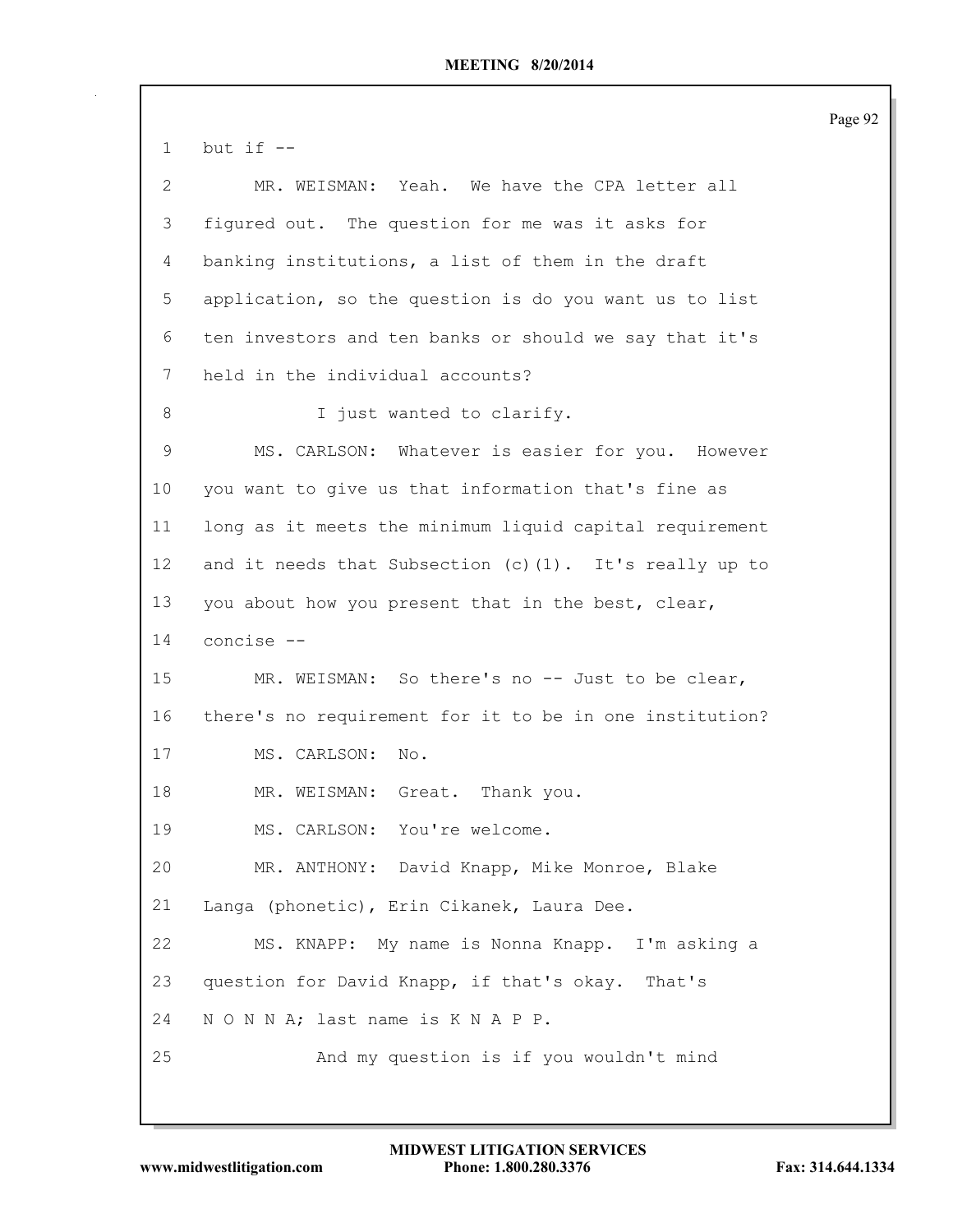1 but if --

2 MR. WEISMAN: Yeah. We have the CPA letter all

3 figured out. The question for me was it asks for

4 banking institutions, a list of them in the draft

5 application, so the question is do you want us to list

6 ten investors and ten banks or should we say that it's

7 held in the individual accounts?

8 I just wanted to clarify.

9 MS. CARLSON: Whatever is easier for you. However

10 you want to give us that information that's fine as

11 long as it meets the minimum liquid capital requirement

12 and it needs that Subsection (c)(1). It's really up to

13 you about how you present that in the best, clear,

14 concise --

15 MR. WEISMAN: So there's no -- Just to be clear,

16 there's no requirement for it to be in one institution?

17 MS. CARLSON: No.

18 MR. WEISMAN: Great. Thank you.

19 MS. CARLSON: You're welcome.

20 MR. ANTHONY: David Knapp, Mike Monroe, Blake

21 Langa (phonetic), Erin Cikanek, Laura Dee.

22 MS. KNAPP: My name is Nonna Knapp. I'm asking a

23 question for David Knapp, if that's okay. That's

24 N O N N A; last name is K N A P P.

25 And my question is if you wouldn't mind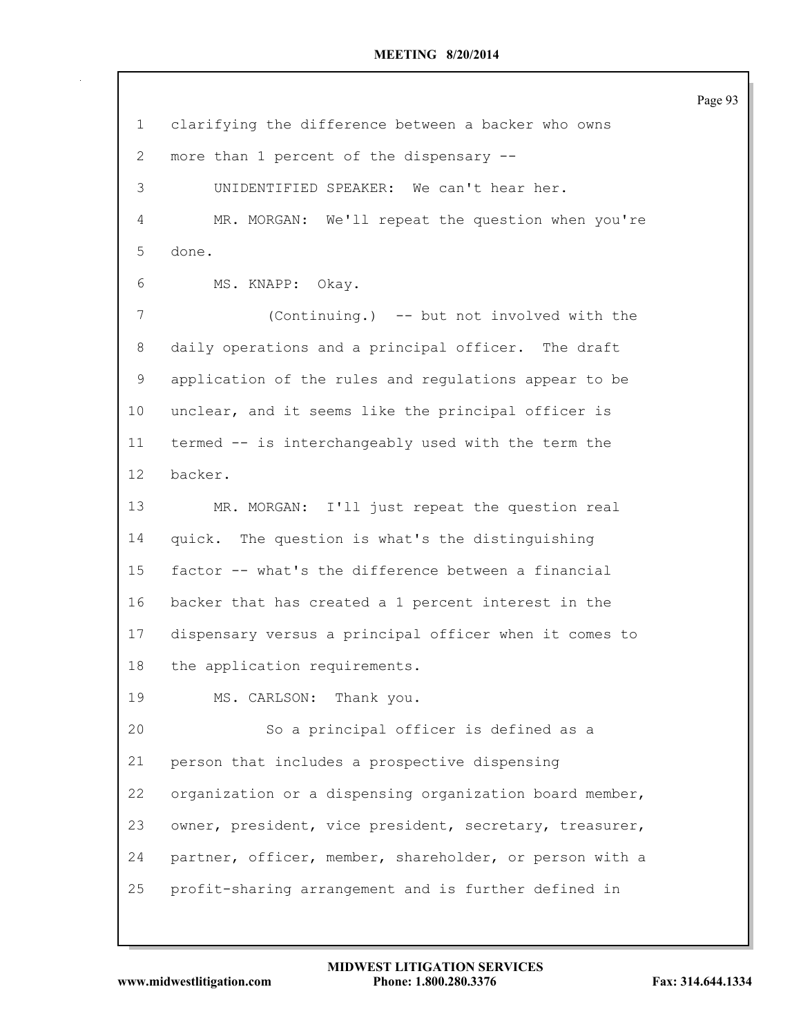1 clarifying the difference between a backer who owns
2 more than 1 percent of the dispensary --
3 UNIDENTIFIED SPEAKER: We can't hear her.
4 MR. MORGAN: We'll repeat the question when you're
5 done.
6 MS. KNAPP: Okay.
7 (Continuing.) -- but not involved with the
8 daily operations and a principal officer. The draft
9 application of the rules and regulations appear to be
10 unclear, and it seems like the principal officer is
11 termed -- is interchangeably used with the term the
12 backer.
13 MR. MORGAN: I'll just repeat the question real
14 quick. The question is what's the distinguishing
15 factor -- what's the difference between a financial
16 backer that has created a 1 percent interest in the
17 dispensary versus a principal officer when it comes to
18 the application requirements.
19 MS. CARLSON: Thank you.
20 So a principal officer is defined as a
21 person that includes a prospective dispensing
22 organization or a dispensing organization board member,
23 owner, president, vice president, secretary, treasurer,
24 partner, officer, member, shareholder, or person with a
25 profit-sharing arrangement and is further defined in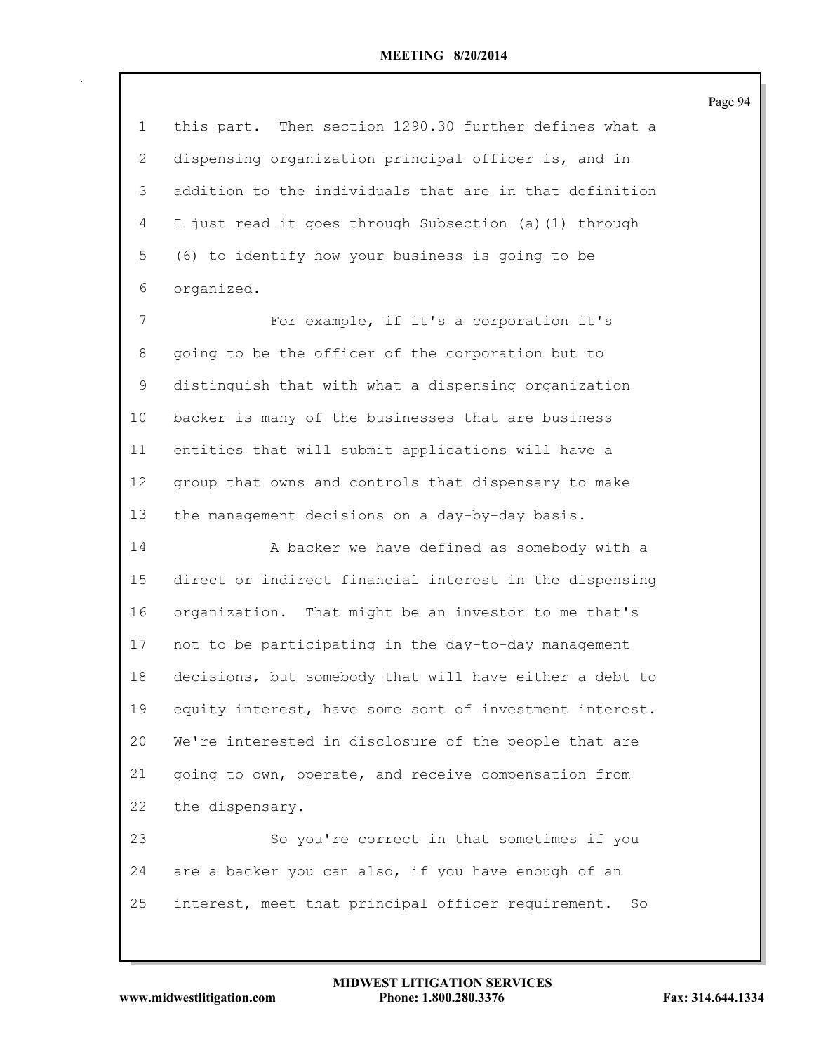this part. Then section 1290.30 further defines what a dispensing organization principal officer is, and in addition to the individuals that are in that definition I just read it goes through Subsection (a)(1) through (6) to identify how your business is going to be organized.

For example, if it's a corporation it's going to be the officer of the corporation but to distinguish that with what a dispensing organization backer is many of the businesses that are business entities that will submit applications will have a group that owns and controls that dispensary to make the management decisions on a day-by-day basis.

A backer we have defined as somebody with a direct or indirect financial interest in the dispensing organization. That might be an investor to me that's not to be participating in the day-to-day management decisions, but somebody that will have either a debt to equity interest, have some sort of investment interest. We're interested in disclosure of the people that are going to own, operate, and receive compensation from the dispensary.

So you're correct in that sometimes if you are a backer you can also, if you have enough of an interest, meet that principal officer requirement. So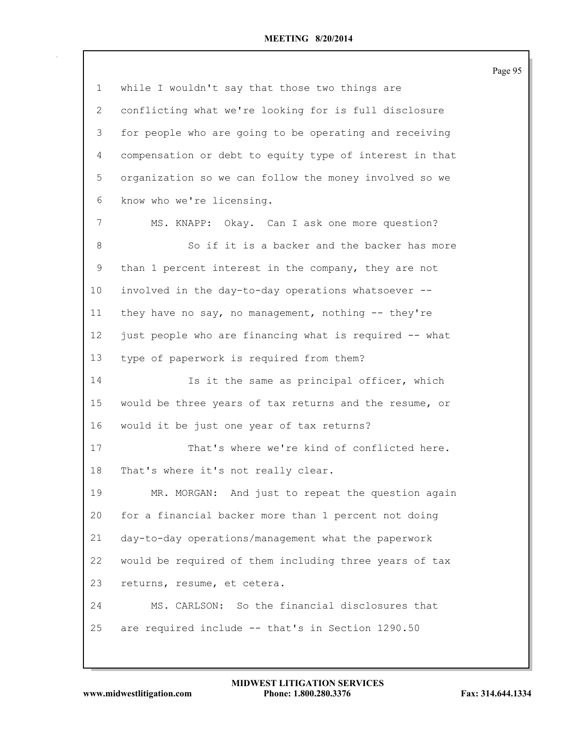1 while I wouldn't say that those two things are
2 conflicting what we're looking for is full disclosure
3 for people who are going to be operating and receiving
4 compensation or debt to equity type of interest in that
5 organization so we can follow the money involved so we
6 know who we're licensing.

7 MS. KNAPP: Okay. Can I ask one more question?

8 So if it is a backer and the backer has more
9 than 1 percent interest in the company, they are not
10 involved in the day-to-day operations whatsoever --
11 they have no say, no management, nothing -- they're
12 just people who are financing what is required -- what
13 type of paperwork is required from them?

14 Is it the same as principal officer, which
15 would be three years of tax returns and the resume, or
16 would it be just one year of tax returns?

17 That's where we're kind of conflicted here.
18 That's where it's not really clear.

19 MR. MORGAN: And just to repeat the question again
20 for a financial backer more than 1 percent not doing
21 day-to-day operations/management what the paperwork
22 would be required of them including three years of tax
23 returns, resume, et cetera.

24 MS. CARLSON: So the financial disclosures that
25 are required include -- that's in Section 1290.50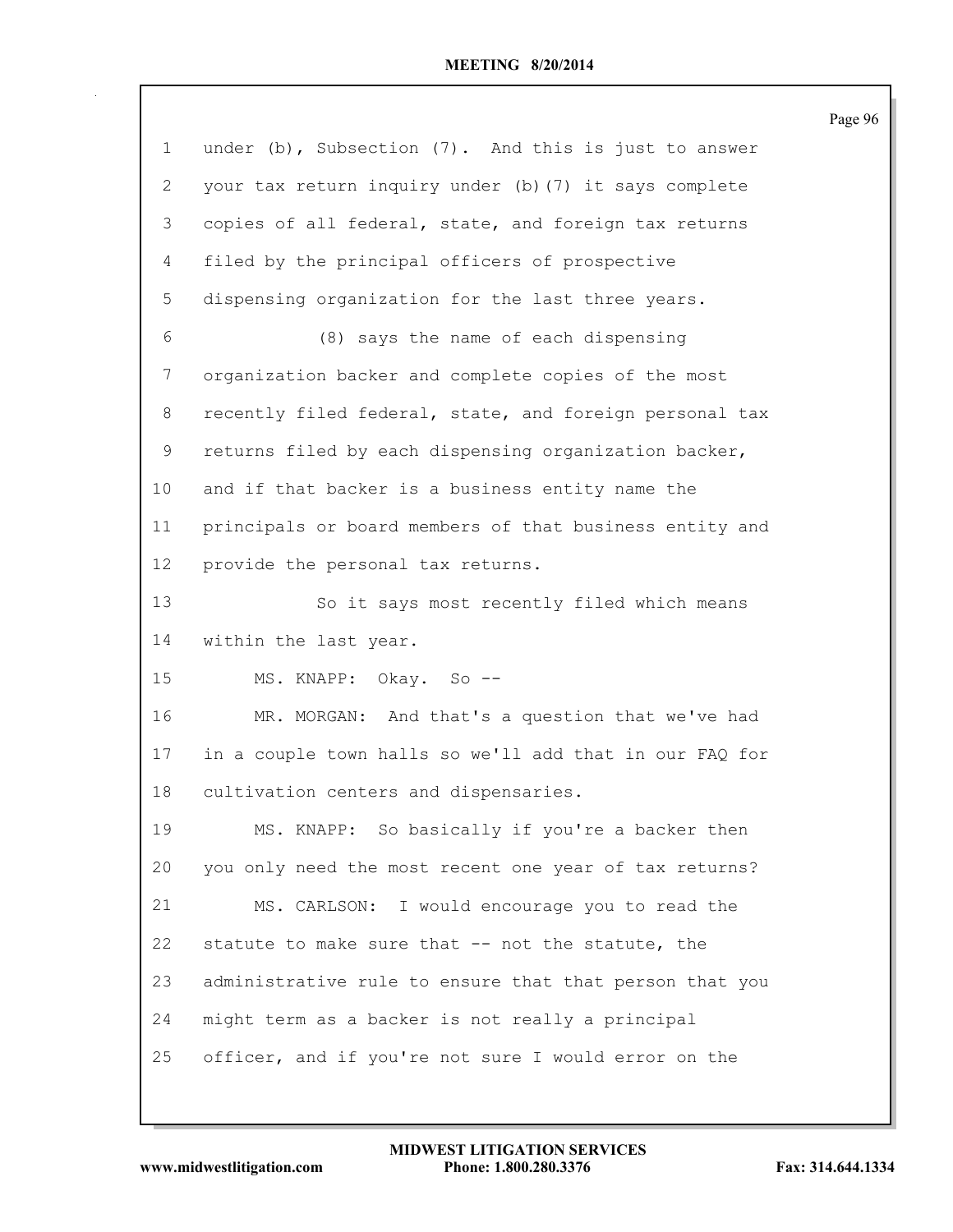under (b), Subsection (7). And this is just to answer your tax return inquiry under (b)(7) it says complete copies of all federal, state, and foreign tax returns filed by the principal officers of prospective dispensing organization for the last three years.

(8) says the name of each dispensing organization backer and complete copies of the most recently filed federal, state, and foreign personal tax returns filed by each dispensing organization backer, and if that backer is a business entity name the principals or board members of that business entity and provide the personal tax returns.

So it says most recently filed which means within the last year.

MS. KNAPP: Okay. So --

MR. MORGAN: And that's a question that we've had in a couple town halls so we'll add that in our FAQ for cultivation centers and dispensaries.

MS. KNAPP: So basically if you're a backer then you only need the most recent one year of tax returns?

MS. CARLSON: I would encourage you to read the statute to make sure that -- not the statute, the administrative rule to ensure that that person that you might term as a backer is not really a principal officer, and if you're not sure I would error on the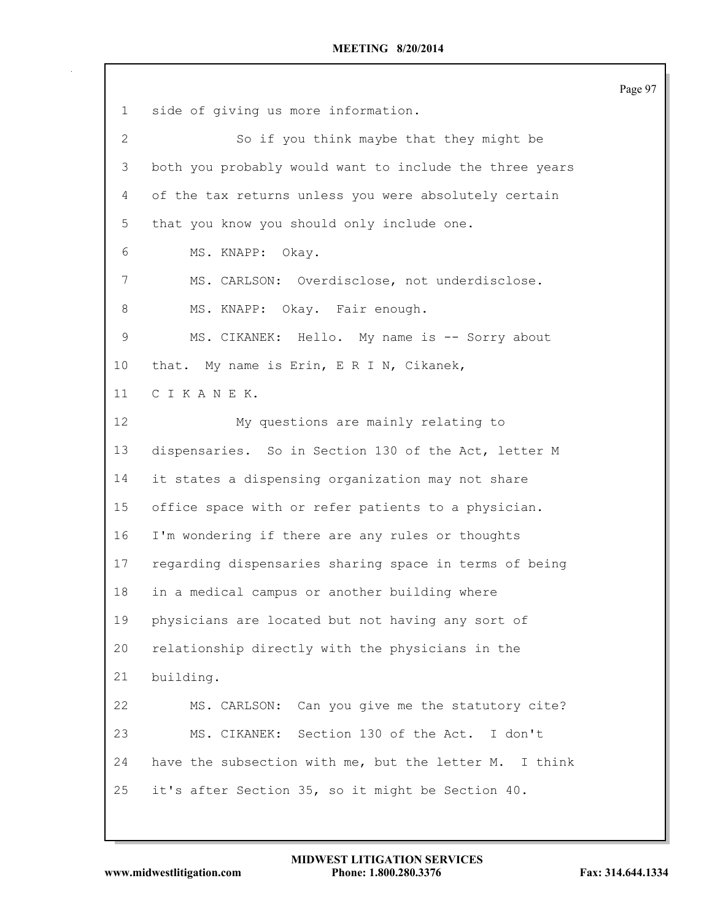side of giving us more information.

So if you think maybe that they might be both you probably would want to include the three years of the tax returns unless you were absolutely certain that you know you should only include one.

MS. KNAPP: Okay.

MS. CARLSON: Overdisclose, not underdisclose.

MS. KNAPP: Okay. Fair enough.

MS. CIKANEK: Hello. My name is -- Sorry about that. My name is Erin, E R I N, Cikanek, C I K A N E K.

My questions are mainly relating to dispensaries. So in Section 130 of the Act, letter M it states a dispensing organization may not share office space with or refer patients to a physician. I'm wondering if there are any rules or thoughts regarding dispensaries sharing space in terms of being in a medical campus or another building where physicians are located but not having any sort of relationship directly with the physicians in the building.

MS. CARLSON: Can you give me the statutory cite?

MS. CIKANEK: Section 130 of the Act. I don't have the subsection with me, but the letter M. I think it's after Section 35, so it might be Section 40.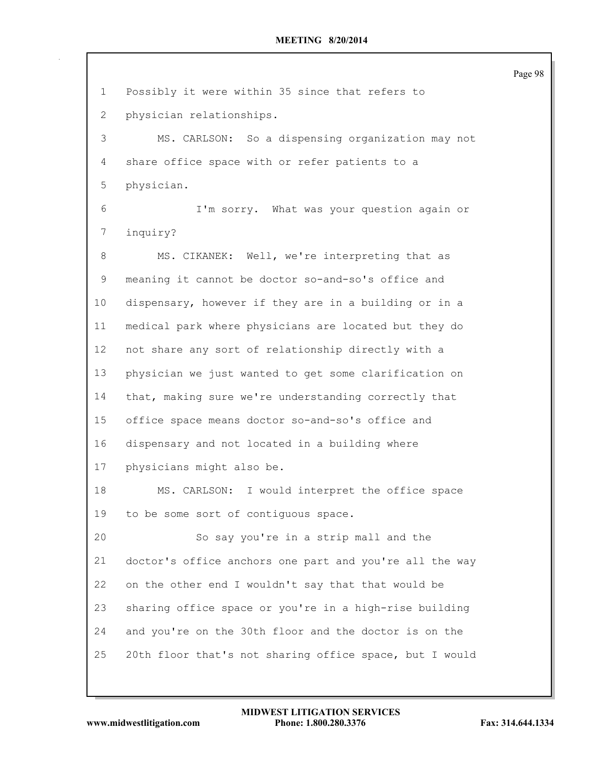1 Possibly it were within 35 since that refers to
2 physician relationships.
3 MS. CARLSON: So a dispensing organization may not
4 share office space with or refer patients to a
5 physician.
6 I'm sorry. What was your question again or
7 inquiry?
8 MS. CIKANEK: Well, we're interpreting that as
9 meaning it cannot be doctor so-and-so's office and
10 dispensary, however if they are in a building or in a
11 medical park where physicians are located but they do
12 not share any sort of relationship directly with a
13 physician we just wanted to get some clarification on
14 that, making sure we're understanding correctly that
15 office space means doctor so-and-so's office and
16 dispensary and not located in a building where
17 physicians might also be.
18 MS. CARLSON: I would interpret the office space
19 to be some sort of contiguous space.
20 So say you're in a strip mall and the
21 doctor's office anchors one part and you're all the way
22 on the other end I wouldn't say that that would be
23 sharing office space or you're in a high-rise building
24 and you're on the 30th floor and the doctor is on the
25 20th floor that's not sharing office space, but I would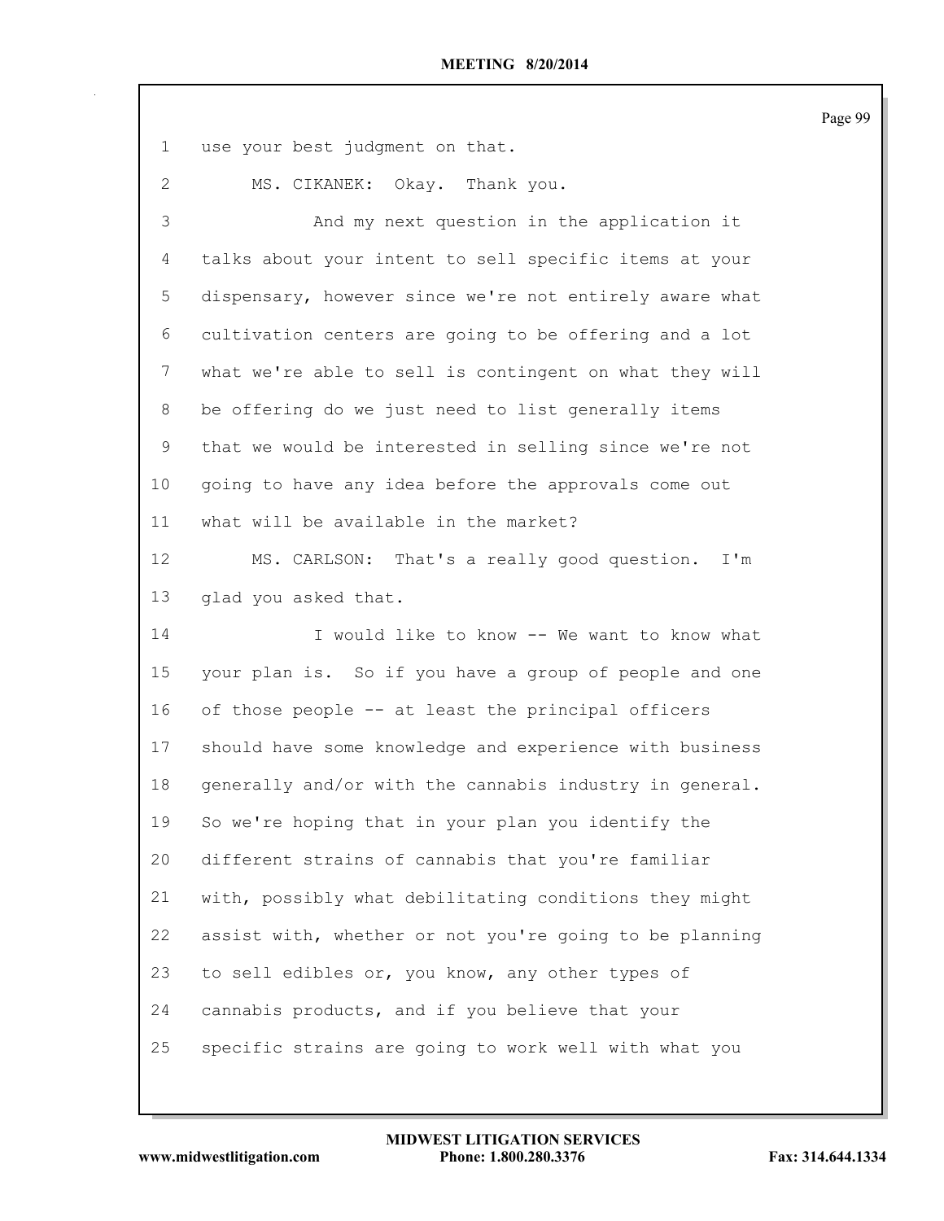use your best judgment on that.

MS. CIKANEK: Okay. Thank you.

And my next question in the application it talks about your intent to sell specific items at your dispensary, however since we're not entirely aware what cultivation centers are going to be offering and a lot what we're able to sell is contingent on what they will be offering do we just need to list generally items that we would be interested in selling since we're not going to have any idea before the approvals come out what will be available in the market?

MS. CARLSON: That's a really good question. I'm glad you asked that.

I would like to know -- We want to know what your plan is. So if you have a group of people and one of those people -- at least the principal officers should have some knowledge and experience with business generally and/or with the cannabis industry in general. So we're hoping that in your plan you identify the different strains of cannabis that you're familiar with, possibly what debilitating conditions they might assist with, whether or not you're going to be planning to sell edibles or, you know, any other types of cannabis products, and if you believe that your specific strains are going to work well with what you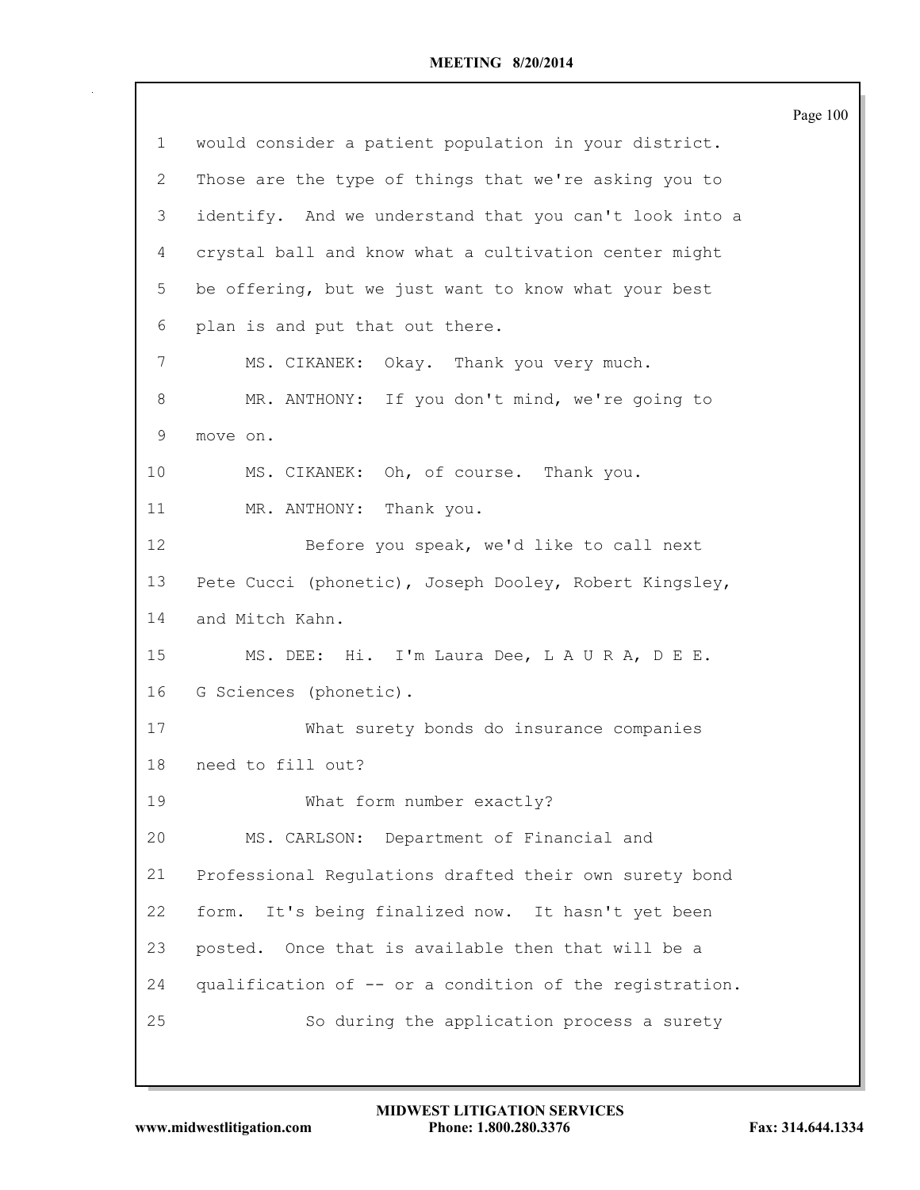1 would consider a patient population in your district.
2 Those are the type of things that we're asking you to
3 identify. And we understand that you can't look into a
4 crystal ball and know what a cultivation center might
5 be offering, but we just want to know what your best
6 plan is and put that out there.
7 MS. CIKANEK: Okay. Thank you very much.
8 MR. ANTHONY: If you don't mind, we're going to
9 move on.
10 MS. CIKANEK: Oh, of course. Thank you.
11 MR. ANTHONY: Thank you.
12 Before you speak, we'd like to call next
13 Pete Cucci (phonetic), Joseph Dooley, Robert Kingsley,
14 and Mitch Kahn.
15 MS. DEE: Hi. I'm Laura Dee, L A U R A, D E E.
16 G Sciences (phonetic).
17 What surety bonds do insurance companies
18 need to fill out?
19 What form number exactly?
20 MS. CARLSON: Department of Financial and
21 Professional Regulations drafted their own surety bond
22 form. It's being finalized now. It hasn't yet been
23 posted. Once that is available then that will be a
24 qualification of -- or a condition of the registration.
25 So during the application process a surety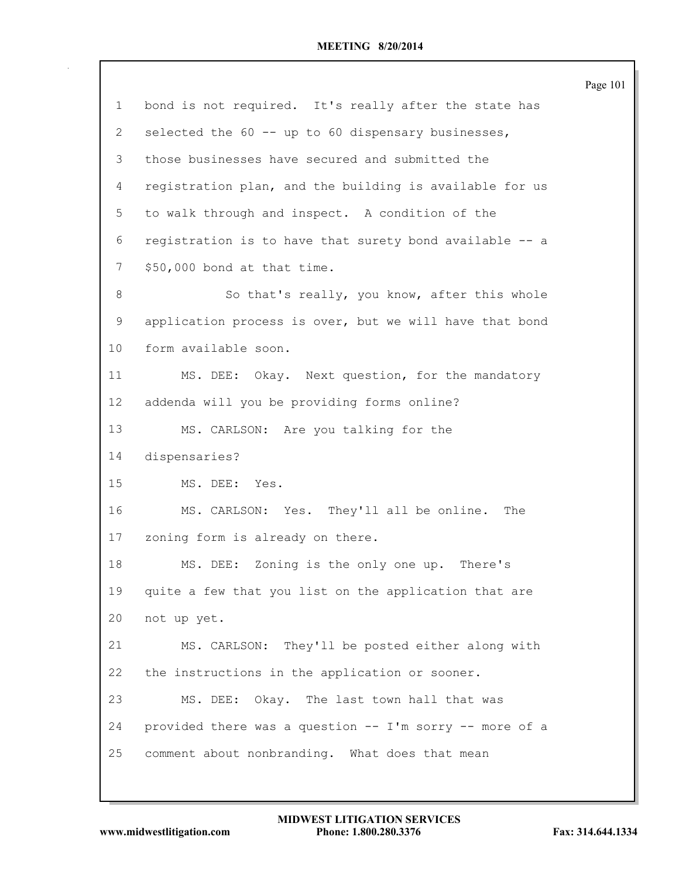bond is not required. It's really after the state has selected the 60 -- up to 60 dispensary businesses, those businesses have secured and submitted the registration plan, and the building is available for us to walk through and inspect. A condition of the registration is to have that surety bond available -- a $50,000 bond at that time.

So that's really, you know, after this whole application process is over, but we will have that bond form available soon.

MS. DEE: Okay. Next question, for the mandatory addenda will you be providing forms online?

MS. CARLSON: Are you talking for the dispensaries?

MS. DEE: Yes.

MS. CARLSON: Yes. They'll all be online. The zoning form is already on there.

MS. DEE: Zoning is the only one up. There's quite a few that you list on the application that are not up yet.

MS. CARLSON: They'll be posted either along with the instructions in the application or sooner.

MS. DEE: Okay. The last town hall that was provided there was a question -- I'm sorry -- more of a comment about nonbranding. What does that mean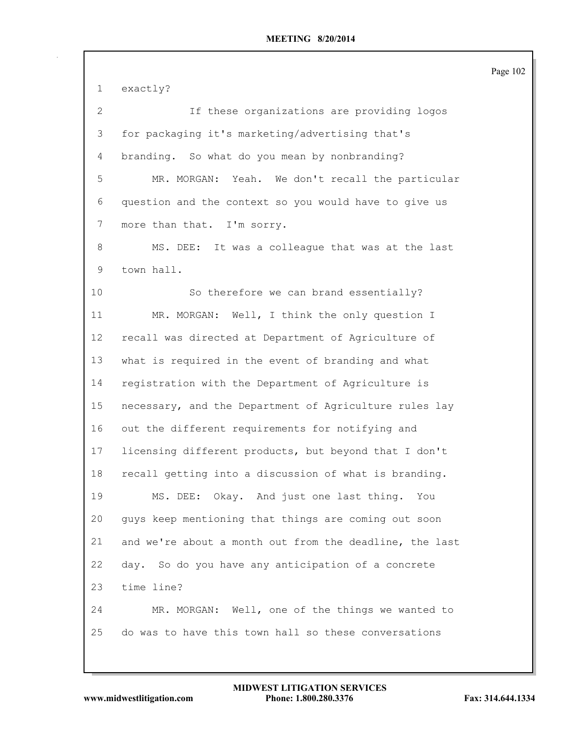exactly?

If these organizations are providing logos for packaging it's marketing/advertising that's branding. So what do you mean by nonbranding?

MR. MORGAN: Yeah. We don't recall the particular question and the context so you would have to give us more than that. I'm sorry.

MS. DEE: It was a colleague that was at the last town hall.

So therefore we can brand essentially?

MR. MORGAN: Well, I think the only question I recall was directed at Department of Agriculture of what is required in the event of branding and what registration with the Department of Agriculture is necessary, and the Department of Agriculture rules lay out the different requirements for notifying and licensing different products, but beyond that I don't recall getting into a discussion of what is branding.

MS. DEE: Okay. And just one last thing. You guys keep mentioning that things are coming out soon and we're about a month out from the deadline, the last day. So do you have any anticipation of a concrete time line?

MR. MORGAN: Well, one of the things we wanted to do was to have this town hall so these conversations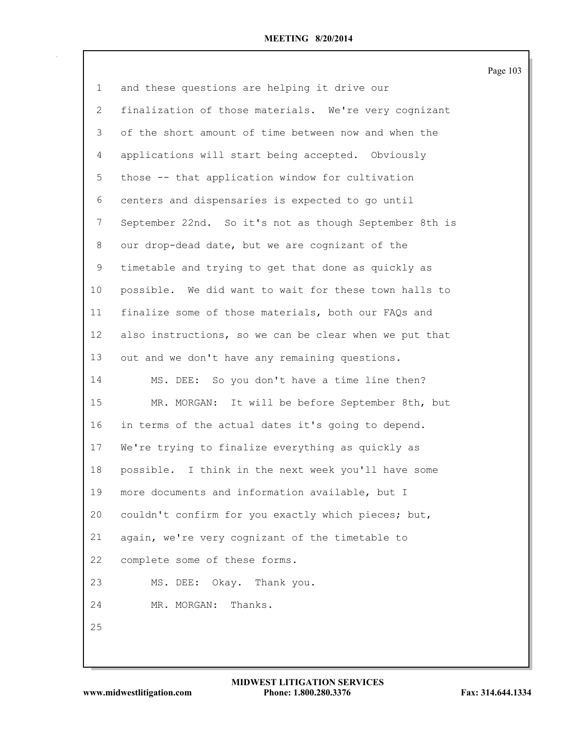1 and these questions are helping it drive our
2 finalization of those materials. We're very cognizant
3 of the short amount of time between now and when the
4 applications will start being accepted. Obviously
5 those -- that application window for cultivation
6 centers and dispensaries is expected to go until
7 September 22nd. So it's not as though September 8th is
8 our drop-dead date, but we are cognizant of the
9 timetable and trying to get that done as quickly as
10 possible. We did want to wait for these town halls to
11 finalize some of those materials, both our FAQs and
12 also instructions, so we can be clear when we put that
13 out and we don't have any remaining questions.
14 MS. DEE: So you don't have a time line then?
15 MR. MORGAN: It will be before September 8th, but
16 in terms of the actual dates it's going to depend.
17 We're trying to finalize everything as quickly as
18 possible. I think in the next week you'll have some
19 more documents and information available, but I
20 couldn't confirm for you exactly which pieces; but,
21 again, we're very cognizant of the timetable to
22 complete some of these forms.
23 MS. DEE: Okay. Thank you.
24 MR. MORGAN: Thanks.
25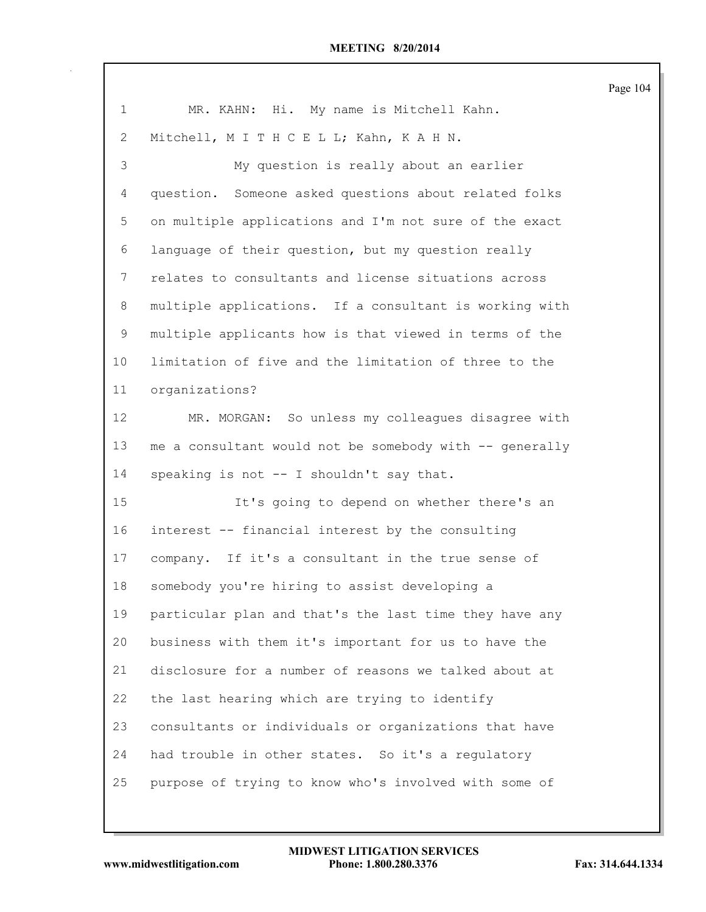1 MR. KAHN: Hi. My name is Mitchell Kahn.
2 Mitchell, M I T H C E L L; Kahn, K A H N.
3 My question is really about an earlier
4 question. Someone asked questions about related folks
5 on multiple applications and I'm not sure of the exact
6 language of their question, but my question really
7 relates to consultants and license situations across
8 multiple applications. If a consultant is working with
9 multiple applicants how is that viewed in terms of the
10 limitation of five and the limitation of three to the
11 organizations?
12 MR. MORGAN: So unless my colleagues disagree with
13 me a consultant would not be somebody with -- generally
14 speaking is not -- I shouldn't say that.
15 It's going to depend on whether there's an
16 interest -- financial interest by the consulting
17 company. If it's a consultant in the true sense of
18 somebody you're hiring to assist developing a
19 particular plan and that's the last time they have any
20 business with them it's important for us to have the
21 disclosure for a number of reasons we talked about at
22 the last hearing which are trying to identify
23 consultants or individuals or organizations that have
24 had trouble in other states. So it's a regulatory
25 purpose of trying to know who's involved with some of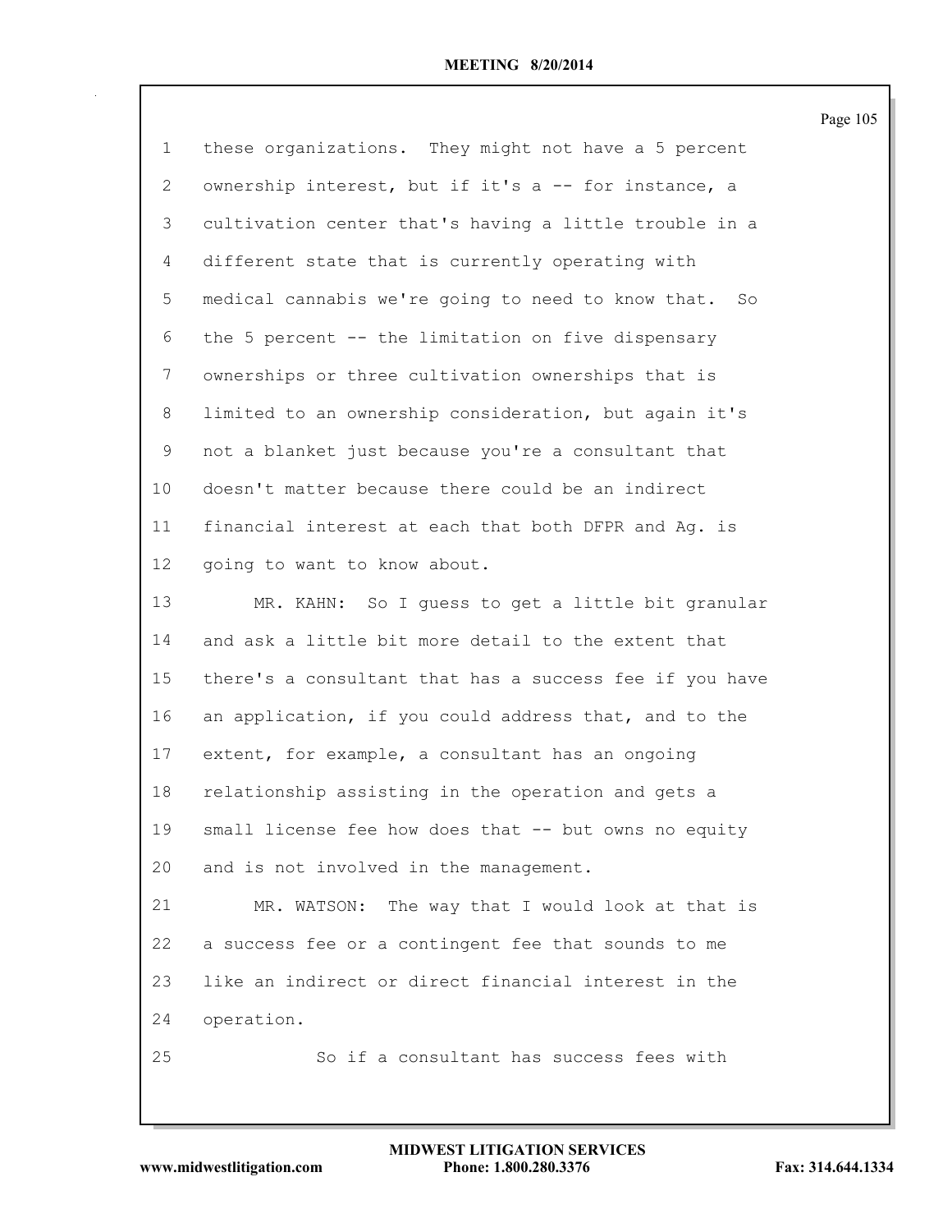these organizations. They might not have a 5 percent ownership interest, but if it's a -- for instance, a cultivation center that's having a little trouble in a different state that is currently operating with medical cannabis we're going to need to know that. So the 5 percent -- the limitation on five dispensary ownerships or three cultivation ownerships that is limited to an ownership consideration, but again it's not a blanket just because you're a consultant that doesn't matter because there could be an indirect financial interest at each that both DFPR and Ag. is going to want to know about.

MR. KAHN: So I guess to get a little bit granular and ask a little bit more detail to the extent that there's a consultant that has a success fee if you have an application, if you could address that, and to the extent, for example, a consultant has an ongoing relationship assisting in the operation and gets a small license fee how does that -- but owns no equity and is not involved in the management.

MR. WATSON: The way that I would look at that is a success fee or a contingent fee that sounds to me like an indirect or direct financial interest in the operation.

So if a consultant has success fees with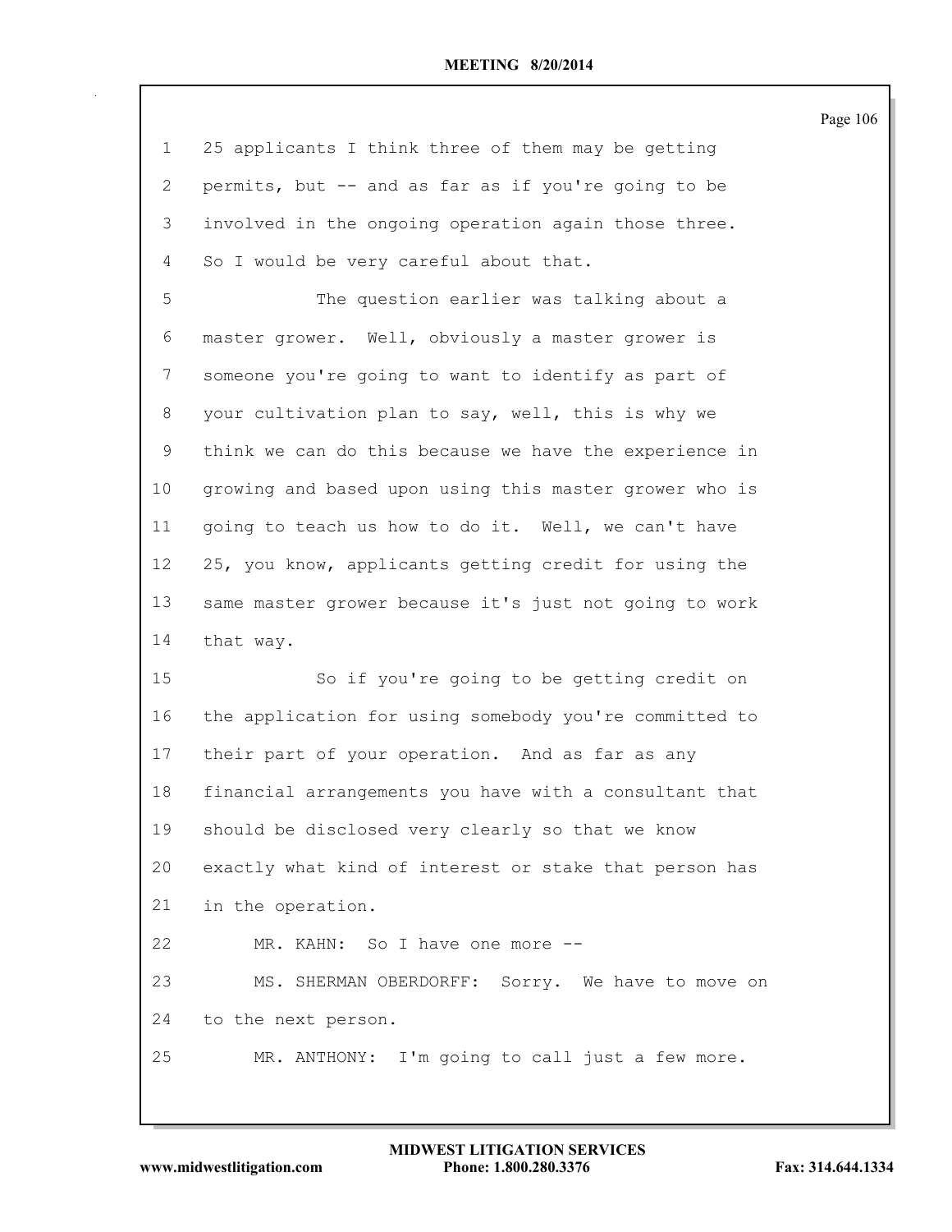25 applicants I think three of them may be getting permits, but -- and as far as if you're going to be involved in the ongoing operation again those three. So I would be very careful about that.

The question earlier was talking about a master grower. Well, obviously a master grower is someone you're going to want to identify as part of your cultivation plan to say, well, this is why we think we can do this because we have the experience in growing and based upon using this master grower who is going to teach us how to do it. Well, we can't have 25, you know, applicants getting credit for using the same master grower because it's just not going to work that way.

So if you're going to be getting credit on the application for using somebody you're committed to their part of your operation. And as far as any financial arrangements you have with a consultant that should be disclosed very clearly so that we know exactly what kind of interest or stake that person has in the operation.

MR. KAHN: So I have one more --

MS. SHERMAN OBERDORFF: Sorry. We have to move on to the next person.

MR. ANTHONY: I'm going to call just a few more.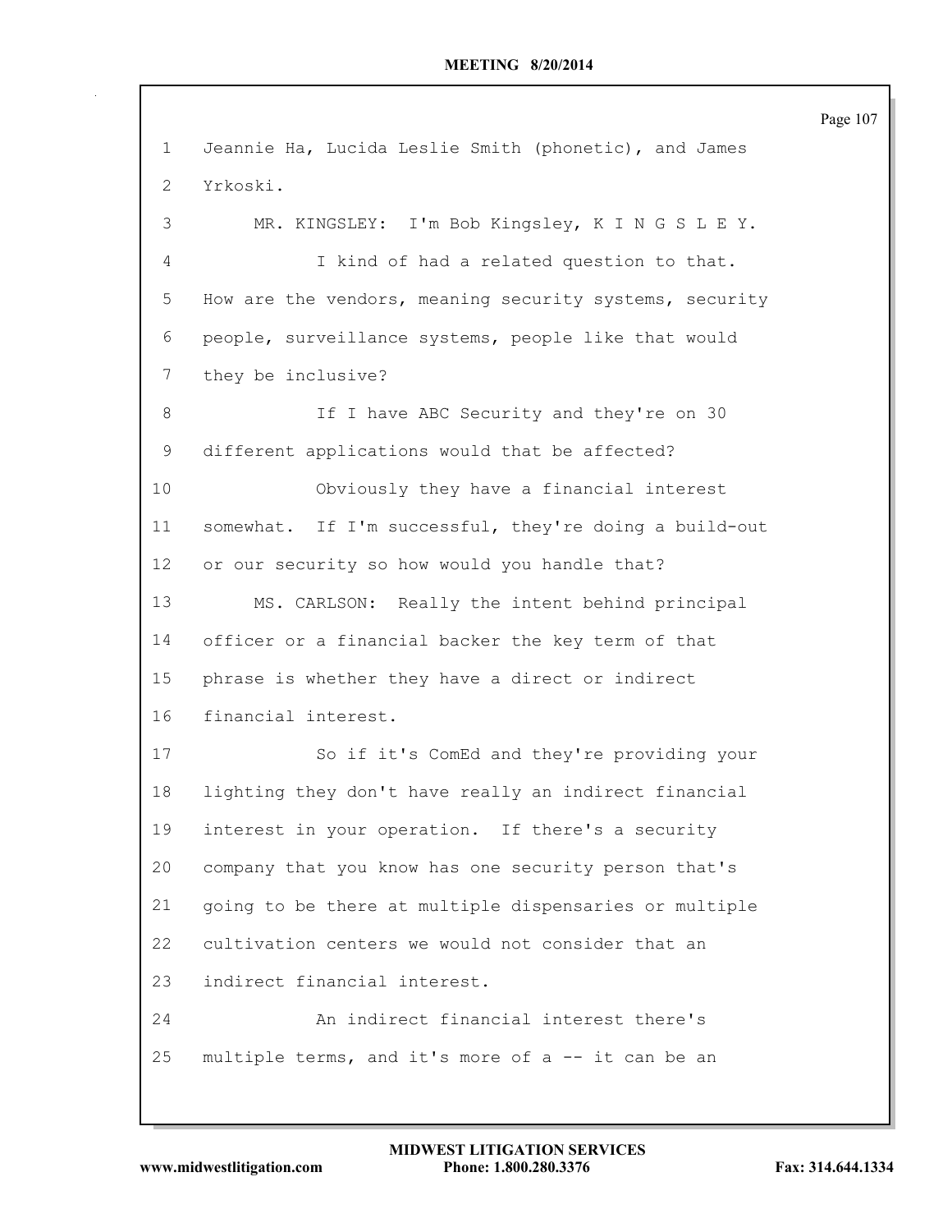1 Jeannie Ha, Lucida Leslie Smith (phonetic), and James
2 Yrkoski.
3 MR. KINGSLEY: I'm Bob Kingsley, K I N G S L E Y.
4 I kind of had a related question to that.
5 How are the vendors, meaning security systems, security
6 people, surveillance systems, people like that would
7 they be inclusive?
8 If I have ABC Security and they're on 30
9 different applications would that be affected?
10 Obviously they have a financial interest
11 somewhat. If I'm successful, they're doing a build-out
12 or our security so how would you handle that?
13 MS. CARLSON: Really the intent behind principal
14 officer or a financial backer the key term of that
15 phrase is whether they have a direct or indirect
16 financial interest.
17 So if it's ComEd and they're providing your
18 lighting they don't have really an indirect financial
19 interest in your operation. If there's a security
20 company that you know has one security person that's
21 going to be there at multiple dispensaries or multiple
22 cultivation centers we would not consider that an
23 indirect financial interest.
24 An indirect financial interest there's
25 multiple terms, and it's more of a -- it can be an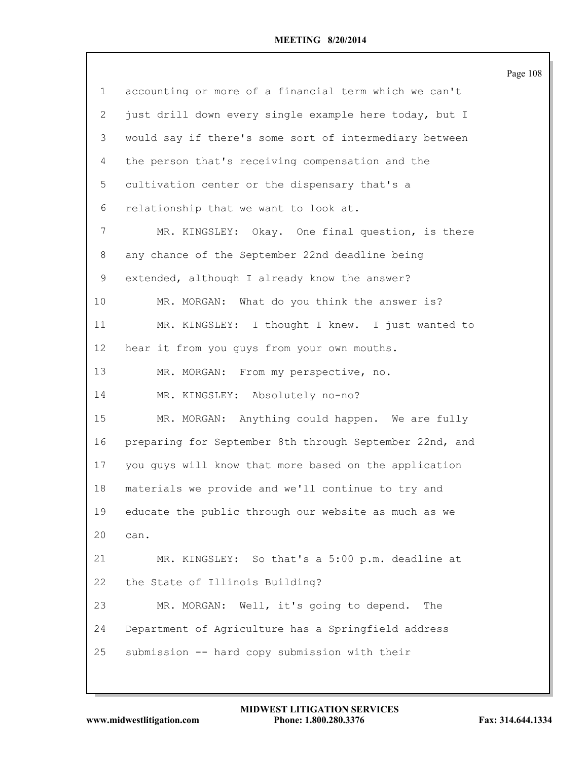1 accounting or more of a financial term which we can't
2 just drill down every single example here today, but I
3 would say if there's some sort of intermediary between
4 the person that's receiving compensation and the
5 cultivation center or the dispensary that's a
6 relationship that we want to look at.
7 MR. KINGSLEY: Okay. One final question, is there
8 any chance of the September 22nd deadline being
9 extended, although I already know the answer?
10 MR. MORGAN: What do you think the answer is?
11 MR. KINGSLEY: I thought I knew. I just wanted to
12 hear it from you guys from your own mouths.
13 MR. MORGAN: From my perspective, no.
14 MR. KINGSLEY: Absolutely no-no?
15 MR. MORGAN: Anything could happen. We are fully
16 preparing for September 8th through September 22nd, and
17 you guys will know that more based on the application
18 materials we provide and we'll continue to try and
19 educate the public through our website as much as we
20 can.
21 MR. KINGSLEY: So that's a 5:00 p.m. deadline at
22 the State of Illinois Building?
23 MR. MORGAN: Well, it's going to depend. The
24 Department of Agriculture has a Springfield address
25 submission -- hard copy submission with their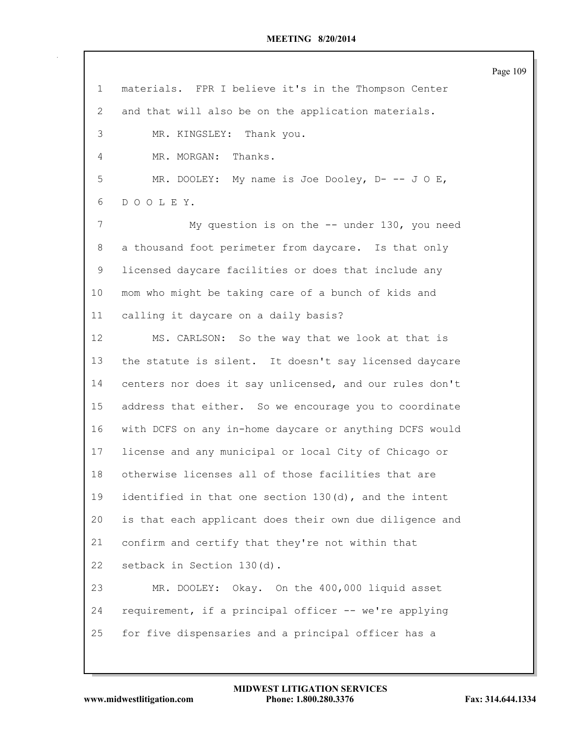materials. FPR I believe it's in the Thompson Center and that will also be on the application materials.

MR. KINGSLEY: Thank you.

MR. MORGAN: Thanks.

MR. DOOLEY: My name is Joe Dooley, D- -- J O E, D O O L E Y.

My question is on the -- under 130, you need a thousand foot perimeter from daycare. Is that only licensed daycare facilities or does that include any mom who might be taking care of a bunch of kids and calling it daycare on a daily basis?

MS. CARLSON: So the way that we look at that is the statute is silent. It doesn't say licensed daycare centers nor does it say unlicensed, and our rules don't address that either. So we encourage you to coordinate with DCFS on any in-home daycare or anything DCFS would license and any municipal or local City of Chicago or otherwise licenses all of those facilities that are identified in that one section 130(d), and the intent is that each applicant does their own due diligence and confirm and certify that they're not within that setback in Section 130(d).

MR. DOOLEY: Okay. On the 400,000 liquid asset requirement, if a principal officer -- we're applying for five dispensaries and a principal officer has a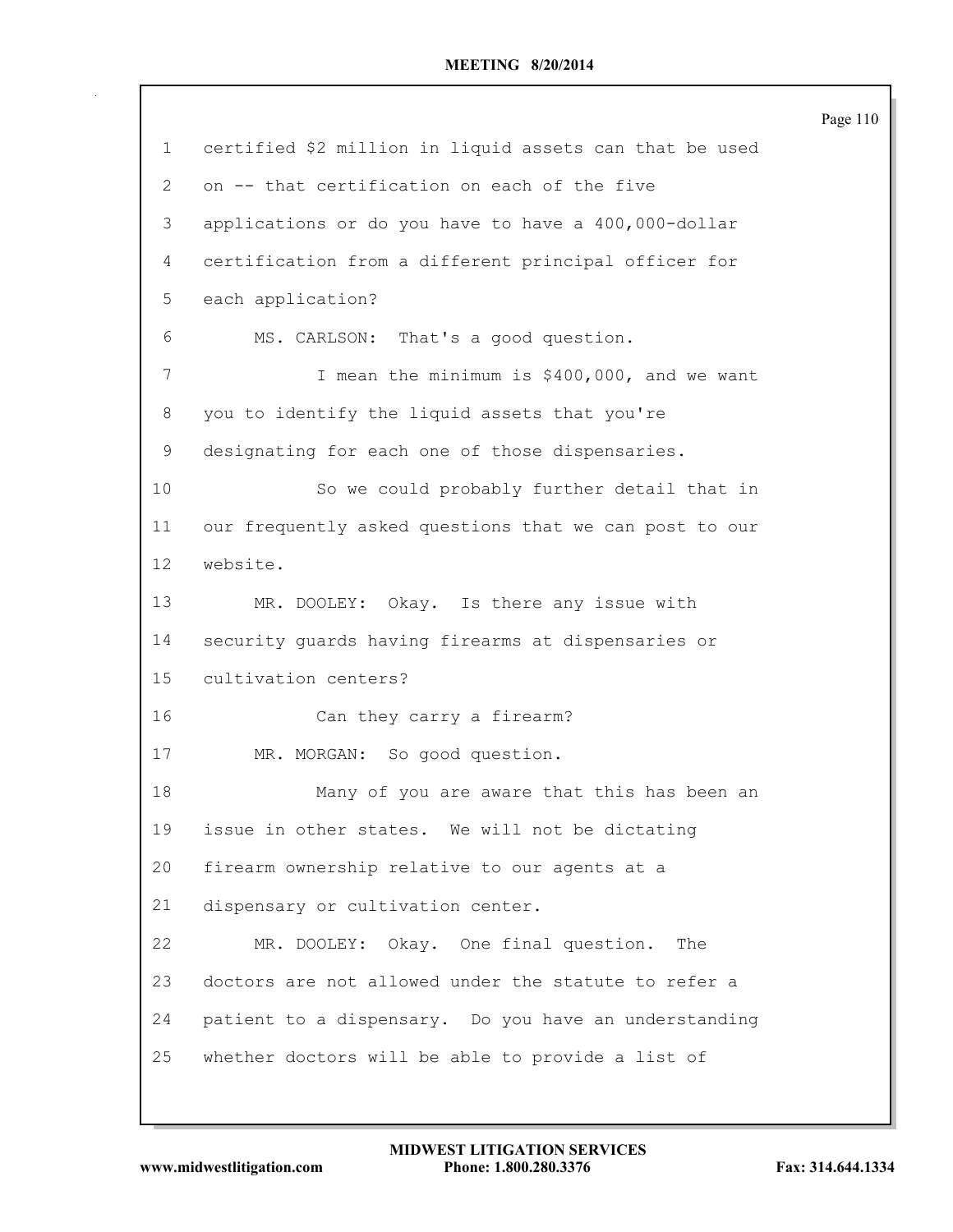1 certified $2 million in liquid assets can that be used

2 on -- that certification on each of the five

3 applications or do you have to have a 400,000-dollar

4 certification from a different principal officer for

5 each application?

6 MS. CARLSON: That's a good question.

7 I mean the minimum is $400,000, and we want

8 you to identify the liquid assets that you're

9 designating for each one of those dispensaries.

10 So we could probably further detail that in

11 our frequently asked questions that we can post to our

12 website.

13 MR. DOOLEY: Okay. Is there any issue with

14 security guards having firearms at dispensaries or

15 cultivation centers?

16 Can they carry a firearm?

17 MR. MORGAN: So good question.

18 Many of you are aware that this has been an

19 issue in other states. We will not be dictating

20 firearm ownership relative to our agents at a

21 dispensary or cultivation center.

22 MR. DOOLEY: Okay. One final question. The

23 doctors are not allowed under the statute to refer a

24 patient to a dispensary. Do you have an understanding

25 whether doctors will be able to provide a list of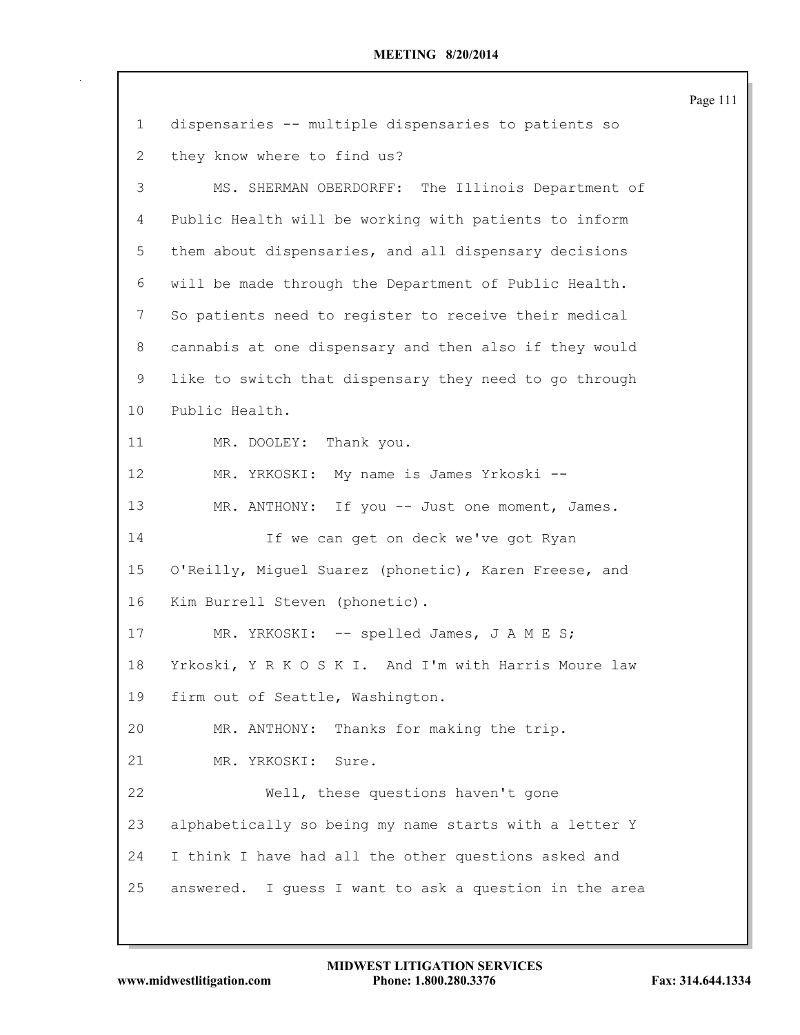dispensaries -- multiple dispensaries to patients so they know where to find us?

MS. SHERMAN OBERDORFF: The Illinois Department of Public Health will be working with patients to inform them about dispensaries, and all dispensary decisions will be made through the Department of Public Health. So patients need to register to receive their medical cannabis at one dispensary and then also if they would like to switch that dispensary they need to go through Public Health.

MR. DOOLEY: Thank you.

MR. YRKOSKI: My name is James Yrkoski --

MR. ANTHONY: If you -- Just one moment, James.

If we can get on deck we've got Ryan O'Reilly, Miguel Suarez (phonetic), Karen Freese, and Kim Burrell Steven (phonetic).

MR. YRKOSKI: -- spelled James, J A M E S; Yrkoski, Y R K O S K I. And I'm with Harris Moure law firm out of Seattle, Washington.

MR. ANTHONY: Thanks for making the trip.

MR. YRKOSKI: Sure.

Well, these questions haven't gone alphabetically so being my name starts with a letter Y I think I have had all the other questions asked and answered. I guess I want to ask a question in the area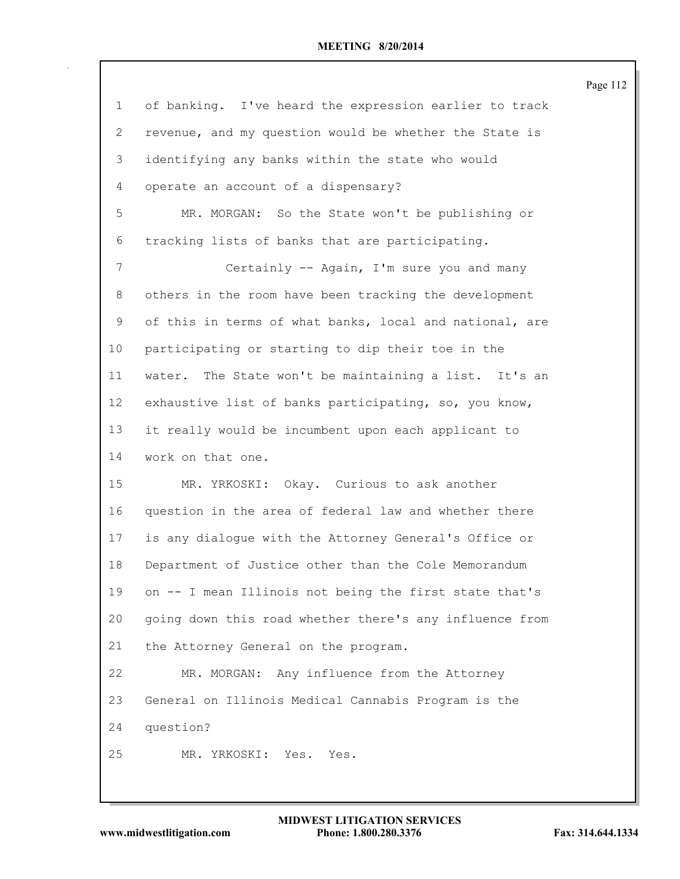of banking. I've heard the expression earlier to track revenue, and my question would be whether the State is identifying any banks within the state who would operate an account of a dispensary?

MR. MORGAN: So the State won't be publishing or tracking lists of banks that are participating.

Certainly -- Again, I'm sure you and many others in the room have been tracking the development of this in terms of what banks, local and national, are participating or starting to dip their toe in the water. The State won't be maintaining a list. It's an exhaustive list of banks participating, so, you know, it really would be incumbent upon each applicant to work on that one.

MR. YRKOSKI: Okay. Curious to ask another question in the area of federal law and whether there is any dialogue with the Attorney General's Office or Department of Justice other than the Cole Memorandum on -- I mean Illinois not being the first state that's going down this road whether there's any influence from the Attorney General on the program.

MR. MORGAN: Any influence from the Attorney General on Illinois Medical Cannabis Program is the question?

MR. YRKOSKI: Yes. Yes.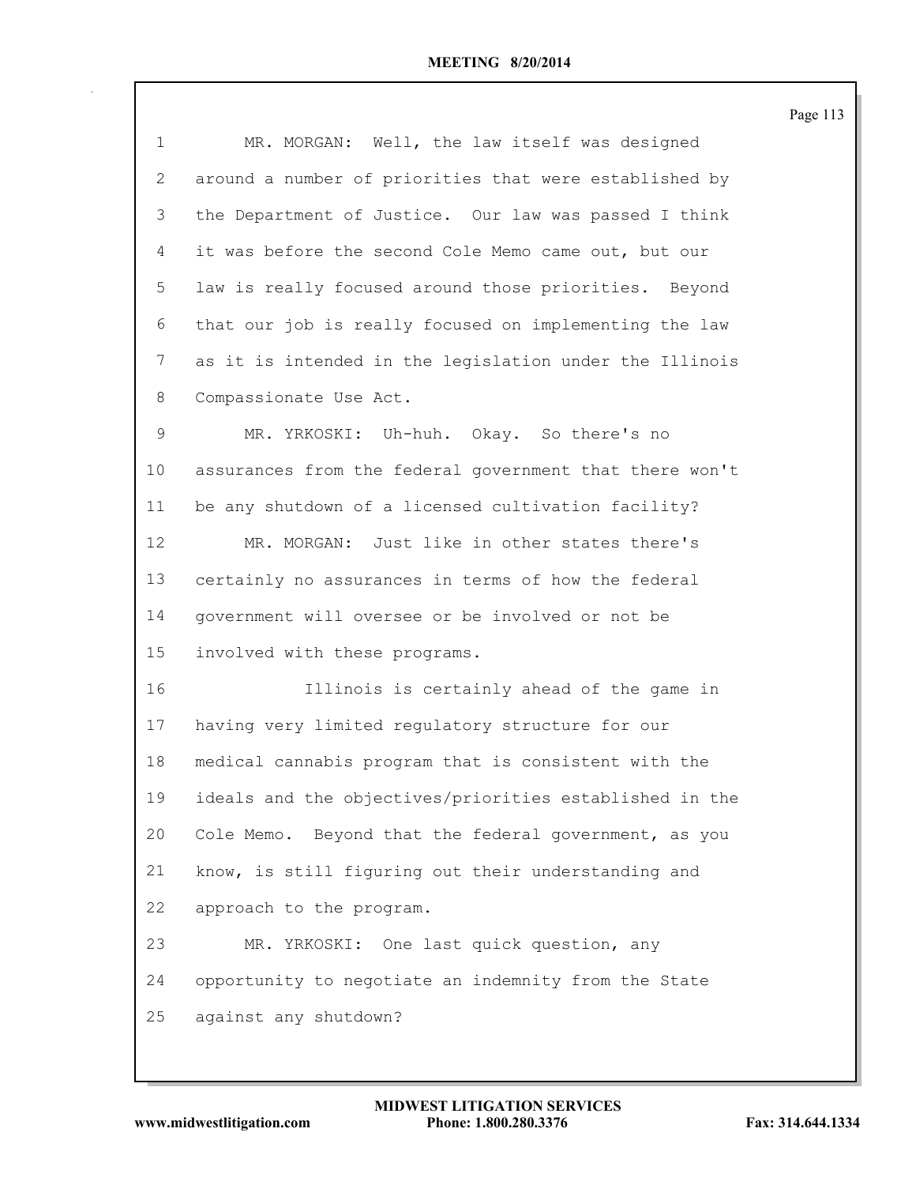MR. MORGAN: Well, the law itself was designed around a number of priorities that were established by the Department of Justice. Our law was passed I think it was before the second Cole Memo came out, but our law is really focused around those priorities. Beyond that our job is really focused on implementing the law as it is intended in the legislation under the Illinois Compassionate Use Act.

MR. YRKOSKI: Uh-huh. Okay. So there's no assurances from the federal government that there won't be any shutdown of a licensed cultivation facility?

MR. MORGAN: Just like in other states there's certainly no assurances in terms of how the federal government will oversee or be involved or not be involved with these programs.

Illinois is certainly ahead of the game in having very limited regulatory structure for our medical cannabis program that is consistent with the ideals and the objectives/priorities established in the Cole Memo. Beyond that the federal government, as you know, is still figuring out their understanding and approach to the program.

MR. YRKOSKI: One last quick question, any opportunity to negotiate an indemnity from the State against any shutdown?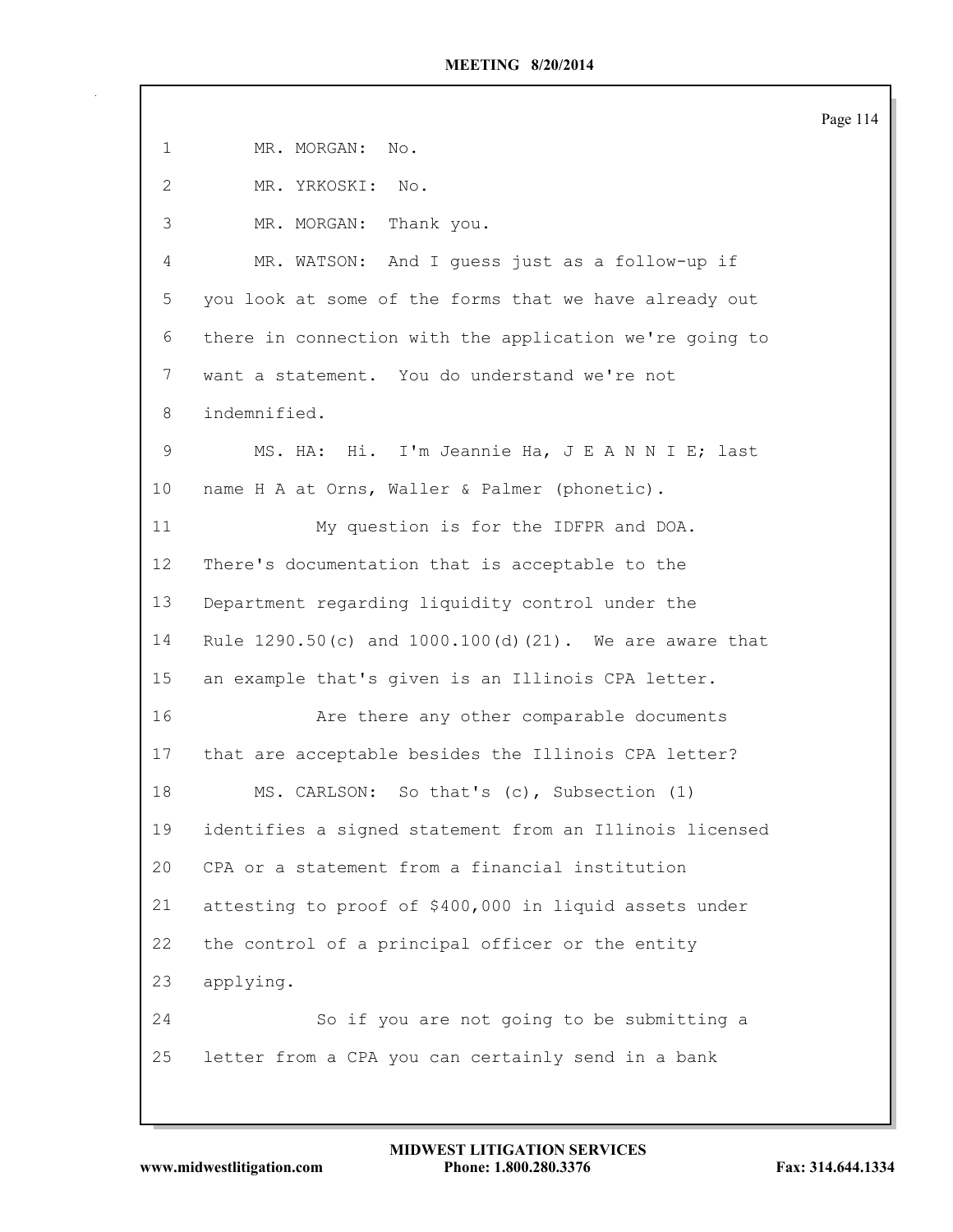1 MR. MORGAN: No.

2 MR. YRKOSKI: No.

3 MR. MORGAN: Thank you.

4 MR. WATSON: And I guess just as a follow-up if

5 you look at some of the forms that we have already out

6 there in connection with the application we're going to

7 want a statement. You do understand we're not

8 indemnified.

9 MS. HA: Hi. I'm Jeannie Ha, J E A N N I E; last

10 name H A at Orns, Waller & Palmer (phonetic).

11 My question is for the IDFPR and DOA.

12 There's documentation that is acceptable to the

13 Department regarding liquidity control under the

14 Rule 1290.50(c) and 1000.100(d)(21). We are aware that

15 an example that's given is an Illinois CPA letter.

16 Are there any other comparable documents

17 that are acceptable besides the Illinois CPA letter?

18 MS. CARLSON: So that's (c), Subsection (1)

19 identifies a signed statement from an Illinois licensed

20 CPA or a statement from a financial institution

21 attesting to proof of $400,000 in liquid assets under

22 the control of a principal officer or the entity

23 applying.

24 So if you are not going to be submitting a

25 letter from a CPA you can certainly send in a bank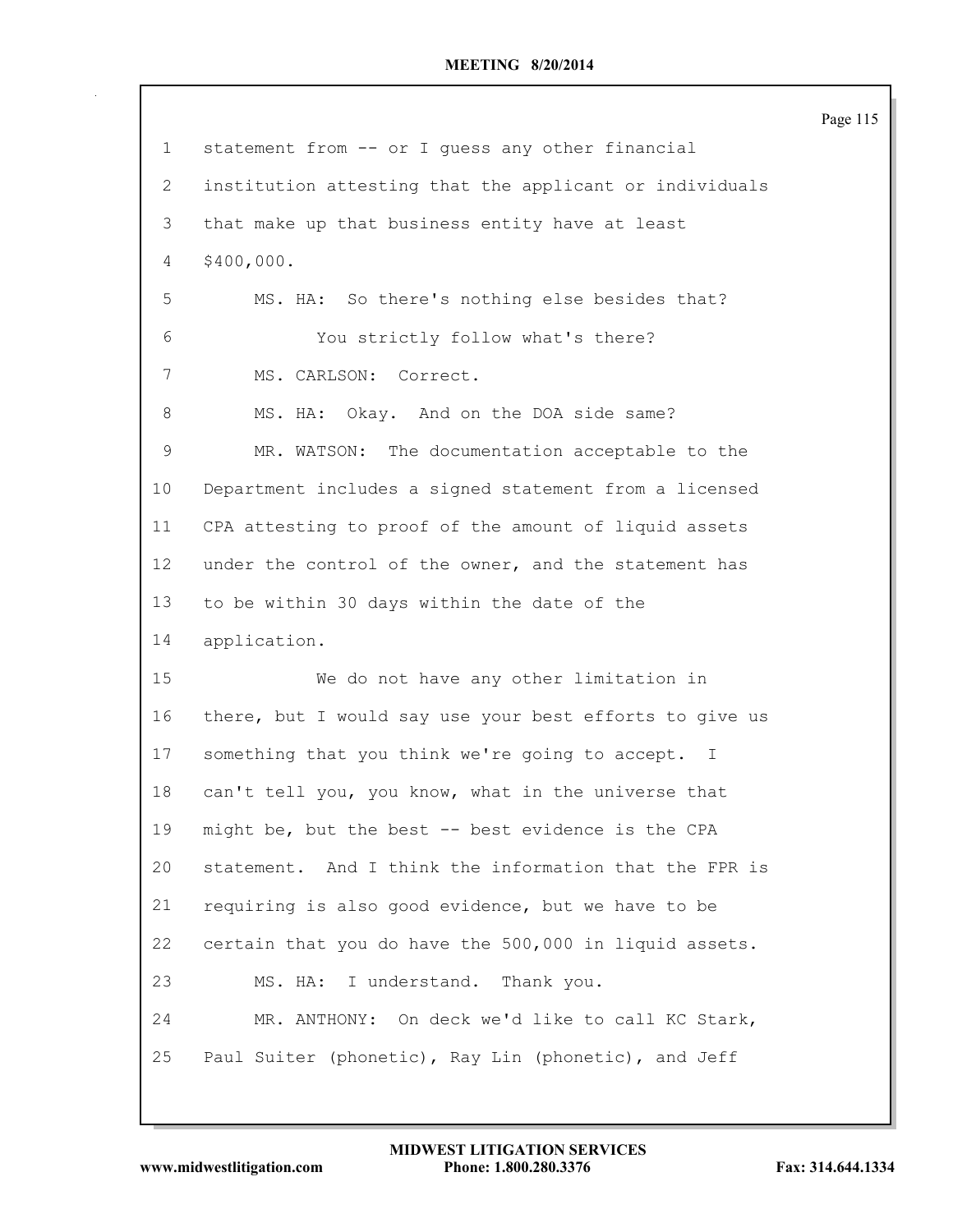statement from -- or I guess any other financial institution attesting that the applicant or individuals that make up that business entity have at least $400,000.

MS. HA: So there's nothing else besides that?

You strictly follow what's there?

MS. CARLSON: Correct.

MS. HA: Okay. And on the DOA side same?

MR. WATSON: The documentation acceptable to the Department includes a signed statement from a licensed CPA attesting to proof of the amount of liquid assets under the control of the owner, and the statement has to be within 30 days within the date of the application.

We do not have any other limitation in there, but I would say use your best efforts to give us something that you think we're going to accept. I can't tell you, you know, what in the universe that might be, but the best -- best evidence is the CPA statement. And I think the information that the FPR is requiring is also good evidence, but we have to be certain that you do have the 500,000 in liquid assets.

MS. HA: I understand. Thank you.

MR. ANTHONY: On deck we'd like to call KC Stark, Paul Suiter (phonetic), Ray Lin (phonetic), and Jeff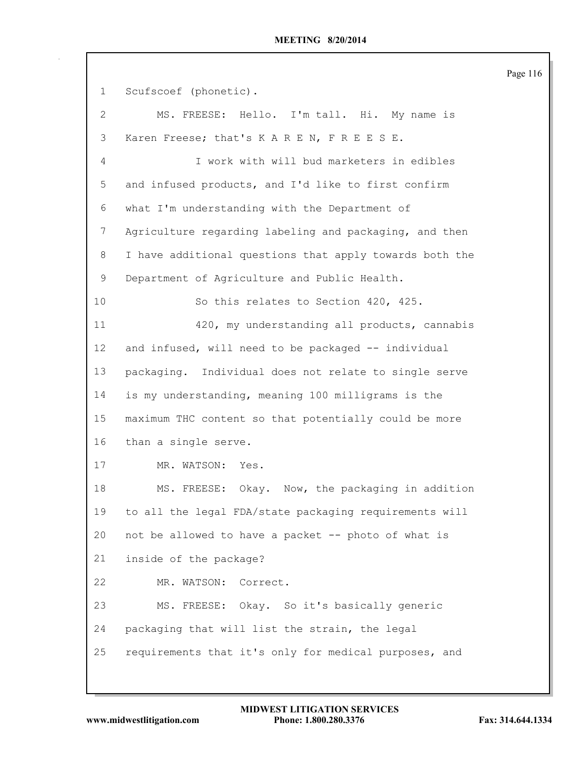1 Scufscoef (phonetic).

2 MS. FREESE: Hello. I'm tall. Hi. My name is

3 Karen Freese; that's K A R E N, F R E E S E.

4 I work with will bud marketers in edibles

5 and infused products, and I'd like to first confirm

6 what I'm understanding with the Department of

7 Agriculture regarding labeling and packaging, and then

8 I have additional questions that apply towards both the

9 Department of Agriculture and Public Health.

10 So this relates to Section 420, 425.

11 420, my understanding all products, cannabis

12 and infused, will need to be packaged -- individual

13 packaging. Individual does not relate to single serve

14 is my understanding, meaning 100 milligrams is the

15 maximum THC content so that potentially could be more

16 than a single serve.

17 MR. WATSON: Yes.

18 MS. FREESE: Okay. Now, the packaging in addition

19 to all the legal FDA/state packaging requirements will

20 not be allowed to have a packet -- photo of what is

21 inside of the package?

22 MR. WATSON: Correct.

23 MS. FREESE: Okay. So it's basically generic

24 packaging that will list the strain, the legal

25 requirements that it's only for medical purposes, and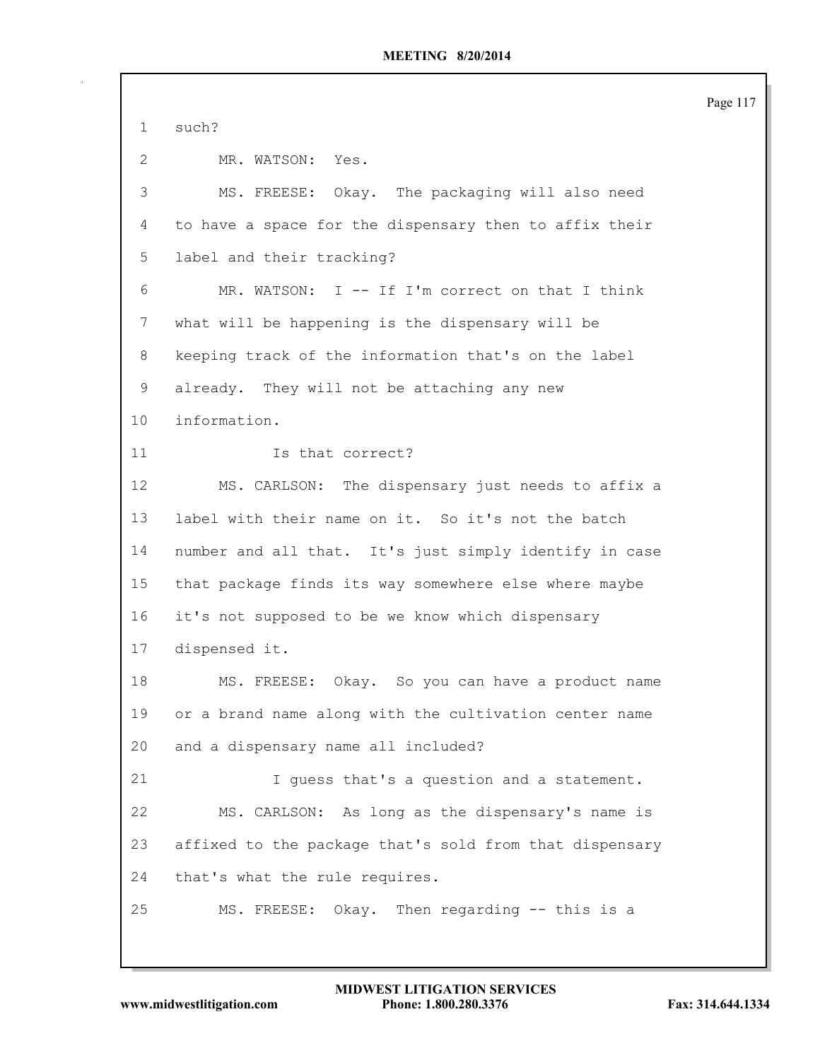such?

MR. WATSON: Yes.

MS. FREESE: Okay. The packaging will also need to have a space for the dispensary then to affix their label and their tracking?

MR. WATSON: I -- If I'm correct on that I think what will be happening is the dispensary will be keeping track of the information that's on the label already. They will not be attaching any new information.

Is that correct?

MS. CARLSON: The dispensary just needs to affix a label with their name on it. So it's not the batch number and all that. It's just simply identify in case that package finds its way somewhere else where maybe it's not supposed to be we know which dispensary dispensed it.

MS. FREESE: Okay. So you can have a product name or a brand name along with the cultivation center name and a dispensary name all included?

I guess that's a question and a statement.

MS. CARLSON: As long as the dispensary's name is affixed to the package that's sold from that dispensary that's what the rule requires.

MS. FREESE: Okay. Then regarding -- this is a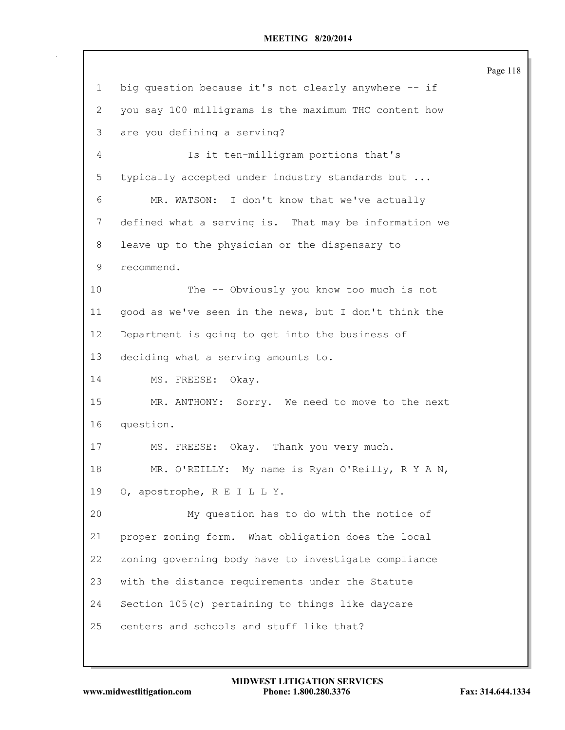1 big question because it's not clearly anywhere -- if
2 you say 100 milligrams is the maximum THC content how
3 are you defining a serving?
4 Is it ten-milligram portions that's
5 typically accepted under industry standards but ...
6 MR. WATSON: I don't know that we've actually
7 defined what a serving is. That may be information we
8 leave up to the physician or the dispensary to
9 recommend.
10 The -- Obviously you know too much is not
11 good as we've seen in the news, but I don't think the
12 Department is going to get into the business of
13 deciding what a serving amounts to.
14 MS. FREESE: Okay.
15 MR. ANTHONY: Sorry. We need to move to the next
16 question.
17 MS. FREESE: Okay. Thank you very much.
18 MR. O'REILLY: My name is Ryan O'Reilly, R Y A N,
19 O, apostrophe, R E I L L Y.
20 My question has to do with the notice of
21 proper zoning form. What obligation does the local
22 zoning governing body have to investigate compliance
23 with the distance requirements under the Statute
24 Section 105(c) pertaining to things like daycare
25 centers and schools and stuff like that?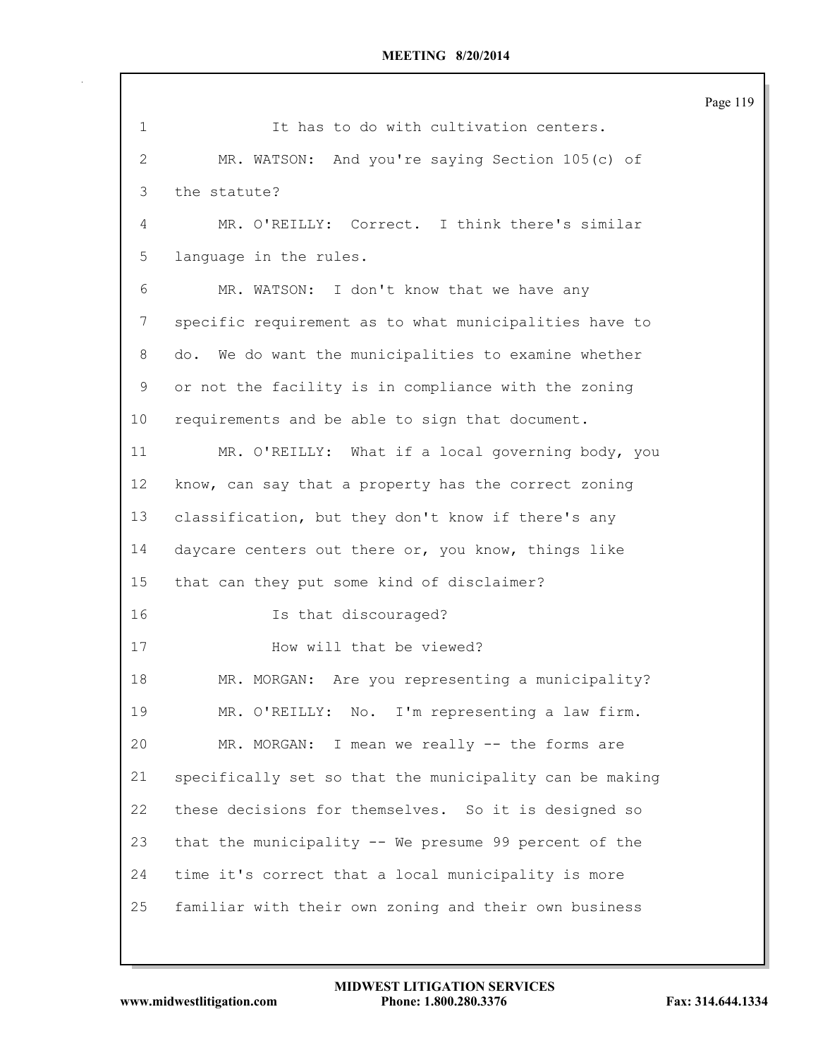It has to do with cultivation centers.

MR. WATSON: And you're saying Section 105(c) of the statute?

MR. O'REILLY: Correct. I think there's similar language in the rules.

MR. WATSON: I don't know that we have any specific requirement as to what municipalities have to do. We do want the municipalities to examine whether or not the facility is in compliance with the zoning requirements and be able to sign that document.

MR. O'REILLY: What if a local governing body, you know, can say that a property has the correct zoning classification, but they don't know if there's any daycare centers out there or, you know, things like that can they put some kind of disclaimer?

Is that discouraged?

How will that be viewed?

MR. MORGAN: Are you representing a municipality?

MR. O'REILLY: No. I'm representing a law firm.

MR. MORGAN: I mean we really -- the forms are specifically set so that the municipality can be making these decisions for themselves. So it is designed so that the municipality -- We presume 99 percent of the time it's correct that a local municipality is more familiar with their own zoning and their own business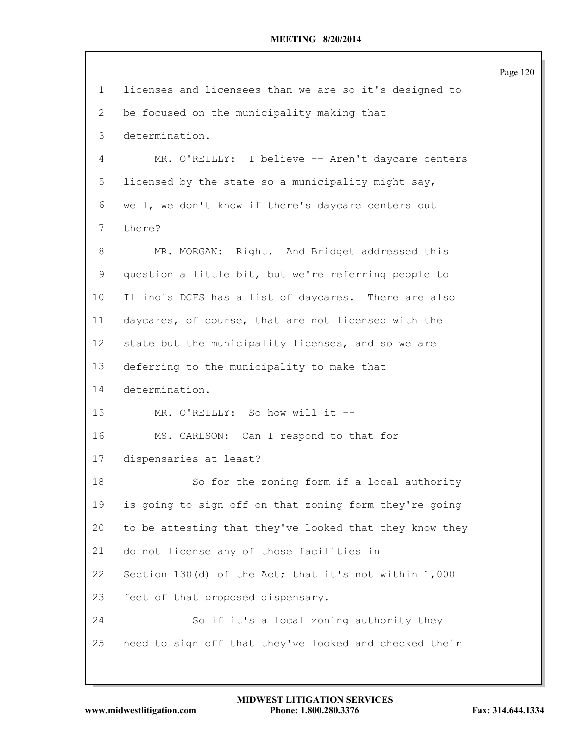1 licenses and licensees than we are so it's designed to
2 be focused on the municipality making that
3 determination.
4 MR. O'REILLY: I believe -- Aren't daycare centers
5 licensed by the state so a municipality might say,
6 well, we don't know if there's daycare centers out
7 there?
8 MR. MORGAN: Right. And Bridget addressed this
9 question a little bit, but we're referring people to
10 Illinois DCFS has a list of daycares. There are also
11 daycares, of course, that are not licensed with the
12 state but the municipality licenses, and so we are
13 deferring to the municipality to make that
14 determination.
15 MR. O'REILLY: So how will it --
16 MS. CARLSON: Can I respond to that for
17 dispensaries at least?
18 So for the zoning form if a local authority
19 is going to sign off on that zoning form they're going
20 to be attesting that they've looked that they know they
21 do not license any of those facilities in
22 Section 130(d) of the Act; that it's not within 1,000
23 feet of that proposed dispensary.
24 So if it's a local zoning authority they
25 need to sign off that they've looked and checked their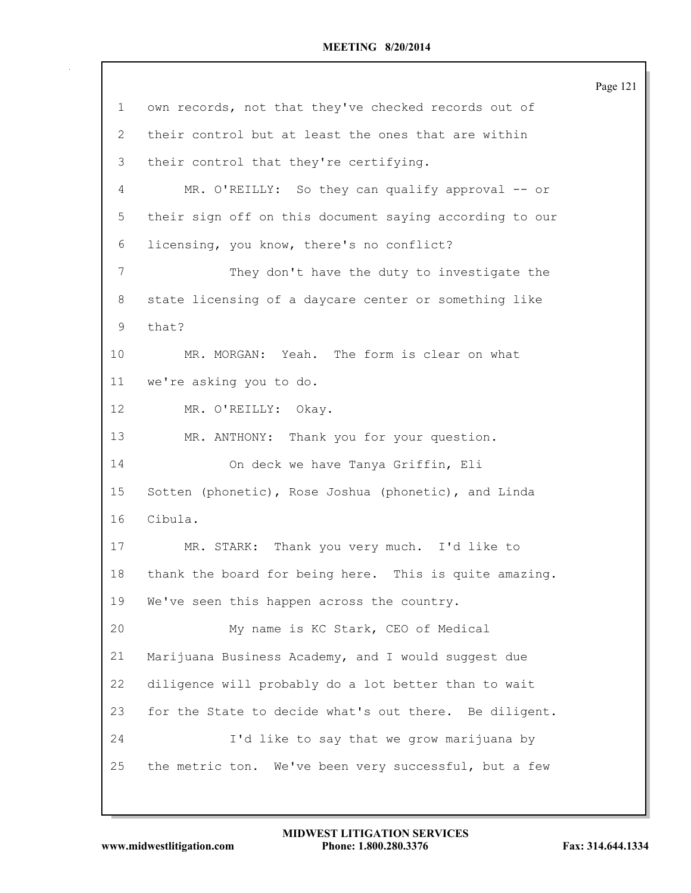1 own records, not that they've checked records out of
2 their control but at least the ones that are within
3 their control that they're certifying.
4 MR. O'REILLY: So they can qualify approval -- or
5 their sign off on this document saying according to our
6 licensing, you know, there's no conflict?
7 They don't have the duty to investigate the
8 state licensing of a daycare center or something like
9 that?
10 MR. MORGAN: Yeah. The form is clear on what
11 we're asking you to do.
12 MR. O'REILLY: Okay.
13 MR. ANTHONY: Thank you for your question.
14 On deck we have Tanya Griffin, Eli
15 Sotten (phonetic), Rose Joshua (phonetic), and Linda
16 Cibula.
17 MR. STARK: Thank you very much. I'd like to
18 thank the board for being here. This is quite amazing.
19 We've seen this happen across the country.
20 My name is KC Stark, CEO of Medical
21 Marijuana Business Academy, and I would suggest due
22 diligence will probably do a lot better than to wait
23 for the State to decide what's out there. Be diligent.
24 I'd like to say that we grow marijuana by
25 the metric ton. We've been very successful, but a few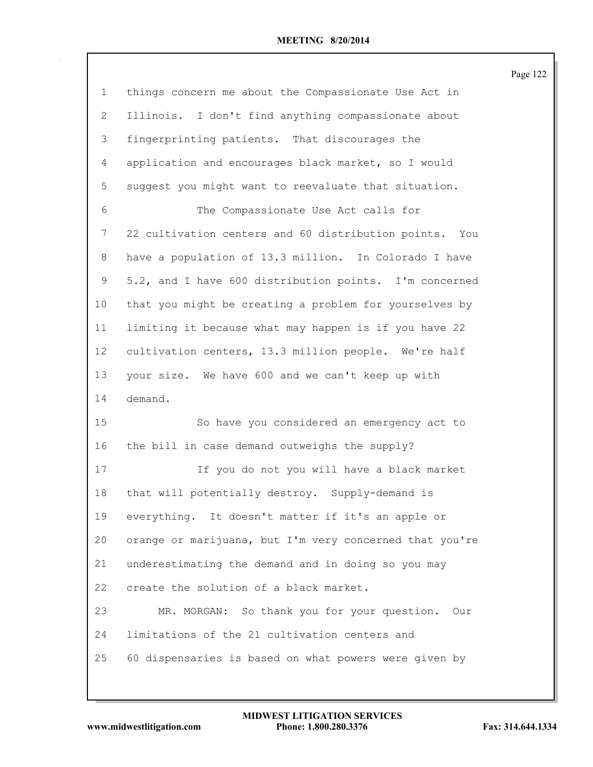things concern me about the Compassionate Use Act in Illinois. I don't find anything compassionate about fingerprinting patients. That discourages the application and encourages black market, so I would suggest you might want to reevaluate that situation.

The Compassionate Use Act calls for 22 cultivation centers and 60 distribution points. You have a population of 13.3 million. In Colorado I have 5.2, and I have 600 distribution points. I'm concerned that you might be creating a problem for yourselves by limiting it because what may happen is if you have 22 cultivation centers, 13.3 million people. We're half your size. We have 600 and we can't keep up with demand.

So have you considered an emergency act to the bill in case demand outweighs the supply?

If you do not you will have a black market that will potentially destroy. Supply-demand is everything. It doesn't matter if it's an apple or orange or marijuana, but I'm very concerned that you're underestimating the demand and in doing so you may create the solution of a black market.

MR. MORGAN: So thank you for your question. Our limitations of the 21 cultivation centers and 60 dispensaries is based on what powers were given by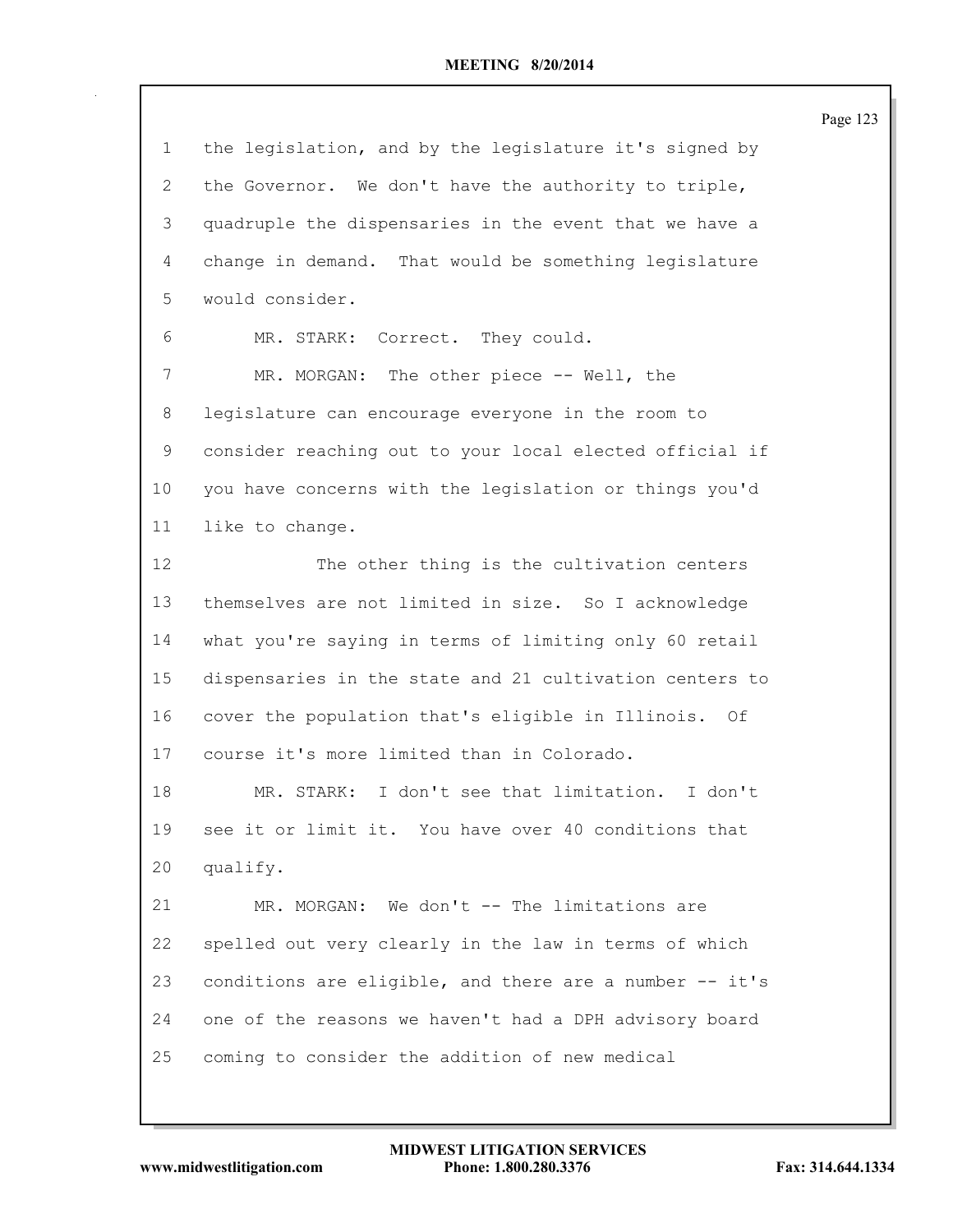the legislation, and by the legislature it's signed by the Governor. We don't have the authority to triple, quadruple the dispensaries in the event that we have a change in demand. That would be something legislature would consider.

MR. STARK: Correct. They could.

MR. MORGAN: The other piece -- Well, the legislature can encourage everyone in the room to consider reaching out to your local elected official if you have concerns with the legislation or things you'd like to change.

The other thing is the cultivation centers themselves are not limited in size. So I acknowledge what you're saying in terms of limiting only 60 retail dispensaries in the state and 21 cultivation centers to cover the population that's eligible in Illinois. Of course it's more limited than in Colorado.

MR. STARK: I don't see that limitation. I don't see it or limit it. You have over 40 conditions that qualify.

MR. MORGAN: We don't -- The limitations are spelled out very clearly in the law in terms of which conditions are eligible, and there are a number -- it's one of the reasons we haven't had a DPH advisory board coming to consider the addition of new medical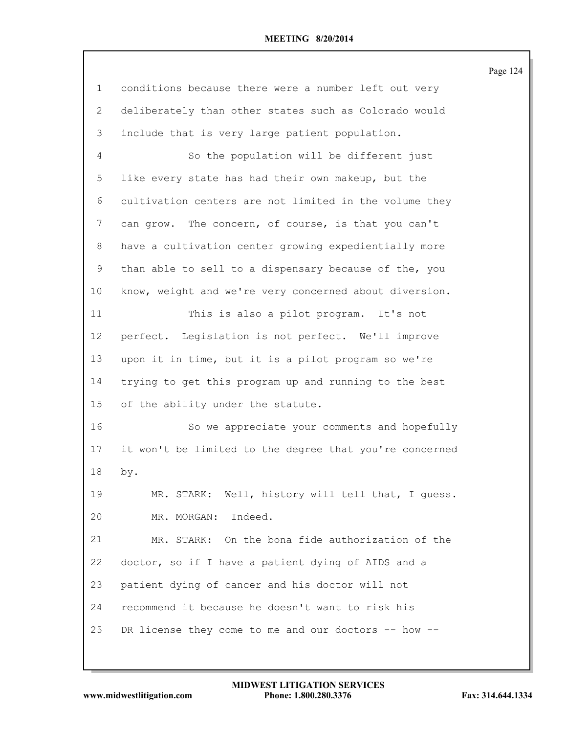conditions because there were a number left out very deliberately than other states such as Colorado would include that is very large patient population.

So the population will be different just like every state has had their own makeup, but the cultivation centers are not limited in the volume they can grow. The concern, of course, is that you can't have a cultivation center growing expedientially more than able to sell to a dispensary because of the, you know, weight and we're very concerned about diversion.

This is also a pilot program. It's not perfect. Legislation is not perfect. We'll improve upon it in time, but it is a pilot program so we're trying to get this program up and running to the best of the ability under the statute.

So we appreciate your comments and hopefully it won't be limited to the degree that you're concerned by.

MR. STARK: Well, history will tell that, I guess.

MR. MORGAN: Indeed.

MR. STARK: On the bona fide authorization of the doctor, so if I have a patient dying of AIDS and a patient dying of cancer and his doctor will not recommend it because he doesn't want to risk his DR license they come to me and our doctors -- how --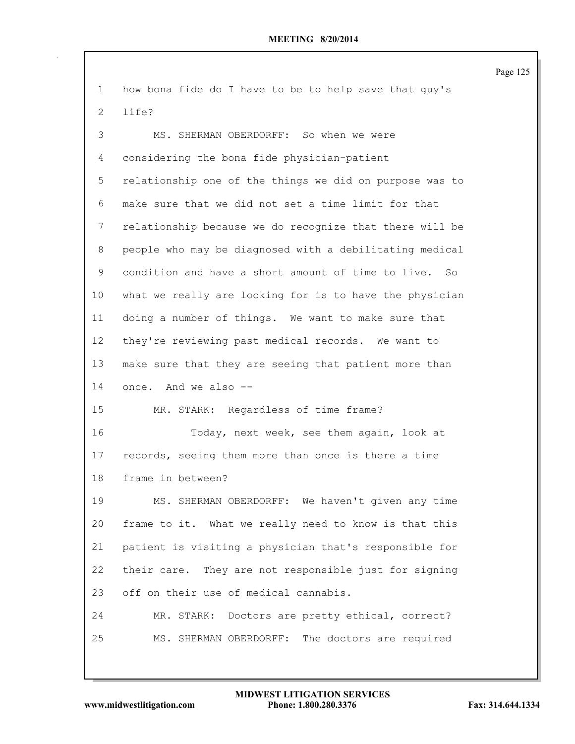how bona fide do I have to be to help save that guy's life?

MS. SHERMAN OBERDORFF: So when we were considering the bona fide physician-patient relationship one of the things we did on purpose was to make sure that we did not set a time limit for that relationship because we do recognize that there will be people who may be diagnosed with a debilitating medical condition and have a short amount of time to live. So what we really are looking for is to have the physician doing a number of things. We want to make sure that they're reviewing past medical records. We want to make sure that they are seeing that patient more than once. And we also --

MR. STARK: Regardless of time frame?

Today, next week, see them again, look at records, seeing them more than once is there a time frame in between?

MS. SHERMAN OBERDORFF: We haven't given any time frame to it. What we really need to know is that this patient is visiting a physician that's responsible for their care. They are not responsible just for signing off on their use of medical cannabis.

MR. STARK: Doctors are pretty ethical, correct?

MS. SHERMAN OBERDORFF: The doctors are required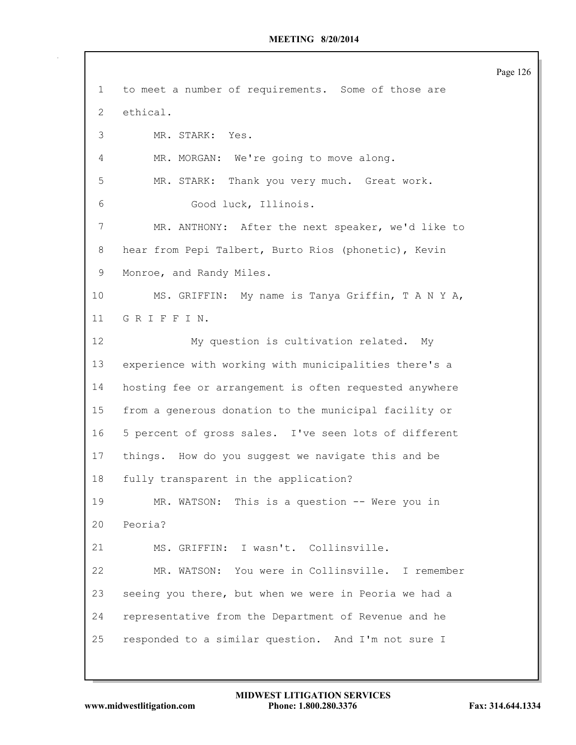1 to meet a number of requirements. Some of those are
2 ethical.
3 MR. STARK: Yes.
4 MR. MORGAN: We're going to move along.
5 MR. STARK: Thank you very much. Great work.
6 Good luck, Illinois.
7 MR. ANTHONY: After the next speaker, we'd like to
8 hear from Pepi Talbert, Burto Rios (phonetic), Kevin
9 Monroe, and Randy Miles.
10 MS. GRIFFIN: My name is Tanya Griffin, T A N Y A,
11 G R I F F I N.
12 My question is cultivation related. My
13 experience with working with municipalities there's a
14 hosting fee or arrangement is often requested anywhere
15 from a generous donation to the municipal facility or
16 5 percent of gross sales. I've seen lots of different
17 things. How do you suggest we navigate this and be
18 fully transparent in the application?
19 MR. WATSON: This is a question -- Were you in
20 Peoria?
21 MS. GRIFFIN: I wasn't. Collinsville.
22 MR. WATSON: You were in Collinsville. I remember
23 seeing you there, but when we were in Peoria we had a
24 representative from the Department of Revenue and he
25 responded to a similar question. And I'm not sure I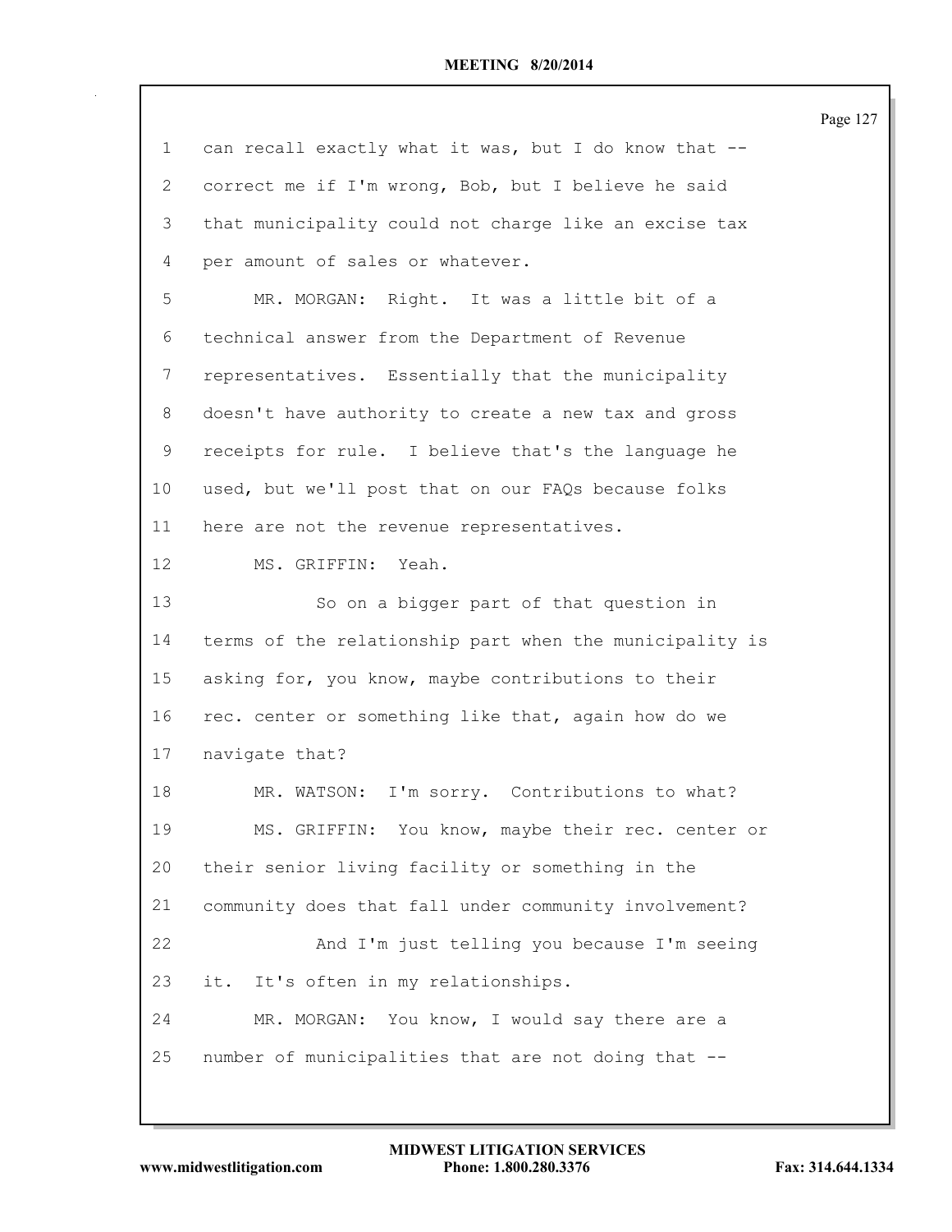can recall exactly what it was, but I do know that -- correct me if I'm wrong, Bob, but I believe he said that municipality could not charge like an excise tax per amount of sales or whatever.

MR. MORGAN: Right. It was a little bit of a technical answer from the Department of Revenue representatives. Essentially that the municipality doesn't have authority to create a new tax and gross receipts for rule. I believe that's the language he used, but we'll post that on our FAQs because folks here are not the revenue representatives.

MS. GRIFFIN: Yeah.

So on a bigger part of that question in terms of the relationship part when the municipality is asking for, you know, maybe contributions to their rec. center or something like that, again how do we navigate that?

MR. WATSON: I'm sorry. Contributions to what?

MS. GRIFFIN: You know, maybe their rec. center or their senior living facility or something in the community does that fall under community involvement?

And I'm just telling you because I'm seeing it. It's often in my relationships.

MR. MORGAN: You know, I would say there are a number of municipalities that are not doing that --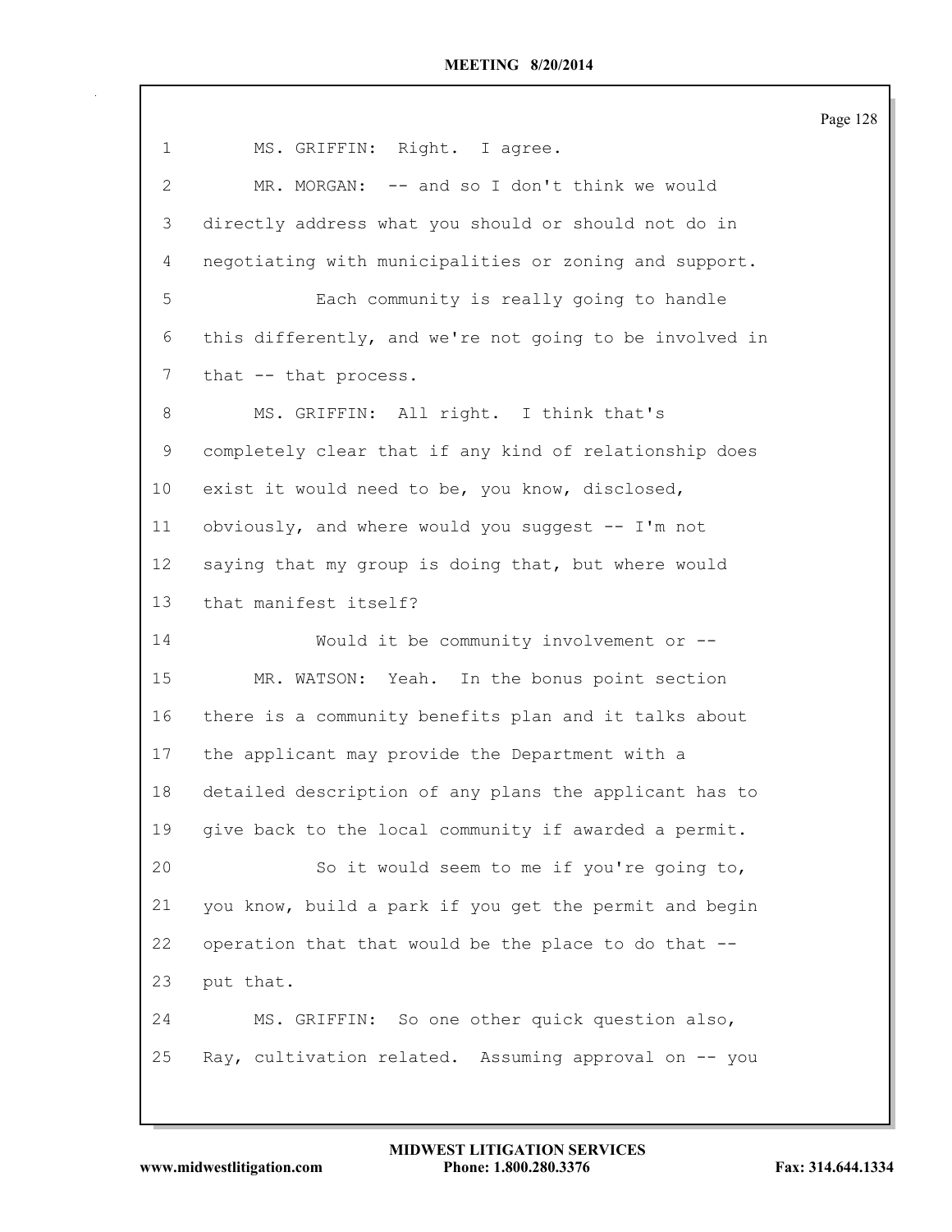MS. GRIFFIN: Right. I agree.

MR. MORGAN: -- and so I don't think we would directly address what you should or should not do in negotiating with municipalities or zoning and support.

Each community is really going to handle this differently, and we're not going to be involved in that -- that process.

MS. GRIFFIN: All right. I think that's completely clear that if any kind of relationship does exist it would need to be, you know, disclosed, obviously, and where would you suggest -- I'm not saying that my group is doing that, but where would that manifest itself?

Would it be community involvement or --

MR. WATSON: Yeah. In the bonus point section there is a community benefits plan and it talks about the applicant may provide the Department with a detailed description of any plans the applicant has to give back to the local community if awarded a permit.

So it would seem to me if you're going to, you know, build a park if you get the permit and begin operation that that would be the place to do that -- put that.

MS. GRIFFIN: So one other quick question also, Ray, cultivation related. Assuming approval on -- you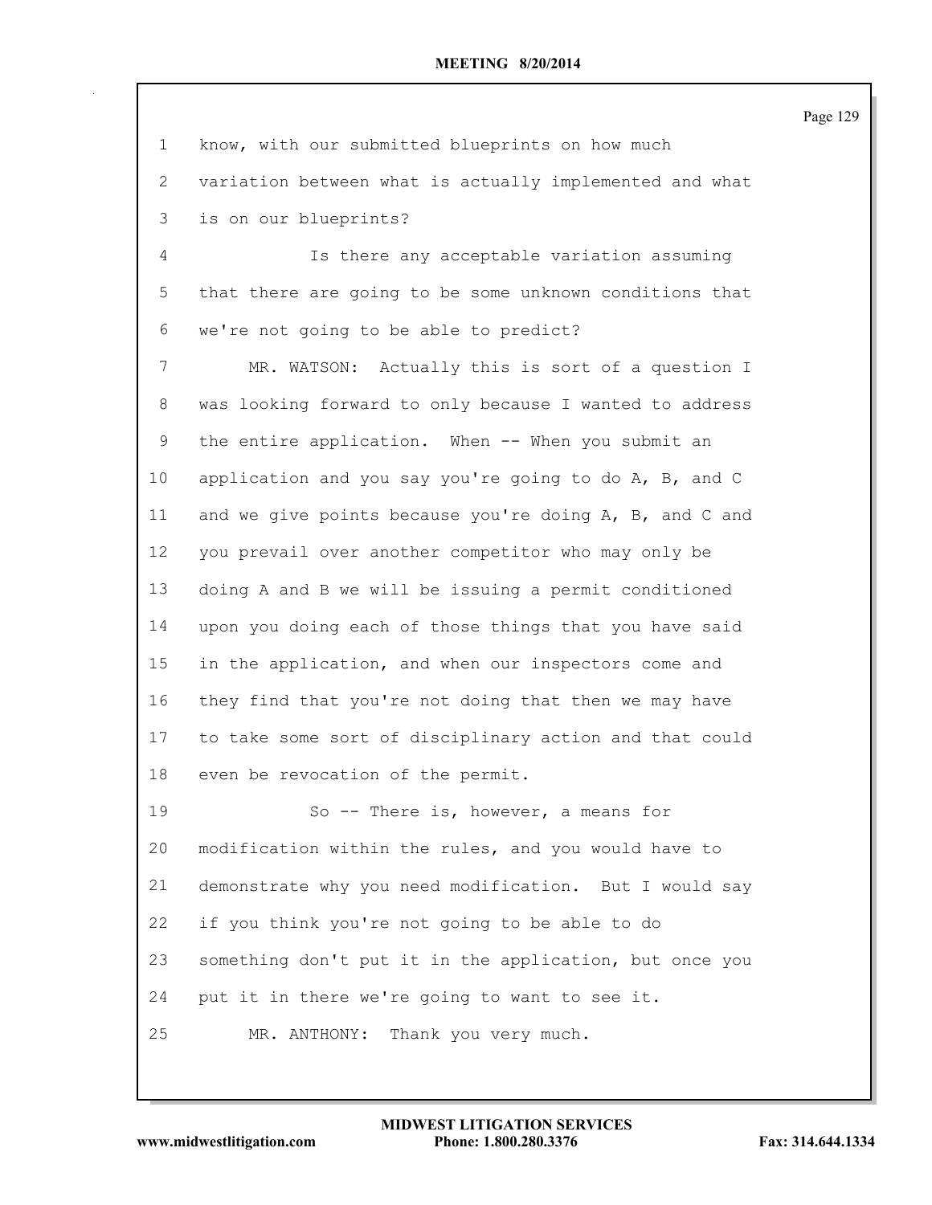1 know, with our submitted blueprints on how much
2 variation between what is actually implemented and what
3 is on our blueprints?
4 Is there any acceptable variation assuming
5 that there are going to be some unknown conditions that
6 we're not going to be able to predict?
7 MR. WATSON: Actually this is sort of a question I
8 was looking forward to only because I wanted to address
9 the entire application. When -- When you submit an
10 application and you say you're going to do A, B, and C
11 and we give points because you're doing A, B, and C and
12 you prevail over another competitor who may only be
13 doing A and B we will be issuing a permit conditioned
14 upon you doing each of those things that you have said
15 in the application, and when our inspectors come and
16 they find that you're not doing that then we may have
17 to take some sort of disciplinary action and that could
18 even be revocation of the permit.
19 So -- There is, however, a means for
20 modification within the rules, and you would have to
21 demonstrate why you need modification. But I would say
22 if you think you're not going to be able to do
23 something don't put it in the application, but once you
24 put it in there we're going to want to see it.
25 MR. ANTHONY: Thank you very much.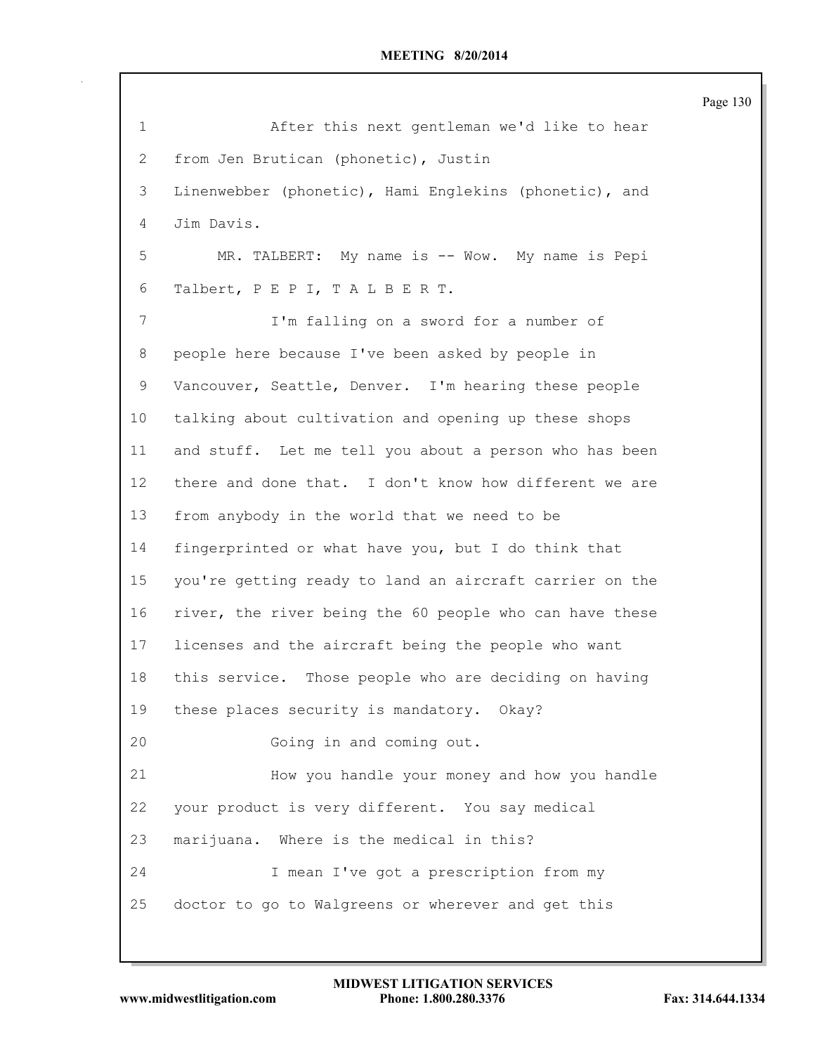1 After this next gentleman we'd like to hear
2 from Jen Brutican (phonetic), Justin
3 Linenwebber (phonetic), Hami Englekins (phonetic), and
4 Jim Davis.
5 MR. TALBERT: My name is -- Wow. My name is Pepi
6 Talbert, P E P I, T A L B E R T.
7 I'm falling on a sword for a number of
8 people here because I've been asked by people in
9 Vancouver, Seattle, Denver. I'm hearing these people
10 talking about cultivation and opening up these shops
11 and stuff. Let me tell you about a person who has been
12 there and done that. I don't know how different we are
13 from anybody in the world that we need to be
14 fingerprinted or what have you, but I do think that
15 you're getting ready to land an aircraft carrier on the
16 river, the river being the 60 people who can have these
17 licenses and the aircraft being the people who want
18 this service. Those people who are deciding on having
19 these places security is mandatory. Okay?
20 Going in and coming out.
21 How you handle your money and how you handle
22 your product is very different. You say medical
23 marijuana. Where is the medical in this?
24 I mean I've got a prescription from my
25 doctor to go to Walgreens or wherever and get this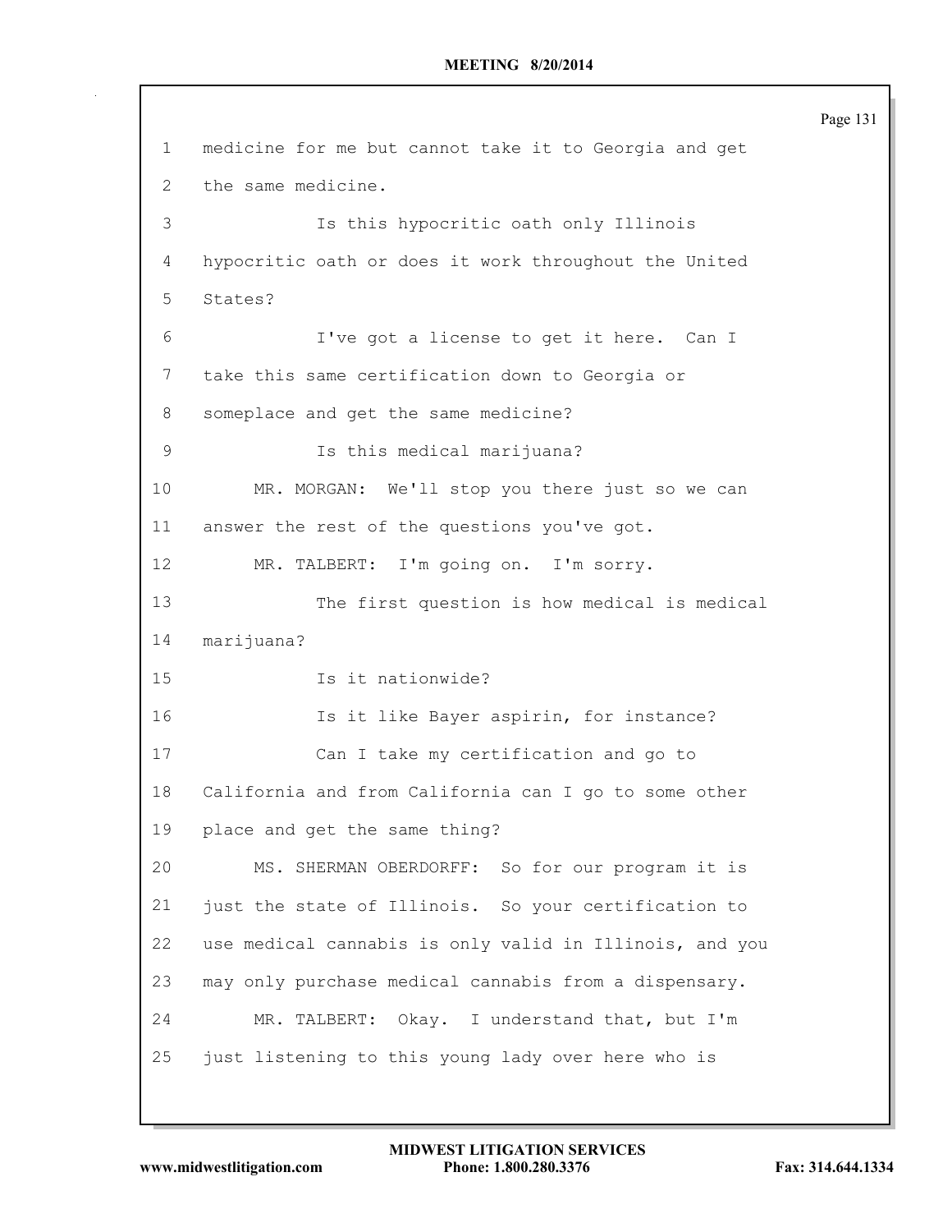1 medicine for me but cannot take it to Georgia and get
2 the same medicine.
3 Is this hypocritic oath only Illinois
4 hypocritic oath or does it work throughout the United
5 States?
6 I've got a license to get it here. Can I
7 take this same certification down to Georgia or
8 someplace and get the same medicine?
9 Is this medical marijuana?
10 MR. MORGAN: We'll stop you there just so we can
11 answer the rest of the questions you've got.
12 MR. TALBERT: I'm going on. I'm sorry.
13 The first question is how medical is medical
14 marijuana?
15 Is it nationwide?
16 Is it like Bayer aspirin, for instance?
17 Can I take my certification and go to
18 California and from California can I go to some other
19 place and get the same thing?
20 MS. SHERMAN OBERDORFF: So for our program it is
21 just the state of Illinois. So your certification to
22 use medical cannabis is only valid in Illinois, and you
23 may only purchase medical cannabis from a dispensary.
24 MR. TALBERT: Okay. I understand that, but I'm
25 just listening to this young lady over here who is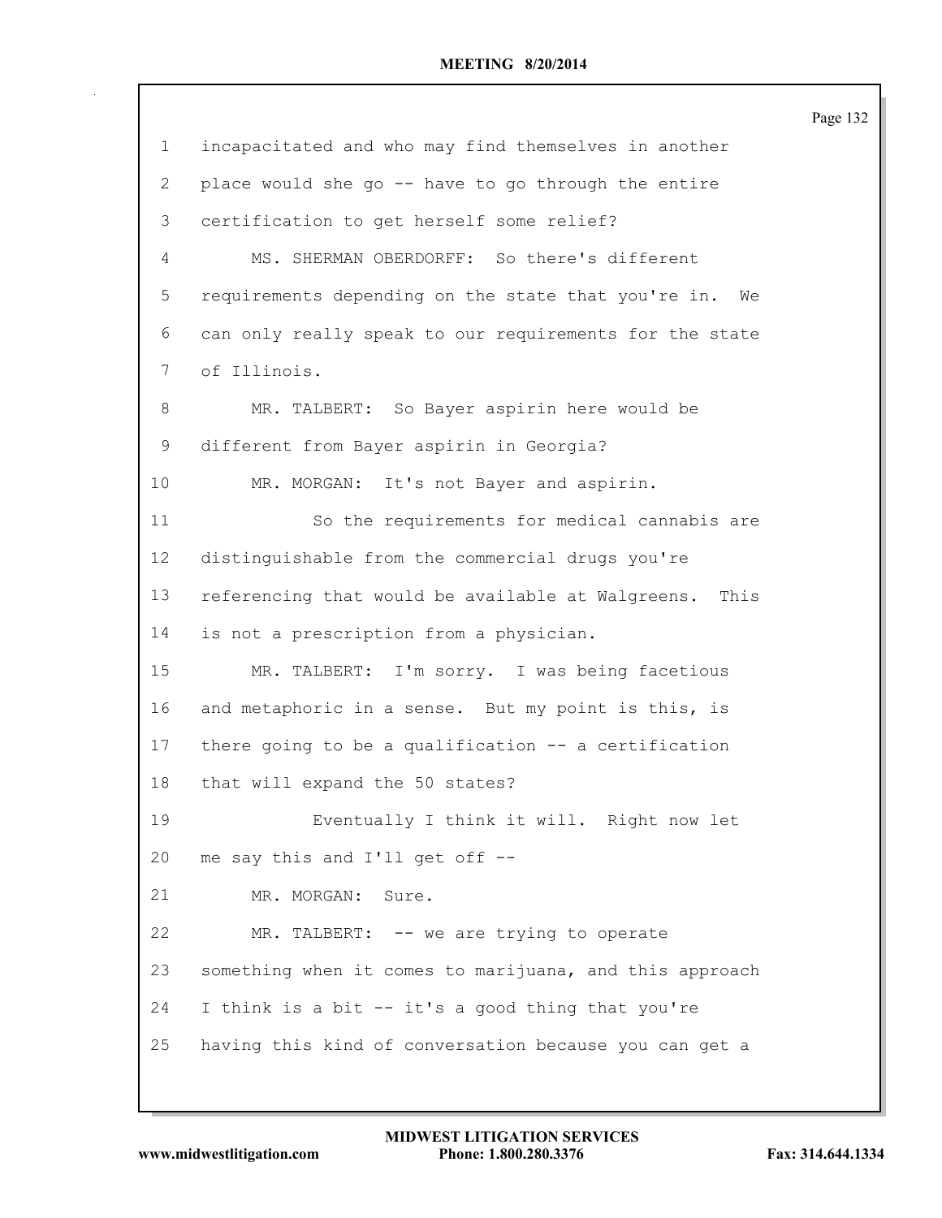incapacitated and who may find themselves in another place would she go -- have to go through the entire certification to get herself some relief?

MS. SHERMAN OBERDORFF: So there's different requirements depending on the state that you're in. We can only really speak to our requirements for the state of Illinois.

MR. TALBERT: So Bayer aspirin here would be different from Bayer aspirin in Georgia?

MR. MORGAN: It's not Bayer and aspirin.

So the requirements for medical cannabis are distinguishable from the commercial drugs you're referencing that would be available at Walgreens. This is not a prescription from a physician.

MR. TALBERT: I'm sorry. I was being facetious and metaphoric in a sense. But my point is this, is there going to be a qualification -- a certification that will expand the 50 states?

Eventually I think it will. Right now let me say this and I'll get off --

MR. MORGAN: Sure.

MR. TALBERT: -- we are trying to operate something when it comes to marijuana, and this approach I think is a bit -- it's a good thing that you're having this kind of conversation because you can get a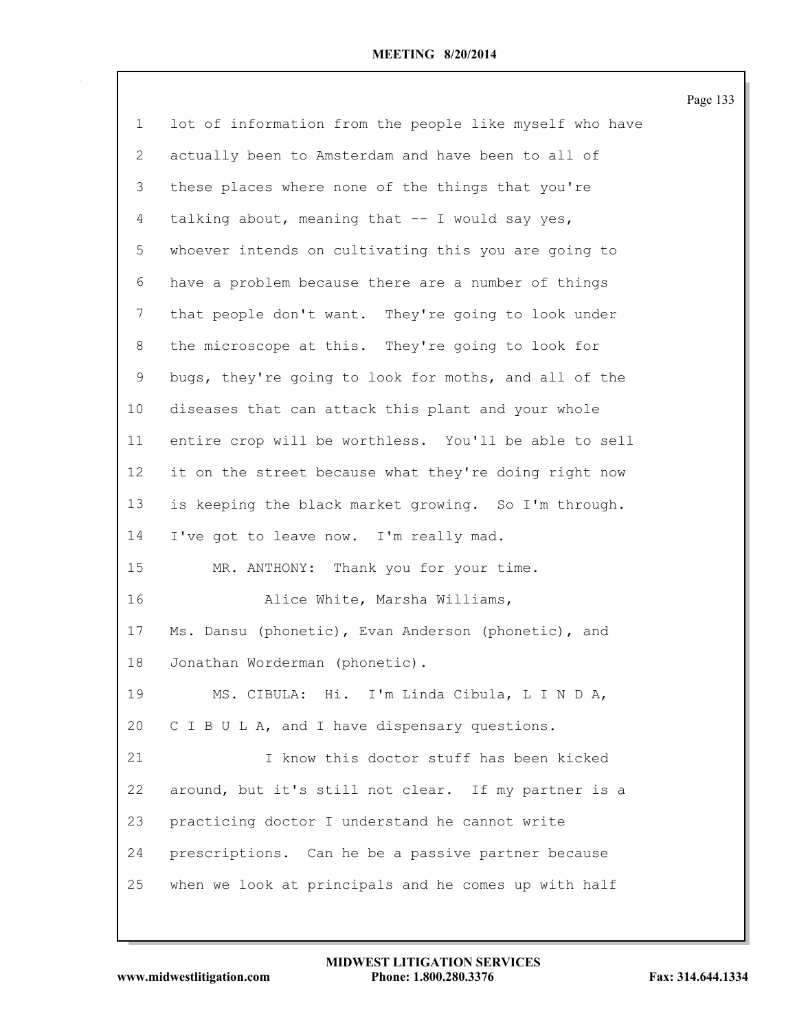lot of information from the people like myself who have actually been to Amsterdam and have been to all of these places where none of the things that you're talking about, meaning that -- I would say yes, whoever intends on cultivating this you are going to have a problem because there are a number of things that people don't want. They're going to look under the microscope at this. They're going to look for bugs, they're going to look for moths, and all of the diseases that can attack this plant and your whole entire crop will be worthless. You'll be able to sell it on the street because what they're doing right now is keeping the black market growing. So I'm through. I've got to leave now. I'm really mad.

MR. ANTHONY: Thank you for your time.

Alice White, Marsha Williams, Ms. Dansu (phonetic), Evan Anderson (phonetic), and Jonathan Worderman (phonetic).

MS. CIBULA: Hi. I'm Linda Cibula, L I N D A, C I B U L A, and I have dispensary questions.

I know this doctor stuff has been kicked around, but it's still not clear. If my partner is a practicing doctor I understand he cannot write prescriptions. Can he be a passive partner because when we look at principals and he comes up with half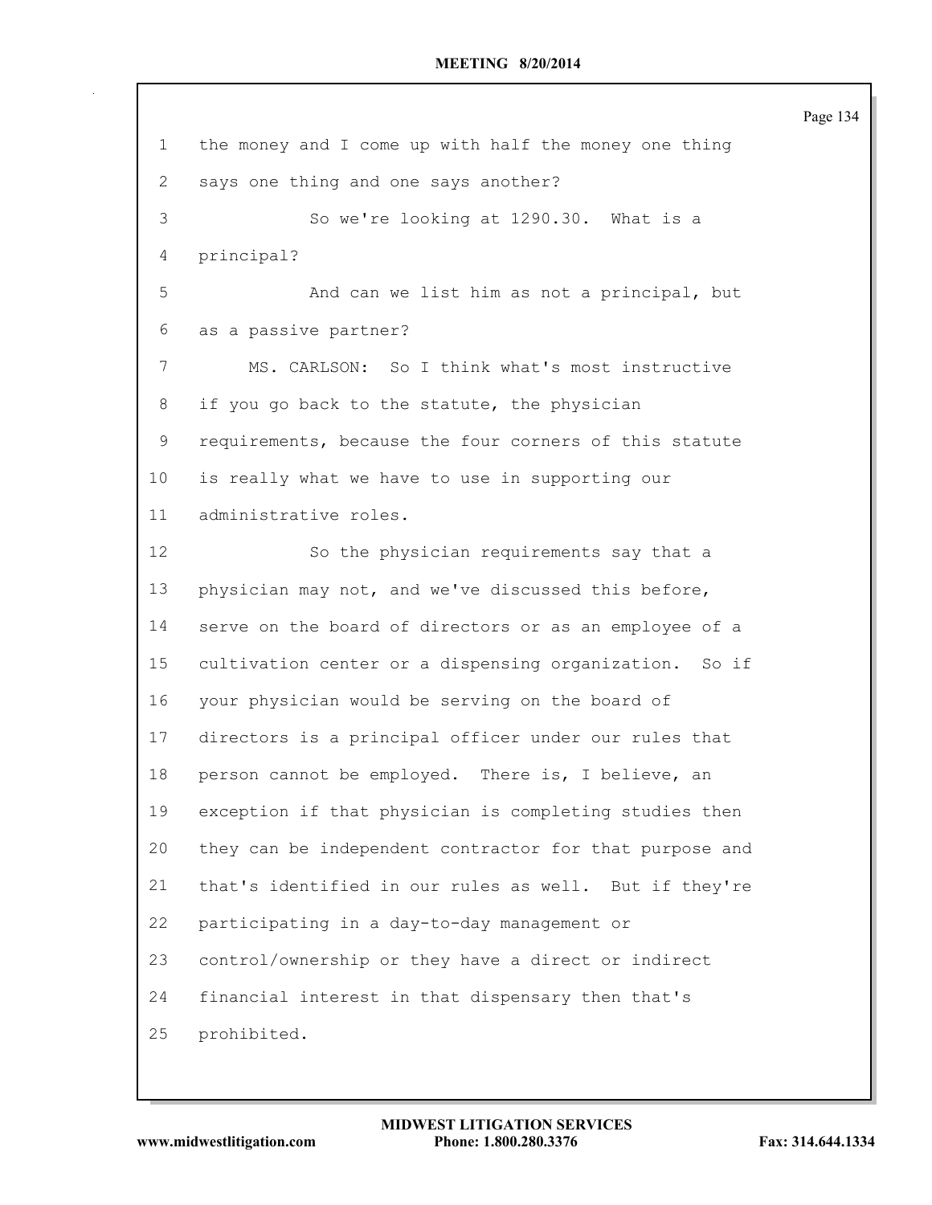the money and I come up with half the money one thing says one thing and one says another?

So we're looking at 1290.30. What is a principal?

And can we list him as not a principal, but as a passive partner?

MS. CARLSON: So I think what's most instructive if you go back to the statute, the physician requirements, because the four corners of this statute is really what we have to use in supporting our administrative roles.

So the physician requirements say that a physician may not, and we've discussed this before, serve on the board of directors or as an employee of a cultivation center or a dispensing organization. So if your physician would be serving on the board of directors is a principal officer under our rules that person cannot be employed. There is, I believe, an exception if that physician is completing studies then they can be independent contractor for that purpose and that's identified in our rules as well. But if they're participating in a day-to-day management or control/ownership or they have a direct or indirect financial interest in that dispensary then that's prohibited.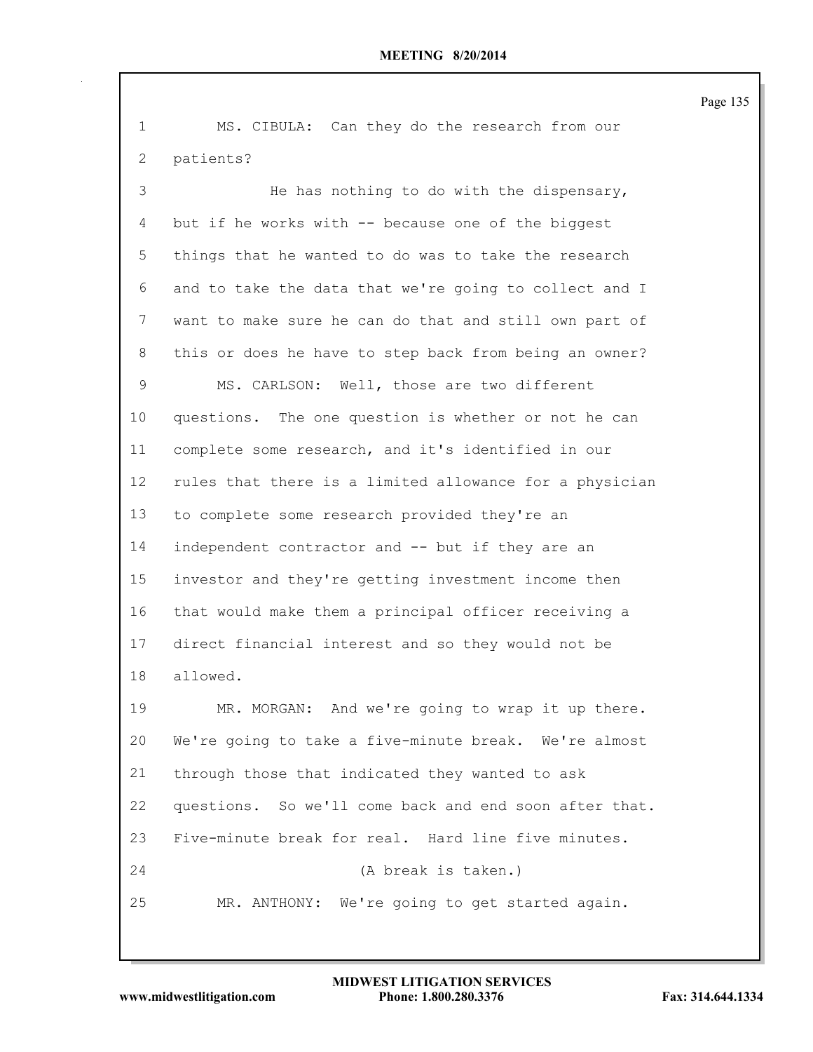MS. CIBULA: Can they do the research from our patients?

He has nothing to do with the dispensary, but if he works with -- because one of the biggest things that he wanted to do was to take the research and to take the data that we're going to collect and I want to make sure he can do that and still own part of this or does he have to step back from being an owner?

MS. CARLSON: Well, those are two different questions. The one question is whether or not he can complete some research, and it's identified in our rules that there is a limited allowance for a physician to complete some research provided they're an independent contractor and -- but if they are an investor and they're getting investment income then that would make them a principal officer receiving a direct financial interest and so they would not be allowed.

MR. MORGAN: And we're going to wrap it up there. We're going to take a five-minute break. We're almost through those that indicated they wanted to ask questions. So we'll come back and end soon after that. Five-minute break for real. Hard line five minutes.

(A break is taken.)

MR. ANTHONY: We're going to get started again.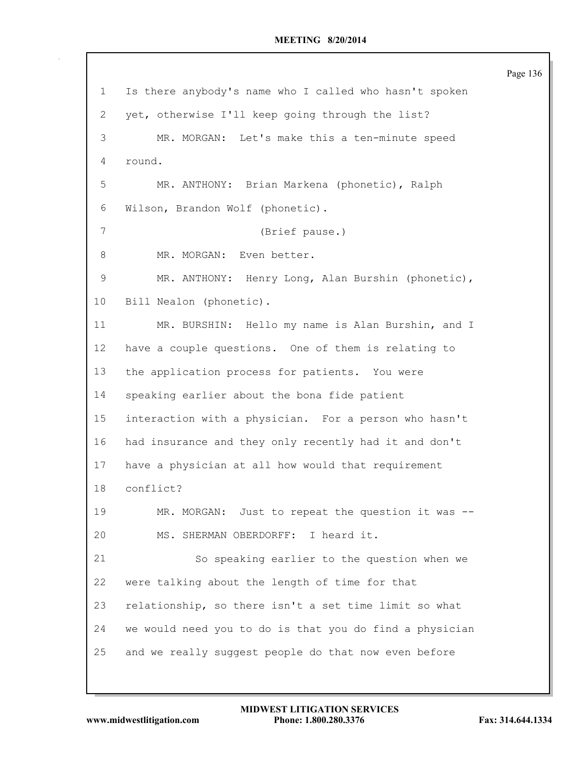1 Is there anybody's name who I called who hasn't spoken
2 yet, otherwise I'll keep going through the list?
3 MR. MORGAN: Let's make this a ten-minute speed
4 round.
5 MR. ANTHONY: Brian Markena (phonetic), Ralph
6 Wilson, Brandon Wolf (phonetic).
7 (Brief pause.)
8 MR. MORGAN: Even better.
9 MR. ANTHONY: Henry Long, Alan Burshin (phonetic),
10 Bill Nealon (phonetic).
11 MR. BURSHIN: Hello my name is Alan Burshin, and I
12 have a couple questions. One of them is relating to
13 the application process for patients. You were
14 speaking earlier about the bona fide patient
15 interaction with a physician. For a person who hasn't
16 had insurance and they only recently had it and don't
17 have a physician at all how would that requirement
18 conflict?
19 MR. MORGAN: Just to repeat the question it was --
20 MS. SHERMAN OBERDORFF: I heard it.
21 So speaking earlier to the question when we
22 were talking about the length of time for that
23 relationship, so there isn't a set time limit so what
24 we would need you to do is that you do find a physician
25 and we really suggest people do that now even before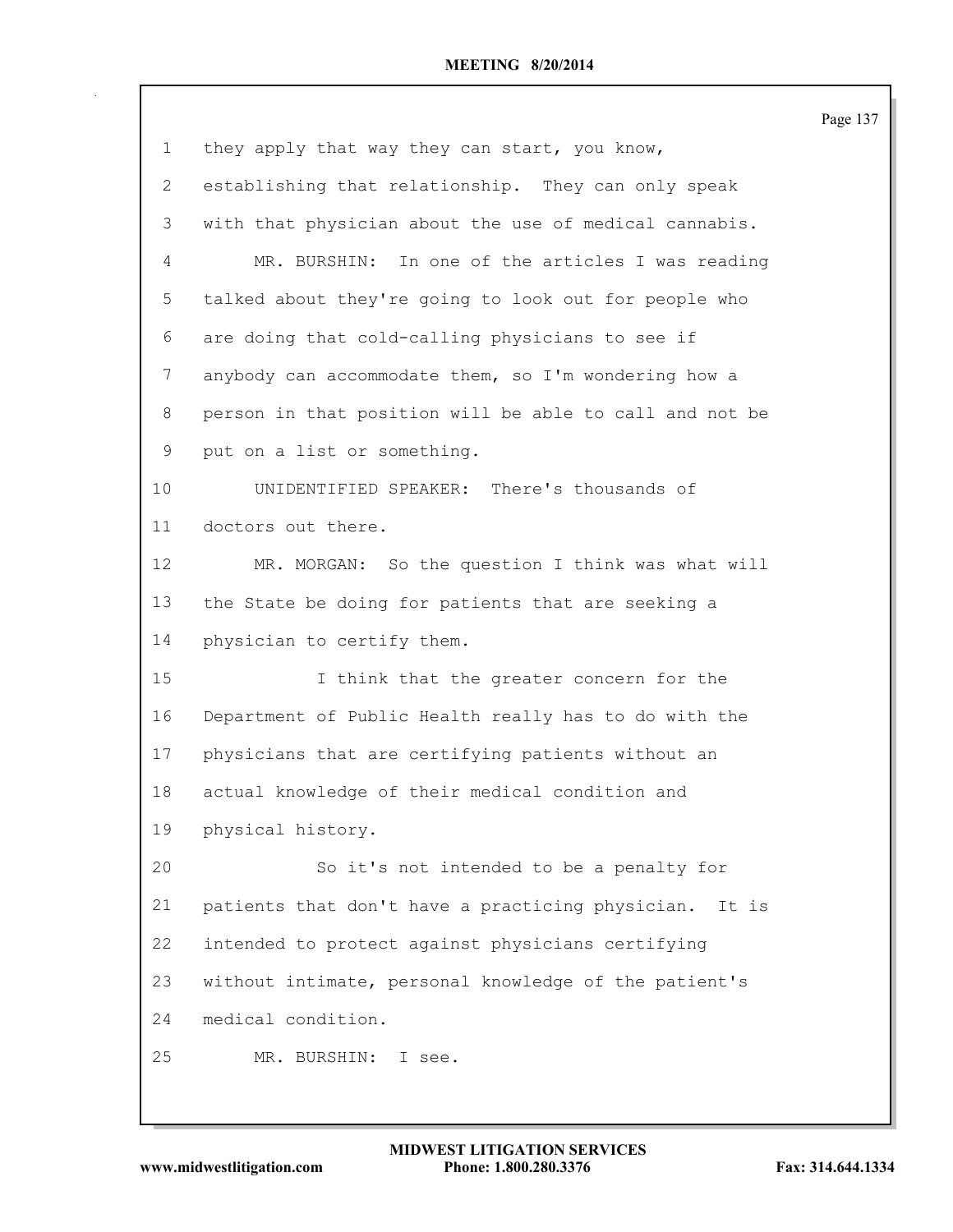they apply that way they can start, you know, establishing that relationship. They can only speak with that physician about the use of medical cannabis.

MR. BURSHIN: In one of the articles I was reading talked about they're going to look out for people who are doing that cold-calling physicians to see if anybody can accommodate them, so I'm wondering how a person in that position will be able to call and not be put on a list or something.

UNIDENTIFIED SPEAKER: There's thousands of doctors out there.

MR. MORGAN: So the question I think was what will the State be doing for patients that are seeking a physician to certify them.

I think that the greater concern for the Department of Public Health really has to do with the physicians that are certifying patients without an actual knowledge of their medical condition and physical history.

So it's not intended to be a penalty for patients that don't have a practicing physician. It is intended to protect against physicians certifying without intimate, personal knowledge of the patient's medical condition.

MR. BURSHIN: I see.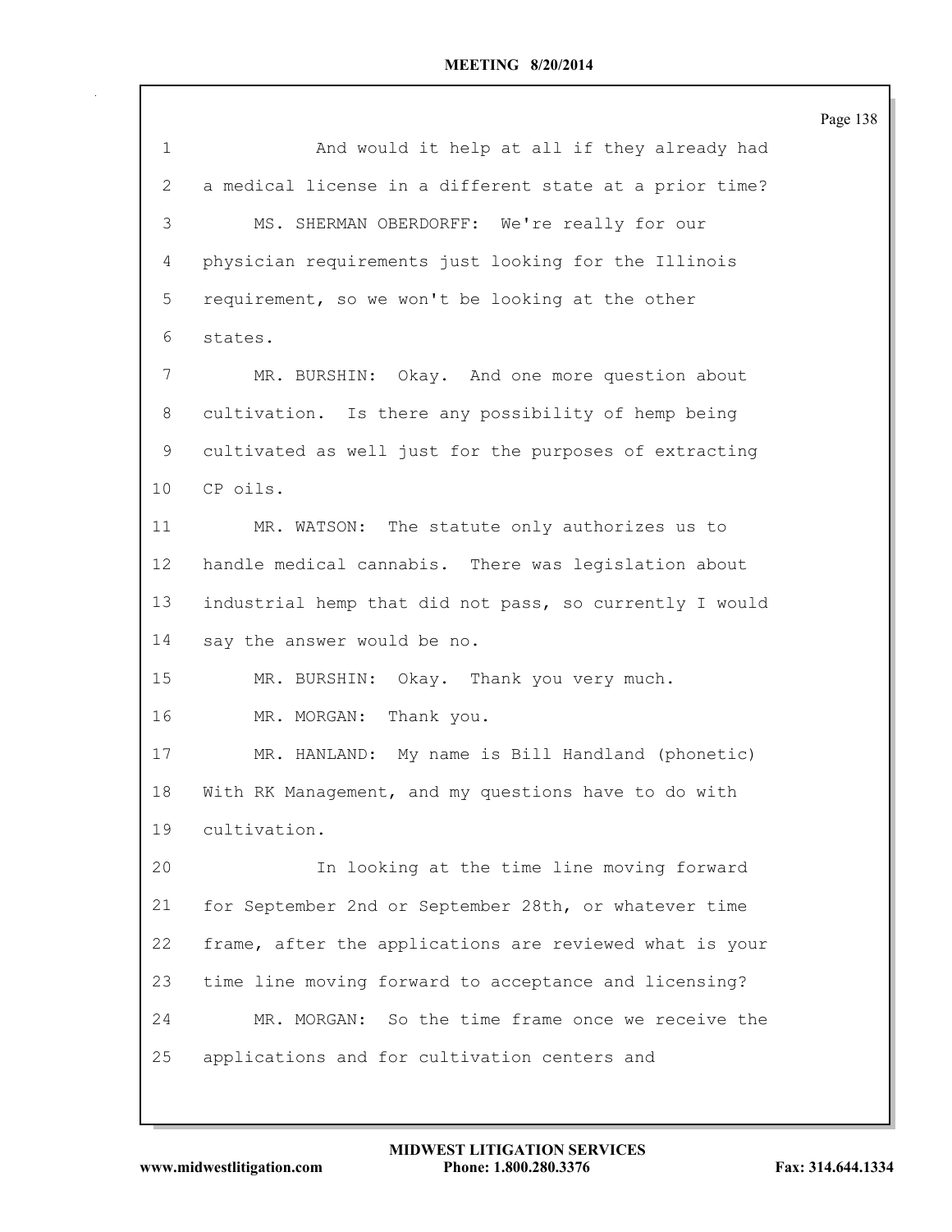And would it help at all if they already had a medical license in a different state at a prior time?

MS. SHERMAN OBERDORFF: We're really for our physician requirements just looking for the Illinois requirement, so we won't be looking at the other states.

MR. BURSHIN: Okay. And one more question about cultivation. Is there any possibility of hemp being cultivated as well just for the purposes of extracting CP oils.

MR. WATSON: The statute only authorizes us to handle medical cannabis. There was legislation about industrial hemp that did not pass, so currently I would say the answer would be no.

MR. BURSHIN: Okay. Thank you very much.

MR. MORGAN: Thank you.

MR. HANLAND: My name is Bill Handland (phonetic) With RK Management, and my questions have to do with cultivation.

In looking at the time line moving forward for September 2nd or September 28th, or whatever time frame, after the applications are reviewed what is your time line moving forward to acceptance and licensing?

MR. MORGAN: So the time frame once we receive the applications and for cultivation centers and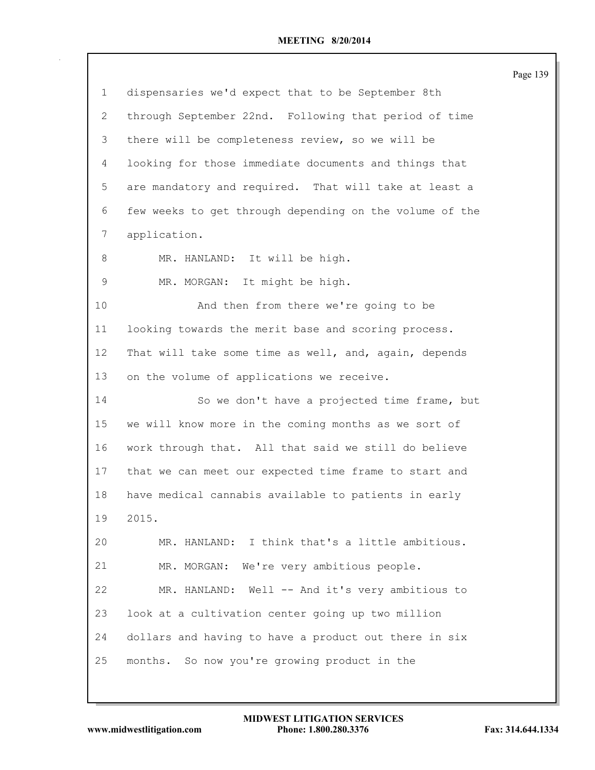dispensaries we'd expect that to be September 8th through September 22nd. Following that period of time there will be completeness review, so we will be looking for those immediate documents and things that are mandatory and required. That will take at least a few weeks to get through depending on the volume of the application.

MR. HANLAND: It will be high.

MR. MORGAN: It might be high.

And then from there we're going to be looking towards the merit base and scoring process. That will take some time as well, and, again, depends on the volume of applications we receive.

So we don't have a projected time frame, but we will know more in the coming months as we sort of work through that. All that said we still do believe that we can meet our expected time frame to start and have medical cannabis available to patients in early 2015.

MR. HANLAND: I think that's a little ambitious.

MR. MORGAN: We're very ambitious people.

MR. HANLAND: Well -- And it's very ambitious to look at a cultivation center going up two million dollars and having to have a product out there in six months. So now you're growing product in the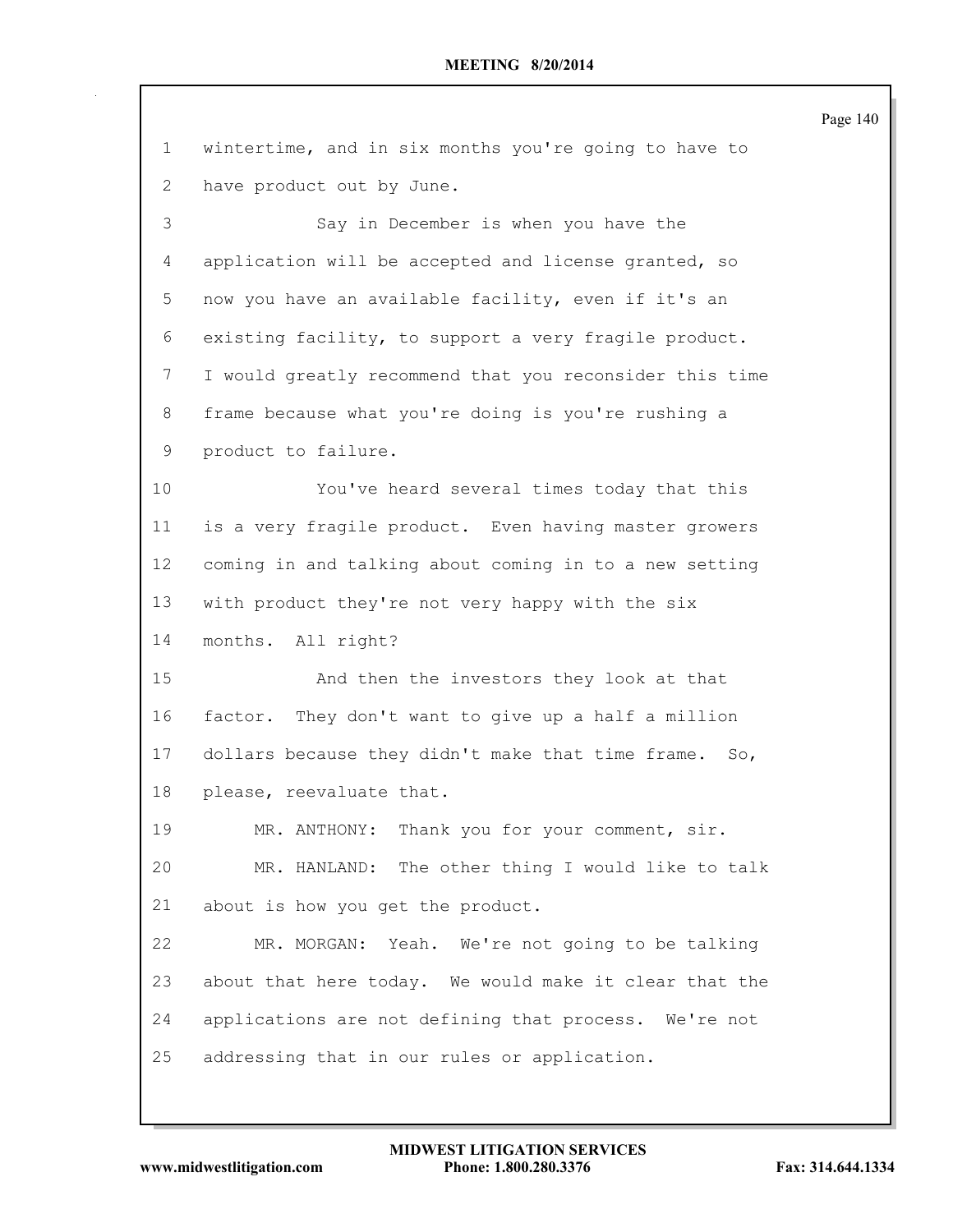1 wintertime, and in six months you're going to have to
2 have product out by June.
3 Say in December is when you have the
4 application will be accepted and license granted, so
5 now you have an available facility, even if it's an
6 existing facility, to support a very fragile product.
7 I would greatly recommend that you reconsider this time
8 frame because what you're doing is you're rushing a
9 product to failure.
10 You've heard several times today that this
11 is a very fragile product. Even having master growers
12 coming in and talking about coming in to a new setting
13 with product they're not very happy with the six
14 months. All right?
15 And then the investors they look at that
16 factor. They don't want to give up a half a million
17 dollars because they didn't make that time frame. So,
18 please, reevaluate that.
19 MR. ANTHONY: Thank you for your comment, sir.
20 MR. HANLAND: The other thing I would like to talk
21 about is how you get the product.
22 MR. MORGAN: Yeah. We're not going to be talking
23 about that here today. We would make it clear that the
24 applications are not defining that process. We're not
25 addressing that in our rules or application.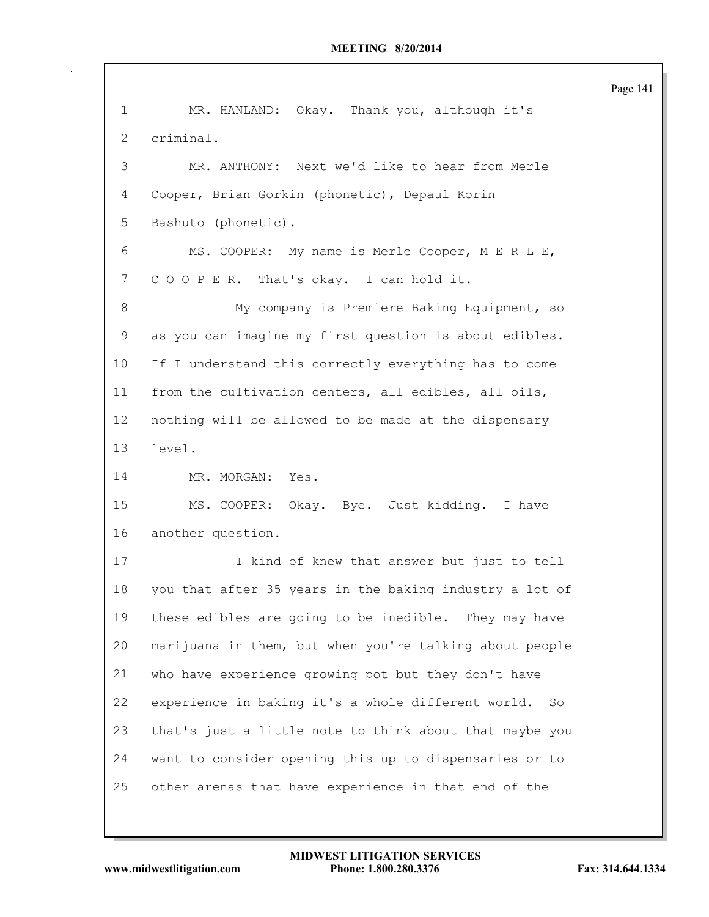1 MR. HANLAND: Okay. Thank you, although it's
2 criminal.
3 MR. ANTHONY: Next we'd like to hear from Merle
4 Cooper, Brian Gorkin (phonetic), Depaul Korin
5 Bashuto (phonetic).
6 MS. COOPER: My name is Merle Cooper, M E R L E,
7 C O O P E R. That's okay. I can hold it.
8 My company is Premiere Baking Equipment, so
9 as you can imagine my first question is about edibles.
10 If I understand this correctly everything has to come
11 from the cultivation centers, all edibles, all oils,
12 nothing will be allowed to be made at the dispensary
13 level.
14 MR. MORGAN: Yes.
15 MS. COOPER: Okay. Bye. Just kidding. I have
16 another question.
17 I kind of knew that answer but just to tell
18 you that after 35 years in the baking industry a lot of
19 these edibles are going to be inedible. They may have
20 marijuana in them, but when you're talking about people
21 who have experience growing pot but they don't have
22 experience in baking it's a whole different world. So
23 that's just a little note to think about that maybe you
24 want to consider opening this up to dispensaries or to
25 other arenas that have experience in that end of the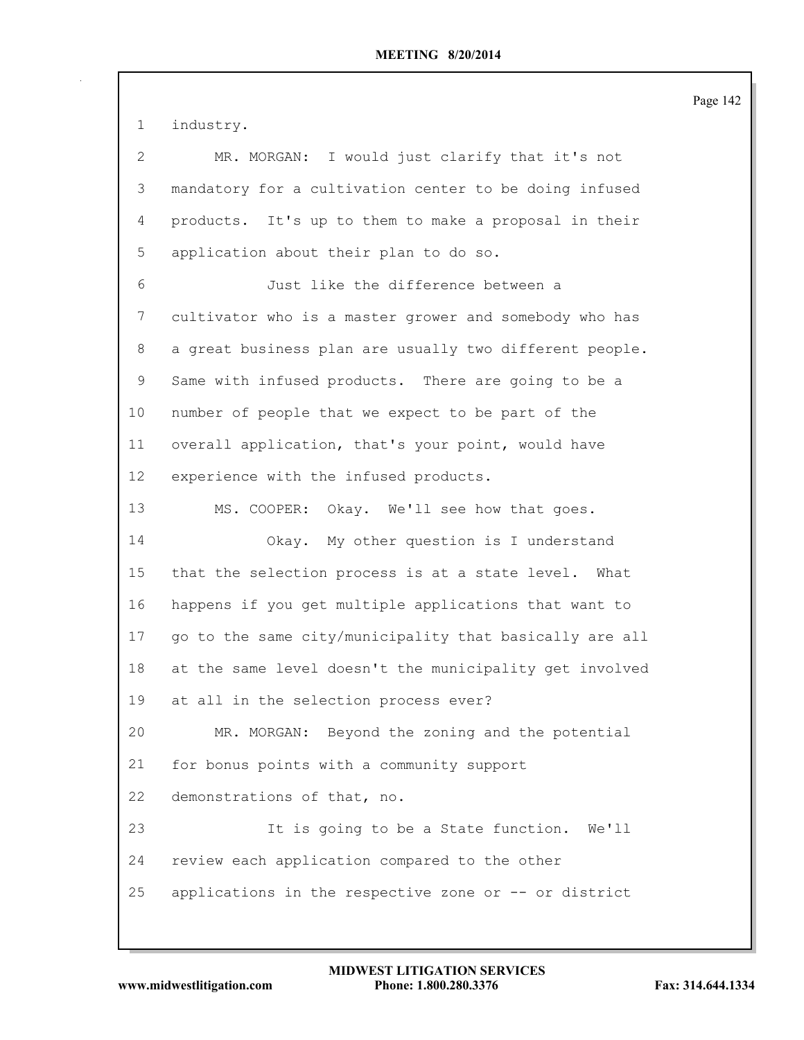industry.

MR. MORGAN: I would just clarify that it's not mandatory for a cultivation center to be doing infused products. It's up to them to make a proposal in their application about their plan to do so.

Just like the difference between a cultivator who is a master grower and somebody who has a great business plan are usually two different people. Same with infused products. There are going to be a number of people that we expect to be part of the overall application, that's your point, would have experience with the infused products.

MS. COOPER: Okay. We'll see how that goes.

Okay. My other question is I understand that the selection process is at a state level. What happens if you get multiple applications that want to go to the same city/municipality that basically are all at the same level doesn't the municipality get involved at all in the selection process ever?

MR. MORGAN: Beyond the zoning and the potential for bonus points with a community support demonstrations of that, no.

It is going to be a State function. We'll review each application compared to the other applications in the respective zone or -- or district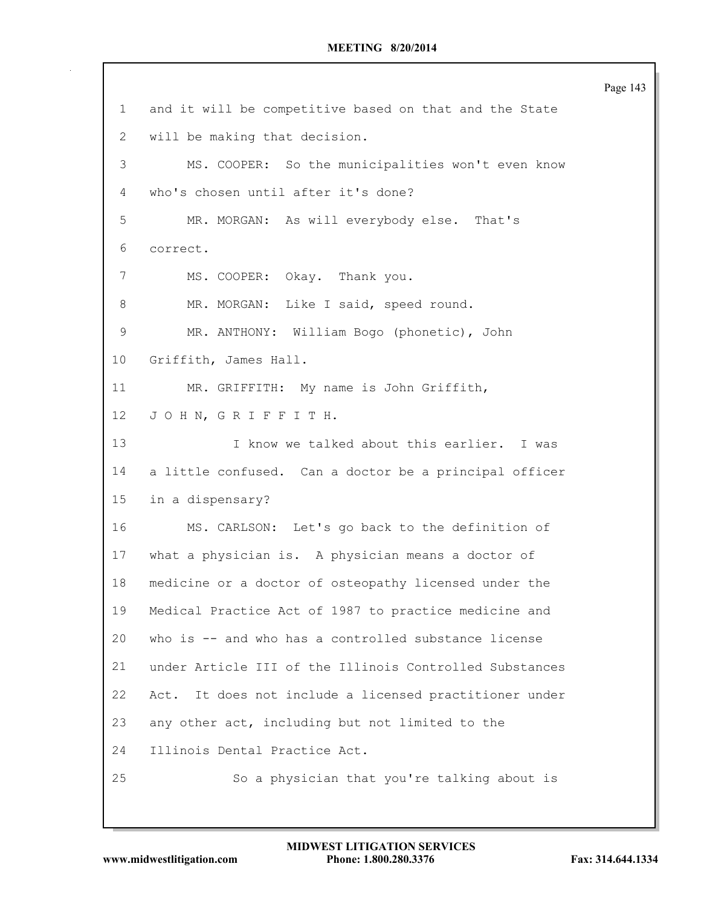and it will be competitive based on that and the State will be making that decision.

MS. COOPER: So the municipalities won't even know who's chosen until after it's done?

MR. MORGAN: As will everybody else. That's correct.

MS. COOPER: Okay. Thank you.

MR. MORGAN: Like I said, speed round.

MR. ANTHONY: William Bogo (phonetic), John Griffith, James Hall.

MR. GRIFFITH: My name is John Griffith, J O H N, G R I F F I T H.

I know we talked about this earlier. I was a little confused. Can a doctor be a principal officer in a dispensary?

MS. CARLSON: Let's go back to the definition of what a physician is. A physician means a doctor of medicine or a doctor of osteopathy licensed under the Medical Practice Act of 1987 to practice medicine and who is -- and who has a controlled substance license under Article III of the Illinois Controlled Substances Act. It does not include a licensed practitioner under any other act, including but not limited to the Illinois Dental Practice Act.

So a physician that you're talking about is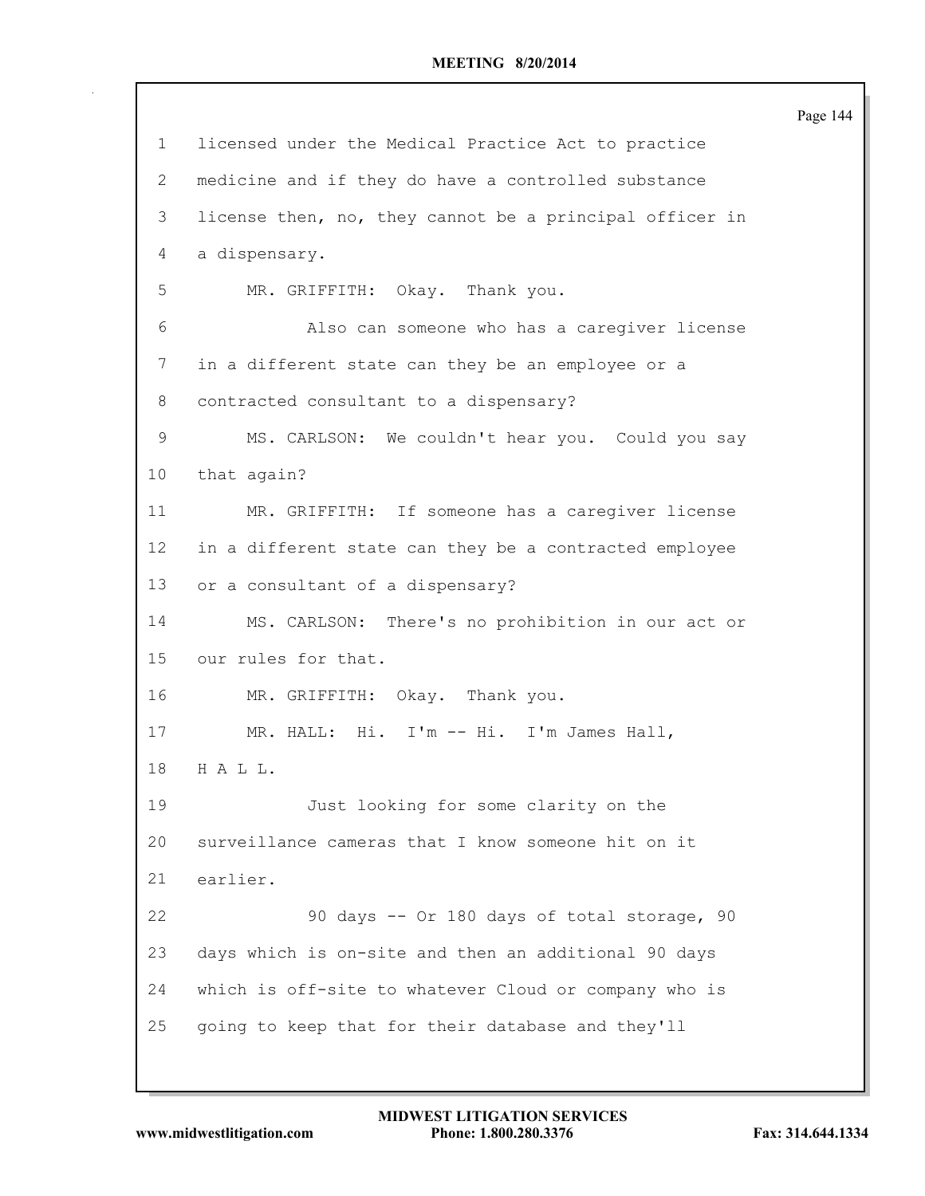licensed under the Medical Practice Act to practice medicine and if they do have a controlled substance license then, no, they cannot be a principal officer in a dispensary.

MR. GRIFFITH: Okay. Thank you.

Also can someone who has a caregiver license in a different state can they be an employee or a contracted consultant to a dispensary?

MS. CARLSON: We couldn't hear you. Could you say that again?

MR. GRIFFITH: If someone has a caregiver license in a different state can they be a contracted employee or a consultant of a dispensary?

MS. CARLSON: There's no prohibition in our act or our rules for that.

MR. GRIFFITH: Okay. Thank you.

MR. HALL: Hi. I'm -- Hi. I'm James Hall, H A L L.

Just looking for some clarity on the surveillance cameras that I know someone hit on it earlier.

90 days -- Or 180 days of total storage, 90 days which is on-site and then an additional 90 days which is off-site to whatever Cloud or company who is going to keep that for their database and they'll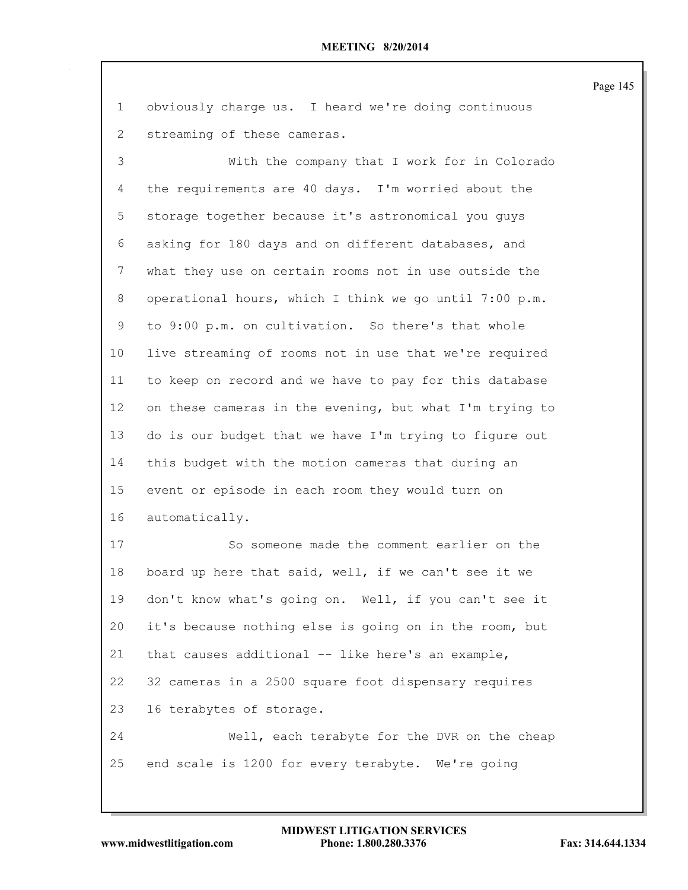obviously charge us. I heard we're doing continuous streaming of these cameras.

With the company that I work for in Colorado the requirements are 40 days. I'm worried about the storage together because it's astronomical you guys asking for 180 days and on different databases, and what they use on certain rooms not in use outside the operational hours, which I think we go until 7:00 p.m. to 9:00 p.m. on cultivation. So there's that whole live streaming of rooms not in use that we're required to keep on record and we have to pay for this database on these cameras in the evening, but what I'm trying to do is our budget that we have I'm trying to figure out this budget with the motion cameras that during an event or episode in each room they would turn on automatically.

So someone made the comment earlier on the board up here that said, well, if we can't see it we don't know what's going on. Well, if you can't see it it's because nothing else is going on in the room, but that causes additional -- like here's an example, 32 cameras in a 2500 square foot dispensary requires 16 terabytes of storage.

Well, each terabyte for the DVR on the cheap end scale is 1200 for every terabyte. We're going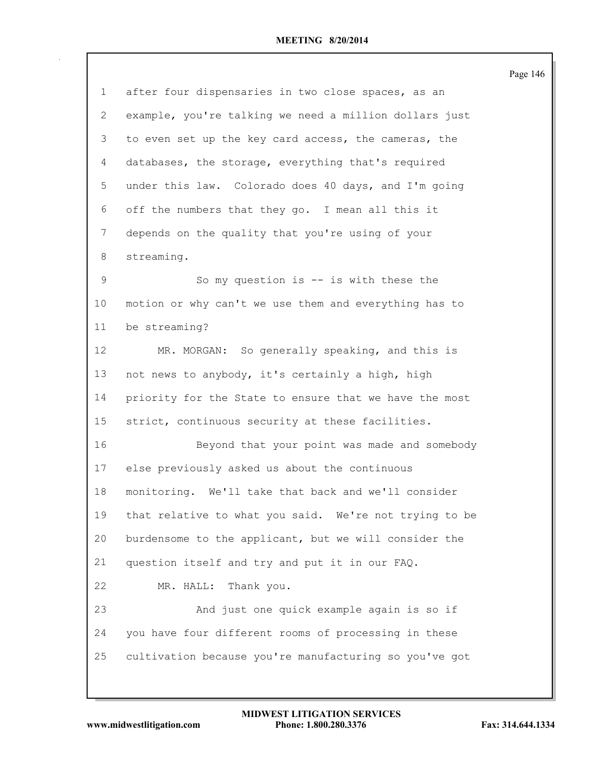after four dispensaries in two close spaces, as an example, you're talking we need a million dollars just to even set up the key card access, the cameras, the databases, the storage, everything that's required under this law. Colorado does 40 days, and I'm going off the numbers that they go. I mean all this it depends on the quality that you're using of your streaming.

So my question is -- is with these the motion or why can't we use them and everything has to be streaming?

MR. MORGAN: So generally speaking, and this is not news to anybody, it's certainly a high, high priority for the State to ensure that we have the most strict, continuous security at these facilities.

Beyond that your point was made and somebody else previously asked us about the continuous monitoring. We'll take that back and we'll consider that relative to what you said. We're not trying to be burdensome to the applicant, but we will consider the question itself and try and put it in our FAQ.

MR. HALL: Thank you.

And just one quick example again is so if you have four different rooms of processing in these cultivation because you're manufacturing so you've got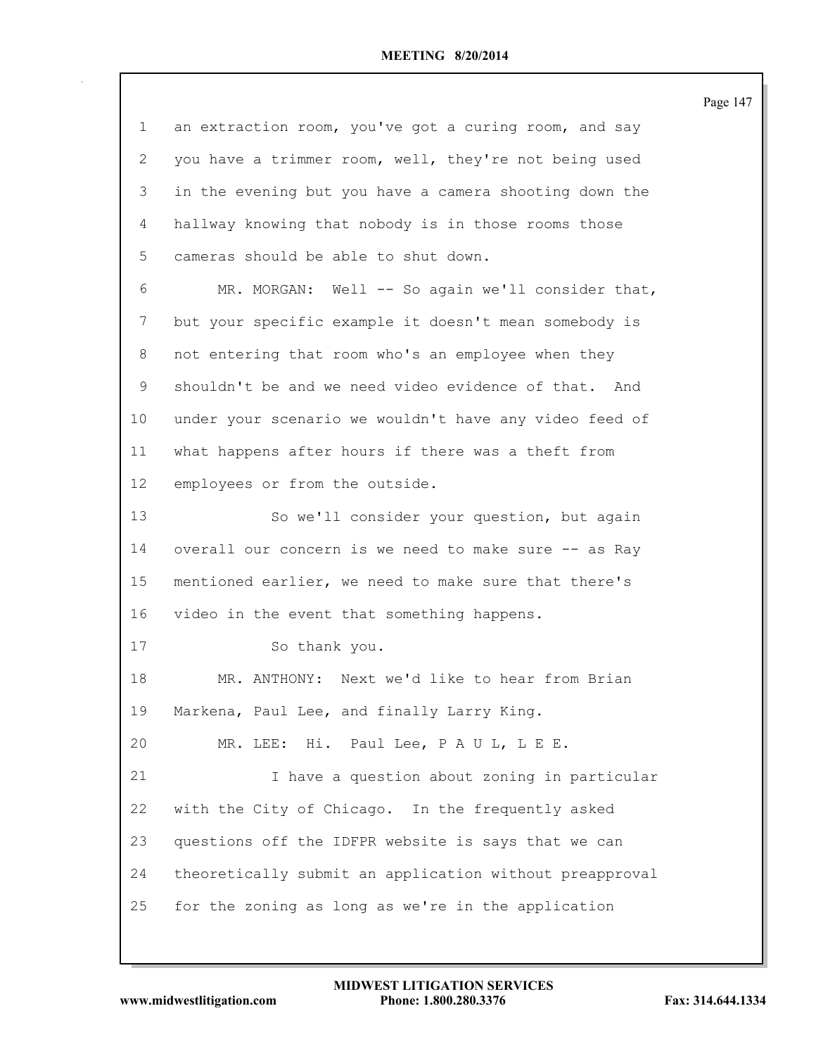an extraction room, you've got a curing room, and say you have a trimmer room, well, they're not being used in the evening but you have a camera shooting down the hallway knowing that nobody is in those rooms those cameras should be able to shut down.

MR. MORGAN: Well -- So again we'll consider that, but your specific example it doesn't mean somebody is not entering that room who's an employee when they shouldn't be and we need video evidence of that. And under your scenario we wouldn't have any video feed of what happens after hours if there was a theft from employees or from the outside.

So we'll consider your question, but again overall our concern is we need to make sure -- as Ray mentioned earlier, we need to make sure that there's video in the event that something happens.

So thank you.

MR. ANTHONY: Next we'd like to hear from Brian Markena, Paul Lee, and finally Larry King.

MR. LEE: Hi. Paul Lee, P A U L, L E E.

I have a question about zoning in particular with the City of Chicago. In the frequently asked questions off the IDFPR website is says that we can theoretically submit an application without preapproval for the zoning as long as we're in the application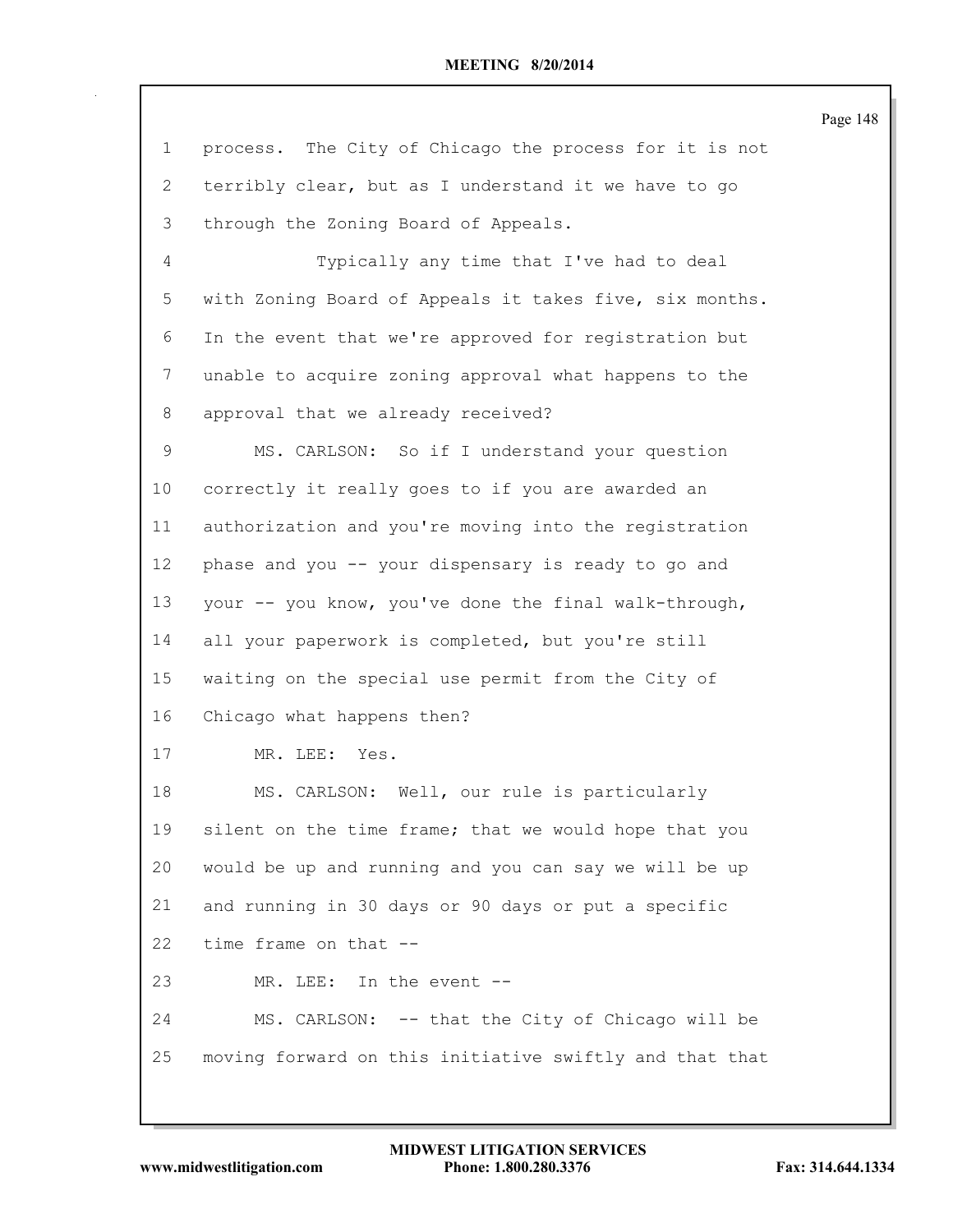process. The City of Chicago the process for it is not terribly clear, but as I understand it we have to go through the Zoning Board of Appeals.

Typically any time that I've had to deal with Zoning Board of Appeals it takes five, six months. In the event that we're approved for registration but unable to acquire zoning approval what happens to the approval that we already received?

MS. CARLSON: So if I understand your question correctly it really goes to if you are awarded an authorization and you're moving into the registration phase and you -- your dispensary is ready to go and your -- you know, you've done the final walk-through, all your paperwork is completed, but you're still waiting on the special use permit from the City of Chicago what happens then?

MR. LEE: Yes.

MS. CARLSON: Well, our rule is particularly silent on the time frame; that we would hope that you would be up and running and you can say we will be up and running in 30 days or 90 days or put a specific time frame on that --

MR. LEE: In the event --

MS. CARLSON: -- that the City of Chicago will be moving forward on this initiative swiftly and that that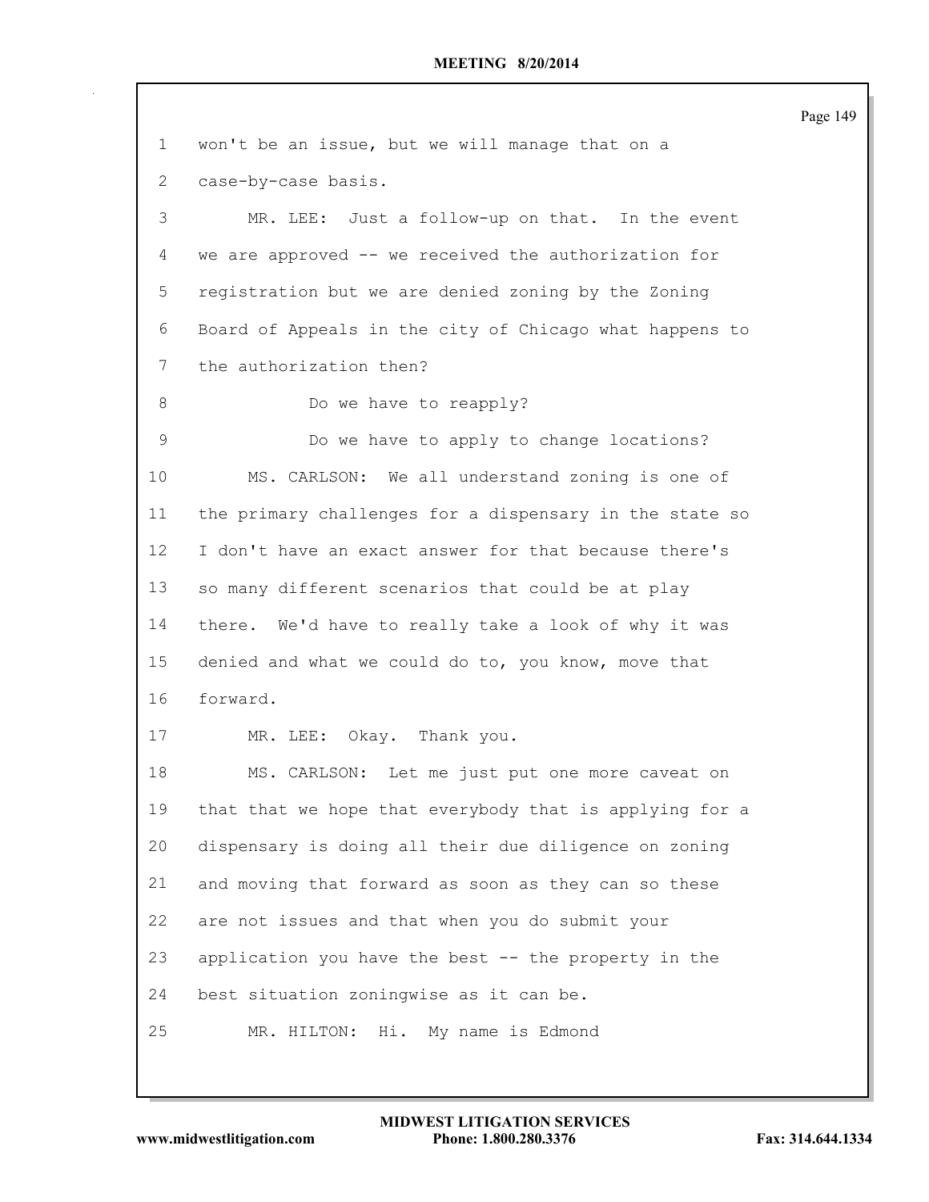won't be an issue, but we will manage that on a case-by-case basis.

MR. LEE: Just a follow-up on that. In the event we are approved -- we received the authorization for registration but we are denied zoning by the Zoning Board of Appeals in the city of Chicago what happens to the authorization then?

Do we have to reapply?

Do we have to apply to change locations?

MS. CARLSON: We all understand zoning is one of the primary challenges for a dispensary in the state so I don't have an exact answer for that because there's so many different scenarios that could be at play there. We'd have to really take a look of why it was denied and what we could do to, you know, move that forward.

MR. LEE: Okay. Thank you.

MS. CARLSON: Let me just put one more caveat on that that we hope that everybody that is applying for a dispensary is doing all their due diligence on zoning and moving that forward as soon as they can so these are not issues and that when you do submit your application you have the best -- the property in the best situation zoningwise as it can be.

MR. HILTON: Hi. My name is Edmond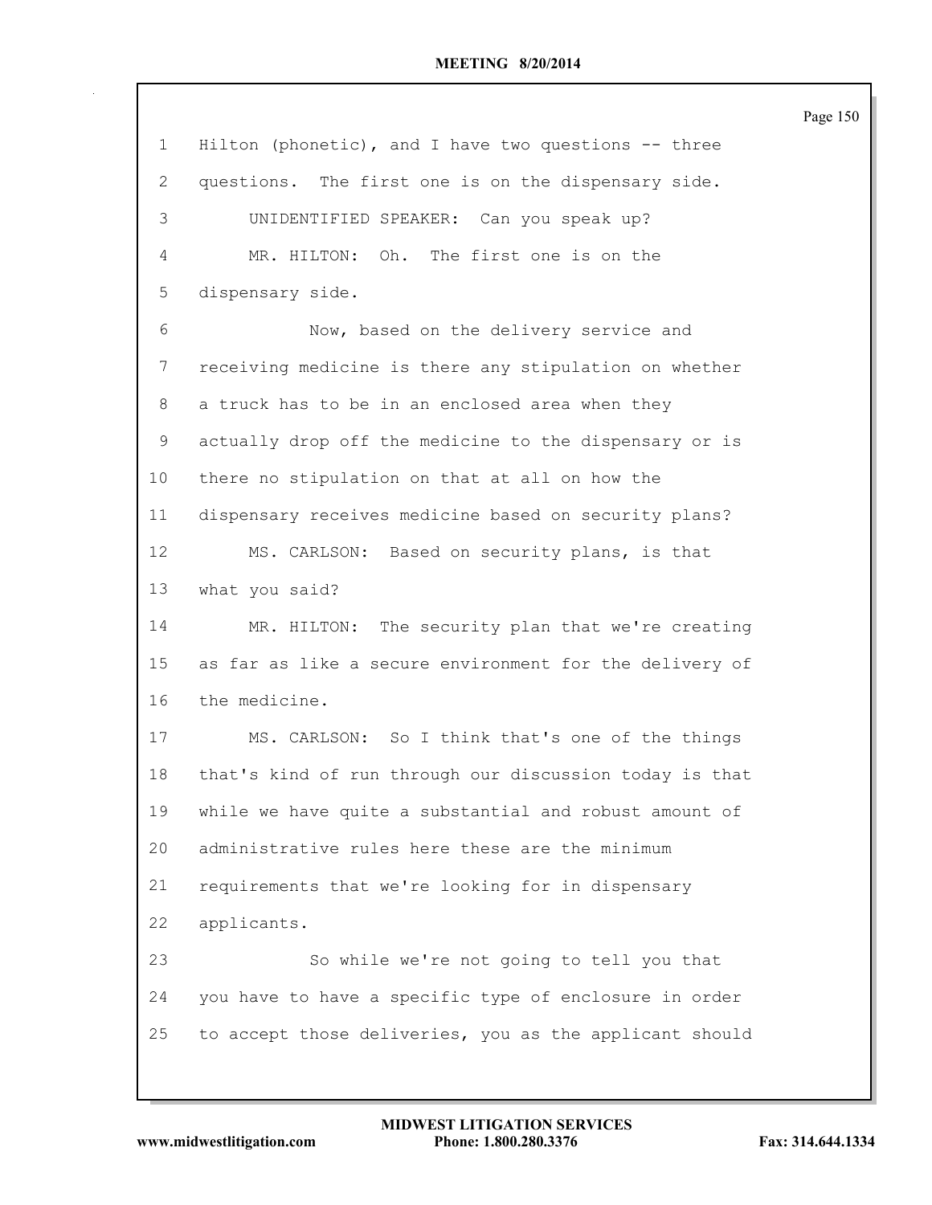Hilton (phonetic), and I have two questions -- three questions. The first one is on the dispensary side.

UNIDENTIFIED SPEAKER: Can you speak up?

MR. HILTON: Oh. The first one is on the dispensary side.

Now, based on the delivery service and receiving medicine is there any stipulation on whether a truck has to be in an enclosed area when they actually drop off the medicine to the dispensary or is there no stipulation on that at all on how the dispensary receives medicine based on security plans?

MS. CARLSON: Based on security plans, is that what you said?

MR. HILTON: The security plan that we're creating as far as like a secure environment for the delivery of the medicine.

MS. CARLSON: So I think that's one of the things that's kind of run through our discussion today is that while we have quite a substantial and robust amount of administrative rules here these are the minimum requirements that we're looking for in dispensary applicants.

So while we're not going to tell you that you have to have a specific type of enclosure in order to accept those deliveries, you as the applicant should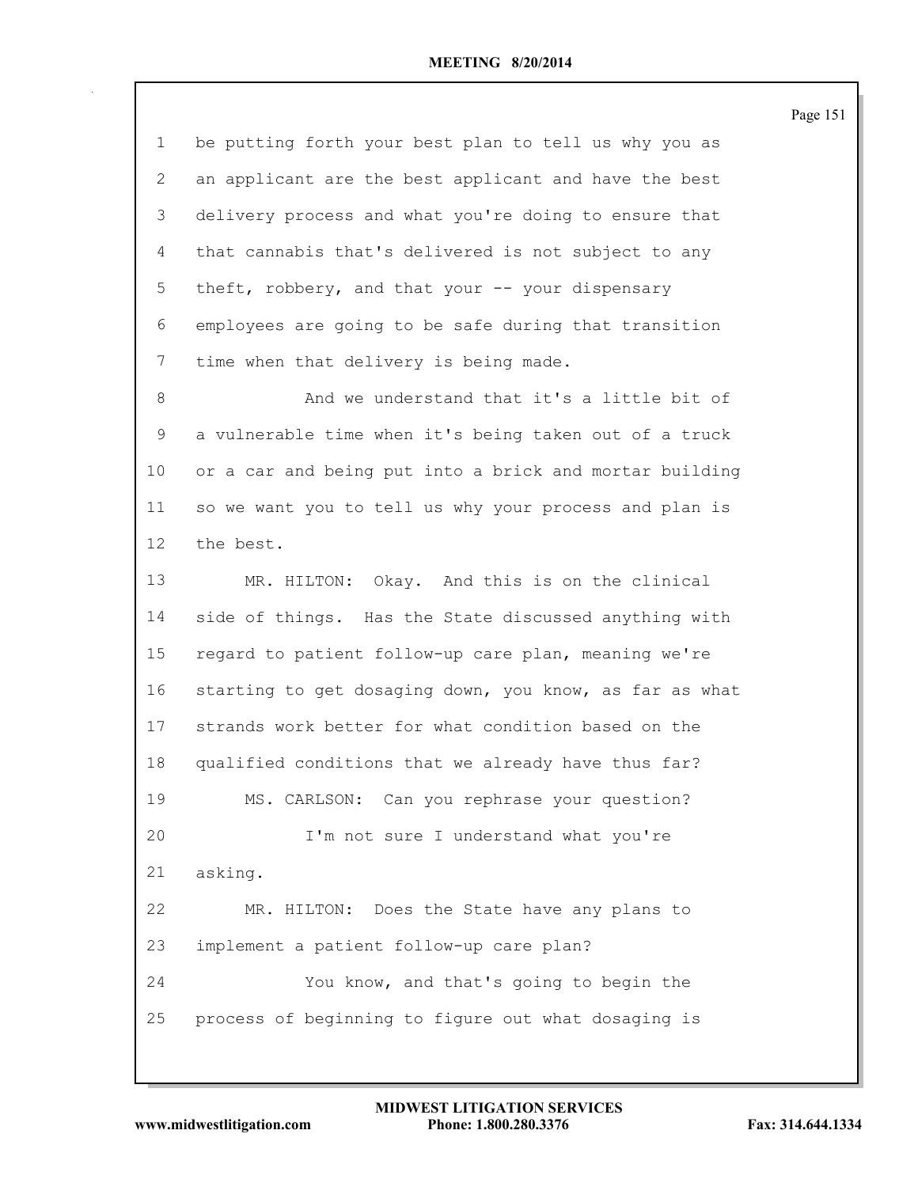1 be putting forth your best plan to tell us why you as
2 an applicant are the best applicant and have the best
3 delivery process and what you're doing to ensure that
4 that cannabis that's delivered is not subject to any
5 theft, robbery, and that your -- your dispensary
6 employees are going to be safe during that transition
7 time when that delivery is being made.

8 And we understand that it's a little bit of
9 a vulnerable time when it's being taken out of a truck
10 or a car and being put into a brick and mortar building
11 so we want you to tell us why your process and plan is
12 the best.

13 MR. HILTON: Okay. And this is on the clinical
14 side of things. Has the State discussed anything with
15 regard to patient follow-up care plan, meaning we're
16 starting to get dosaging down, you know, as far as what
17 strands work better for what condition based on the
18 qualified conditions that we already have thus far?

19 MS. CARLSON: Can you rephrase your question?
20 I'm not sure I understand what you're
21 asking.

22 MR. HILTON: Does the State have any plans to
23 implement a patient follow-up care plan?
24 You know, and that's going to begin the
25 process of beginning to figure out what dosaging is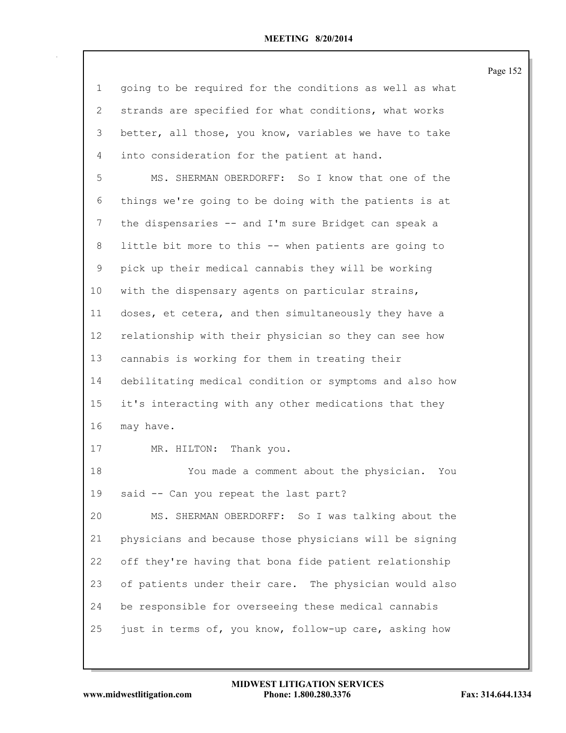1 going to be required for the conditions as well as what
2 strands are specified for what conditions, what works
3 better, all those, you know, variables we have to take
4 into consideration for the patient at hand.
5 MS. SHERMAN OBERDORFF: So I know that one of the
6 things we're going to be doing with the patients is at
7 the dispensaries -- and I'm sure Bridget can speak a
8 little bit more to this -- when patients are going to
9 pick up their medical cannabis they will be working
10 with the dispensary agents on particular strains,
11 doses, et cetera, and then simultaneously they have a
12 relationship with their physician so they can see how
13 cannabis is working for them in treating their
14 debilitating medical condition or symptoms and also how
15 it's interacting with any other medications that they
16 may have.
17 MR. HILTON: Thank you.
18 You made a comment about the physician. You
19 said -- Can you repeat the last part?
20 MS. SHERMAN OBERDORFF: So I was talking about the
21 physicians and because those physicians will be signing
22 off they're having that bona fide patient relationship
23 of patients under their care. The physician would also
24 be responsible for overseeing these medical cannabis
25 just in terms of, you know, follow-up care, asking how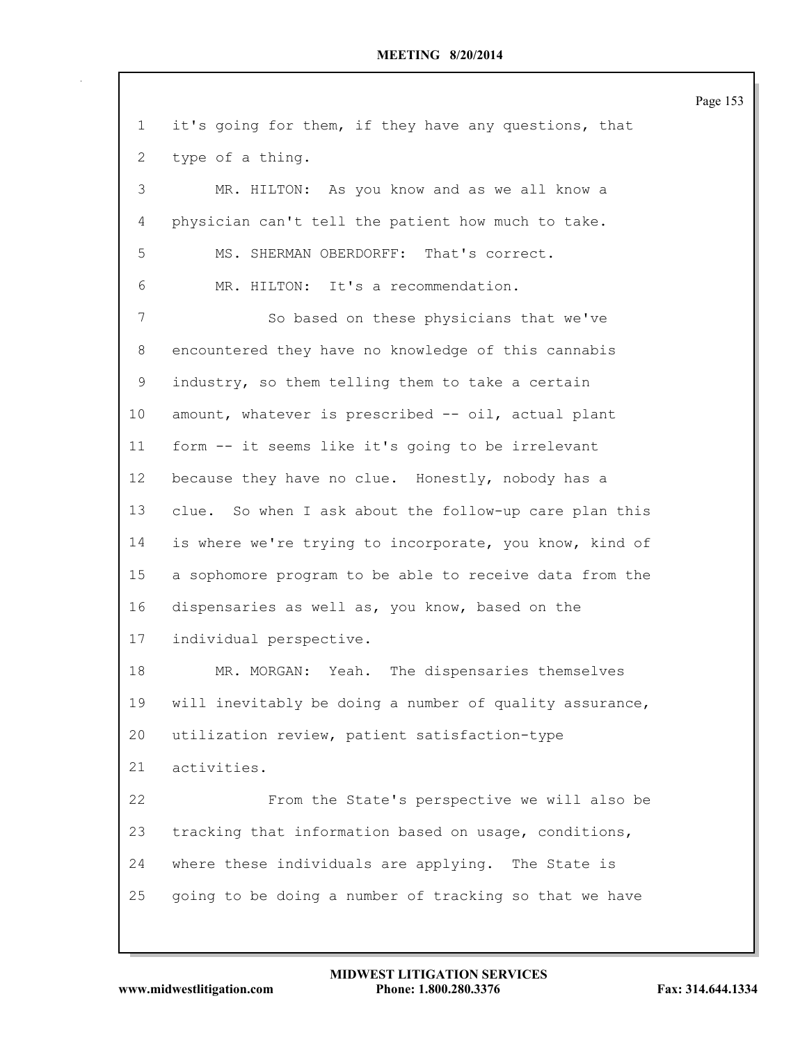1 it's going for them, if they have any questions, that
2 type of a thing.
3 MR. HILTON: As you know and as we all know a
4 physician can't tell the patient how much to take.
5 MS. SHERMAN OBERDORFF: That's correct.
6 MR. HILTON: It's a recommendation.
7 So based on these physicians that we've
8 encountered they have no knowledge of this cannabis
9 industry, so them telling them to take a certain
10 amount, whatever is prescribed -- oil, actual plant
11 form -- it seems like it's going to be irrelevant
12 because they have no clue. Honestly, nobody has a
13 clue. So when I ask about the follow-up care plan this
14 is where we're trying to incorporate, you know, kind of
15 a sophomore program to be able to receive data from the
16 dispensaries as well as, you know, based on the
17 individual perspective.
18 MR. MORGAN: Yeah. The dispensaries themselves
19 will inevitably be doing a number of quality assurance,
20 utilization review, patient satisfaction-type
21 activities.
22 From the State's perspective we will also be
23 tracking that information based on usage, conditions,
24 where these individuals are applying. The State is
25 going to be doing a number of tracking so that we have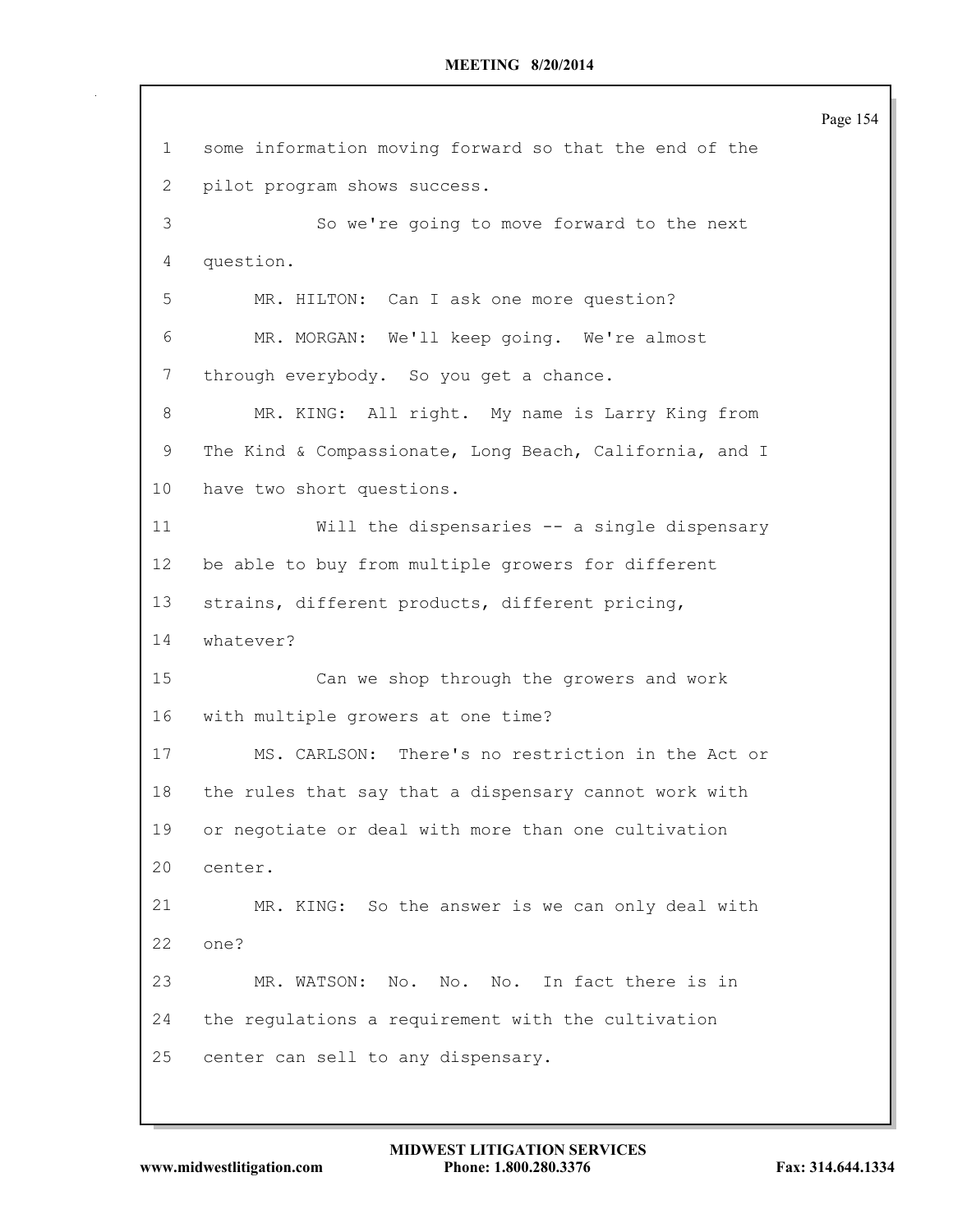some information moving forward so that the end of the pilot program shows success.

So we're going to move forward to the next question.

MR. HILTON: Can I ask one more question?

MR. MORGAN: We'll keep going. We're almost through everybody. So you get a chance.

MR. KING: All right. My name is Larry King from The Kind & Compassionate, Long Beach, California, and I have two short questions.

Will the dispensaries -- a single dispensary be able to buy from multiple growers for different strains, different products, different pricing, whatever?

Can we shop through the growers and work with multiple growers at one time?

MS. CARLSON: There's no restriction in the Act or the rules that say that a dispensary cannot work with or negotiate or deal with more than one cultivation center.

MR. KING: So the answer is we can only deal with one?

MR. WATSON: No. No. No. In fact there is in the regulations a requirement with the cultivation center can sell to any dispensary.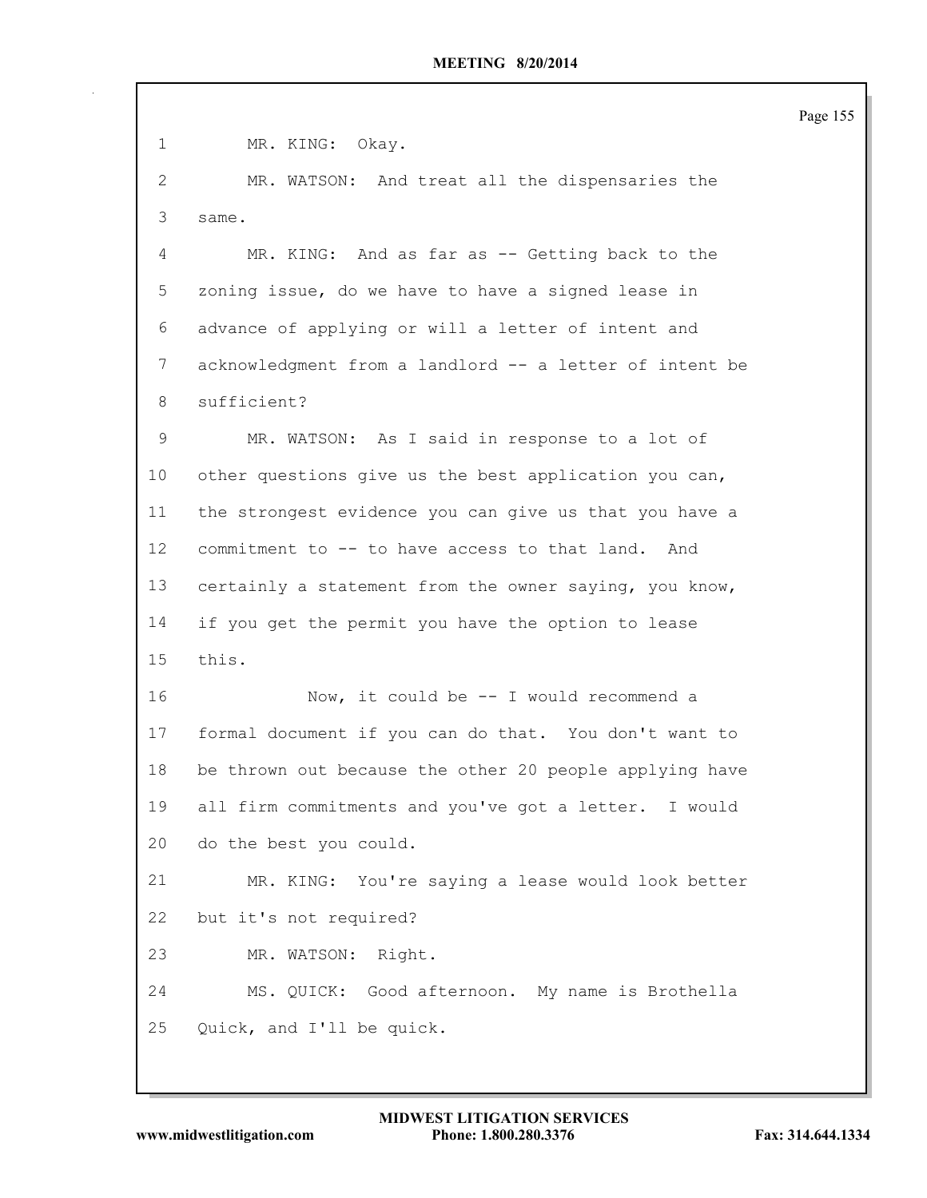MR. KING: Okay.

MR. WATSON: And treat all the dispensaries the same.

MR. KING: And as far as -- Getting back to the zoning issue, do we have to have a signed lease in advance of applying or will a letter of intent and acknowledgment from a landlord -- a letter of intent be sufficient?

MR. WATSON: As I said in response to a lot of other questions give us the best application you can, the strongest evidence you can give us that you have a commitment to -- to have access to that land. And certainly a statement from the owner saying, you know, if you get the permit you have the option to lease this.

Now, it could be -- I would recommend a formal document if you can do that. You don't want to be thrown out because the other 20 people applying have all firm commitments and you've got a letter. I would do the best you could.

MR. KING: You're saying a lease would look better but it's not required?

MR. WATSON: Right.

MS. QUICK: Good afternoon. My name is Brothella Quick, and I'll be quick.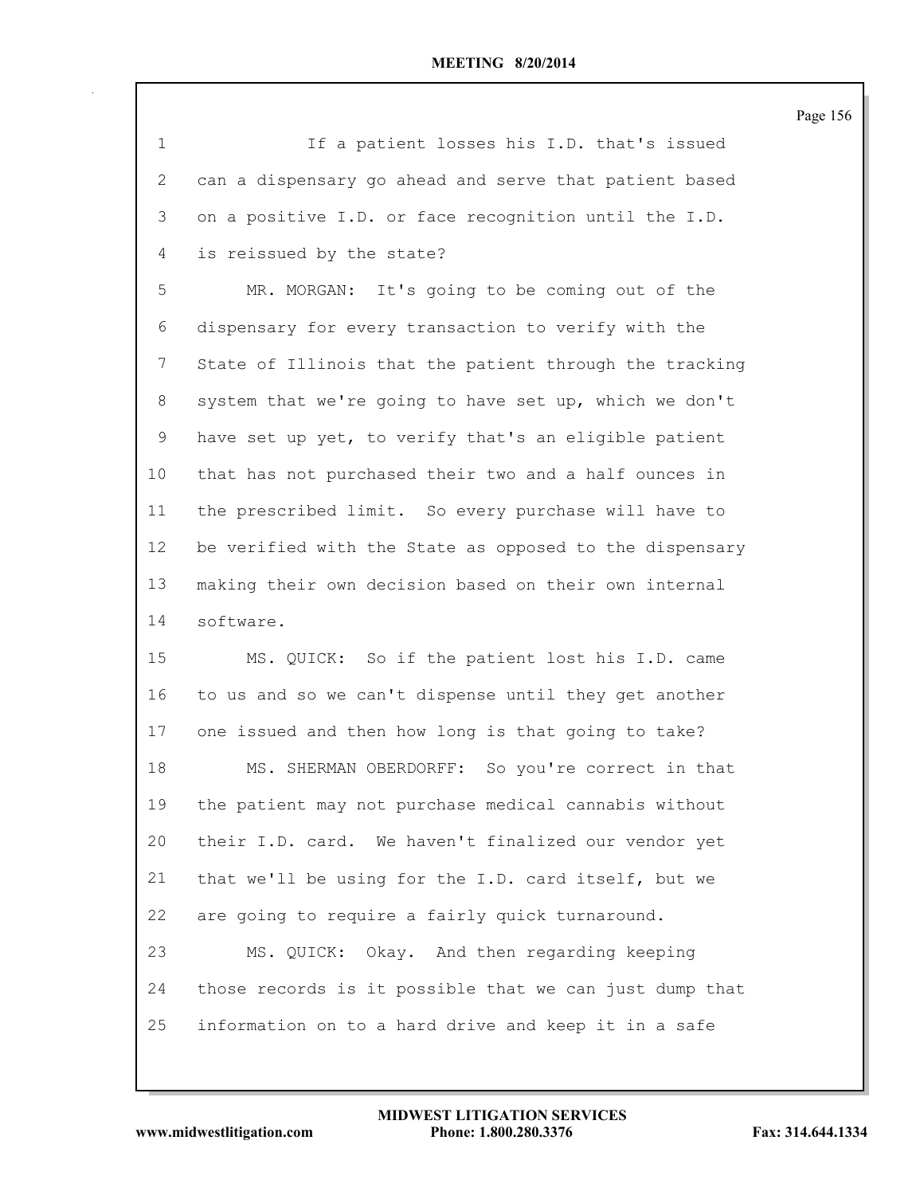If a patient losses his I.D. that's issued can a dispensary go ahead and serve that patient based on a positive I.D. or face recognition until the I.D. is reissued by the state?

MR. MORGAN: It's going to be coming out of the dispensary for every transaction to verify with the State of Illinois that the patient through the tracking system that we're going to have set up, which we don't have set up yet, to verify that's an eligible patient that has not purchased their two and a half ounces in the prescribed limit. So every purchase will have to be verified with the State as opposed to the dispensary making their own decision based on their own internal software.

MS. QUICK: So if the patient lost his I.D. came to us and so we can't dispense until they get another one issued and then how long is that going to take?

MS. SHERMAN OBERDORFF: So you're correct in that the patient may not purchase medical cannabis without their I.D. card. We haven't finalized our vendor yet that we'll be using for the I.D. card itself, but we are going to require a fairly quick turnaround.

MS. QUICK: Okay. And then regarding keeping those records is it possible that we can just dump that information on to a hard drive and keep it in a safe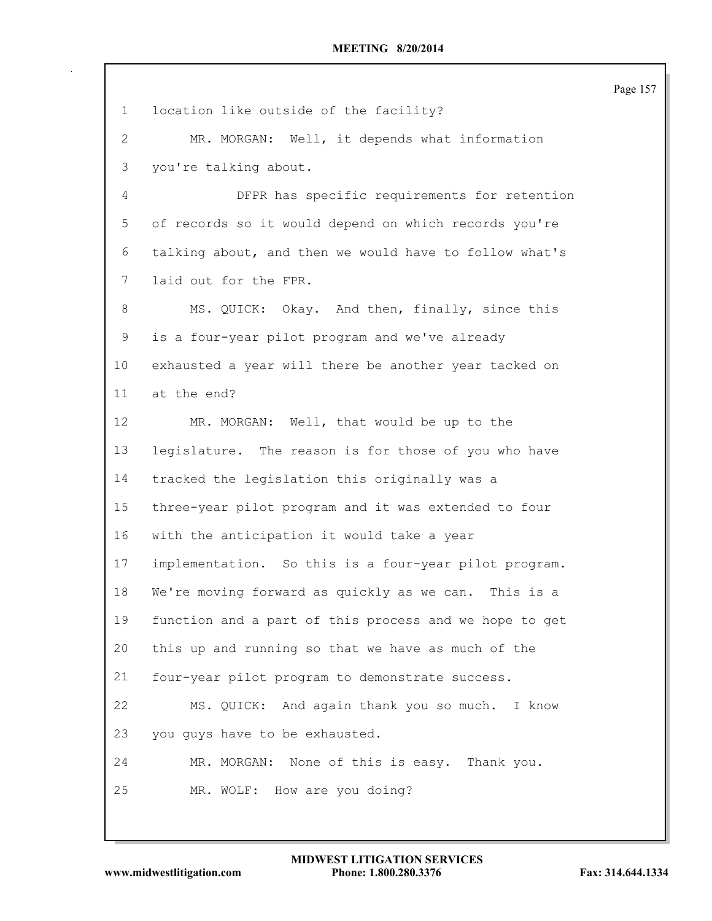1 location like outside of the facility?

2 MR. MORGAN: Well, it depends what information

3 you're talking about.

4 DFPR has specific requirements for retention

5 of records so it would depend on which records you're

6 talking about, and then we would have to follow what's

7 laid out for the FPR.

8 MS. QUICK: Okay. And then, finally, since this

9 is a four-year pilot program and we've already

10 exhausted a year will there be another year tacked on

11 at the end?

12 MR. MORGAN: Well, that would be up to the

13 legislature. The reason is for those of you who have

14 tracked the legislation this originally was a

15 three-year pilot program and it was extended to four

16 with the anticipation it would take a year

17 implementation. So this is a four-year pilot program.

18 We're moving forward as quickly as we can. This is a

19 function and a part of this process and we hope to get

20 this up and running so that we have as much of the

21 four-year pilot program to demonstrate success.

22 MS. QUICK: And again thank you so much. I know

23 you guys have to be exhausted.

24 MR. MORGAN: None of this is easy. Thank you.

25 MR. WOLF: How are you doing?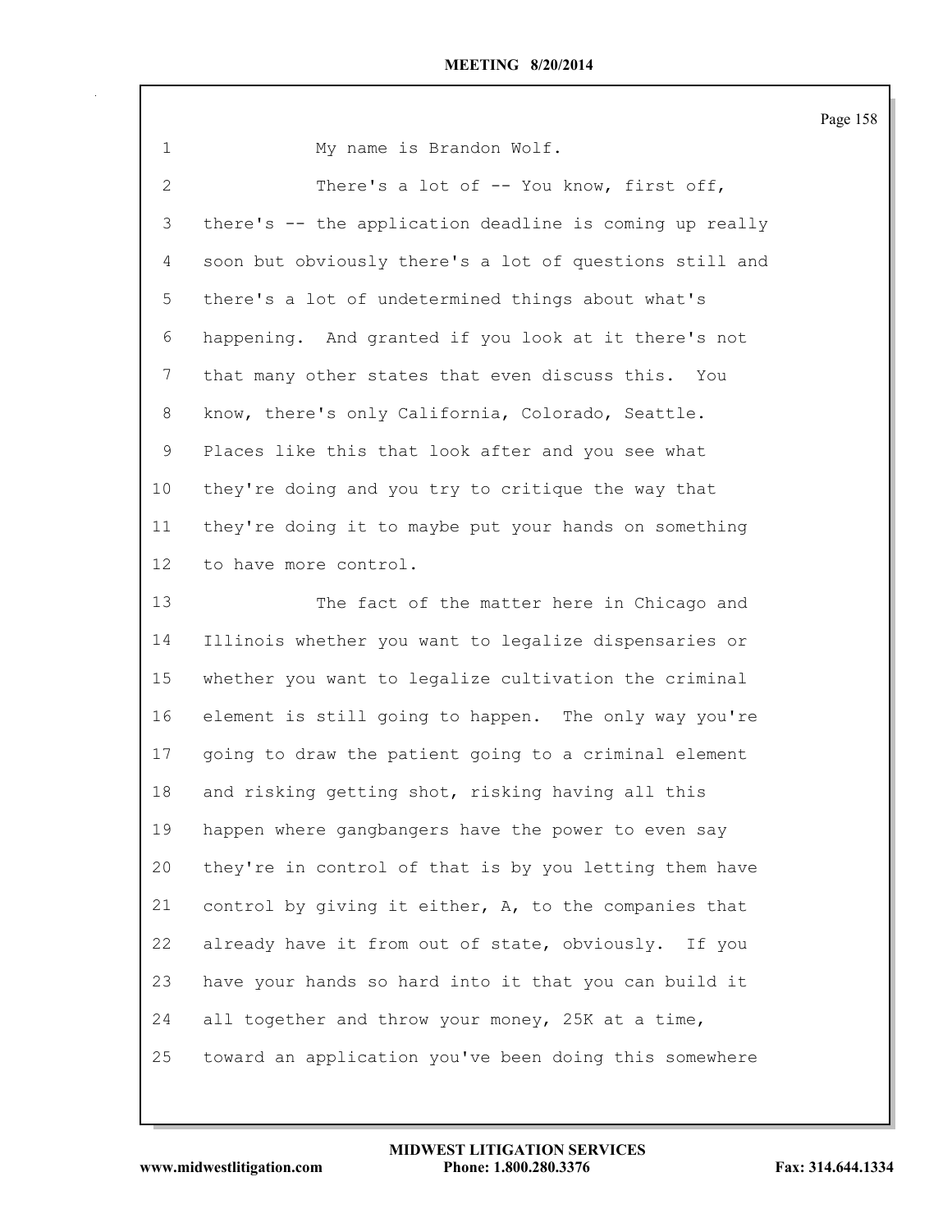My name is Brandon Wolf.

There's a lot of -- You know, first off, there's -- the application deadline is coming up really soon but obviously there's a lot of questions still and there's a lot of undetermined things about what's happening. And granted if you look at it there's not that many other states that even discuss this. You know, there's only California, Colorado, Seattle. Places like this that look after and you see what they're doing and you try to critique the way that they're doing it to maybe put your hands on something to have more control.

The fact of the matter here in Chicago and Illinois whether you want to legalize dispensaries or whether you want to legalize cultivation the criminal element is still going to happen. The only way you're going to draw the patient going to a criminal element and risking getting shot, risking having all this happen where gangbangers have the power to even say they're in control of that is by you letting them have control by giving it either, A, to the companies that already have it from out of state, obviously. If you have your hands so hard into it that you can build it all together and throw your money, 25K at a time, toward an application you've been doing this somewhere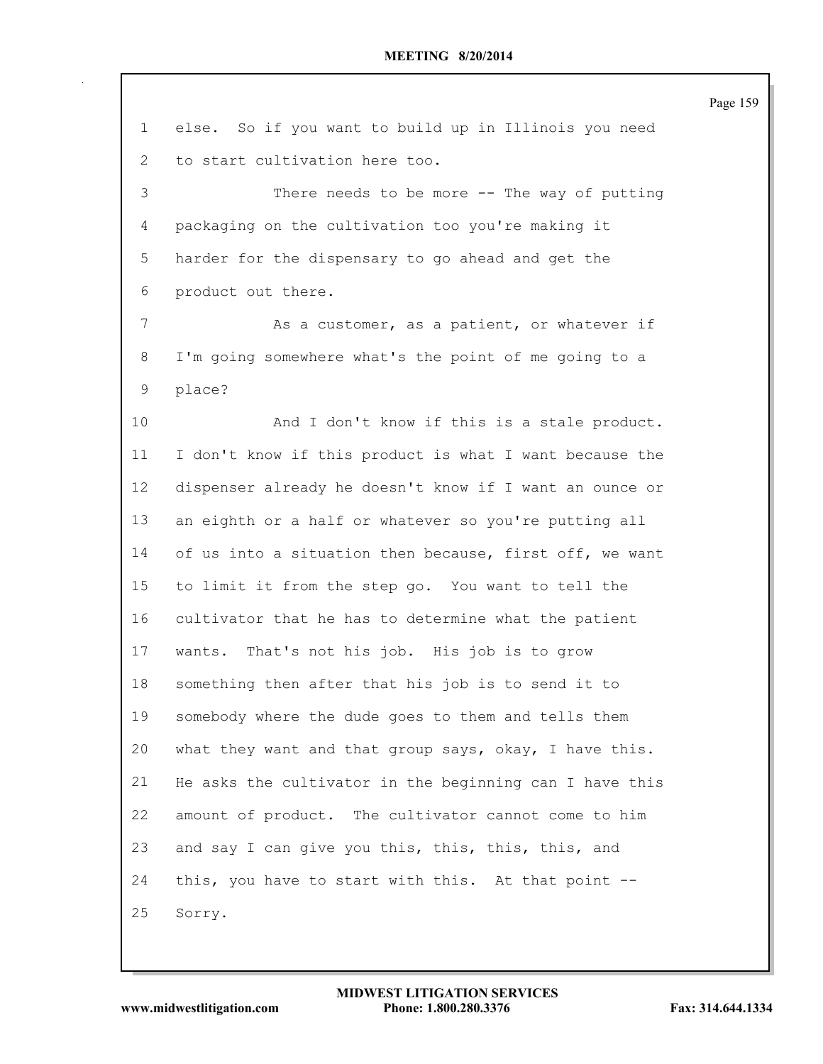else. So if you want to build up in Illinois you need to start cultivation here too.

There needs to be more -- The way of putting packaging on the cultivation too you're making it harder for the dispensary to go ahead and get the product out there.

As a customer, as a patient, or whatever if I'm going somewhere what's the point of me going to a place?

And I don't know if this is a stale product. I don't know if this product is what I want because the dispenser already he doesn't know if I want an ounce or an eighth or a half or whatever so you're putting all of us into a situation then because, first off, we want to limit it from the step go. You want to tell the cultivator that he has to determine what the patient wants. That's not his job. His job is to grow something then after that his job is to send it to somebody where the dude goes to them and tells them what they want and that group says, okay, I have this. He asks the cultivator in the beginning can I have this amount of product. The cultivator cannot come to him and say I can give you this, this, this, this, and this, you have to start with this. At that point -- Sorry.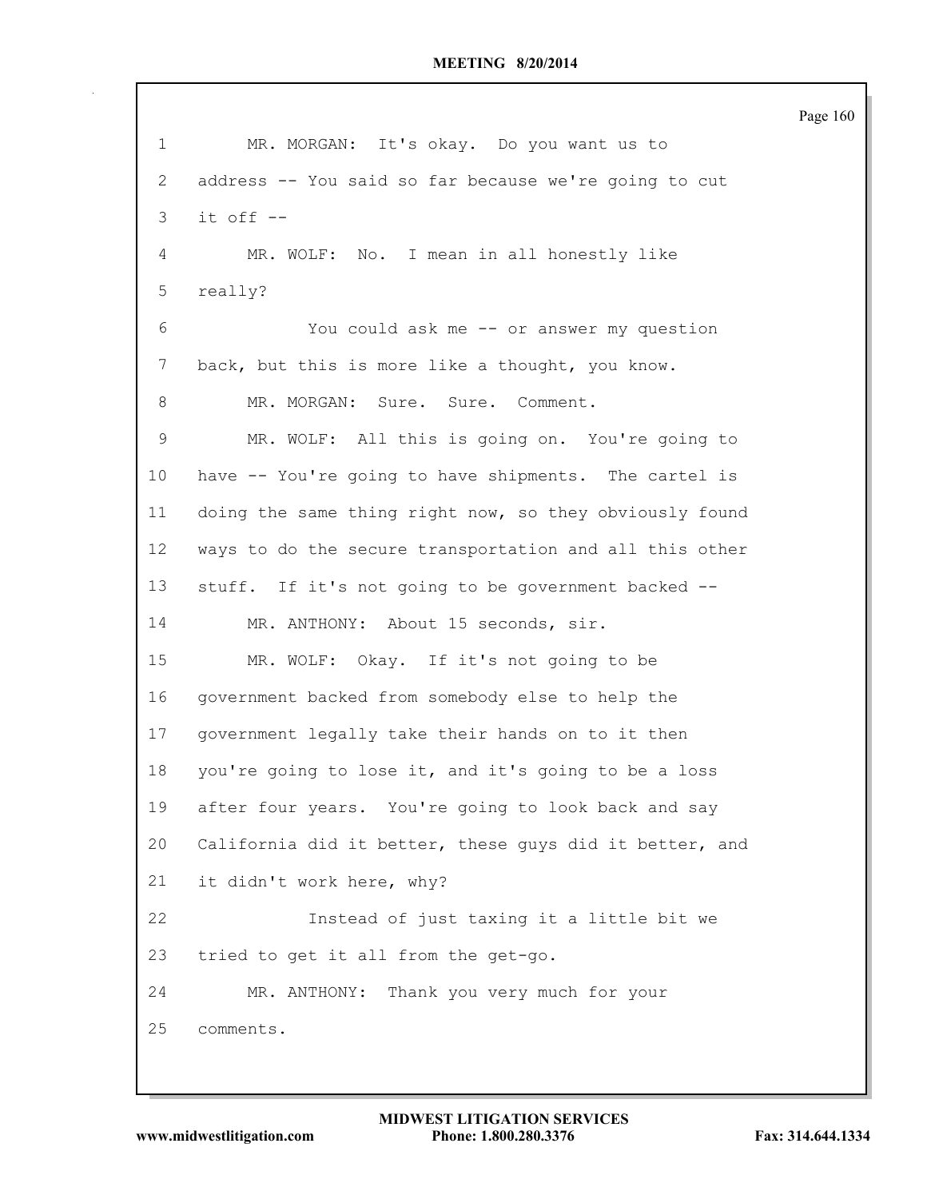1 MR. MORGAN: It's okay. Do you want us to
2 address -- You said so far because we're going to cut
3 it off --
4 MR. WOLF: No. I mean in all honestly like
5 really?
6 You could ask me -- or answer my question
7 back, but this is more like a thought, you know.
8 MR. MORGAN: Sure. Sure. Comment.
9 MR. WOLF: All this is going on. You're going to
10 have -- You're going to have shipments. The cartel is
11 doing the same thing right now, so they obviously found
12 ways to do the secure transportation and all this other
13 stuff. If it's not going to be government backed --
14 MR. ANTHONY: About 15 seconds, sir.
15 MR. WOLF: Okay. If it's not going to be
16 government backed from somebody else to help the
17 government legally take their hands on to it then
18 you're going to lose it, and it's going to be a loss
19 after four years. You're going to look back and say
20 California did it better, these guys did it better, and
21 it didn't work here, why?
22 Instead of just taxing it a little bit we
23 tried to get it all from the get-go.
24 MR. ANTHONY: Thank you very much for your
25 comments.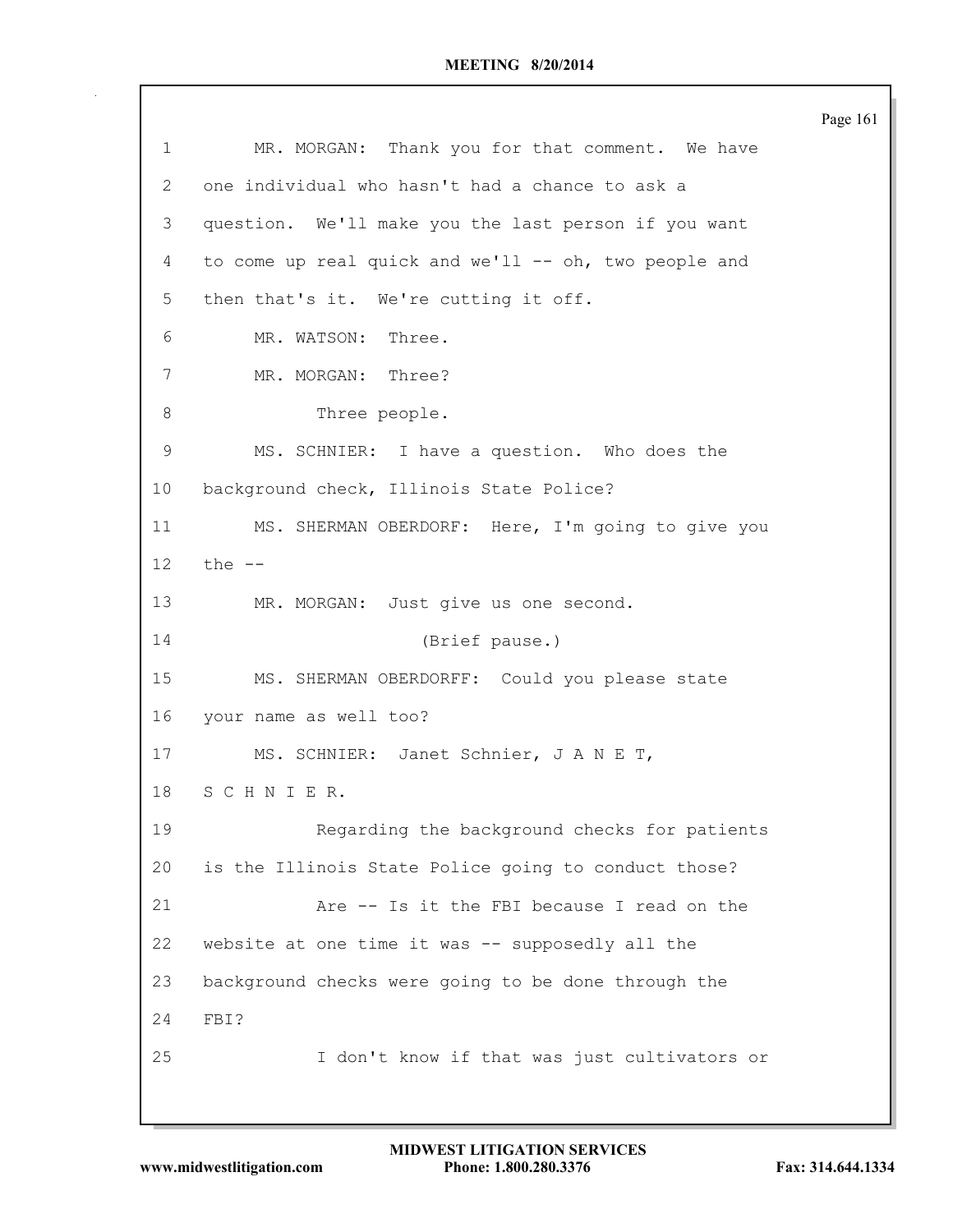1 MR. MORGAN: Thank you for that comment. We have
2 one individual who hasn't had a chance to ask a
3 question. We'll make you the last person if you want
4 to come up real quick and we'll -- oh, two people and
5 then that's it. We're cutting it off.
6 MR. WATSON: Three.
7 MR. MORGAN: Three?
8 Three people.
9 MS. SCHNIER: I have a question. Who does the
10 background check, Illinois State Police?
11 MS. SHERMAN OBERDORF: Here, I'm going to give you
12 the --
13 MR. MORGAN: Just give us one second.
14 (Brief pause.)
15 MS. SHERMAN OBERDORFF: Could you please state
16 your name as well too?
17 MS. SCHNIER: Janet Schnier, J A N E T,
18 S C H N I E R.
19 Regarding the background checks for patients
20 is the Illinois State Police going to conduct those?
21 Are -- Is it the FBI because I read on the
22 website at one time it was -- supposedly all the
23 background checks were going to be done through the
24 FBI?
25 I don't know if that was just cultivators or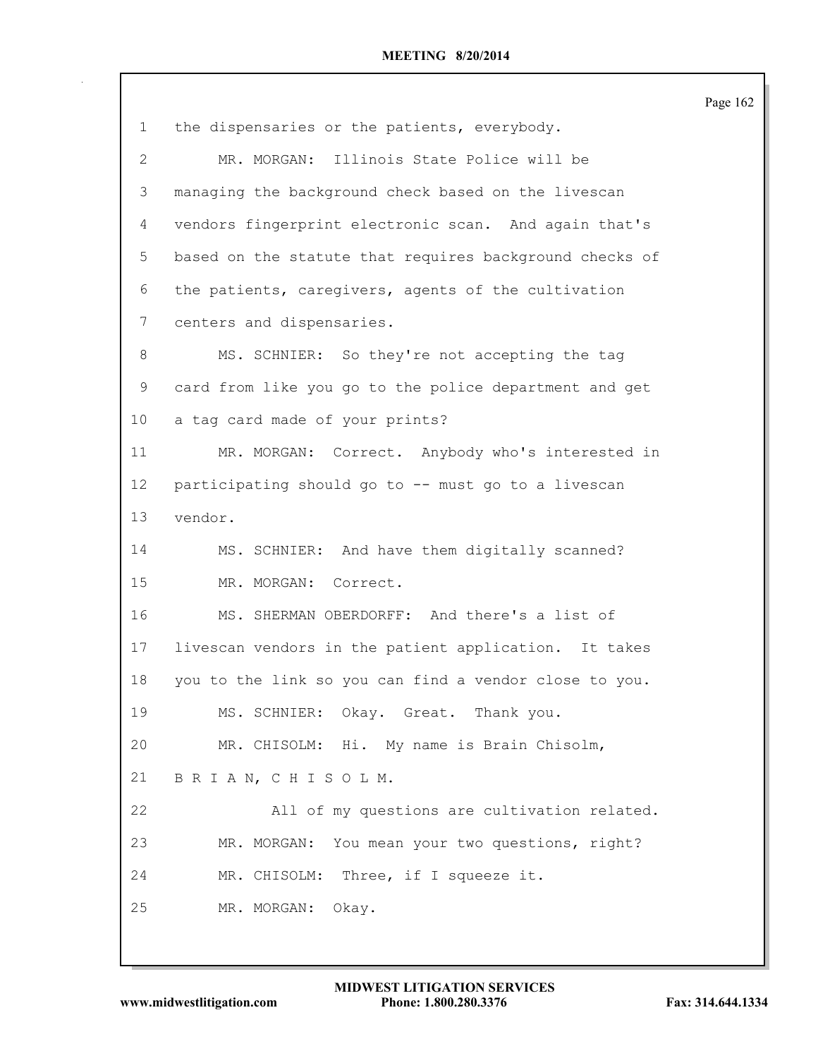1 the dispensaries or the patients, everybody.

2 MR. MORGAN: Illinois State Police will be

3 managing the background check based on the livescan

4 vendors fingerprint electronic scan. And again that's

5 based on the statute that requires background checks of

6 the patients, caregivers, agents of the cultivation

7 centers and dispensaries.

8 MS. SCHNIER: So they're not accepting the tag

9 card from like you go to the police department and get

10 a tag card made of your prints?

11 MR. MORGAN: Correct. Anybody who's interested in

12 participating should go to -- must go to a livescan

13 vendor.

14 MS. SCHNIER: And have them digitally scanned?

15 MR. MORGAN: Correct.

16 MS. SHERMAN OBERDORFF: And there's a list of

17 livescan vendors in the patient application. It takes

18 you to the link so you can find a vendor close to you.

19 MS. SCHNIER: Okay. Great. Thank you.

20 MR. CHISOLM: Hi. My name is Brain Chisolm,

21 B R I A N, C H I S O L M.

22 All of my questions are cultivation related.

23 MR. MORGAN: You mean your two questions, right?

24 MR. CHISOLM: Three, if I squeeze it.

25 MR. MORGAN: Okay.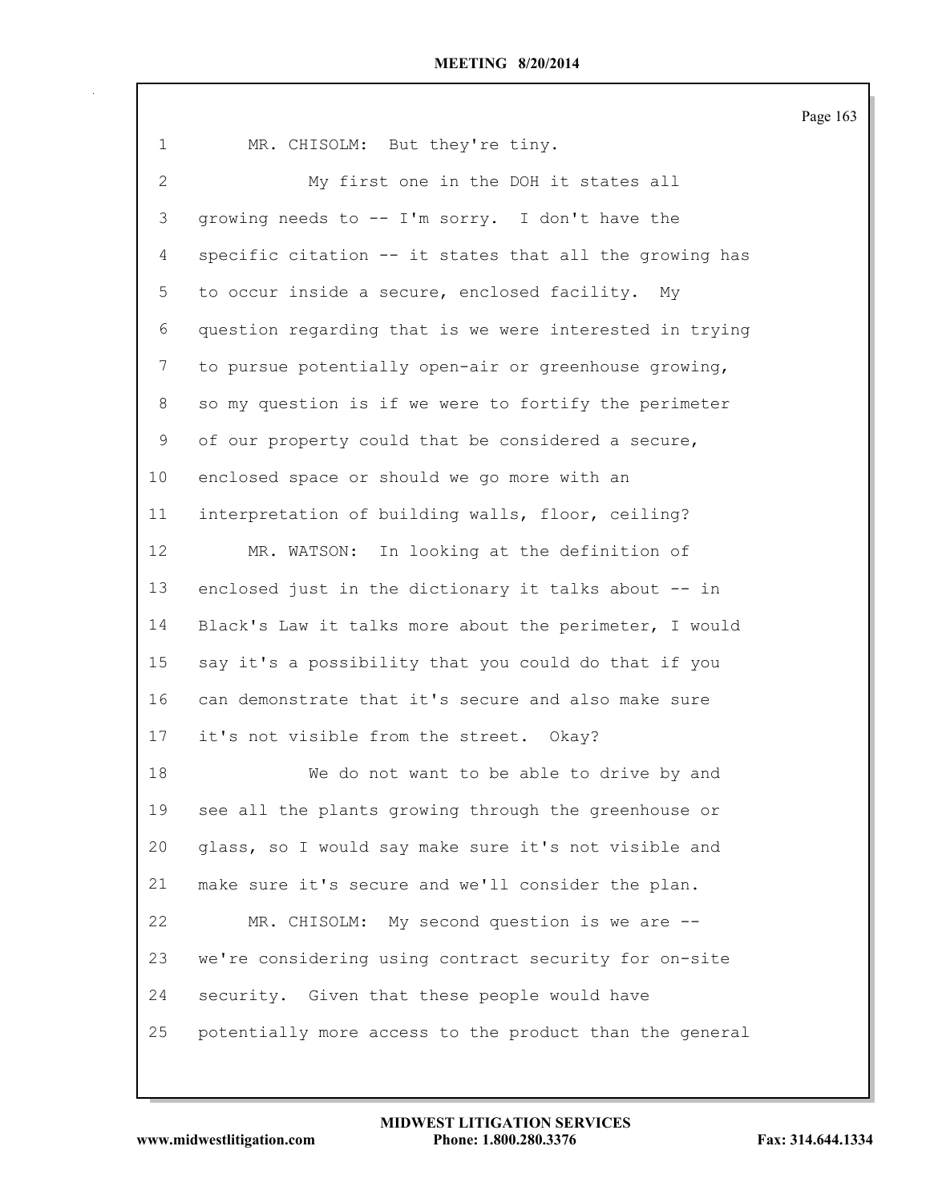1 MR. CHISOLM: But they're tiny.

2 My first one in the DOH it states all

3 growing needs to -- I'm sorry. I don't have the

4 specific citation -- it states that all the growing has

5 to occur inside a secure, enclosed facility. My

6 question regarding that is we were interested in trying

7 to pursue potentially open-air or greenhouse growing,

8 so my question is if we were to fortify the perimeter

9 of our property could that be considered a secure,

10 enclosed space or should we go more with an

11 interpretation of building walls, floor, ceiling?

12 MR. WATSON: In looking at the definition of

13 enclosed just in the dictionary it talks about -- in

14 Black's Law it talks more about the perimeter, I would

15 say it's a possibility that you could do that if you

16 can demonstrate that it's secure and also make sure

17 it's not visible from the street. Okay?

18 We do not want to be able to drive by and

19 see all the plants growing through the greenhouse or

20 glass, so I would say make sure it's not visible and

21 make sure it's secure and we'll consider the plan.

22 MR. CHISOLM: My second question is we are --

23 we're considering using contract security for on-site

24 security. Given that these people would have

25 potentially more access to the product than the general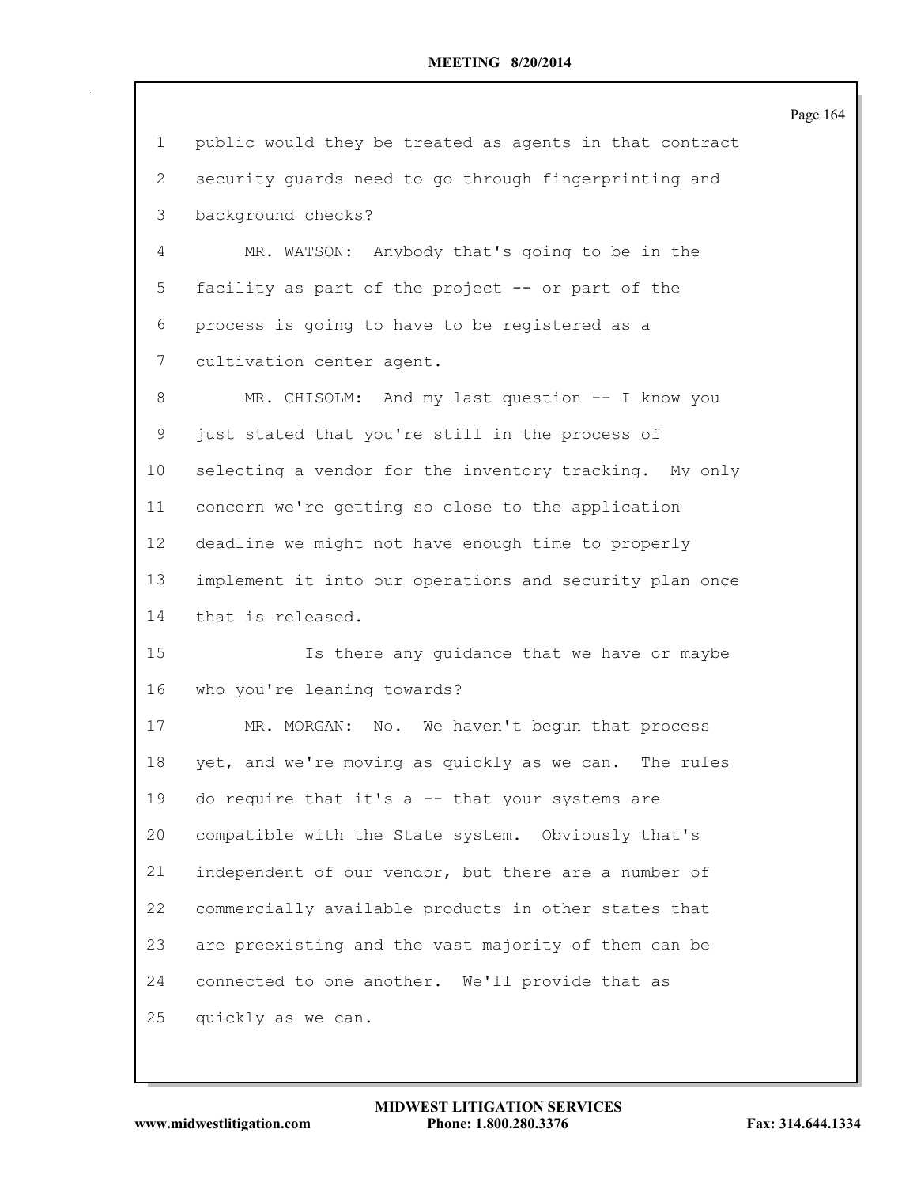public would they be treated as agents in that contract security guards need to go through fingerprinting and background checks?

MR. WATSON: Anybody that's going to be in the facility as part of the project -- or part of the process is going to have to be registered as a cultivation center agent.

MR. CHISOLM: And my last question -- I know you just stated that you're still in the process of selecting a vendor for the inventory tracking. My only concern we're getting so close to the application deadline we might not have enough time to properly implement it into our operations and security plan once that is released.

Is there any guidance that we have or maybe who you're leaning towards?

MR. MORGAN: No. We haven't begun that process yet, and we're moving as quickly as we can. The rules do require that it's a -- that your systems are compatible with the State system. Obviously that's independent of our vendor, but there are a number of commercially available products in other states that are preexisting and the vast majority of them can be connected to one another. We'll provide that as quickly as we can.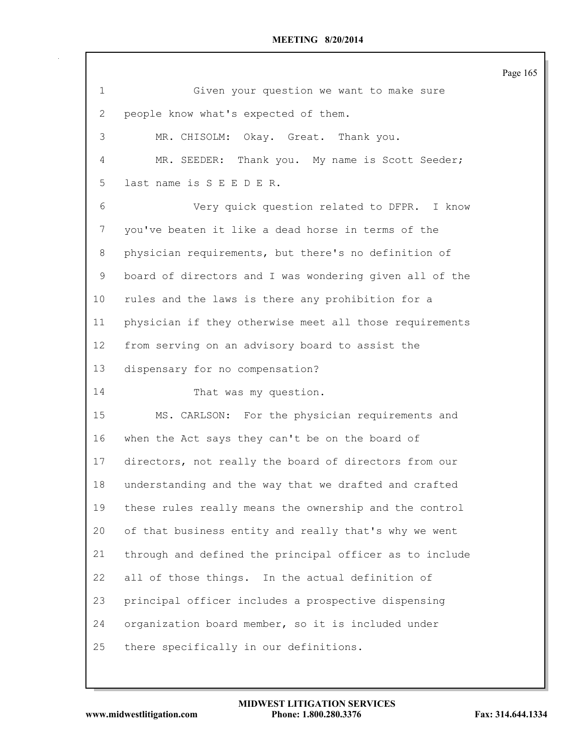Given your question we want to make sure people know what's expected of them.

MR. CHISOLM: Okay. Great. Thank you.

MR. SEEDER: Thank you. My name is Scott Seeder; last name is S E E D E R.

Very quick question related to DFPR. I know you've beaten it like a dead horse in terms of the physician requirements, but there's no definition of board of directors and I was wondering given all of the rules and the laws is there any prohibition for a physician if they otherwise meet all those requirements from serving on an advisory board to assist the dispensary for no compensation?

That was my question.

MS. CARLSON: For the physician requirements and when the Act says they can't be on the board of directors, not really the board of directors from our understanding and the way that we drafted and crafted these rules really means the ownership and the control of that business entity and really that's why we went through and defined the principal officer as to include all of those things. In the actual definition of principal officer includes a prospective dispensing organization board member, so it is included under there specifically in our definitions.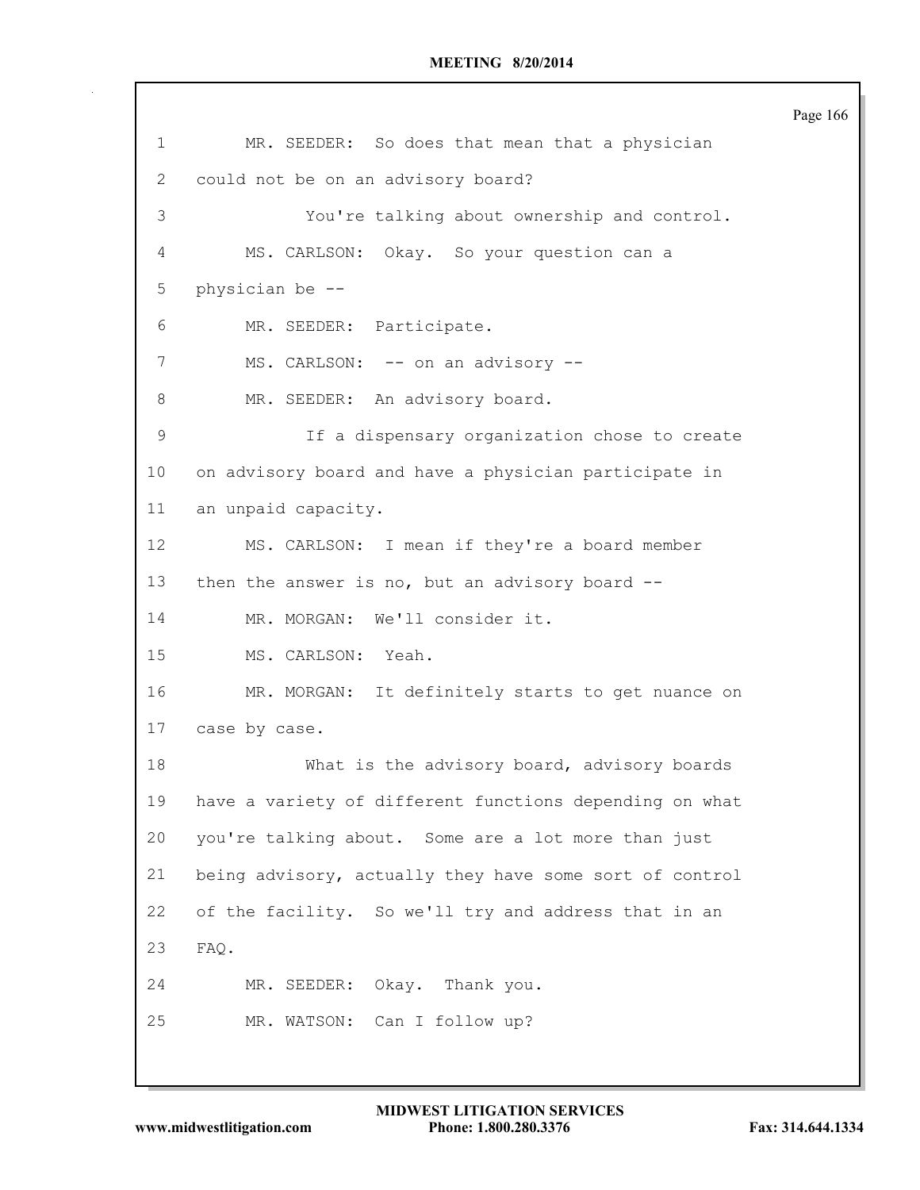1 MR. SEEDER: So does that mean that a physician

2 could not be on an advisory board?

3 You're talking about ownership and control.

4 MS. CARLSON: Okay. So your question can a

5 physician be --

6 MR. SEEDER: Participate.

7 MS. CARLSON: -- on an advisory --

8 MR. SEEDER: An advisory board.

9 If a dispensary organization chose to create

10 on advisory board and have a physician participate in

11 an unpaid capacity.

12 MS. CARLSON: I mean if they're a board member

13 then the answer is no, but an advisory board --

14 MR. MORGAN: We'll consider it.

15 MS. CARLSON: Yeah.

16 MR. MORGAN: It definitely starts to get nuance on

17 case by case.

18 What is the advisory board, advisory boards

19 have a variety of different functions depending on what

20 you're talking about. Some are a lot more than just

21 being advisory, actually they have some sort of control

22 of the facility. So we'll try and address that in an

23 FAQ.

24 MR. SEEDER: Okay. Thank you.

25 MR. WATSON: Can I follow up?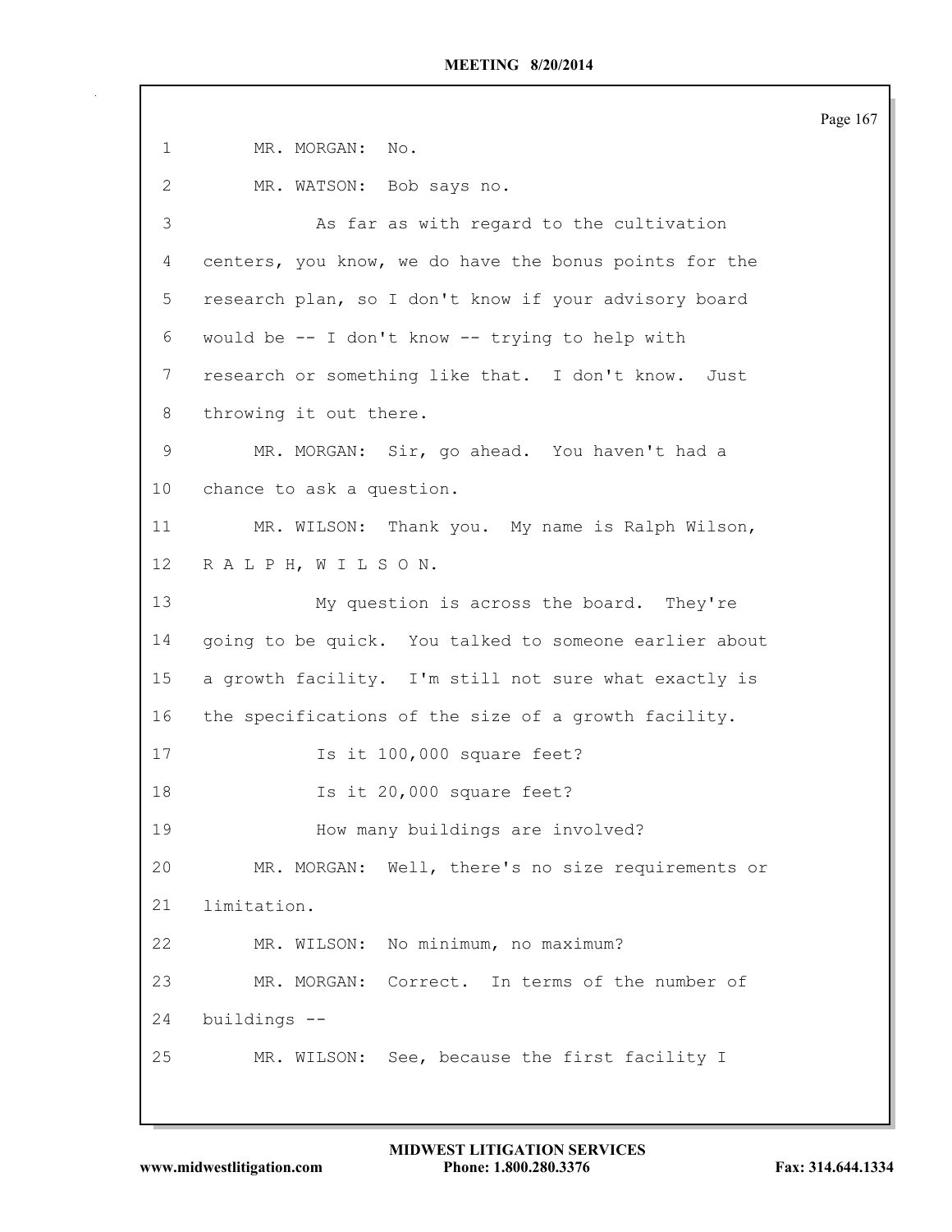MR. MORGAN: No.

MR. WATSON: Bob says no.

As far as with regard to the cultivation centers, you know, we do have the bonus points for the research plan, so I don't know if your advisory board would be -- I don't know -- trying to help with research or something like that. I don't know. Just throwing it out there.

MR. MORGAN: Sir, go ahead. You haven't had a chance to ask a question.

MR. WILSON: Thank you. My name is Ralph Wilson, R A L P H, W I L S O N.

My question is across the board. They're going to be quick. You talked to someone earlier about a growth facility. I'm still not sure what exactly is the specifications of the size of a growth facility.

Is it 100,000 square feet?

Is it 20,000 square feet?

How many buildings are involved?

MR. MORGAN: Well, there's no size requirements or limitation.

MR. WILSON: No minimum, no maximum?

MR. MORGAN: Correct. In terms of the number of buildings --

MR. WILSON: See, because the first facility I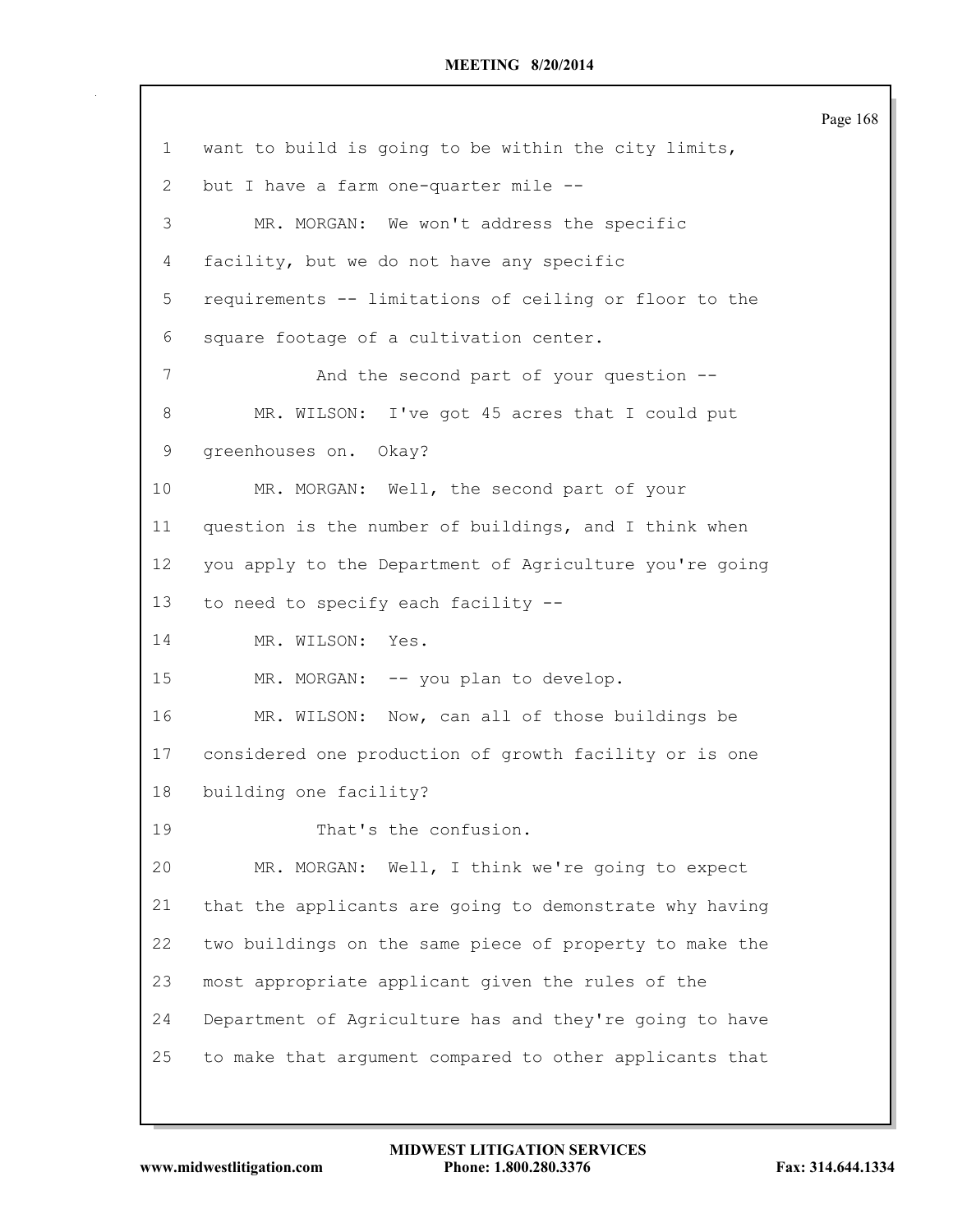want to build is going to be within the city limits, but I have a farm one-quarter mile --

MR. MORGAN: We won't address the specific facility, but we do not have any specific requirements -- limitations of ceiling or floor to the square footage of a cultivation center.

And the second part of your question --

MR. WILSON: I've got 45 acres that I could put greenhouses on. Okay?

MR. MORGAN: Well, the second part of your question is the number of buildings, and I think when you apply to the Department of Agriculture you're going to need to specify each facility --

MR. WILSON: Yes.

MR. MORGAN: -- you plan to develop.

MR. WILSON: Now, can all of those buildings be considered one production of growth facility or is one building one facility?

That's the confusion.

MR. MORGAN: Well, I think we're going to expect that the applicants are going to demonstrate why having two buildings on the same piece of property to make the most appropriate applicant given the rules of the Department of Agriculture has and they're going to have to make that argument compared to other applicants that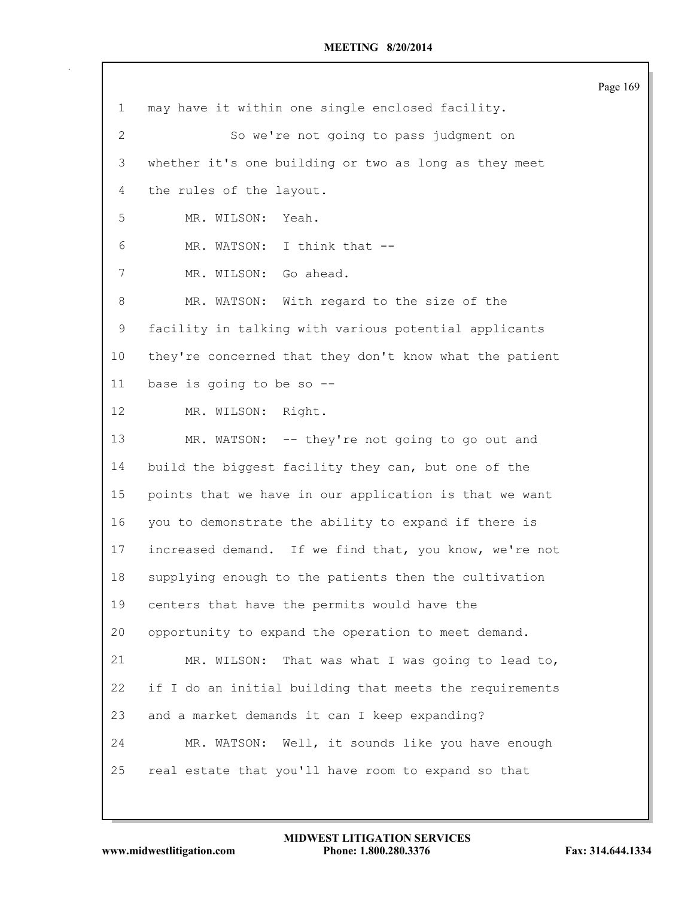1 may have it within one single enclosed facility.

2 So we're not going to pass judgment on

3 whether it's one building or two as long as they meet

4 the rules of the layout.

5 MR. WILSON: Yeah.

6 MR. WATSON: I think that --

7 MR. WILSON: Go ahead.

8 MR. WATSON: With regard to the size of the

9 facility in talking with various potential applicants

10 they're concerned that they don't know what the patient

11 base is going to be so --

12 MR. WILSON: Right.

13 MR. WATSON: -- they're not going to go out and

14 build the biggest facility they can, but one of the

15 points that we have in our application is that we want

16 you to demonstrate the ability to expand if there is

17 increased demand. If we find that, you know, we're not

18 supplying enough to the patients then the cultivation

19 centers that have the permits would have the

20 opportunity to expand the operation to meet demand.

21 MR. WILSON: That was what I was going to lead to,

22 if I do an initial building that meets the requirements

23 and a market demands it can I keep expanding?

24 MR. WATSON: Well, it sounds like you have enough

25 real estate that you'll have room to expand so that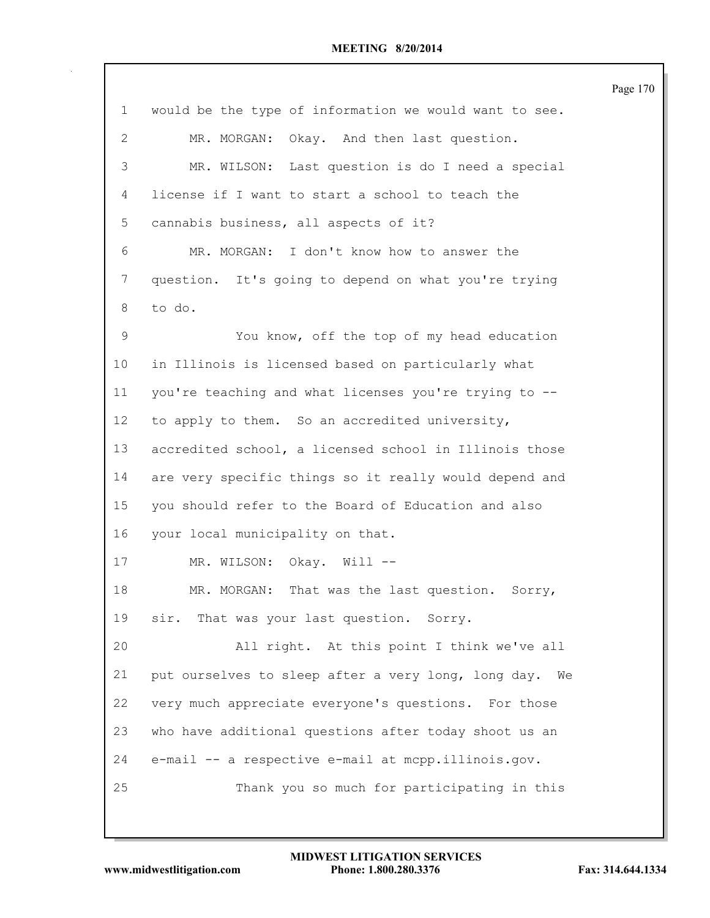1 would be the type of information we would want to see.

2 MR. MORGAN: Okay. And then last question.

3 MR. WILSON: Last question is do I need a special

4 license if I want to start a school to teach the

5 cannabis business, all aspects of it?

6 MR. MORGAN: I don't know how to answer the

7 question. It's going to depend on what you're trying

8 to do.

9 You know, off the top of my head education

10 in Illinois is licensed based on particularly what

11 you're teaching and what licenses you're trying to --

12 to apply to them. So an accredited university,

13 accredited school, a licensed school in Illinois those

14 are very specific things so it really would depend and

15 you should refer to the Board of Education and also

16 your local municipality on that.

17 MR. WILSON: Okay. Will --

18 MR. MORGAN: That was the last question. Sorry,

19 sir. That was your last question. Sorry.

20 All right. At this point I think we've all

21 put ourselves to sleep after a very long, long day. We

22 very much appreciate everyone's questions. For those

23 who have additional questions after today shoot us an

24 e-mail -- a respective e-mail at mcpp.illinois.gov.

25 Thank you so much for participating in this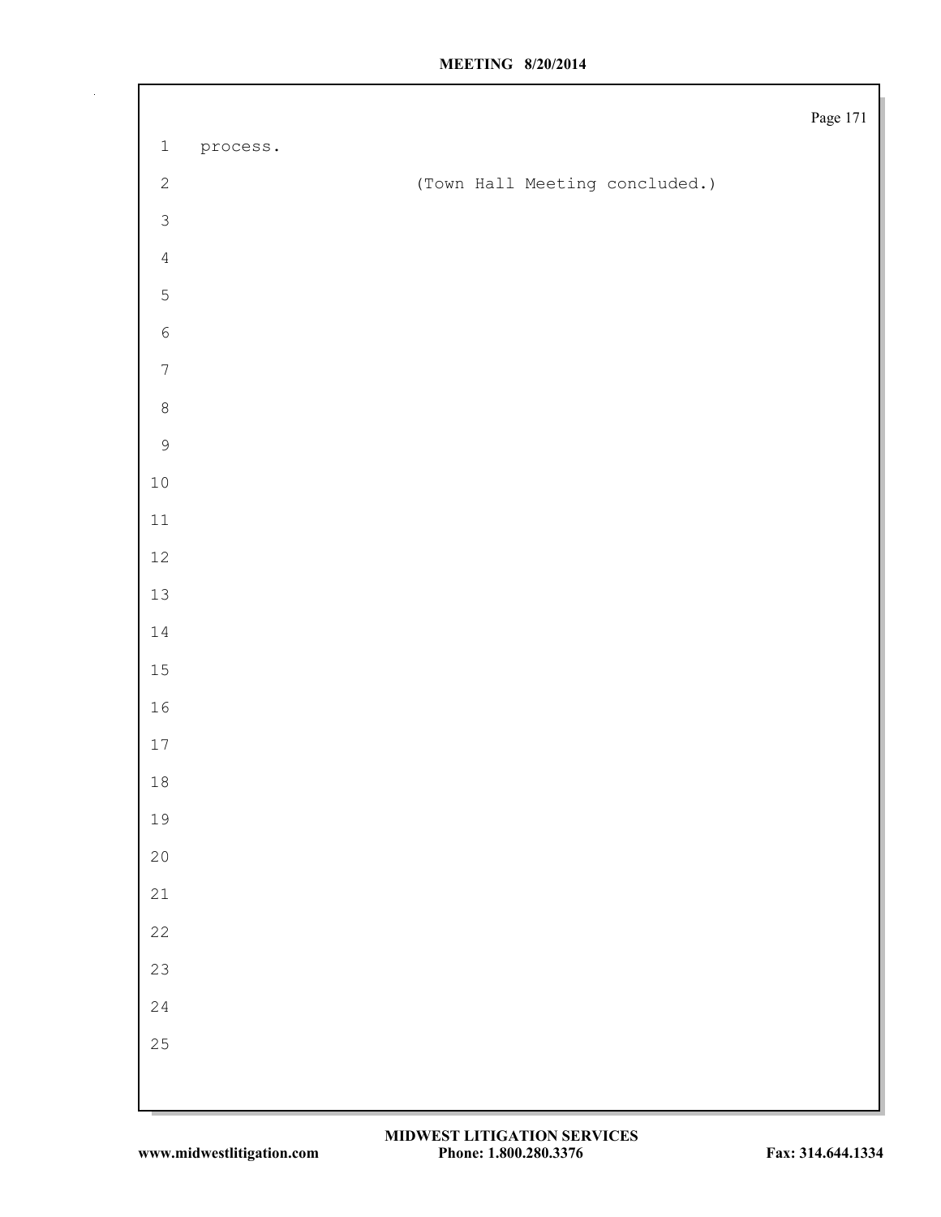process.

(Town Hall Meeting concluded.)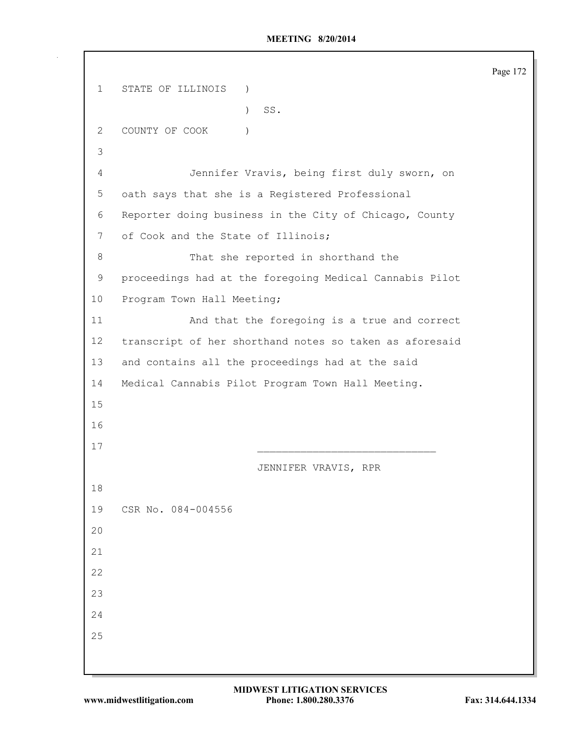STATE OF ILLINOIS )
) SS.
COUNTY OF COOK )

Jennifer Vravis, being first duly sworn, on oath says that she is a Registered Professional Reporter doing business in the City of Chicago, County of Cook and the State of Illinois;

That she reported in shorthand the proceedings had at the foregoing Medical Cannabis Pilot Program Town Hall Meeting;

And that the foregoing is a true and correct transcript of her shorthand notes so taken as aforesaid and contains all the proceedings had at the said Medical Cannabis Pilot Program Town Hall Meeting.

\_\_\_\_\_\_\_\_\_\_\_\_\_\_\_\_\_\_\_\_\_\_\_\_\_\_\_\_\_

JENNIFER VRAVIS, RPR

CSR No. 084-004556